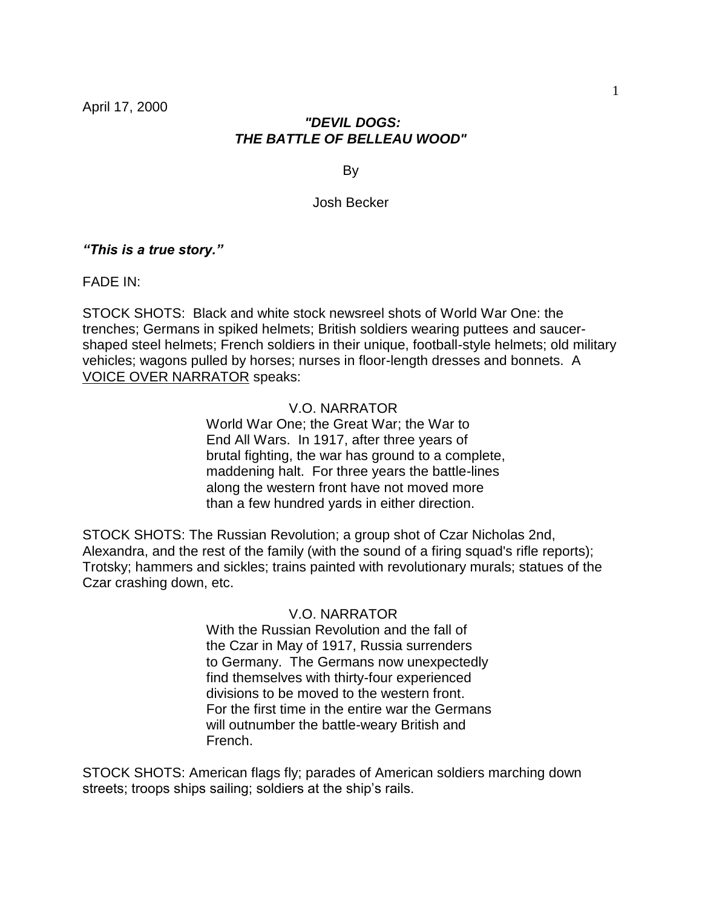April 17, 2000

***"DEVIL DOGS:***
***THE BATTLE OF BELLEAU WOOD"***

By

Josh Becker

***"This is a true story."***

FADE IN:

STOCK SHOTS: Black and white stock newsreel shots of World War One: the trenches; Germans in spiked helmets; British soldiers wearing puttees and saucer-shaped steel helmets; French soldiers in their unique, football-style helmets; old military vehicles; wagons pulled by horses; nurses in floor-length dresses and bonnets. A <u>VOICE OVER NARRATOR</u> speaks:

V.O. NARRATOR

World War One; the Great War; the War to End All Wars. In 1917, after three years of brutal fighting, the war has ground to a complete, maddening halt. For three years the battle-lines along the western front have not moved more than a few hundred yards in either direction.

STOCK SHOTS: The Russian Revolution; a group shot of Czar Nicholas 2nd, Alexandra, and the rest of the family (with the sound of a firing squad's rifle reports); Trotsky; hammers and sickles; trains painted with revolutionary murals; statues of the Czar crashing down, etc.

V.O. NARRATOR

With the Russian Revolution and the fall of the Czar in May of 1917, Russia surrenders to Germany. The Germans now unexpectedly find themselves with thirty-four experienced divisions to be moved to the western front. For the first time in the entire war the Germans will outnumber the battle-weary British and French.

STOCK SHOTS: American flags fly; parades of American soldiers marching down streets; troops ships sailing; soldiers at the ship's rails.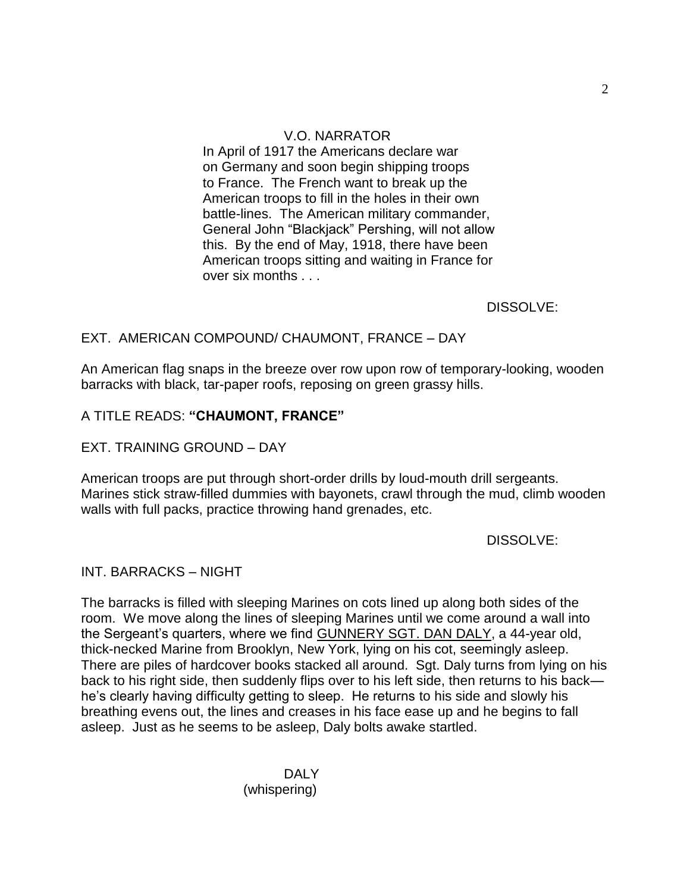V.O. NARRATOR

In April of 1917 the Americans declare war on Germany and soon begin shipping troops to France. The French want to break up the American troops to fill in the holes in their own battle-lines. The American military commander, General John "Blackjack" Pershing, will not allow this. By the end of May, 1918, there have been American troops sitting and waiting in France for over six months . . .

DISSOLVE:

EXT. AMERICAN COMPOUND/ CHAUMONT, FRANCE – DAY

An American flag snaps in the breeze over row upon row of temporary-looking, wooden barracks with black, tar-paper roofs, reposing on green grassy hills.

A TITLE READS: **"CHAUMONT, FRANCE"**

EXT. TRAINING GROUND – DAY

American troops are put through short-order drills by loud-mouth drill sergeants. Marines stick straw-filled dummies with bayonets, crawl through the mud, climb wooden walls with full packs, practice throwing hand grenades, etc.

DISSOLVE:

INT. BARRACKS – NIGHT

The barracks is filled with sleeping Marines on cots lined up along both sides of the room. We move along the lines of sleeping Marines until we come around a wall into the Sergeant's quarters, where we find GUNNERY SGT. DAN DALY, a 44-year old, thick-necked Marine from Brooklyn, New York, lying on his cot, seemingly asleep. There are piles of hardcover books stacked all around. Sgt. Daly turns from lying on his back to his right side, then suddenly flips over to his left side, then returns to his back—he's clearly having difficulty getting to sleep. He returns to his side and slowly his breathing evens out, the lines and creases in his face ease up and he begins to fall asleep. Just as he seems to be asleep, Daly bolts awake startled.

DALY

(whispering)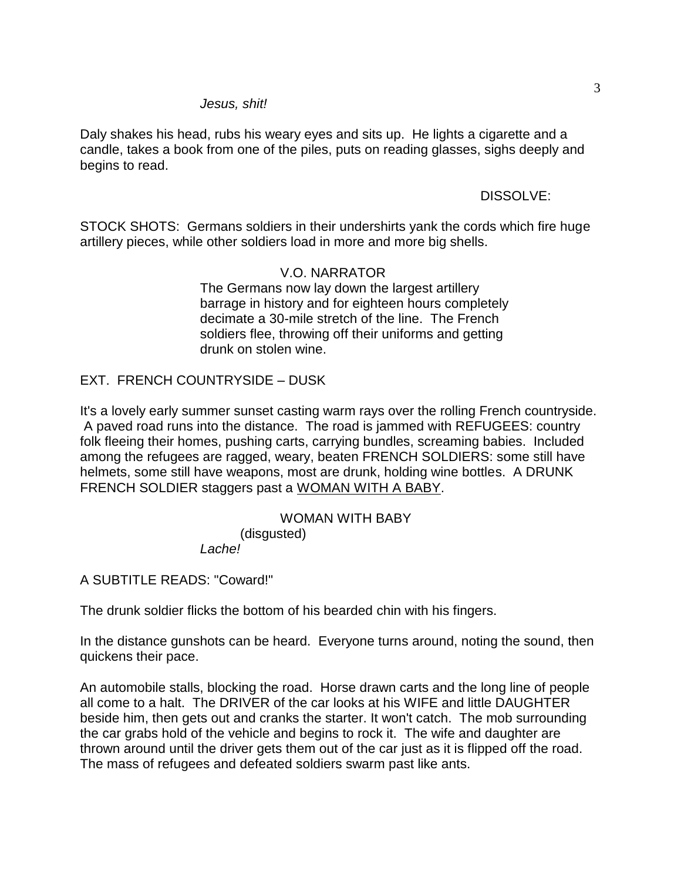*Jesus, shit!*

Daly shakes his head, rubs his weary eyes and sits up. He lights a cigarette and a candle, takes a book from one of the piles, puts on reading glasses, sighs deeply and begins to read.

DISSOLVE:

STOCK SHOTS: Germans soldiers in their undershirts yank the cords which fire huge artillery pieces, while other soldiers load in more and more big shells.

V.O. NARRATOR
The Germans now lay down the largest artillery barrage in history and for eighteen hours completely decimate a 30-mile stretch of the line. The French soldiers flee, throwing off their uniforms and getting drunk on stolen wine.

EXT. FRENCH COUNTRYSIDE – DUSK

It's a lovely early summer sunset casting warm rays over the rolling French countryside. A paved road runs into the distance. The road is jammed with REFUGEES: country folk fleeing their homes, pushing carts, carrying bundles, screaming babies. Included among the refugees are ragged, weary, beaten FRENCH SOLDIERS: some still have helmets, some still have weapons, most are drunk, holding wine bottles. A DRUNK FRENCH SOLDIER staggers past a <u>WOMAN WITH A BABY</u>.

WOMAN WITH BABY
(disgusted)
*Lache!*

A SUBTITLE READS: "Coward!"

The drunk soldier flicks the bottom of his bearded chin with his fingers.

In the distance gunshots can be heard. Everyone turns around, noting the sound, then quickens their pace.

An automobile stalls, blocking the road. Horse drawn carts and the long line of people all come to a halt. The DRIVER of the car looks at his WIFE and little DAUGHTER beside him, then gets out and cranks the starter. It won't catch. The mob surrounding the car grabs hold of the vehicle and begins to rock it. The wife and daughter are thrown around until the driver gets them out of the car just as it is flipped off the road. The mass of refugees and defeated soldiers swarm past like ants.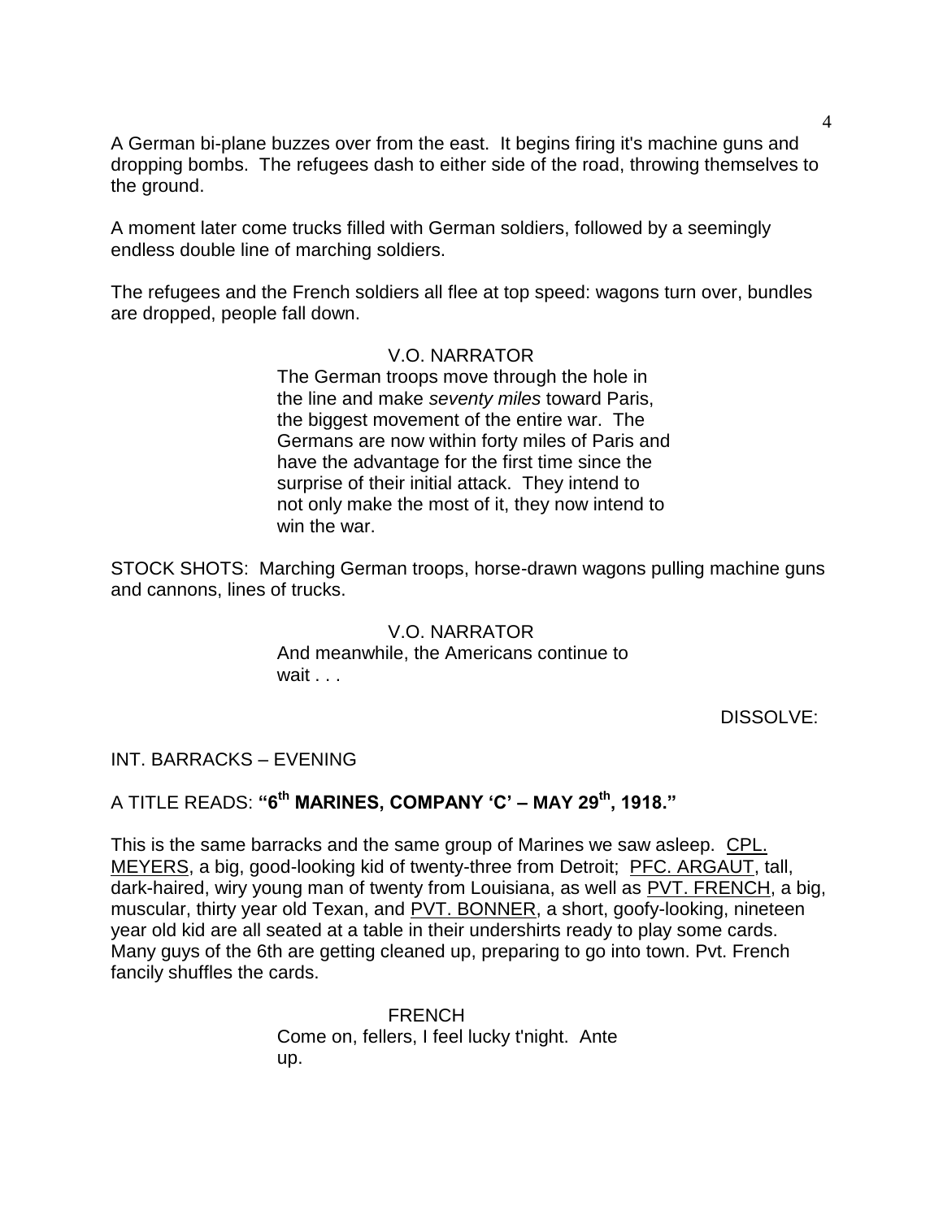A German bi-plane buzzes over from the east. It begins firing it's machine guns and dropping bombs. The refugees dash to either side of the road, throwing themselves to the ground.

A moment later come trucks filled with German soldiers, followed by a seemingly endless double line of marching soldiers.

The refugees and the French soldiers all flee at top speed: wagons turn over, bundles are dropped, people fall down.

V.O. NARRATOR
The German troops move through the hole in the line and make *seventy miles* toward Paris, the biggest movement of the entire war. The Germans are now within forty miles of Paris and have the advantage for the first time since the surprise of their initial attack. They intend to not only make the most of it, they now intend to win the war.

STOCK SHOTS: Marching German troops, horse-drawn wagons pulling machine guns and cannons, lines of trucks.

V.O. NARRATOR
And meanwhile, the Americans continue to wait . . .

DISSOLVE:

INT. BARRACKS – EVENING

A TITLE READS: **"6th MARINES, COMPANY 'C' – MAY 29th, 1918."**

This is the same barracks and the same group of Marines we saw asleep. <u>CPL. MEYERS</u>, a big, good-looking kid of twenty-three from Detroit; <u>PFC. ARGAUT</u>, tall, dark-haired, wiry young man of twenty from Louisiana, as well as <u>PVT. FRENCH</u>, a big, muscular, thirty year old Texan, and <u>PVT. BONNER</u>, a short, goofy-looking, nineteen year old kid are all seated at a table in their undershirts ready to play some cards. Many guys of the 6th are getting cleaned up, preparing to go into town. Pvt. French fancily shuffles the cards.

FRENCH
Come on, fellers, I feel lucky t'night. Ante up.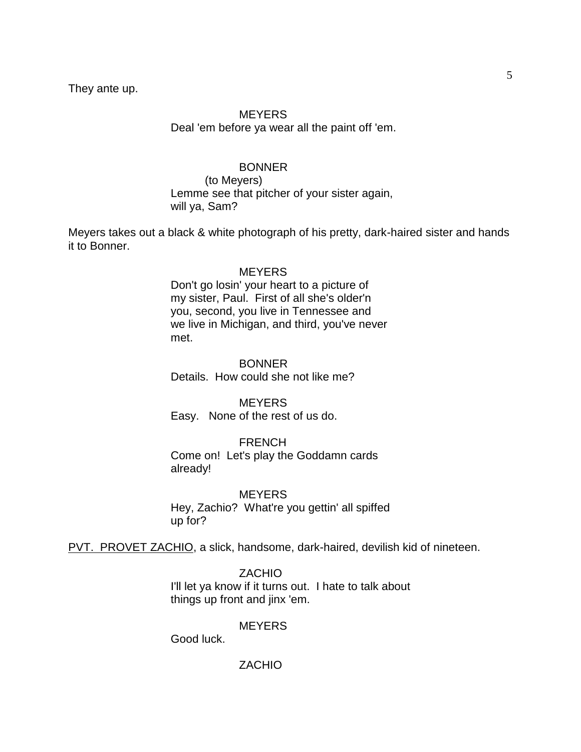They ante up.

MEYERS
Deal 'em before ya wear all the paint off 'em.

BONNER
(to Meyers)
Lemme see that pitcher of your sister again, will ya, Sam?

Meyers takes out a black & white photograph of his pretty, dark-haired sister and hands it to Bonner.

MEYERS
Don't go losin' your heart to a picture of my sister, Paul. First of all she's older'n you, second, you live in Tennessee and we live in Michigan, and third, you've never met.

BONNER
Details. How could she not like me?

MEYERS
Easy. None of the rest of us do.

FRENCH
Come on! Let's play the Goddamn cards already!

MEYERS
Hey, Zachio? What're you gettin' all spiffed up for?

PVT. PROVET ZACHIO, a slick, handsome, dark-haired, devilish kid of nineteen.

ZACHIO
I'll let ya know if it turns out. I hate to talk about things up front and jinx 'em.

MEYERS
Good luck.

ZACHIO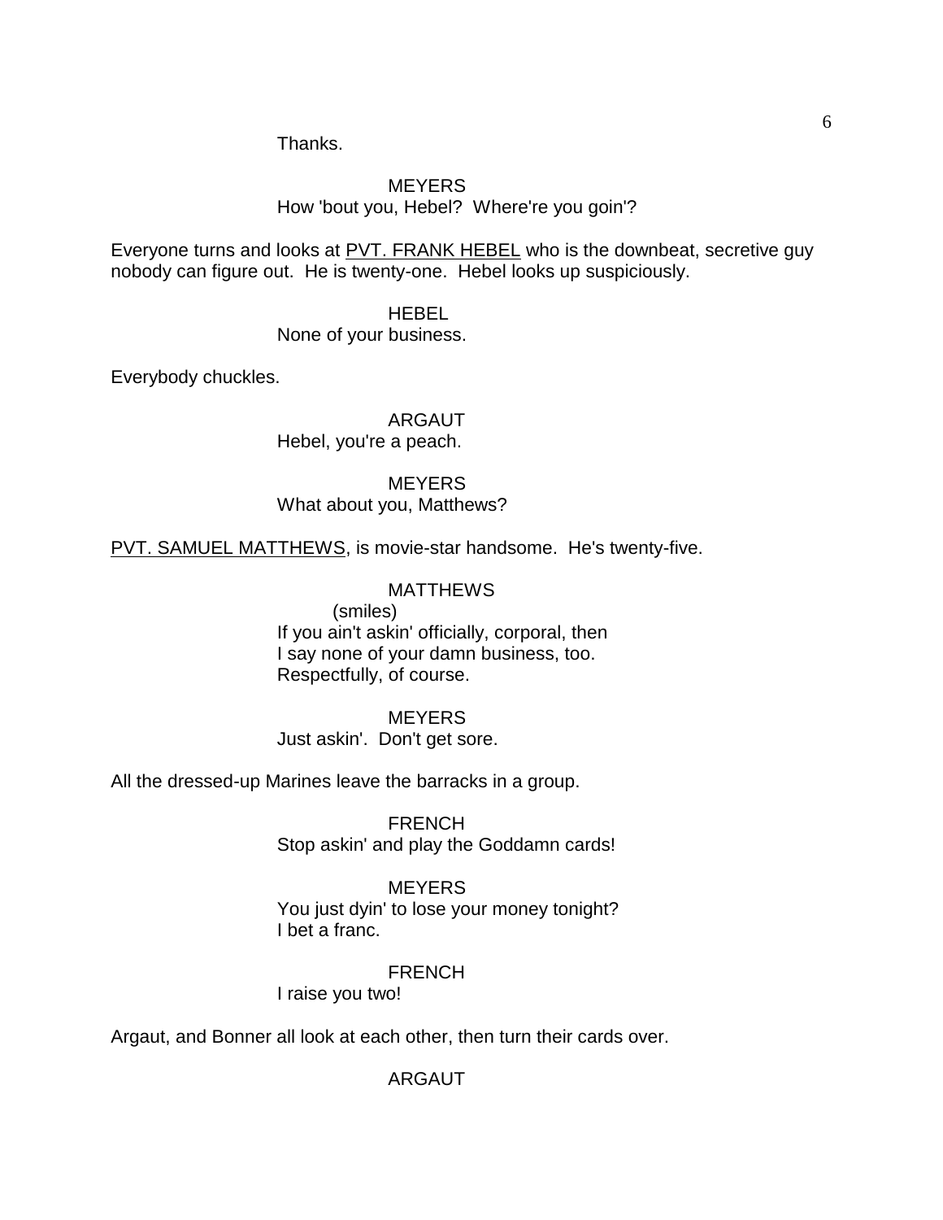Thanks.

MEYERS
How 'bout you, Hebel? Where're you goin'?

Everyone turns and looks at PVT. FRANK HEBEL who is the downbeat, secretive guy nobody can figure out. He is twenty-one. Hebel looks up suspiciously.

HEBEL
None of your business.

Everybody chuckles.

ARGAUT
Hebel, you're a peach.

MEYERS
What about you, Matthews?

PVT. SAMUEL MATTHEWS, is movie-star handsome. He's twenty-five.

MATTHEWS
(smiles)
If you ain't askin' officially, corporal, then
I say none of your damn business, too.
Respectfully, of course.

MEYERS
Just askin'. Don't get sore.

All the dressed-up Marines leave the barracks in a group.

FRENCH
Stop askin' and play the Goddamn cards!

MEYERS
You just dyin' to lose your money tonight?
I bet a franc.

FRENCH
I raise you two!

Argaut, and Bonner all look at each other, then turn their cards over.

ARGAUT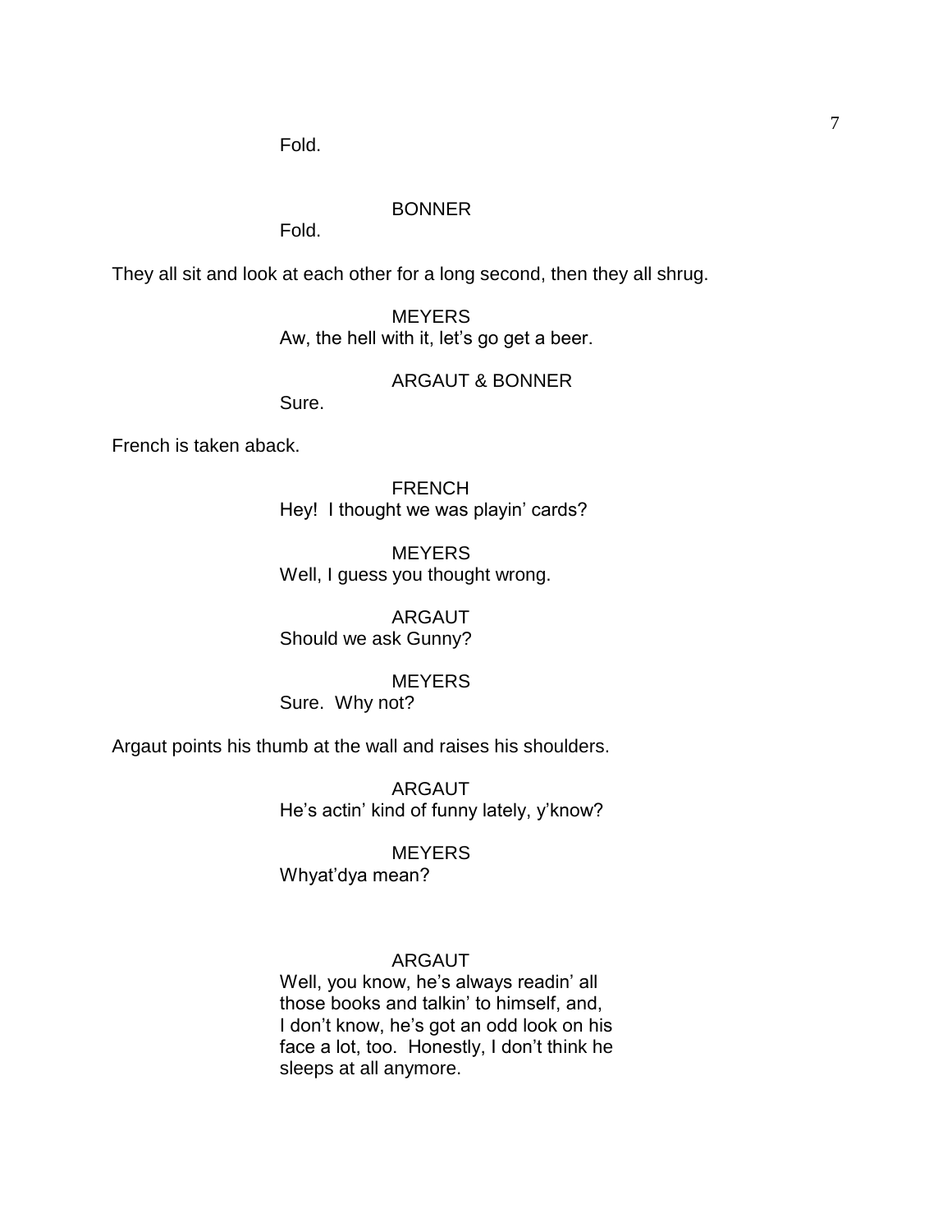Fold.

BONNER

Fold.

They all sit and look at each other for a long second, then they all shrug.

MEYERS

Aw, the hell with it, let's go get a beer.

ARGAUT & BONNER

Sure.

French is taken aback.

FRENCH

Hey!  I thought we was playin' cards?

MEYERS

Well, I guess you thought wrong.

ARGAUT

Should we ask Gunny?

MEYERS

Sure.  Why not?

Argaut points his thumb at the wall and raises his shoulders.

ARGAUT

He's actin' kind of funny lately, y'know?

MEYERS

Whyat'dya mean?

ARGAUT

Well, you know, he's always readin' all those books and talkin' to himself, and, I don't know, he's got an odd look on his face a lot, too.  Honestly, I don't think he sleeps at all anymore.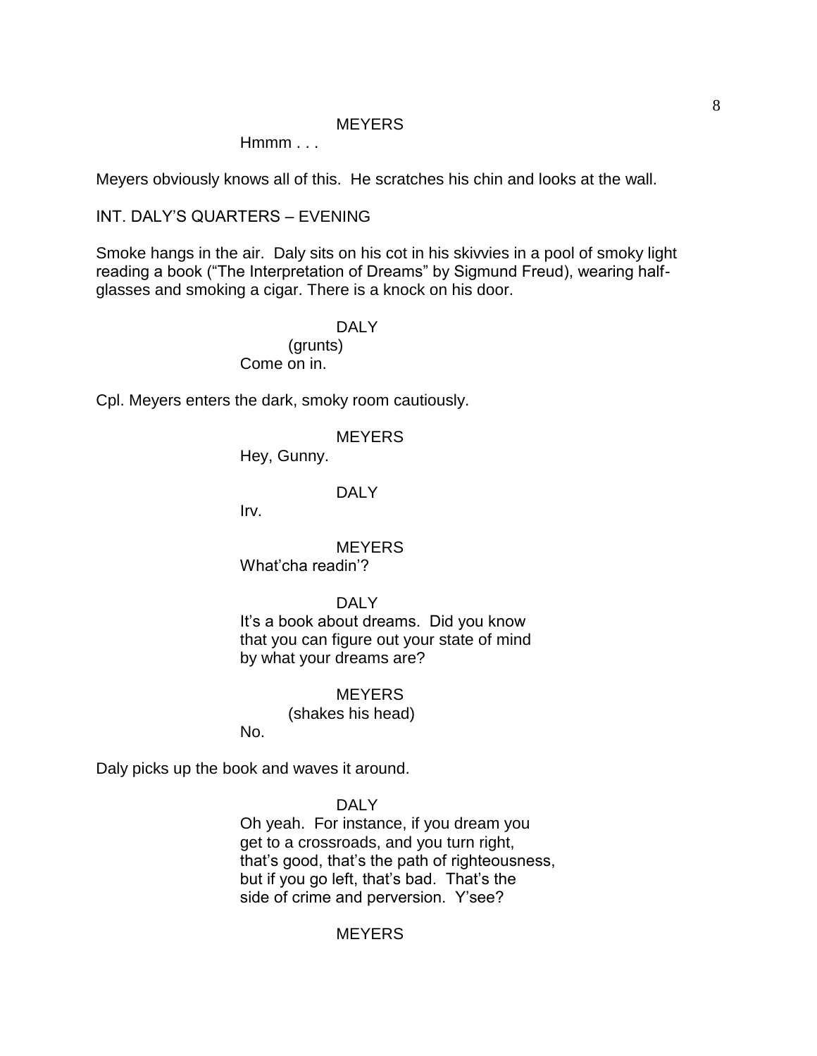MEYERS

Hmmm . . .

Meyers obviously knows all of this. He scratches his chin and looks at the wall.

INT. DALY'S QUARTERS – EVENING

Smoke hangs in the air. Daly sits on his cot in his skivvies in a pool of smoky light reading a book ("The Interpretation of Dreams" by Sigmund Freud), wearing half-glasses and smoking a cigar. There is a knock on his door.

DALY

(grunts)

Come on in.

Cpl. Meyers enters the dark, smoky room cautiously.

MEYERS

Hey, Gunny.

DALY

Irv.

MEYERS

What'cha readin'?

DALY

It's a book about dreams. Did you know that you can figure out your state of mind by what your dreams are?

MEYERS

(shakes his head)

No.

Daly picks up the book and waves it around.

DALY

Oh yeah. For instance, if you dream you get to a crossroads, and you turn right, that's good, that's the path of righteousness, but if you go left, that's bad. That's the side of crime and perversion. Y'see?

MEYERS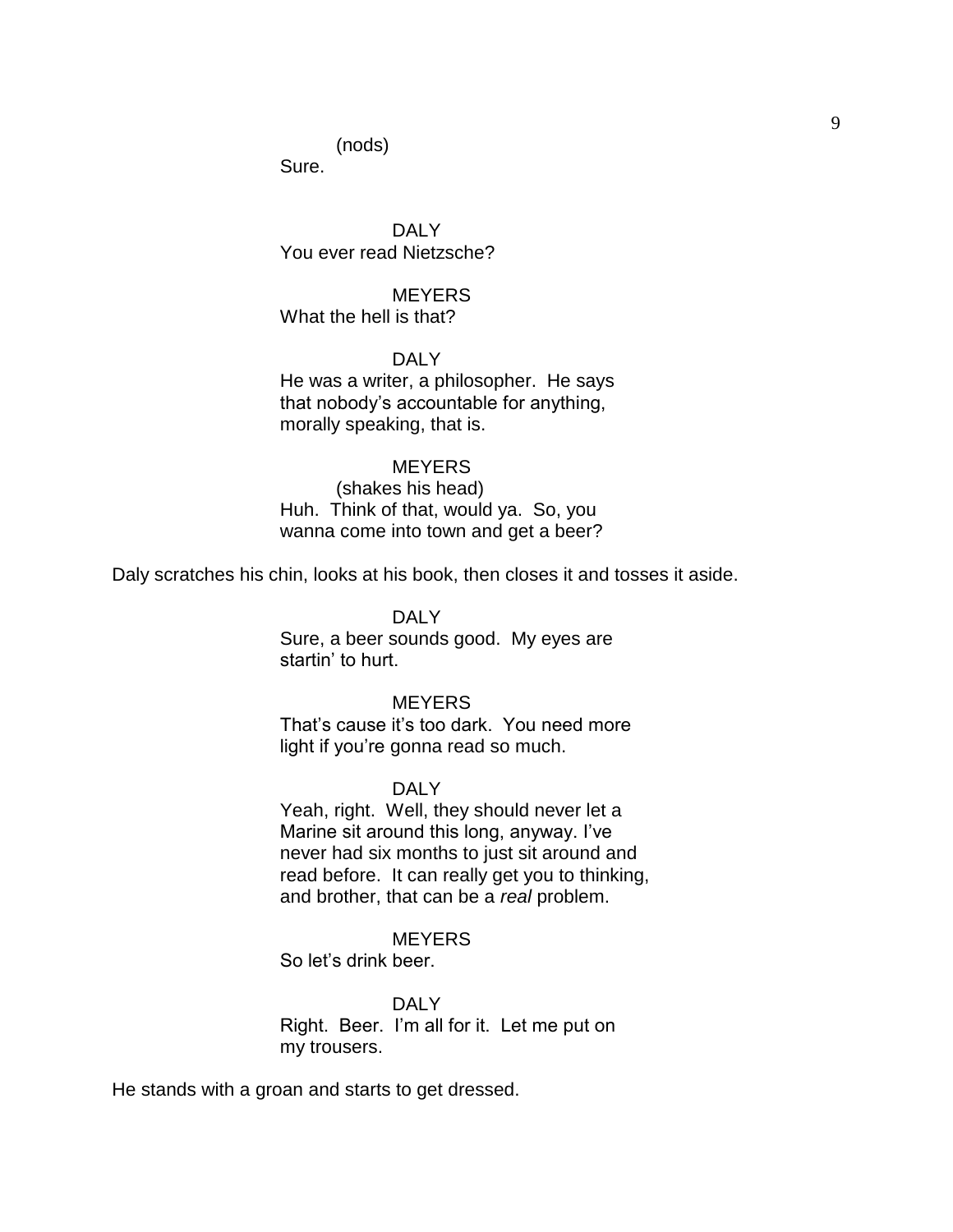(nods)
Sure.

DALY
You ever read Nietzsche?

MEYERS
What the hell is that?

DALY
He was a writer, a philosopher. He says that nobody's accountable for anything, morally speaking, that is.

MEYERS
(shakes his head)
Huh. Think of that, would ya. So, you wanna come into town and get a beer?

Daly scratches his chin, looks at his book, then closes it and tosses it aside.

DALY
Sure, a beer sounds good. My eyes are startin' to hurt.

MEYERS
That's cause it's too dark. You need more light if you're gonna read so much.

DALY
Yeah, right. Well, they should never let a Marine sit around this long, anyway. I've never had six months to just sit around and read before. It can really get you to thinking, and brother, that can be a *real* problem.

MEYERS
So let's drink beer.

DALY
Right. Beer. I'm all for it. Let me put on my trousers.

He stands with a groan and starts to get dressed.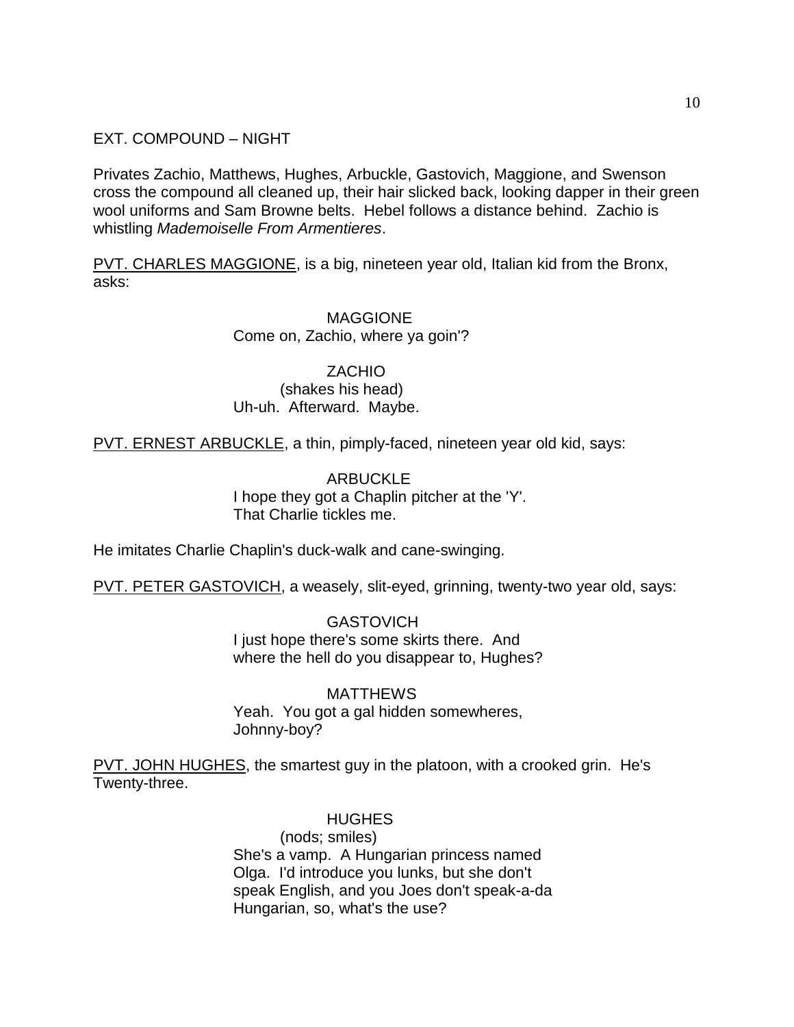EXT. COMPOUND – NIGHT

Privates Zachio, Matthews, Hughes, Arbuckle, Gastovich, Maggione, and Swenson cross the compound all cleaned up, their hair slicked back, looking dapper in their green wool uniforms and Sam Browne belts. Hebel follows a distance behind. Zachio is whistling *Mademoiselle From Armentieres*.

<u>PVT. CHARLES MAGGIONE</u>, is a big, nineteen year old, Italian kid from the Bronx, asks:

MAGGIONE
Come on, Zachio, where ya goin'?

ZACHIO
(shakes his head)
Uh-uh. Afterward. Maybe.

<u>PVT. ERNEST ARBUCKLE</u>, a thin, pimply-faced, nineteen year old kid, says:

ARBUCKLE
I hope they got a Chaplin pitcher at the 'Y'. That Charlie tickles me.

He imitates Charlie Chaplin's duck-walk and cane-swinging.

<u>PVT. PETER GASTOVICH</u>, a weasely, slit-eyed, grinning, twenty-two year old, says:

GASTOVICH
I just hope there's some skirts there. And where the hell do you disappear to, Hughes?

MATTHEWS
Yeah. You got a gal hidden somewheres, Johnny-boy?

<u>PVT. JOHN HUGHES</u>, the smartest guy in the platoon, with a crooked grin. He's Twenty-three.

HUGHES
(nods; smiles)
She's a vamp. A Hungarian princess named Olga. I'd introduce you lunks, but she don't speak English, and you Joes don't speak-a-da Hungarian, so, what's the use?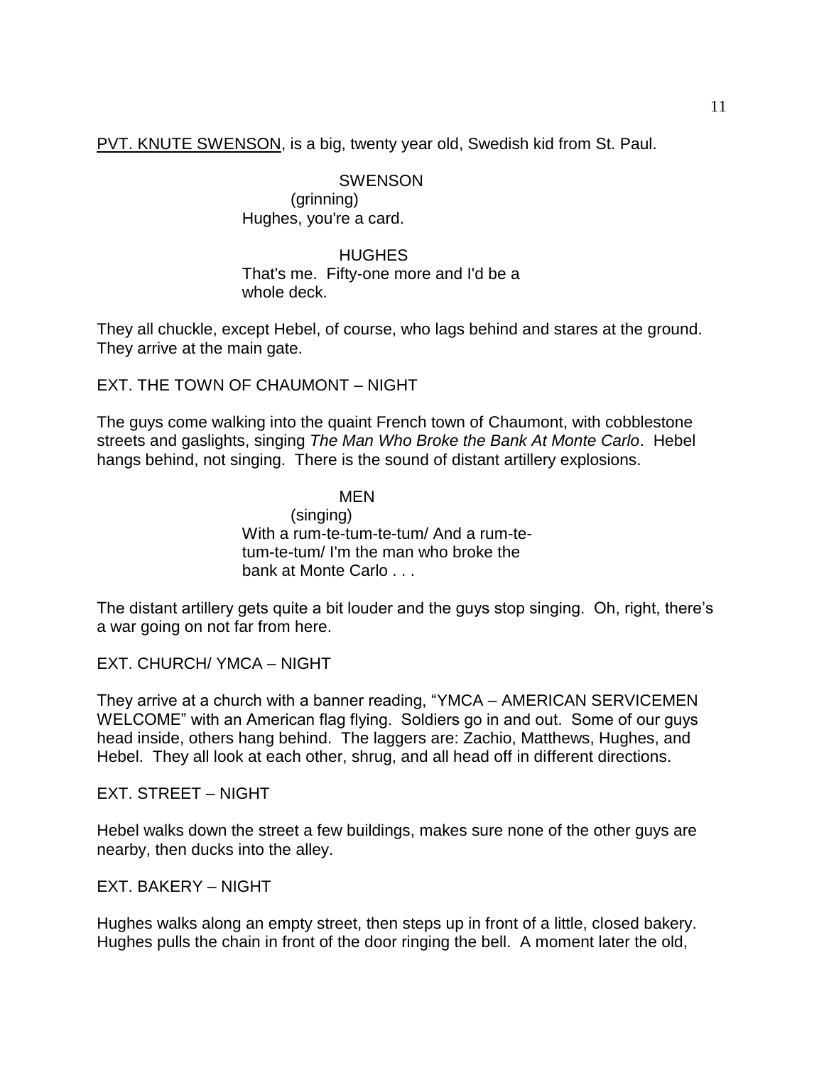PVT. KNUTE SWENSON, is a big, twenty year old, Swedish kid from St. Paul.

SWENSON
(grinning)
Hughes, you're a card.

HUGHES
That's me. Fifty-one more and I'd be a whole deck.

They all chuckle, except Hebel, of course, who lags behind and stares at the ground. They arrive at the main gate.

EXT. THE TOWN OF CHAUMONT – NIGHT

The guys come walking into the quaint French town of Chaumont, with cobblestone streets and gaslights, singing *The Man Who Broke the Bank At Monte Carlo*. Hebel hangs behind, not singing. There is the sound of distant artillery explosions.

MEN
(singing)
With a rum-te-tum-te-tum/ And a rum-te-tum-te-tum/ I'm the man who broke the bank at Monte Carlo . . .

The distant artillery gets quite a bit louder and the guys stop singing. Oh, right, there's a war going on not far from here.

EXT. CHURCH/ YMCA – NIGHT

They arrive at a church with a banner reading, "YMCA – AMERICAN SERVICEMEN WELCOME" with an American flag flying. Soldiers go in and out. Some of our guys head inside, others hang behind. The laggers are: Zachio, Matthews, Hughes, and Hebel. They all look at each other, shrug, and all head off in different directions.

EXT. STREET – NIGHT

Hebel walks down the street a few buildings, makes sure none of the other guys are nearby, then ducks into the alley.

EXT. BAKERY – NIGHT

Hughes walks along an empty street, then steps up in front of a little, closed bakery. Hughes pulls the chain in front of the door ringing the bell. A moment later the old,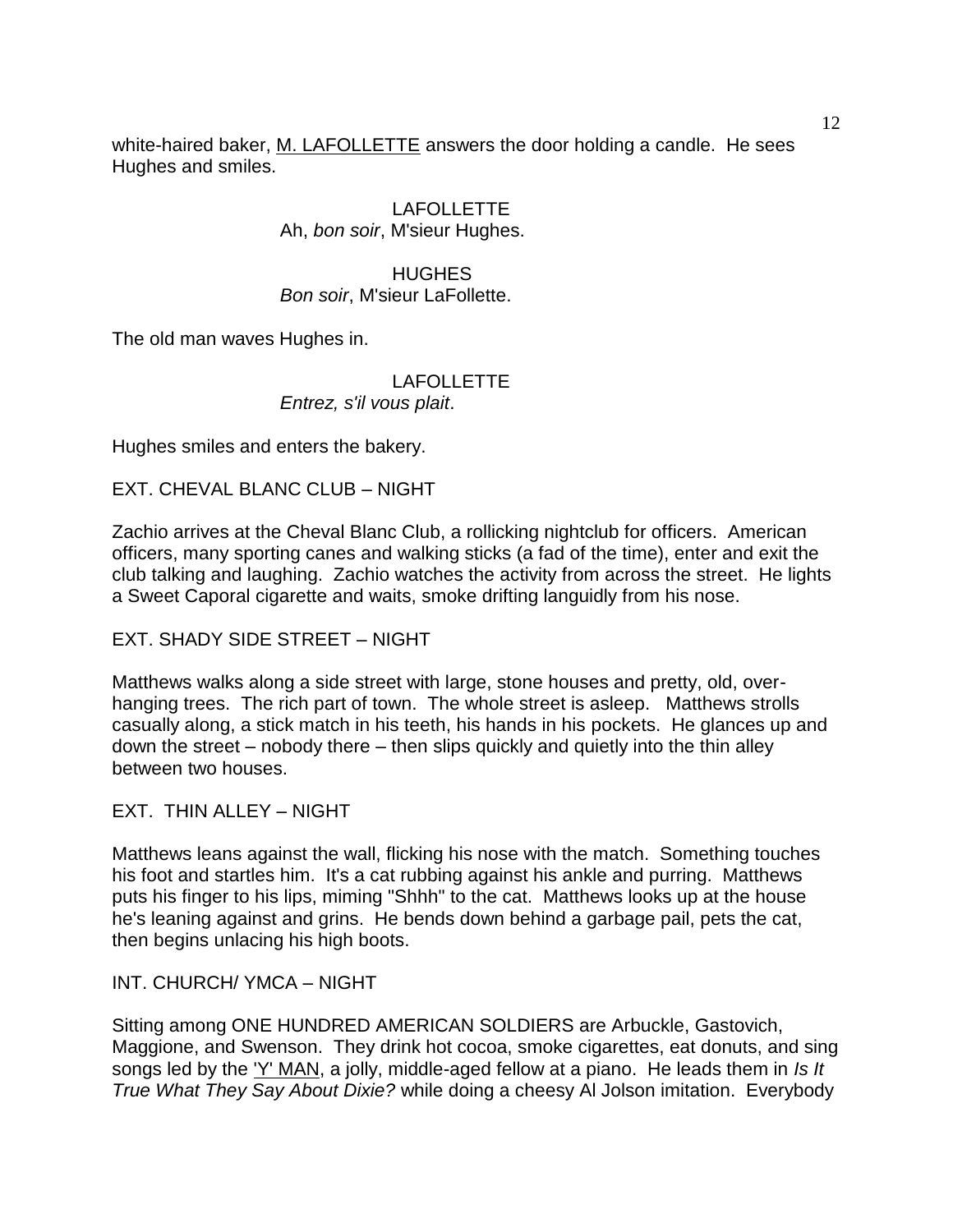white-haired baker, M. LAFOLLETTE answers the door holding a candle. He sees Hughes and smiles.

LAFOLLETTE
Ah, *bon soir*, M'sieur Hughes.

HUGHES
*Bon soir*, M'sieur LaFollette.

The old man waves Hughes in.

LAFOLLETTE
*Entrez, s'il vous plait*.

Hughes smiles and enters the bakery.

EXT. CHEVAL BLANC CLUB – NIGHT

Zachio arrives at the Cheval Blanc Club, a rollicking nightclub for officers. American officers, many sporting canes and walking sticks (a fad of the time), enter and exit the club talking and laughing. Zachio watches the activity from across the street. He lights a Sweet Caporal cigarette and waits, smoke drifting languidly from his nose.

EXT. SHADY SIDE STREET – NIGHT

Matthews walks along a side street with large, stone houses and pretty, old, over-hanging trees. The rich part of town. The whole street is asleep. Matthews strolls casually along, a stick match in his teeth, his hands in his pockets. He glances up and down the street – nobody there – then slips quickly and quietly into the thin alley between two houses.

EXT. THIN ALLEY – NIGHT

Matthews leans against the wall, flicking his nose with the match. Something touches his foot and startles him. It's a cat rubbing against his ankle and purring. Matthews puts his finger to his lips, miming "Shhh" to the cat. Matthews looks up at the house he's leaning against and grins. He bends down behind a garbage pail, pets the cat, then begins unlacing his high boots.

INT. CHURCH/ YMCA – NIGHT

Sitting among ONE HUNDRED AMERICAN SOLDIERS are Arbuckle, Gastovich, Maggione, and Swenson. They drink hot cocoa, smoke cigarettes, eat donuts, and sing songs led by the 'Y' MAN, a jolly, middle-aged fellow at a piano. He leads them in *Is It True What They Say About Dixie?* while doing a cheesy Al Jolson imitation. Everybody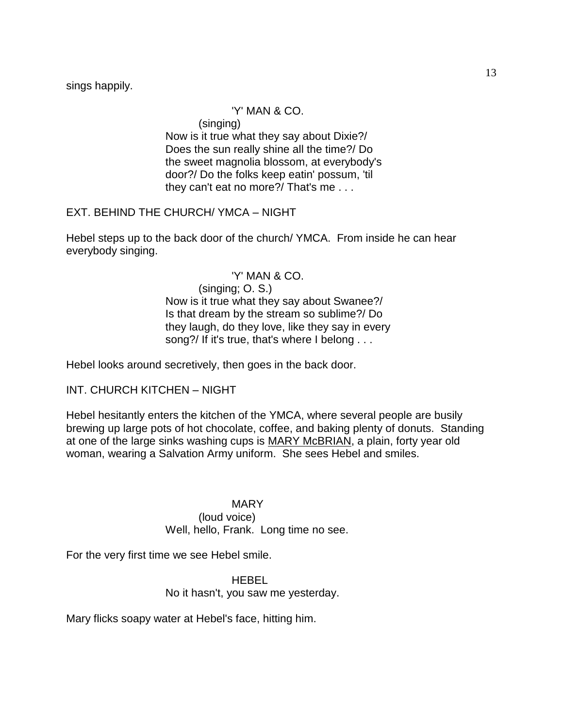sings happily.

'Y' MAN & CO.

(singing)

Now is it true what they say about Dixie?/ Does the sun really shine all the time?/ Do the sweet magnolia blossom, at everybody's door?/ Do the folks keep eatin' possum, 'til they can't eat no more?/ That's me . . .

EXT. BEHIND THE CHURCH/ YMCA – NIGHT

Hebel steps up to the back door of the church/ YMCA. From inside he can hear everybody singing.

'Y' MAN & CO.

(singing; O. S.)

Now is it true what they say about Swanee?/ Is that dream by the stream so sublime?/ Do they laugh, do they love, like they say in every song?/ If it's true, that's where I belong . . .

Hebel looks around secretively, then goes in the back door.

INT. CHURCH KITCHEN – NIGHT

Hebel hesitantly enters the kitchen of the YMCA, where several people are busily brewing up large pots of hot chocolate, coffee, and baking plenty of donuts. Standing at one of the large sinks washing cups is <u>MARY McBRIAN</u>, a plain, forty year old woman, wearing a Salvation Army uniform. She sees Hebel and smiles.

MARY

(loud voice)

Well, hello, Frank. Long time no see.

For the very first time we see Hebel smile.

HEBEL

No it hasn't, you saw me yesterday.

Mary flicks soapy water at Hebel's face, hitting him.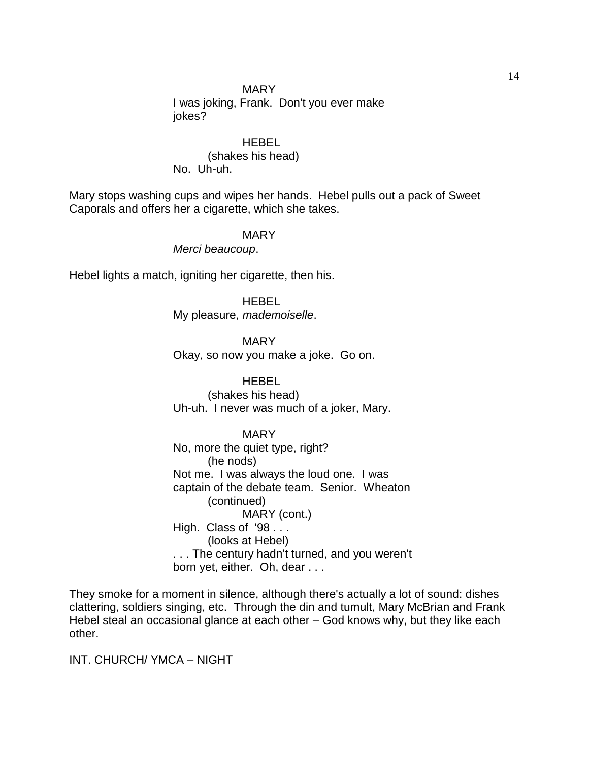MARY
I was joking, Frank.  Don't you ever make jokes?

HEBEL
(shakes his head)
No.  Uh-uh.

Mary stops washing cups and wipes her hands.  Hebel pulls out a pack of Sweet Caporals and offers her a cigarette, which she takes.

MARY
*Merci beaucoup*.

Hebel lights a match, igniting her cigarette, then his.

HEBEL
My pleasure, *mademoiselle*.

MARY
Okay, so now you make a joke.  Go on.

HEBEL
(shakes his head)
Uh-uh.  I never was much of a joker, Mary.

MARY
No, more the quiet type, right?
(he nods)
Not me.  I was always the loud one.  I was captain of the debate team.  Senior.  Wheaton
(continued)
MARY (cont.)
High.  Class of  '98 . . .
(looks at Hebel)
. . . The century hadn't turned, and you weren't born yet, either.  Oh, dear . . .

They smoke for a moment in silence, although there's actually a lot of sound: dishes clattering, soldiers singing, etc.  Through the din and tumult, Mary McBrian and Frank Hebel steal an occasional glance at each other – God knows why, but they like each other.

INT. CHURCH/ YMCA – NIGHT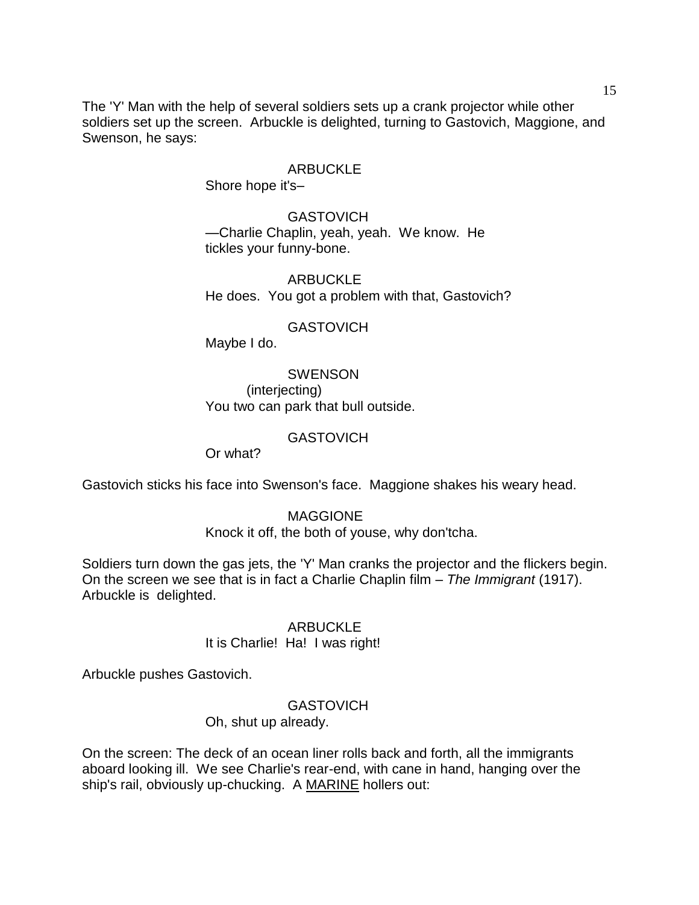The 'Y' Man with the help of several soldiers sets up a crank projector while other soldiers set up the screen. Arbuckle is delighted, turning to Gastovich, Maggione, and Swenson, he says:

ARBUCKLE
Shore hope it's–

GASTOVICH
—Charlie Chaplin, yeah, yeah. We know. He tickles your funny-bone.

ARBUCKLE
He does. You got a problem with that, Gastovich?

GASTOVICH
Maybe I do.

SWENSON
(interjecting)
You two can park that bull outside.

GASTOVICH
Or what?

Gastovich sticks his face into Swenson's face. Maggione shakes his weary head.

MAGGIONE
Knock it off, the both of youse, why don'tcha.

Soldiers turn down the gas jets, the 'Y' Man cranks the projector and the flickers begin. On the screen we see that is in fact a Charlie Chaplin film – *The Immigrant* (1917). Arbuckle is delighted.

ARBUCKLE
It is Charlie! Ha! I was right!

Arbuckle pushes Gastovich.

GASTOVICH
Oh, shut up already.

On the screen: The deck of an ocean liner rolls back and forth, all the immigrants aboard looking ill. We see Charlie's rear-end, with cane in hand, hanging over the ship's rail, obviously up-chucking. A <u>MARINE</u> hollers out: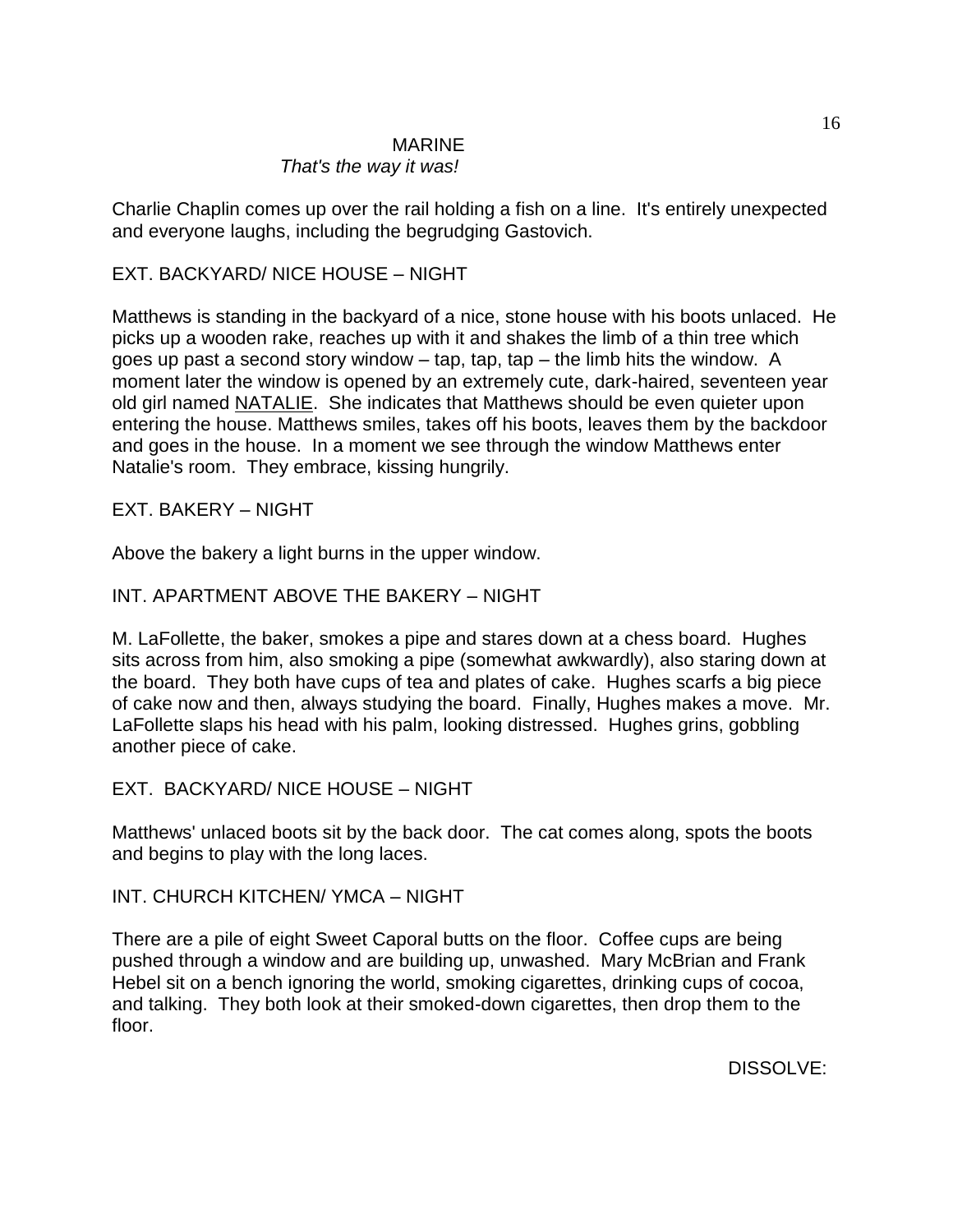MARINE
*That's the way it was!*

Charlie Chaplin comes up over the rail holding a fish on a line. It's entirely unexpected and everyone laughs, including the begrudging Gastovich.

EXT. BACKYARD/ NICE HOUSE – NIGHT

Matthews is standing in the backyard of a nice, stone house with his boots unlaced. He picks up a wooden rake, reaches up with it and shakes the limb of a thin tree which goes up past a second story window – tap, tap, tap – the limb hits the window. A moment later the window is opened by an extremely cute, dark-haired, seventeen year old girl named <u>NATALIE</u>. She indicates that Matthews should be even quieter upon entering the house. Matthews smiles, takes off his boots, leaves them by the backdoor and goes in the house. In a moment we see through the window Matthews enter Natalie's room. They embrace, kissing hungrily.

EXT. BAKERY – NIGHT

Above the bakery a light burns in the upper window.

INT. APARTMENT ABOVE THE BAKERY – NIGHT

M. LaFollette, the baker, smokes a pipe and stares down at a chess board. Hughes sits across from him, also smoking a pipe (somewhat awkwardly), also staring down at the board. They both have cups of tea and plates of cake. Hughes scarfs a big piece of cake now and then, always studying the board. Finally, Hughes makes a move. Mr. LaFollette slaps his head with his palm, looking distressed. Hughes grins, gobbling another piece of cake.

EXT. BACKYARD/ NICE HOUSE – NIGHT

Matthews' unlaced boots sit by the back door. The cat comes along, spots the boots and begins to play with the long laces.

INT. CHURCH KITCHEN/ YMCA – NIGHT

There are a pile of eight Sweet Caporal butts on the floor. Coffee cups are being pushed through a window and are building up, unwashed. Mary McBrian and Frank Hebel sit on a bench ignoring the world, smoking cigarettes, drinking cups of cocoa, and talking. They both look at their smoked-down cigarettes, then drop them to the floor.

DISSOLVE: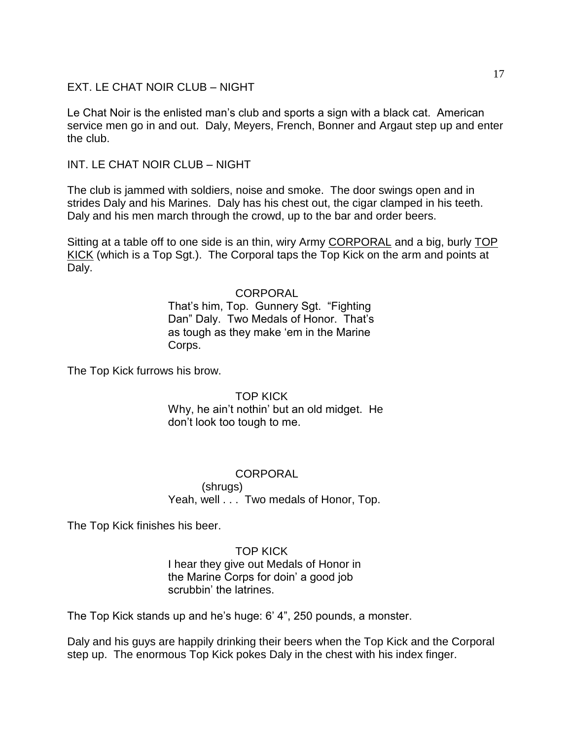EXT. LE CHAT NOIR CLUB – NIGHT

Le Chat Noir is the enlisted man's club and sports a sign with a black cat. American service men go in and out. Daly, Meyers, French, Bonner and Argaut step up and enter the club.

INT. LE CHAT NOIR CLUB – NIGHT

The club is jammed with soldiers, noise and smoke. The door swings open and in strides Daly and his Marines. Daly has his chest out, the cigar clamped in his teeth. Daly and his men march through the crowd, up to the bar and order beers.

Sitting at a table off to one side is an thin, wiry Army <u>CORPORAL</u> and a big, burly <u>TOP KICK</u> (which is a Top Sgt.). The Corporal taps the Top Kick on the arm and points at Daly.

CORPORAL
That's him, Top. Gunnery Sgt. "Fighting Dan" Daly. Two Medals of Honor. That's as tough as they make 'em in the Marine Corps.

The Top Kick furrows his brow.

TOP KICK
Why, he ain't nothin' but an old midget. He don't look too tough to me.

CORPORAL
(shrugs)
Yeah, well . . . Two medals of Honor, Top.

The Top Kick finishes his beer.

TOP KICK
I hear they give out Medals of Honor in the Marine Corps for doin' a good job scrubbin' the latrines.

The Top Kick stands up and he's huge: 6' 4", 250 pounds, a monster.

Daly and his guys are happily drinking their beers when the Top Kick and the Corporal step up. The enormous Top Kick pokes Daly in the chest with his index finger.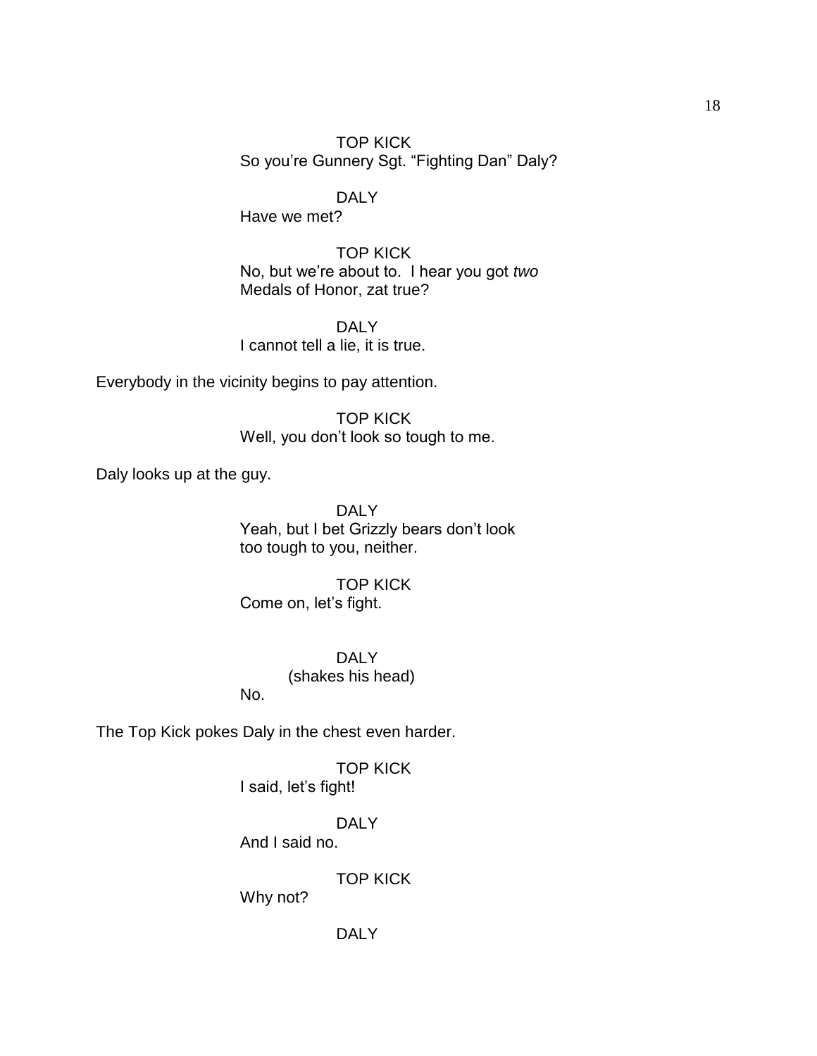TOP KICK
So you're Gunnery Sgt. "Fighting Dan" Daly?

DALY
Have we met?

TOP KICK
No, but we're about to. I hear you got *two* Medals of Honor, zat true?

DALY
I cannot tell a lie, it is true.

Everybody in the vicinity begins to pay attention.

TOP KICK
Well, you don't look so tough to me.

Daly looks up at the guy.

DALY
Yeah, but I bet Grizzly bears don't look too tough to you, neither.

TOP KICK
Come on, let's fight.

DALY
(shakes his head)
No.

The Top Kick pokes Daly in the chest even harder.

TOP KICK
I said, let's fight!

DALY
And I said no.

TOP KICK
Why not?

DALY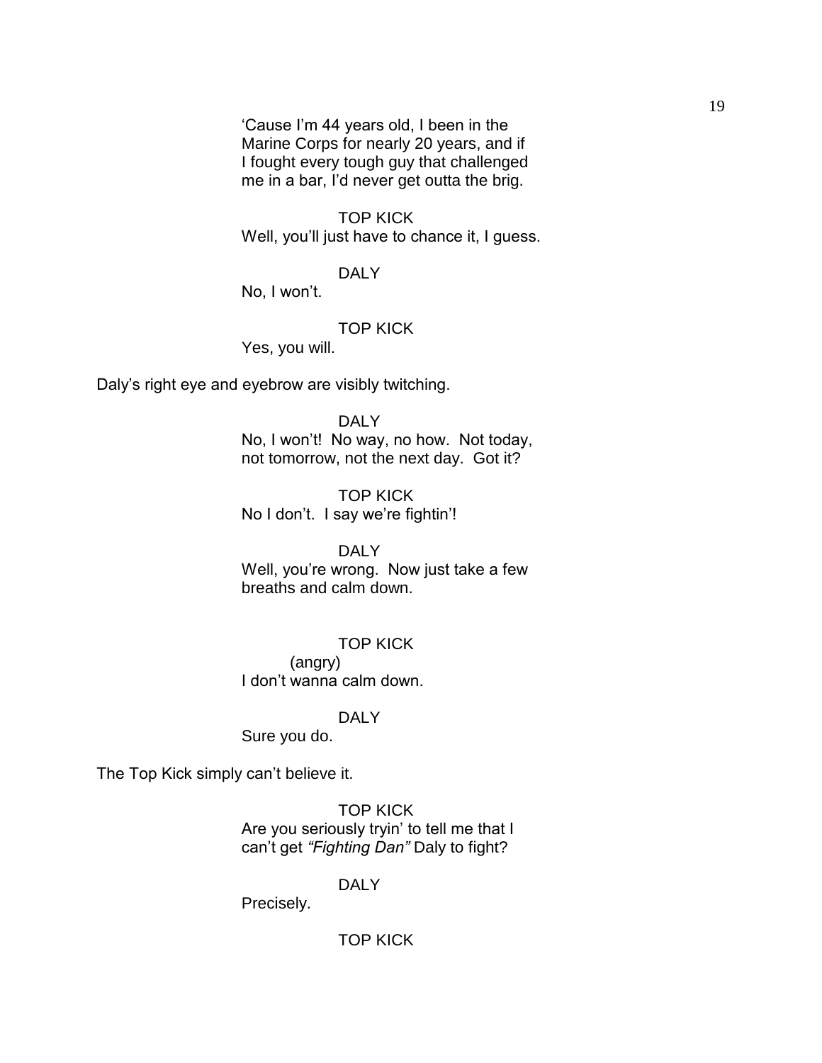'Cause I'm 44 years old, I been in the Marine Corps for nearly 20 years, and if I fought every tough guy that challenged me in a bar, I'd never get outta the brig.

TOP KICK

Well, you'll just have to chance it, I guess.

DALY

No, I won't.

TOP KICK

Yes, you will.

Daly's right eye and eyebrow are visibly twitching.

DALY

No, I won't! No way, no how. Not today, not tomorrow, not the next day. Got it?

TOP KICK

No I don't. I say we're fightin'!

DALY

Well, you're wrong. Now just take a few breaths and calm down.

TOP KICK

(angry)

I don't wanna calm down.

DALY

Sure you do.

The Top Kick simply can't believe it.

TOP KICK

Are you seriously tryin' to tell me that I can't get *"Fighting Dan"* Daly to fight?

DALY

Precisely.

TOP KICK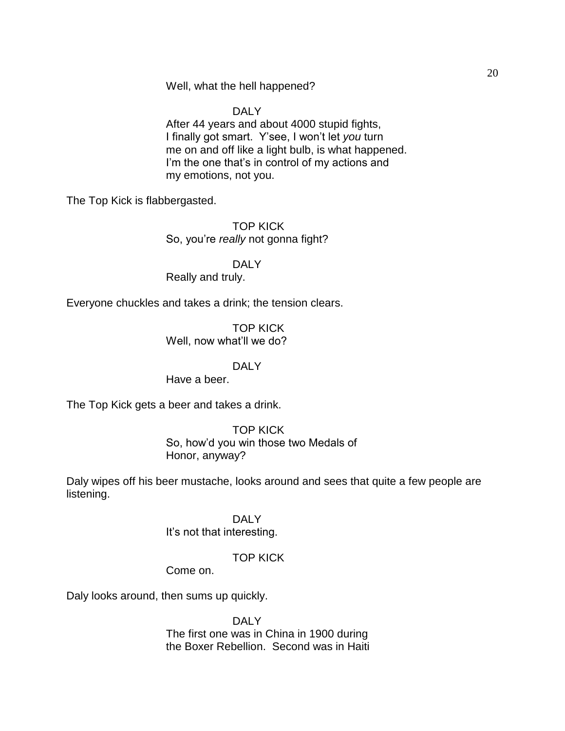Well, what the hell happened?

DALY

After 44 years and about 4000 stupid fights, I finally got smart. Y'see, I won't let *you* turn me on and off like a light bulb, is what happened. I'm the one that's in control of my actions and my emotions, not you.

The Top Kick is flabbergasted.

TOP KICK

So, you're *really* not gonna fight?

DALY

Really and truly.

Everyone chuckles and takes a drink; the tension clears.

TOP KICK

Well, now what'll we do?

DALY

Have a beer.

The Top Kick gets a beer and takes a drink.

TOP KICK

So, how'd you win those two Medals of Honor, anyway?

Daly wipes off his beer mustache, looks around and sees that quite a few people are listening.

DALY

It's not that interesting.

TOP KICK

Come on.

Daly looks around, then sums up quickly.

DALY

The first one was in China in 1900 during the Boxer Rebellion. Second was in Haiti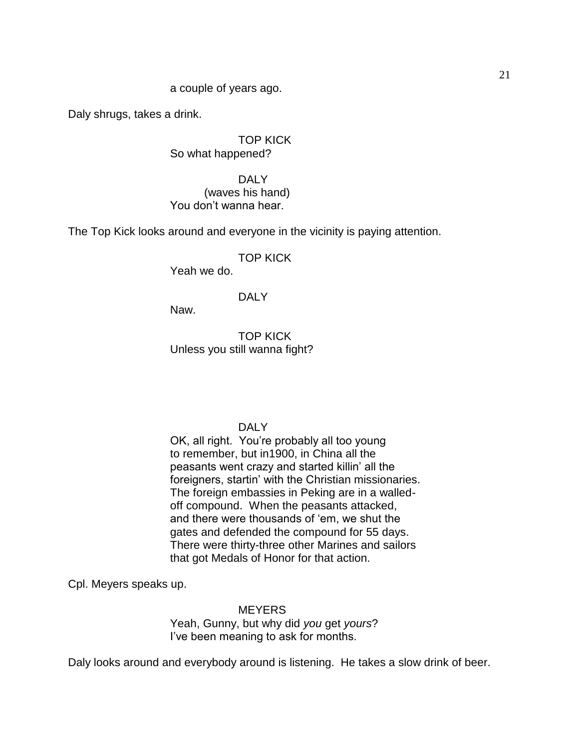a couple of years ago.

Daly shrugs, takes a drink.

TOP KICK
So what happened?

DALY
(waves his hand)
You don't wanna hear.

The Top Kick looks around and everyone in the vicinity is paying attention.

TOP KICK
Yeah we do.

DALY
Naw.

TOP KICK
Unless you still wanna fight?

DALY
OK, all right. You're probably all too young to remember, but in1900, in China all the peasants went crazy and started killin' all the foreigners, startin' with the Christian missionaries. The foreign embassies in Peking are in a walled-off compound. When the peasants attacked, and there were thousands of 'em, we shut the gates and defended the compound for 55 days. There were thirty-three other Marines and sailors that got Medals of Honor for that action.

Cpl. Meyers speaks up.

MEYERS
Yeah, Gunny, but why did *you* get *yours*? I've been meaning to ask for months.

Daly looks around and everybody around is listening. He takes a slow drink of beer.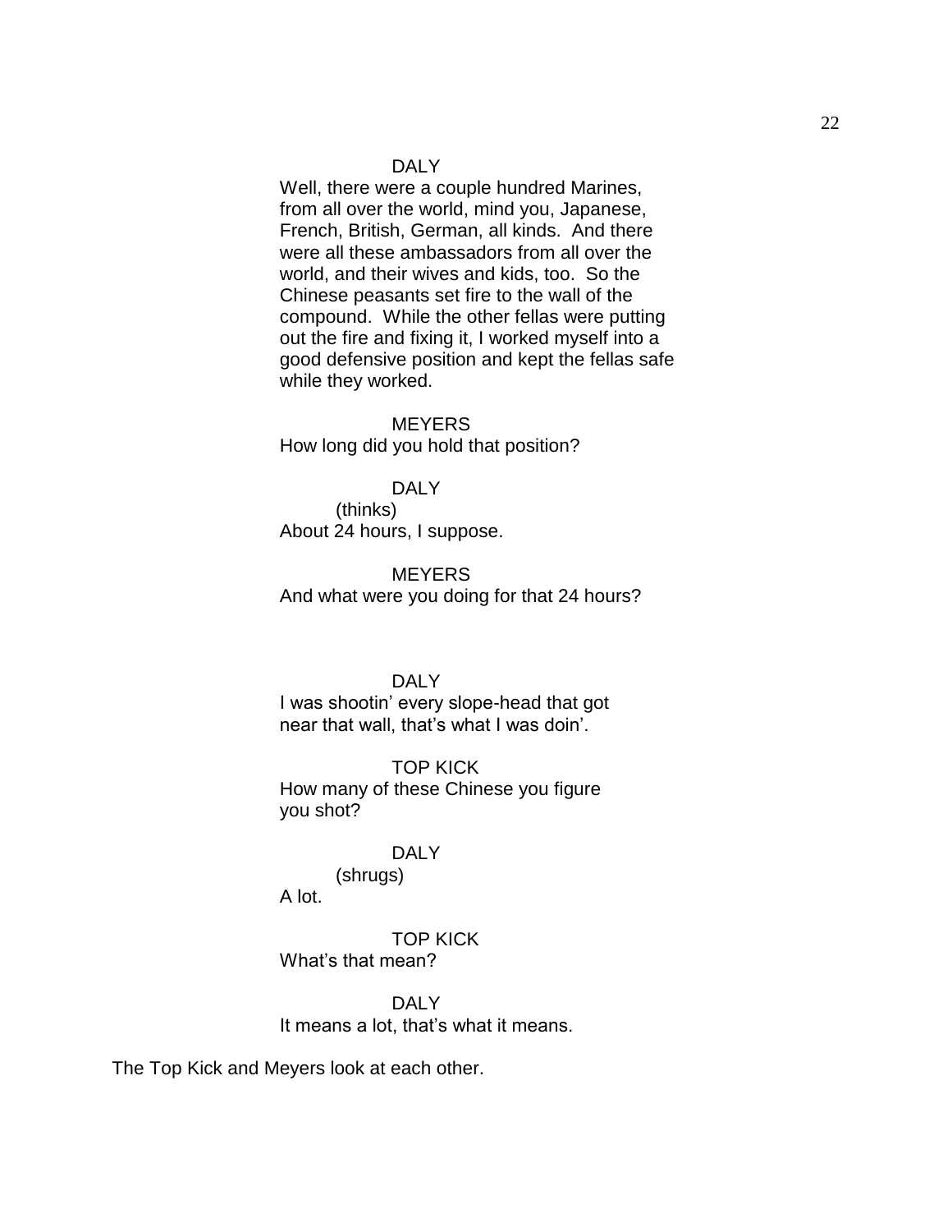DALY

Well, there were a couple hundred Marines, from all over the world, mind you, Japanese, French, British, German, all kinds. And there were all these ambassadors from all over the world, and their wives and kids, too. So the Chinese peasants set fire to the wall of the compound. While the other fellas were putting out the fire and fixing it, I worked myself into a good defensive position and kept the fellas safe while they worked.

MEYERS

How long did you hold that position?

DALY

(thinks)

About 24 hours, I suppose.

MEYERS

And what were you doing for that 24 hours?

DALY

I was shootin' every slope-head that got near that wall, that's what I was doin'.

TOP KICK

How many of these Chinese you figure you shot?

DALY

(shrugs)

A lot.

TOP KICK

What's that mean?

DALY

It means a lot, that's what it means.

The Top Kick and Meyers look at each other.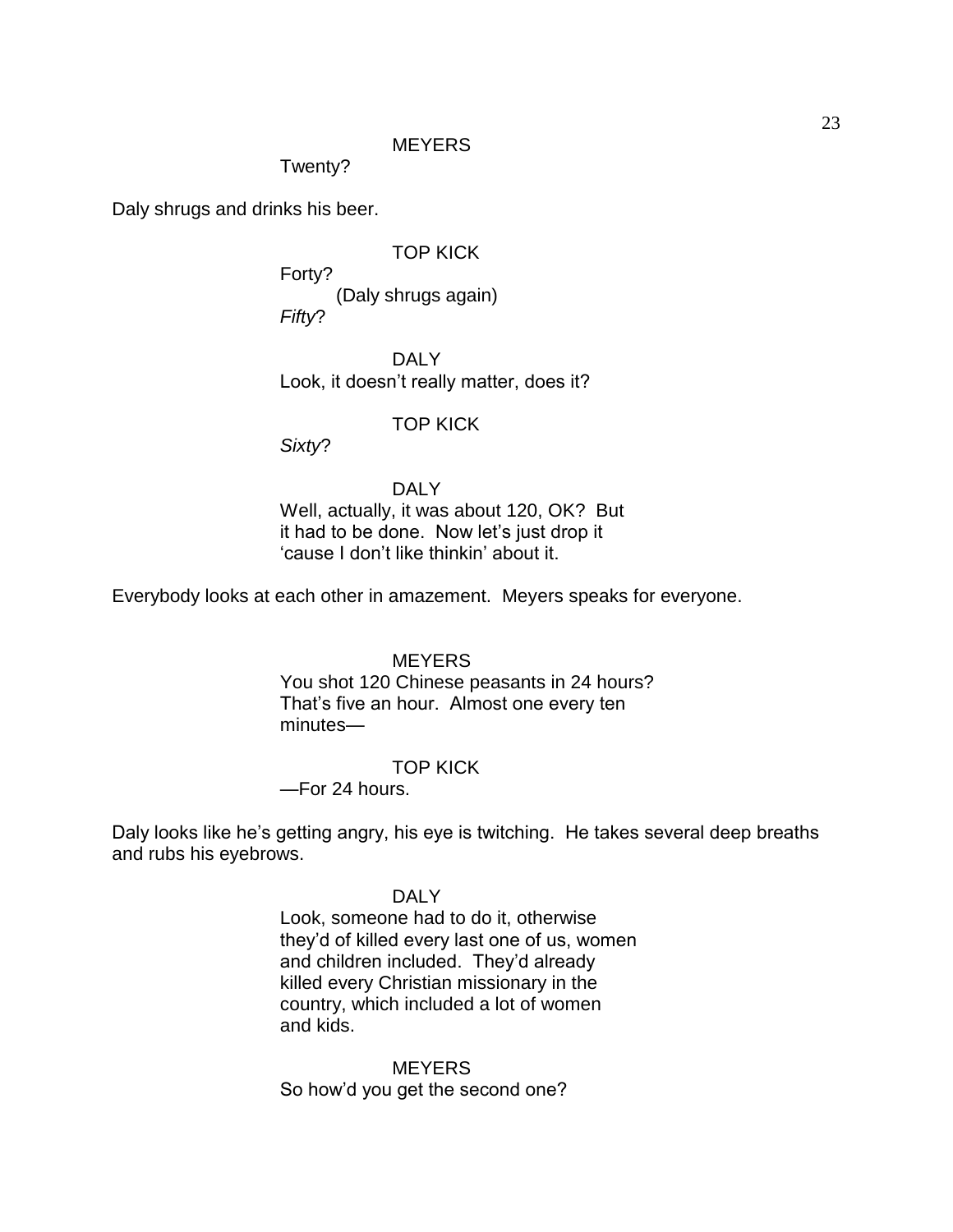MEYERS

Twenty?

Daly shrugs and drinks his beer.

TOP KICK

Forty?

(Daly shrugs again)

*Fifty*?

DALY

Look, it doesn't really matter, does it?

TOP KICK

*Sixty*?

DALY

Well, actually, it was about 120, OK? But it had to be done. Now let's just drop it 'cause I don't like thinkin' about it.

Everybody looks at each other in amazement. Meyers speaks for everyone.

MEYERS

You shot 120 Chinese peasants in 24 hours? That's five an hour. Almost one every ten minutes—

TOP KICK

—For 24 hours.

Daly looks like he's getting angry, his eye is twitching. He takes several deep breaths and rubs his eyebrows.

DALY

Look, someone had to do it, otherwise they'd of killed every last one of us, women and children included. They'd already killed every Christian missionary in the country, which included a lot of women and kids.

MEYERS

So how'd you get the second one?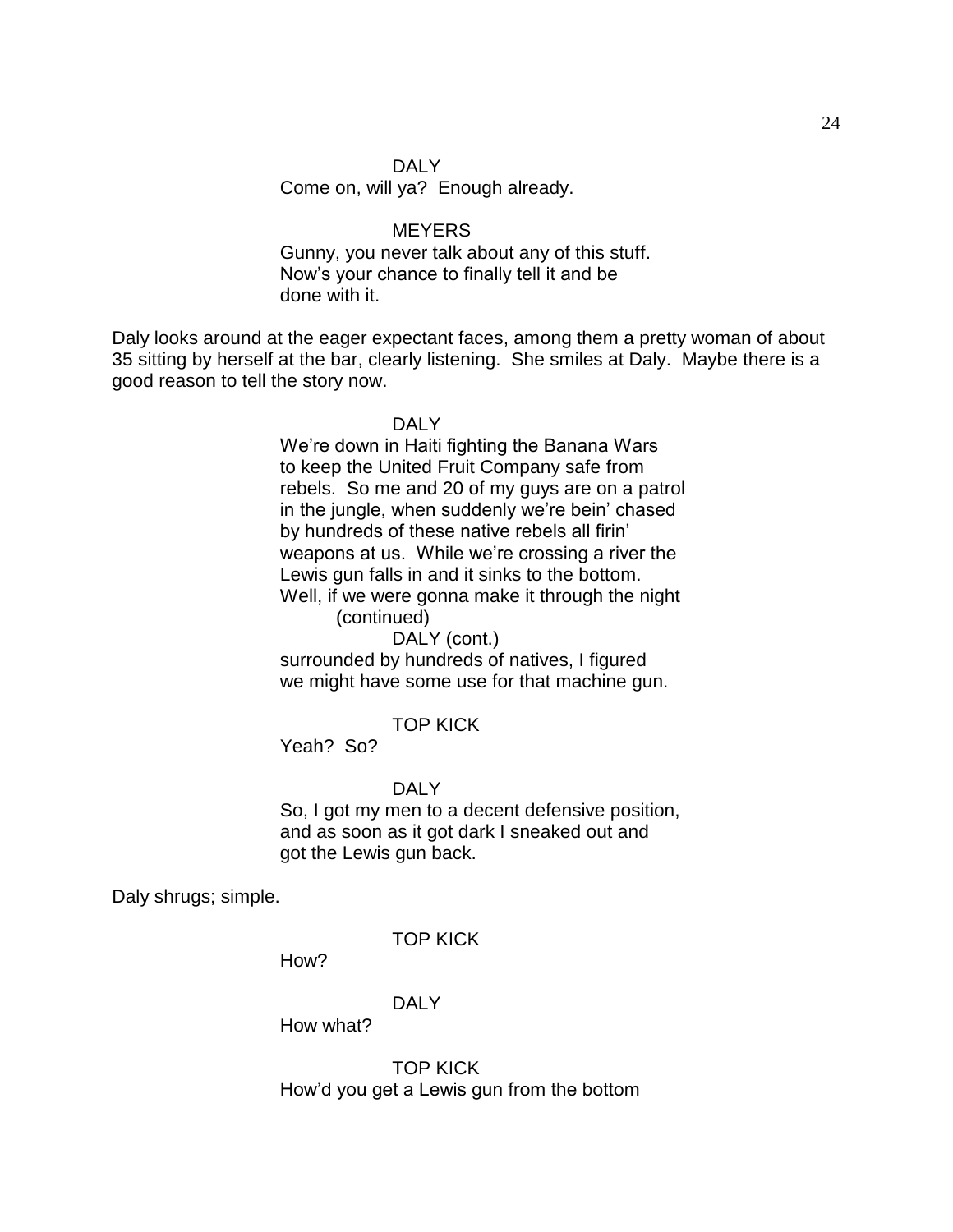DALY

Come on, will ya? Enough already.

MEYERS

Gunny, you never talk about any of this stuff. Now's your chance to finally tell it and be done with it.

Daly looks around at the eager expectant faces, among them a pretty woman of about 35 sitting by herself at the bar, clearly listening. She smiles at Daly. Maybe there is a good reason to tell the story now.

DALY

We're down in Haiti fighting the Banana Wars to keep the United Fruit Company safe from rebels. So me and 20 of my guys are on a patrol in the jungle, when suddenly we're bein' chased by hundreds of these native rebels all firin' weapons at us. While we're crossing a river the Lewis gun falls in and it sinks to the bottom. Well, if we were gonna make it through the night

(continued)

DALY (cont.)

surrounded by hundreds of natives, I figured we might have some use for that machine gun.

TOP KICK

Yeah? So?

DALY

So, I got my men to a decent defensive position, and as soon as it got dark I sneaked out and got the Lewis gun back.

Daly shrugs; simple.

TOP KICK

How?

DALY

How what?

TOP KICK

How'd you get a Lewis gun from the bottom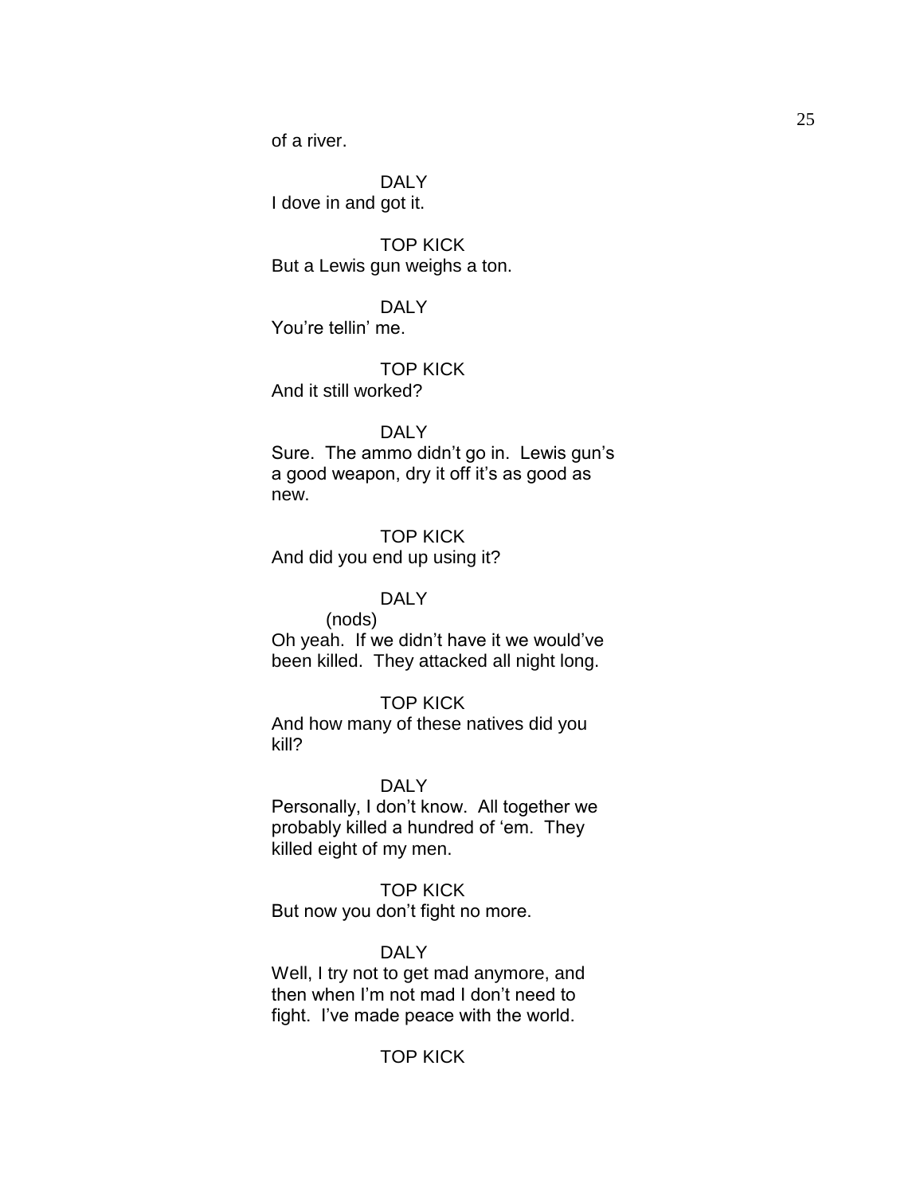of a river.

DALY
I dove in and got it.

TOP KICK
But a Lewis gun weighs a ton.

DALY
You're tellin' me.

TOP KICK
And it still worked?

DALY
Sure. The ammo didn't go in. Lewis gun's a good weapon, dry it off it's as good as new.

TOP KICK
And did you end up using it?

DALY
(nods)
Oh yeah. If we didn't have it we would've been killed. They attacked all night long.

TOP KICK
And how many of these natives did you kill?

DALY
Personally, I don't know. All together we probably killed a hundred of 'em. They killed eight of my men.

TOP KICK
But now you don't fight no more.

DALY
Well, I try not to get mad anymore, and then when I'm not mad I don't need to fight. I've made peace with the world.

TOP KICK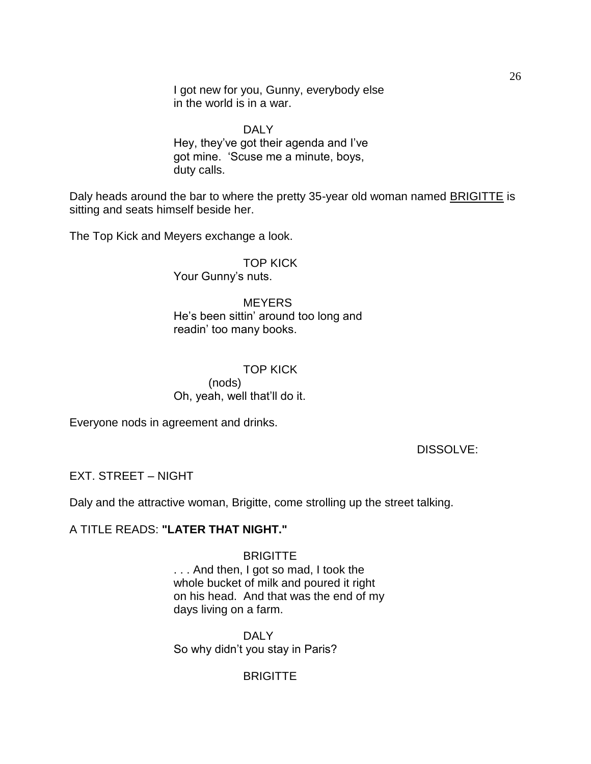I got new for you, Gunny, everybody else in the world is in a war.

DALY
Hey, they've got their agenda and I've got mine. 'Scuse me a minute, boys, duty calls.

Daly heads around the bar to where the pretty 35-year old woman named BRIGITTE is sitting and seats himself beside her.

The Top Kick and Meyers exchange a look.

TOP KICK
Your Gunny's nuts.

MEYERS
He's been sittin' around too long and readin' too many books.

TOP KICK
(nods)
Oh, yeah, well that'll do it.

Everyone nods in agreement and drinks.

DISSOLVE:

EXT. STREET – NIGHT

Daly and the attractive woman, Brigitte, come strolling up the street talking.

A TITLE READS: **"LATER THAT NIGHT."**

BRIGITTE
. . . And then, I got so mad, I took the whole bucket of milk and poured it right on his head. And that was the end of my days living on a farm.

DALY
So why didn't you stay in Paris?

BRIGITTE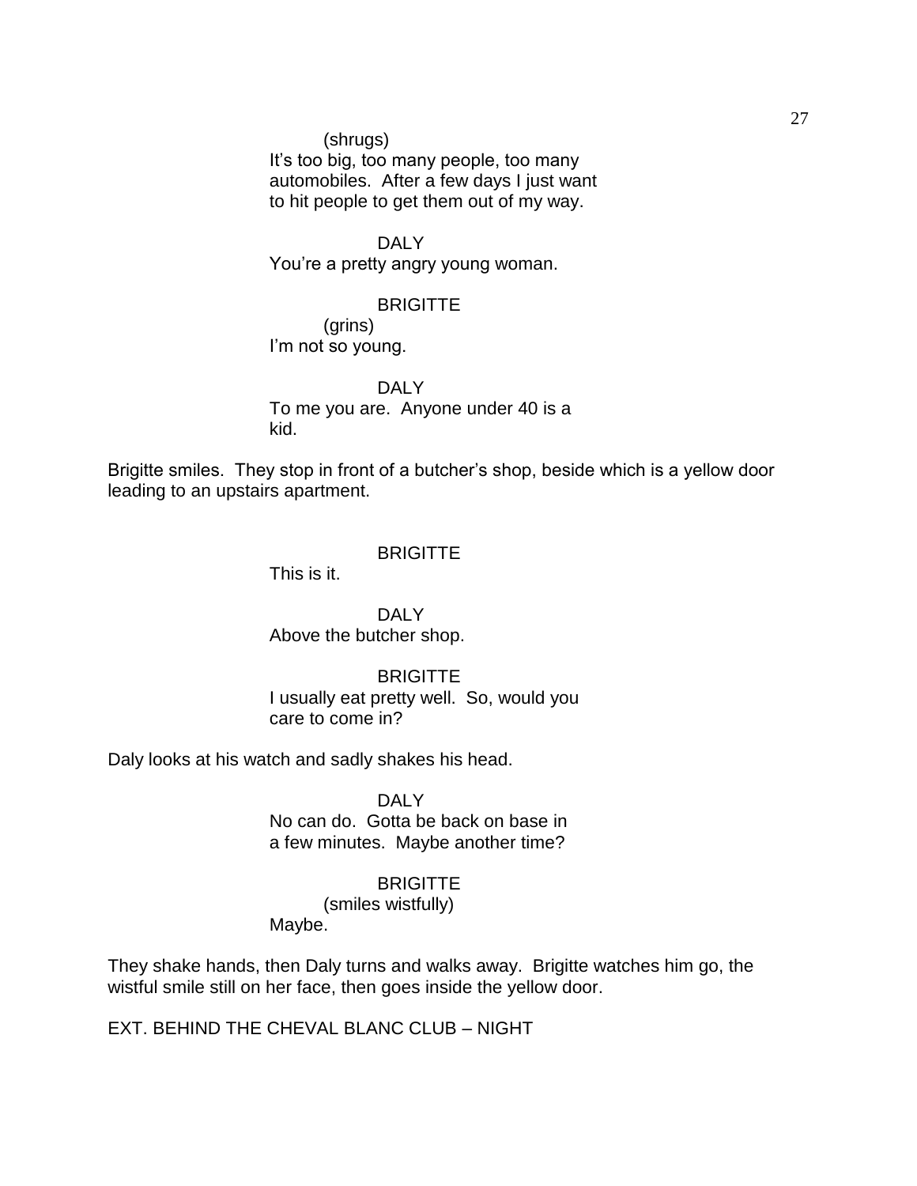(shrugs)
It's too big, too many people, too many automobiles. After a few days I just want to hit people to get them out of my way.

DALY
You're a pretty angry young woman.

BRIGITTE
(grins)
I'm not so young.

DALY
To me you are. Anyone under 40 is a kid.

Brigitte smiles. They stop in front of a butcher's shop, beside which is a yellow door leading to an upstairs apartment.

BRIGITTE
This is it.

DALY
Above the butcher shop.

BRIGITTE
I usually eat pretty well. So, would you care to come in?

Daly looks at his watch and sadly shakes his head.

DALY
No can do. Gotta be back on base in a few minutes. Maybe another time?

BRIGITTE
(smiles wistfully)
Maybe.

They shake hands, then Daly turns and walks away. Brigitte watches him go, the wistful smile still on her face, then goes inside the yellow door.

EXT. BEHIND THE CHEVAL BLANC CLUB – NIGHT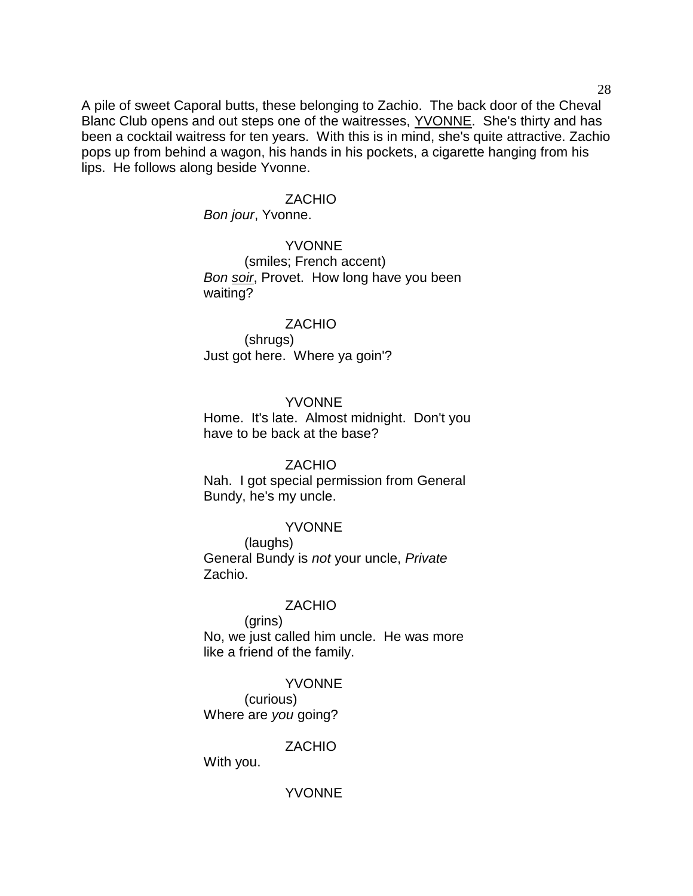A pile of sweet Caporal butts, these belonging to Zachio. The back door of the Cheval Blanc Club opens and out steps one of the waitresses, YVONNE. She's thirty and has been a cocktail waitress for ten years. With this is in mind, she's quite attractive. Zachio pops up from behind a wagon, his hands in his pockets, a cigarette hanging from his lips. He follows along beside Yvonne.

ZACHIO
*Bon jour*, Yvonne.

YVONNE
(smiles; French accent)
*Bon soir*, Provet. How long have you been waiting?

ZACHIO
(shrugs)
Just got here. Where ya goin'?

YVONNE
Home. It's late. Almost midnight. Don't you have to be back at the base?

ZACHIO
Nah. I got special permission from General Bundy, he's my uncle.

YVONNE
(laughs)
General Bundy is *not* your uncle, *Private* Zachio.

ZACHIO
(grins)
No, we just called him uncle. He was more like a friend of the family.

YVONNE
(curious)
Where are *you* going?

ZACHIO
With you.

YVONNE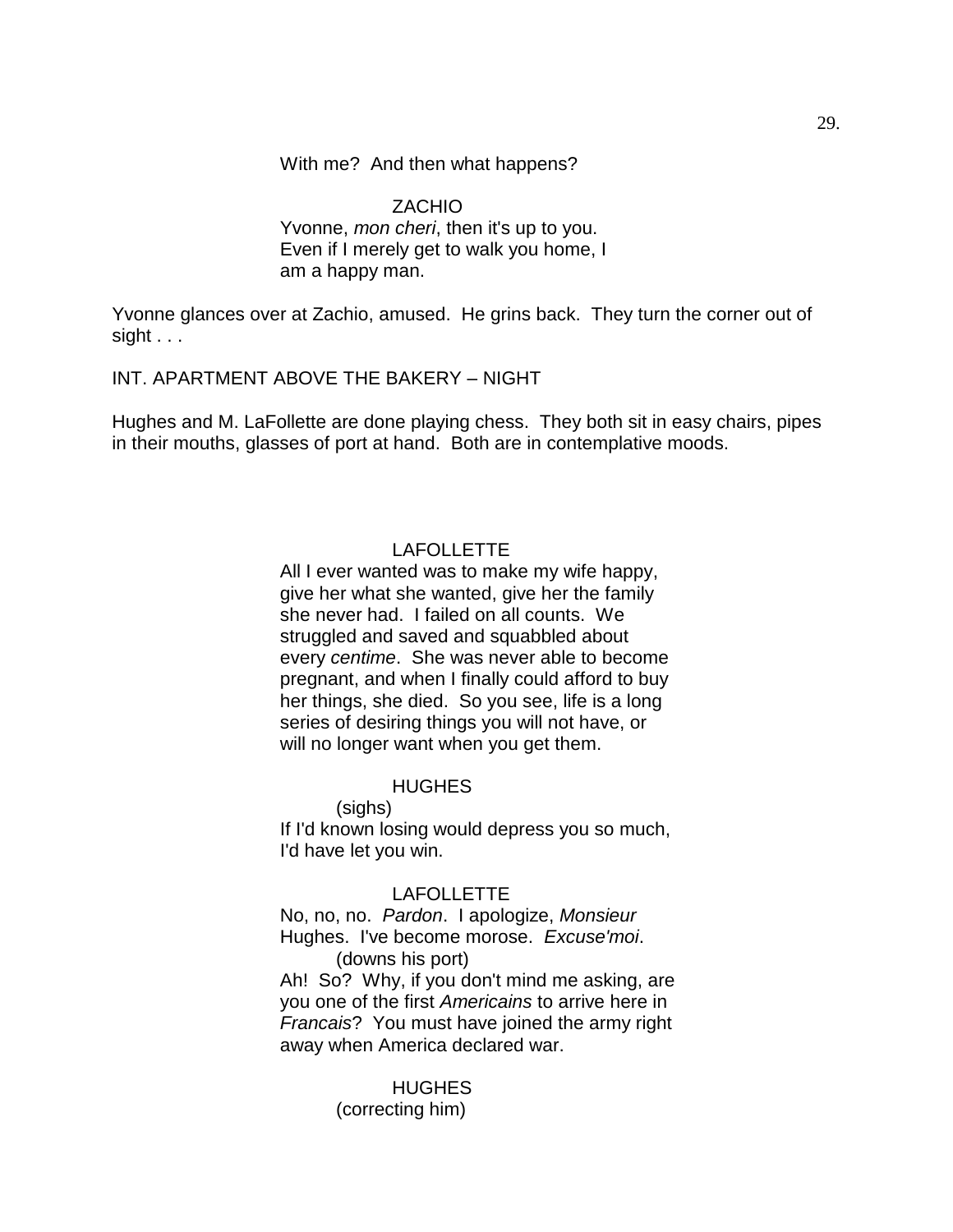With me? And then what happens?

ZACHIO
Yvonne, *mon cheri*, then it's up to you. Even if I merely get to walk you home, I am a happy man.

Yvonne glances over at Zachio, amused. He grins back. They turn the corner out of sight . . .

INT. APARTMENT ABOVE THE BAKERY – NIGHT

Hughes and M. LaFollette are done playing chess. They both sit in easy chairs, pipes in their mouths, glasses of port at hand. Both are in contemplative moods.

LAFOLLETTE
All I ever wanted was to make my wife happy, give her what she wanted, give her the family she never had. I failed on all counts. We struggled and saved and squabbled about every *centime*. She was never able to become pregnant, and when I finally could afford to buy her things, she died. So you see, life is a long series of desiring things you will not have, or will no longer want when you get them.

HUGHES
(sighs)
If I'd known losing would depress you so much, I'd have let you win.

LAFOLLETTE
No, no, no. *Pardon*. I apologize, *Monsieur* Hughes. I've become morose. *Excuse'moi*.
(downs his port)
Ah! So? Why, if you don't mind me asking, are you one of the first *Americains* to arrive here in *Francais*? You must have joined the army right away when America declared war.

HUGHES
(correcting him)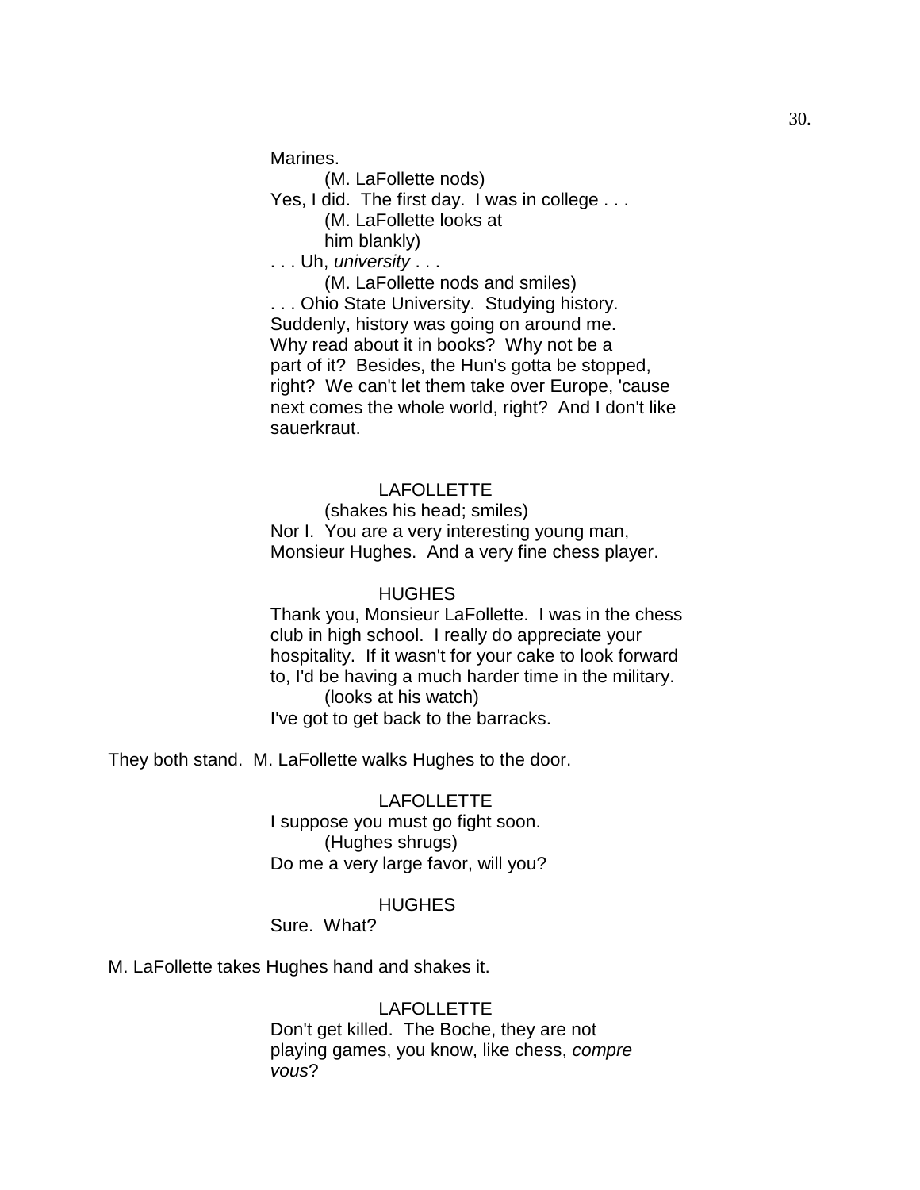Marines.

(M. LaFollette nods)

Yes, I did. The first day. I was in college . . .

(M. LaFollette looks at him blankly)

. . . Uh, *university* . . .

(M. LaFollette nods and smiles)

. . . Ohio State University. Studying history. Suddenly, history was going on around me. Why read about it in books? Why not be a part of it? Besides, the Hun's gotta be stopped, right? We can't let them take over Europe, 'cause next comes the whole world, right? And I don't like sauerkraut.

LAFOLLETTE

(shakes his head; smiles)

Nor I. You are a very interesting young man, Monsieur Hughes. And a very fine chess player.

HUGHES

Thank you, Monsieur LaFollette. I was in the chess club in high school. I really do appreciate your hospitality. If it wasn't for your cake to look forward to, I'd be having a much harder time in the military.

(looks at his watch)

I've got to get back to the barracks.

They both stand. M. LaFollette walks Hughes to the door.

LAFOLLETTE

I suppose you must go fight soon.

(Hughes shrugs)

Do me a very large favor, will you?

HUGHES

Sure. What?

M. LaFollette takes Hughes hand and shakes it.

LAFOLLETTE

Don't get killed. The Boche, they are not playing games, you know, like chess, *compre vous*?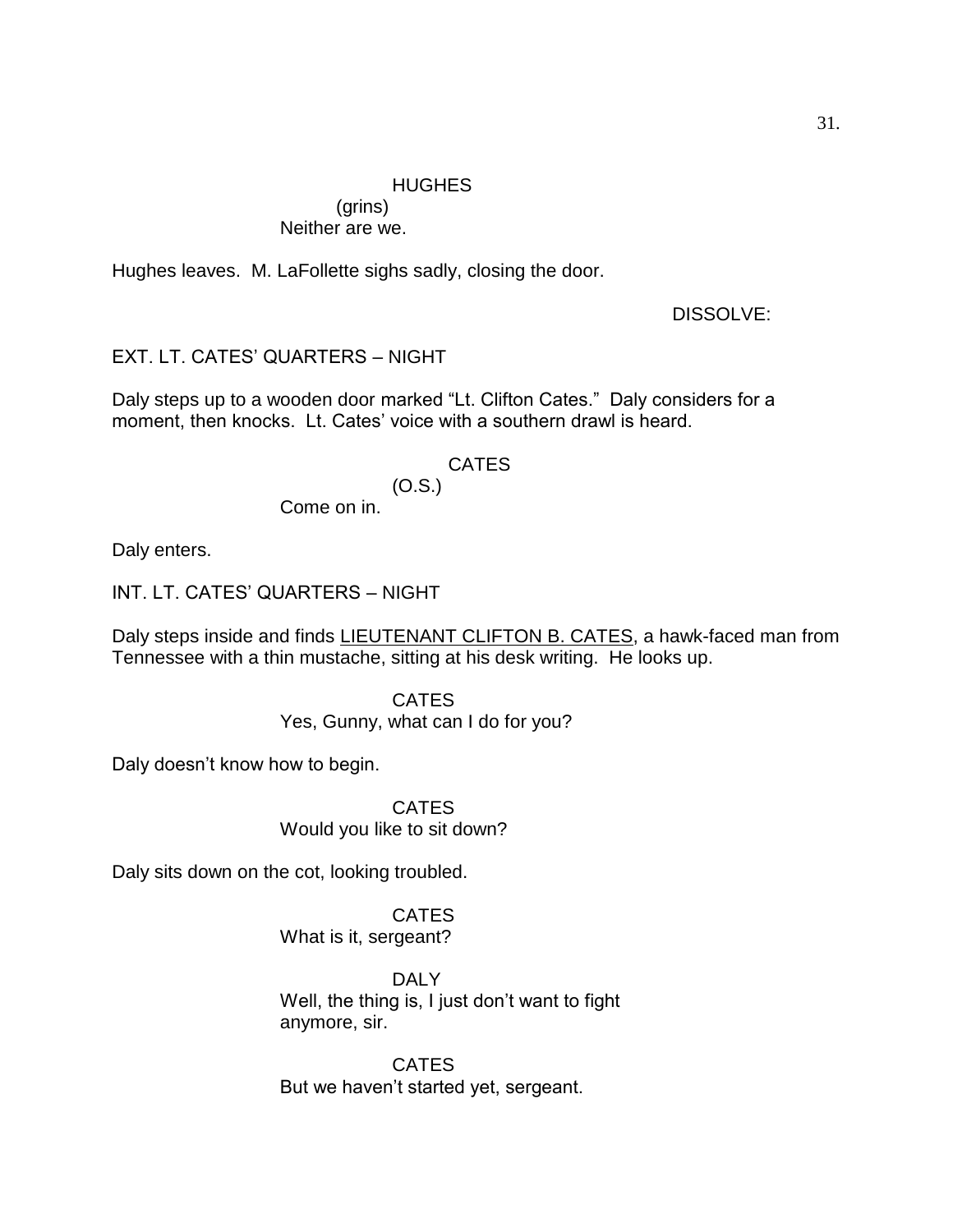HUGHES
(grins)
Neither are we.

Hughes leaves. M. LaFollette sighs sadly, closing the door.

DISSOLVE:

EXT. LT. CATES' QUARTERS – NIGHT

Daly steps up to a wooden door marked "Lt. Clifton Cates." Daly considers for a moment, then knocks. Lt. Cates' voice with a southern drawl is heard.

CATES
(O.S.)
Come on in.

Daly enters.

INT. LT. CATES' QUARTERS – NIGHT

Daly steps inside and finds LIEUTENANT CLIFTON B. CATES, a hawk-faced man from Tennessee with a thin mustache, sitting at his desk writing. He looks up.

CATES
Yes, Gunny, what can I do for you?

Daly doesn't know how to begin.

CATES
Would you like to sit down?

Daly sits down on the cot, looking troubled.

CATES
What is it, sergeant?

DALY
Well, the thing is, I just don't want to fight anymore, sir.

CATES
But we haven't started yet, sergeant.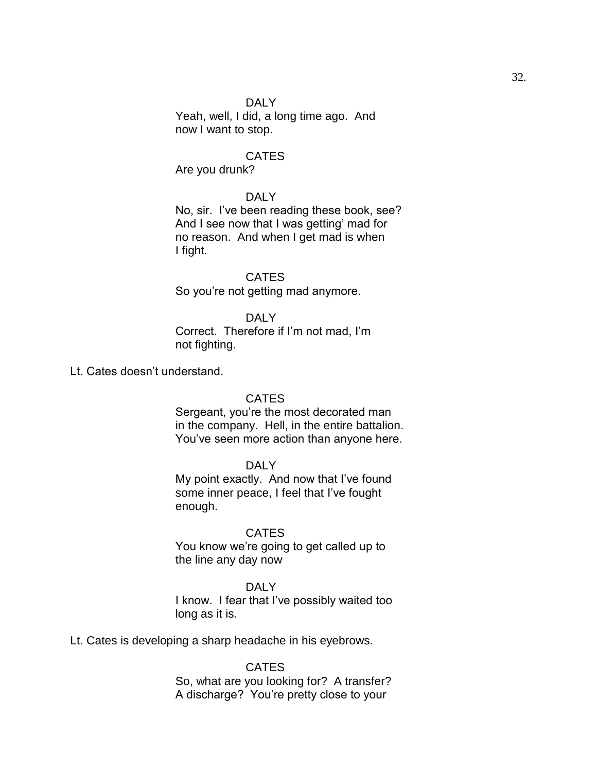DALY
Yeah, well, I did, a long time ago. And now I want to stop.

CATES
Are you drunk?

DALY
No, sir. I've been reading these book, see? And I see now that I was getting' mad for no reason. And when I get mad is when I fight.

CATES
So you're not getting mad anymore.

DALY
Correct. Therefore if I'm not mad, I'm not fighting.

Lt. Cates doesn't understand.

CATES
Sergeant, you're the most decorated man in the company. Hell, in the entire battalion. You've seen more action than anyone here.

DALY
My point exactly. And now that I've found some inner peace, I feel that I've fought enough.

CATES
You know we're going to get called up to the line any day now

DALY
I know. I fear that I've possibly waited too long as it is.

Lt. Cates is developing a sharp headache in his eyebrows.

CATES
So, what are you looking for? A transfer? A discharge? You're pretty close to your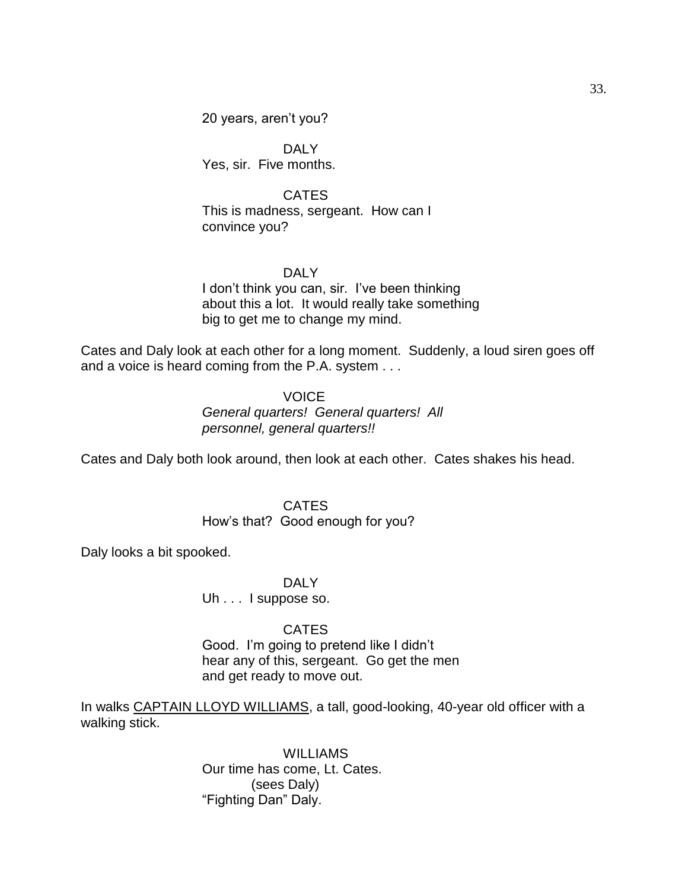20 years, aren't you?

DALY
Yes, sir.  Five months.

CATES
This is madness, sergeant.  How can I convince you?

DALY
I don't think you can, sir.  I've been thinking about this a lot.  It would really take something big to get me to change my mind.

Cates and Daly look at each other for a long moment.  Suddenly, a loud siren goes off and a voice is heard coming from the P.A. system . . .

VOICE
*General quarters!  General quarters!  All personnel, general quarters!!*

Cates and Daly both look around, then look at each other.  Cates shakes his head.

CATES
How's that?  Good enough for you?

Daly looks a bit spooked.

DALY
Uh . . .  I suppose so.

CATES
Good.  I'm going to pretend like I didn't hear any of this, sergeant.  Go get the men and get ready to move out.

In walks CAPTAIN LLOYD WILLIAMS, a tall, good-looking, 40-year old officer with a walking stick.

WILLIAMS
Our time has come, Lt. Cates.
(sees Daly)
"Fighting Dan" Daly.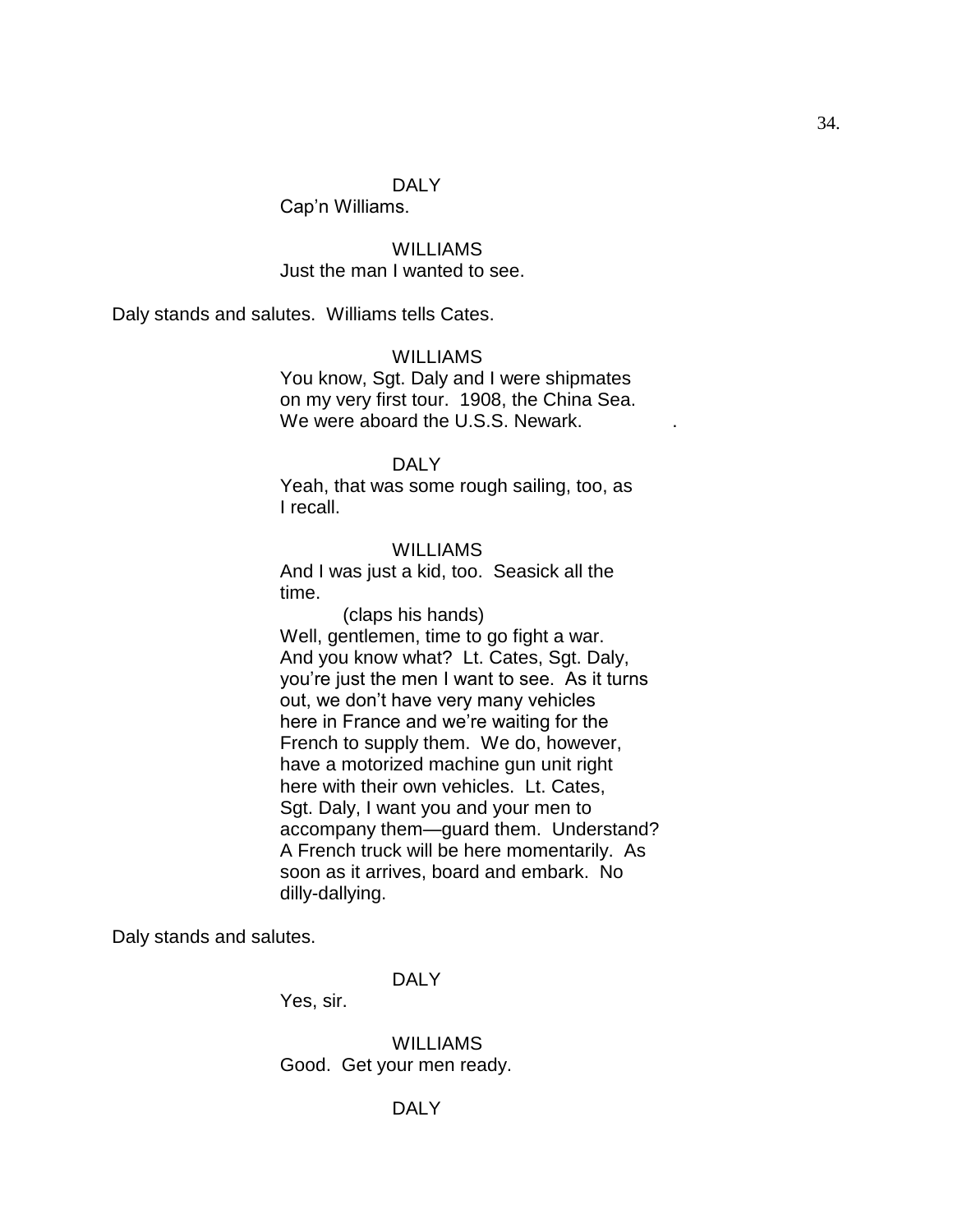DALY

Cap'n Williams.

WILLIAMS

Just the man I wanted to see.

Daly stands and salutes. Williams tells Cates.

WILLIAMS

You know, Sgt. Daly and I were shipmates on my very first tour. 1908, the China Sea. We were aboard the U.S.S. Newark. .

DALY

Yeah, that was some rough sailing, too, as I recall.

WILLIAMS

And I was just a kid, too. Seasick all the time.

(claps his hands)

Well, gentlemen, time to go fight a war. And you know what? Lt. Cates, Sgt. Daly, you're just the men I want to see. As it turns out, we don't have very many vehicles here in France and we're waiting for the French to supply them. We do, however, have a motorized machine gun unit right here with their own vehicles. Lt. Cates, Sgt. Daly, I want you and your men to accompany them—guard them. Understand? A French truck will be here momentarily. As soon as it arrives, board and embark. No dilly-dallying.

Daly stands and salutes.

DALY

Yes, sir.

WILLIAMS

Good. Get your men ready.

DALY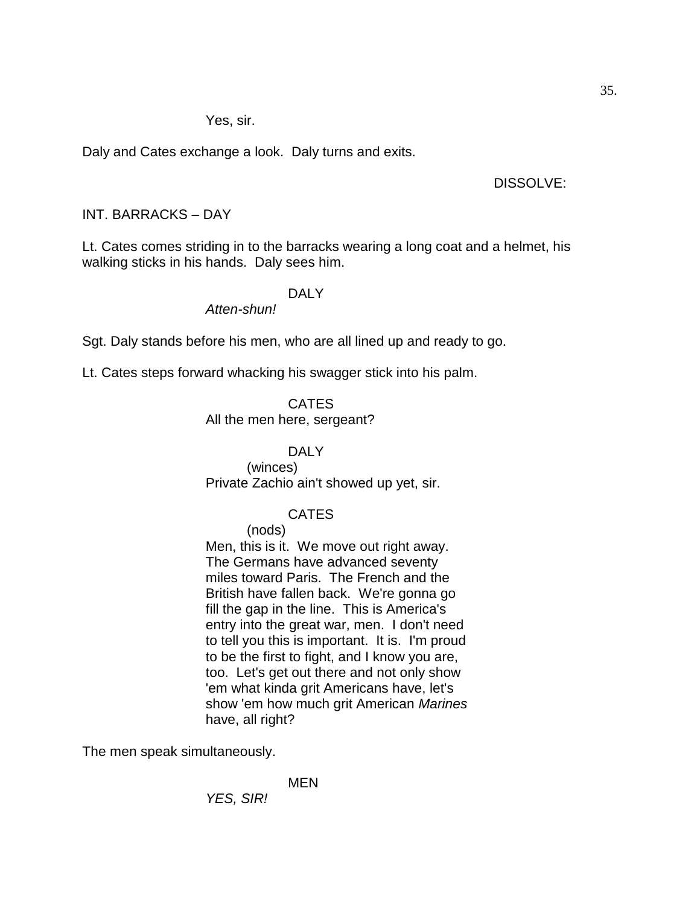Yes, sir.

Daly and Cates exchange a look. Daly turns and exits.

DISSOLVE:

INT. BARRACKS – DAY

Lt. Cates comes striding in to the barracks wearing a long coat and a helmet, his walking sticks in his hands. Daly sees him.

DALY

*Atten-shun!*

Sgt. Daly stands before his men, who are all lined up and ready to go.

Lt. Cates steps forward whacking his swagger stick into his palm.

CATES

All the men here, sergeant?

DALY

(winces)

Private Zachio ain't showed up yet, sir.

CATES

(nods)

Men, this is it. We move out right away. The Germans have advanced seventy miles toward Paris. The French and the British have fallen back. We're gonna go fill the gap in the line. This is America's entry into the great war, men. I don't need to tell you this is important. It is. I'm proud to be the first to fight, and I know you are, too. Let's get out there and not only show 'em what kinda grit Americans have, let's show 'em how much grit American *Marines* have, all right?

The men speak simultaneously.

MEN

*YES, SIR!*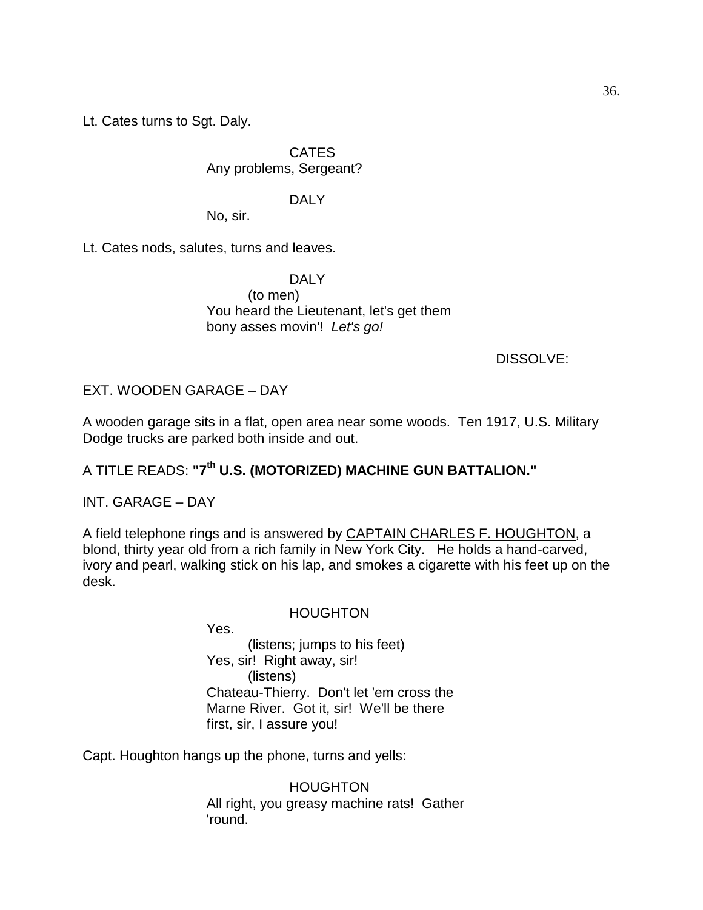Lt. Cates turns to Sgt. Daly.

CATES
Any problems, Sergeant?

DALY
No, sir.

Lt. Cates nods, salutes, turns and leaves.

DALY
(to men)
You heard the Lieutenant, let's get them bony asses movin'! *Let's go!*

DISSOLVE:

EXT. WOODEN GARAGE – DAY

A wooden garage sits in a flat, open area near some woods. Ten 1917, U.S. Military Dodge trucks are parked both inside and out.

A TITLE READS: **"7th U.S. (MOTORIZED) MACHINE GUN BATTALION."**

INT. GARAGE – DAY

A field telephone rings and is answered by CAPTAIN CHARLES F. HOUGHTON, a blond, thirty year old from a rich family in New York City. He holds a hand-carved, ivory and pearl, walking stick on his lap, and smokes a cigarette with his feet up on the desk.

HOUGHTON
Yes.
(listens; jumps to his feet)
Yes, sir! Right away, sir!
(listens)
Chateau-Thierry. Don't let 'em cross the Marne River. Got it, sir! We'll be there first, sir, I assure you!

Capt. Houghton hangs up the phone, turns and yells:

HOUGHTON
All right, you greasy machine rats! Gather 'round.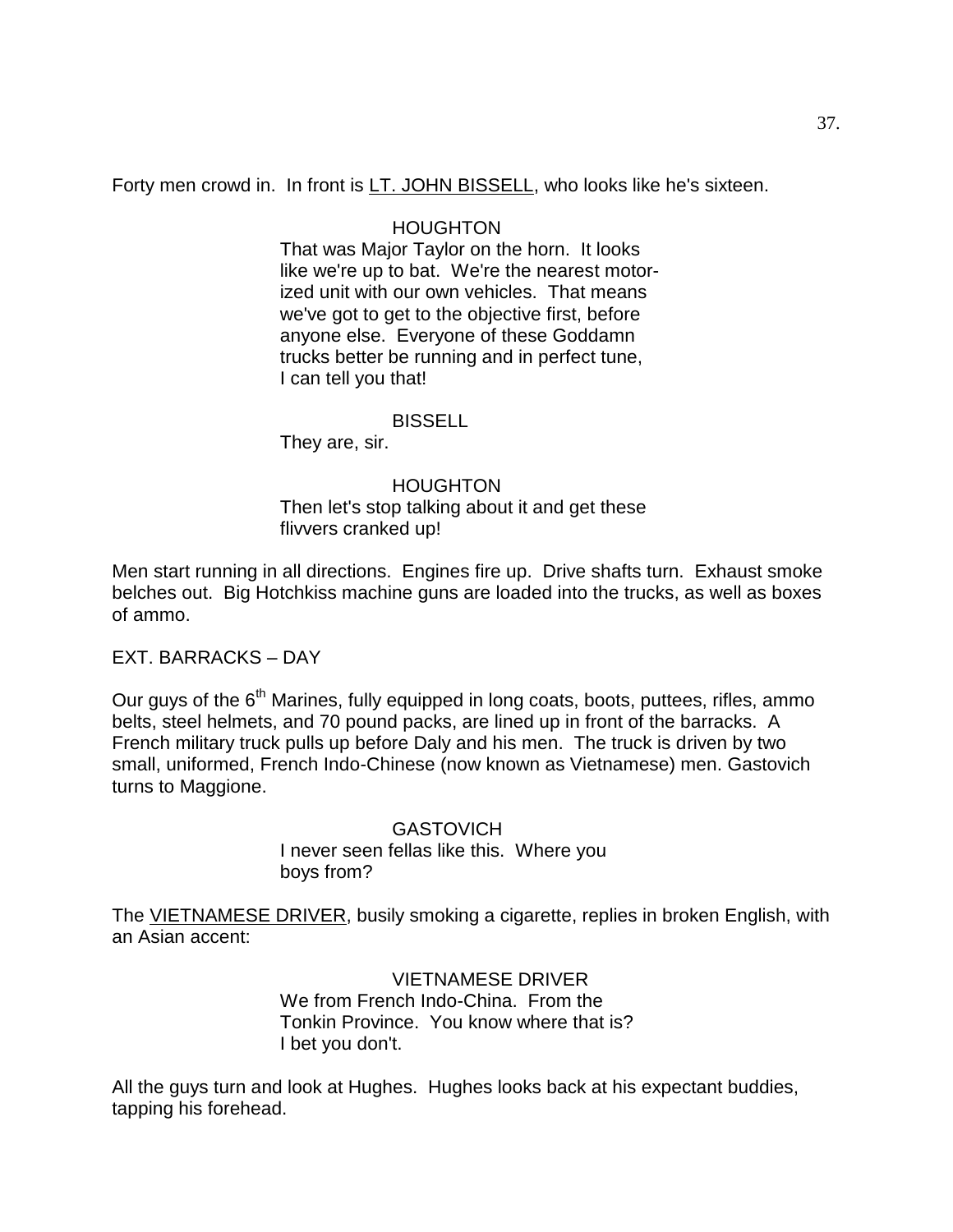Forty men crowd in. In front is LT. JOHN BISSELL, who looks like he's sixteen.

HOUGHTON
That was Major Taylor on the horn. It looks like we're up to bat. We're the nearest motor-ized unit with our own vehicles. That means we've got to get to the objective first, before anyone else. Everyone of these Goddamn trucks better be running and in perfect tune, I can tell you that!

BISSELL
They are, sir.

HOUGHTON
Then let's stop talking about it and get these flivvers cranked up!

Men start running in all directions. Engines fire up. Drive shafts turn. Exhaust smoke belches out. Big Hotchkiss machine guns are loaded into the trucks, as well as boxes of ammo.

EXT. BARRACKS – DAY

Our guys of the 6th Marines, fully equipped in long coats, boots, puttees, rifles, ammo belts, steel helmets, and 70 pound packs, are lined up in front of the barracks. A French military truck pulls up before Daly and his men. The truck is driven by two small, uniformed, French Indo-Chinese (now known as Vietnamese) men. Gastovich turns to Maggione.

GASTOVICH
I never seen fellas like this. Where you boys from?

The VIETNAMESE DRIVER, busily smoking a cigarette, replies in broken English, with an Asian accent:

VIETNAMESE DRIVER
We from French Indo-China. From the Tonkin Province. You know where that is? I bet you don't.

All the guys turn and look at Hughes. Hughes looks back at his expectant buddies, tapping his forehead.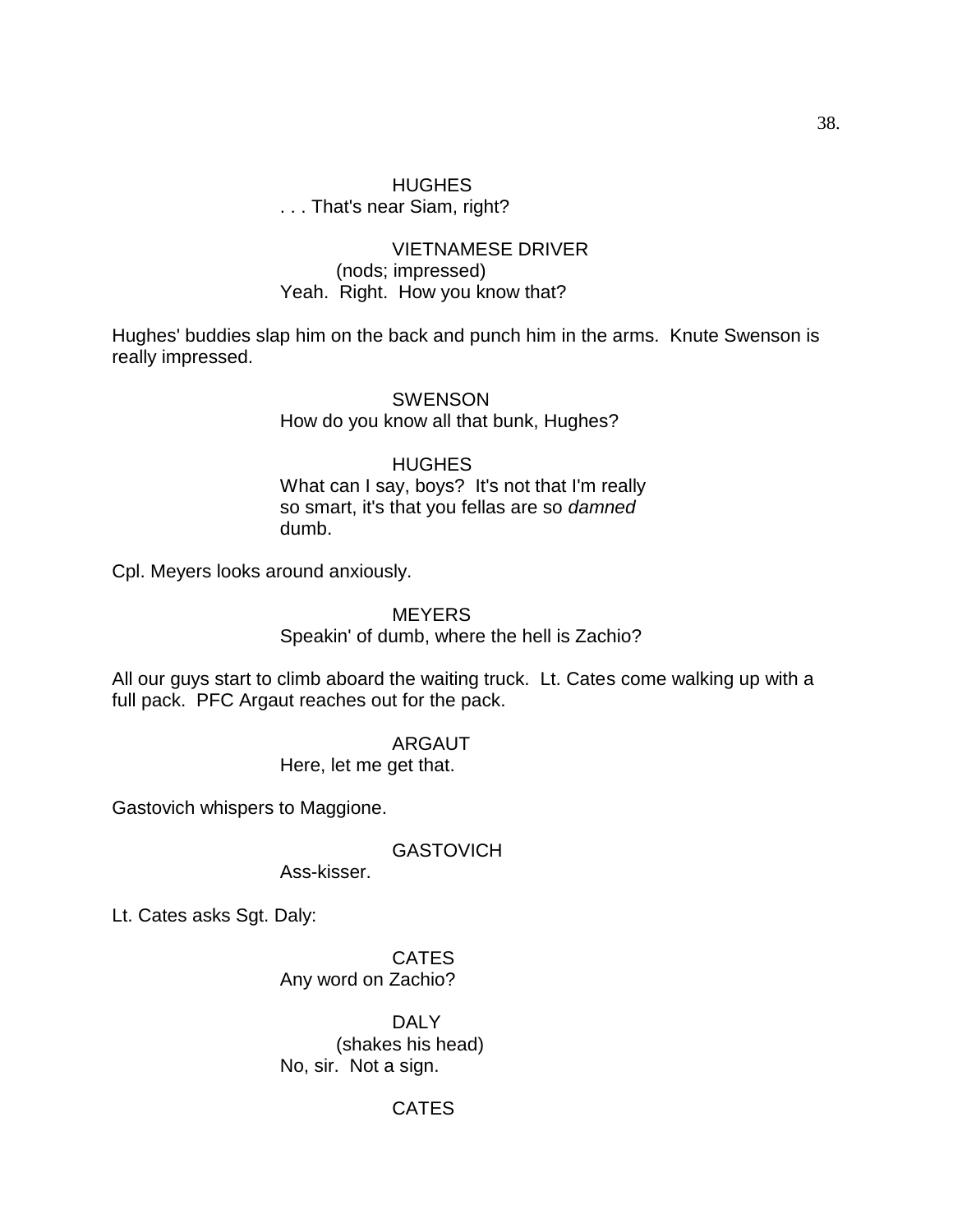HUGHES
. . . That's near Siam, right?

VIETNAMESE DRIVER
(nods; impressed)
Yeah. Right. How you know that?

Hughes' buddies slap him on the back and punch him in the arms. Knute Swenson is really impressed.

SWENSON
How do you know all that bunk, Hughes?

HUGHES
What can I say, boys? It's not that I'm really so smart, it's that you fellas are so *damned* dumb.

Cpl. Meyers looks around anxiously.

MEYERS
Speakin' of dumb, where the hell is Zachio?

All our guys start to climb aboard the waiting truck. Lt. Cates come walking up with a full pack. PFC Argaut reaches out for the pack.

ARGAUT
Here, let me get that.

Gastovich whispers to Maggione.

GASTOVICH
Ass-kisser.

Lt. Cates asks Sgt. Daly:

CATES
Any word on Zachio?

DALY
(shakes his head)
No, sir. Not a sign.

CATES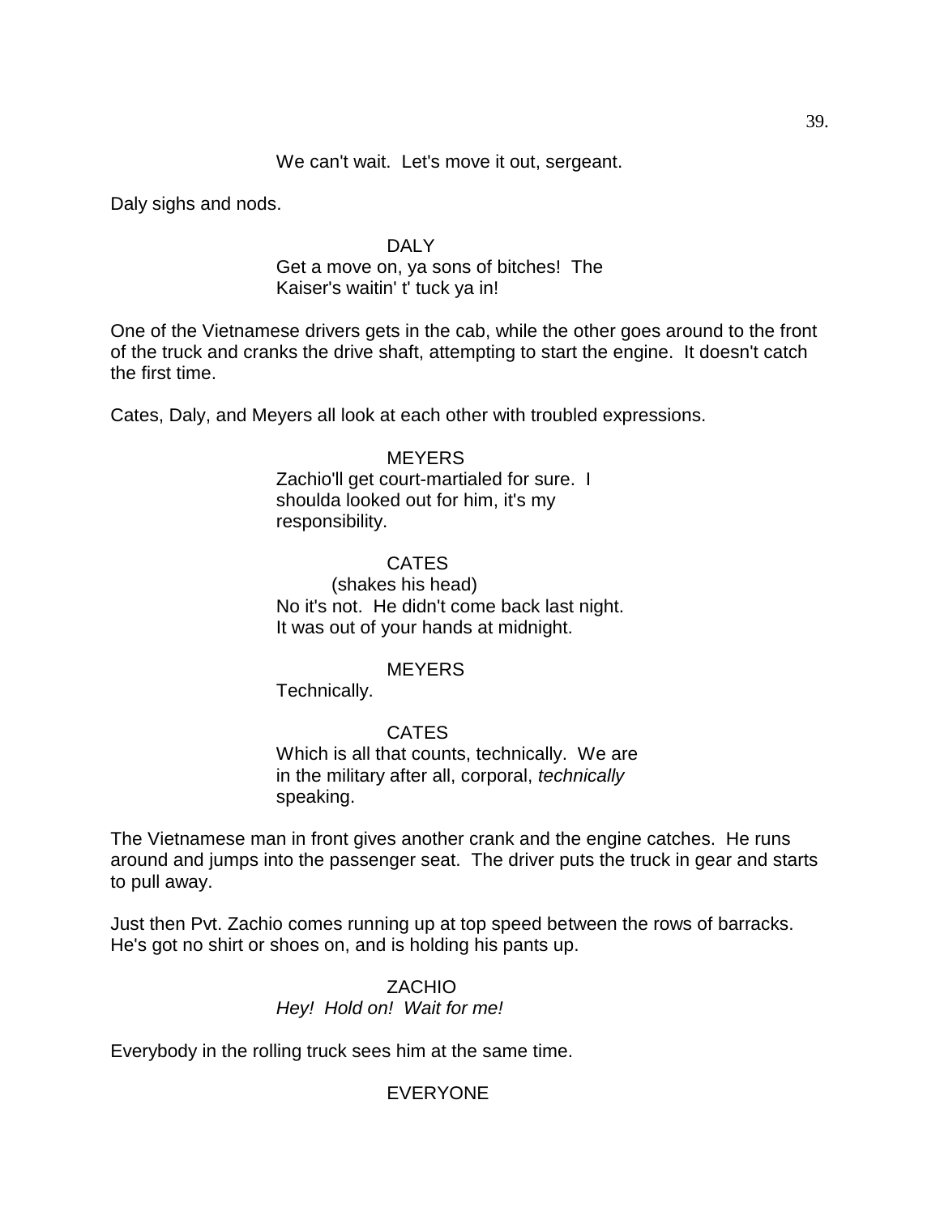We can't wait. Let's move it out, sergeant.

Daly sighs and nods.

DALY

Get a move on, ya sons of bitches! The Kaiser's waitin' t' tuck ya in!

One of the Vietnamese drivers gets in the cab, while the other goes around to the front of the truck and cranks the drive shaft, attempting to start the engine. It doesn't catch the first time.

Cates, Daly, and Meyers all look at each other with troubled expressions.

MEYERS

Zachio'll get court-martialed for sure. I shoulda looked out for him, it's my responsibility.

CATES

(shakes his head)

No it's not. He didn't come back last night. It was out of your hands at midnight.

MEYERS

Technically.

CATES

Which is all that counts, technically. We are in the military after all, corporal, *technically* speaking.

The Vietnamese man in front gives another crank and the engine catches. He runs around and jumps into the passenger seat. The driver puts the truck in gear and starts to pull away.

Just then Pvt. Zachio comes running up at top speed between the rows of barracks. He's got no shirt or shoes on, and is holding his pants up.

ZACHIO

*Hey! Hold on! Wait for me!*

Everybody in the rolling truck sees him at the same time.

EVERYONE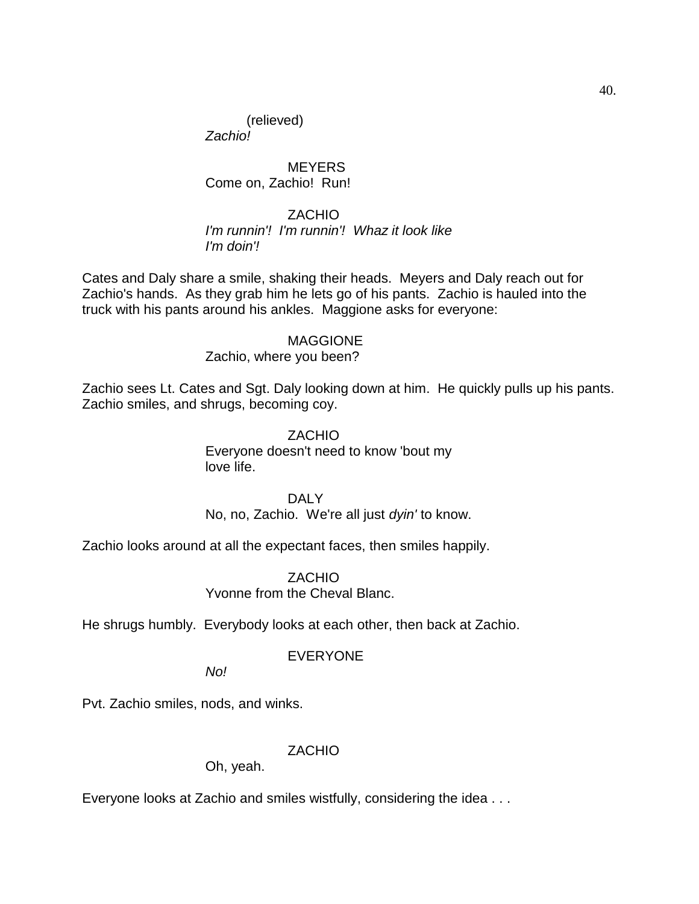(relieved)
*Zachio!*

MEYERS
Come on, Zachio! Run!

ZACHIO
*I'm runnin'! I'm runnin'! Whaz it look like I'm doin'!*

Cates and Daly share a smile, shaking their heads. Meyers and Daly reach out for Zachio's hands. As they grab him he lets go of his pants. Zachio is hauled into the truck with his pants around his ankles. Maggione asks for everyone:

MAGGIONE
Zachio, where you been?

Zachio sees Lt. Cates and Sgt. Daly looking down at him. He quickly pulls up his pants. Zachio smiles, and shrugs, becoming coy.

ZACHIO
Everyone doesn't need to know 'bout my love life.

DALY
No, no, Zachio. We're all just *dyin'* to know.

Zachio looks around at all the expectant faces, then smiles happily.

ZACHIO
Yvonne from the Cheval Blanc.

He shrugs humbly. Everybody looks at each other, then back at Zachio.

EVERYONE
*No!*

Pvt. Zachio smiles, nods, and winks.

ZACHIO
Oh, yeah.

Everyone looks at Zachio and smiles wistfully, considering the idea . . .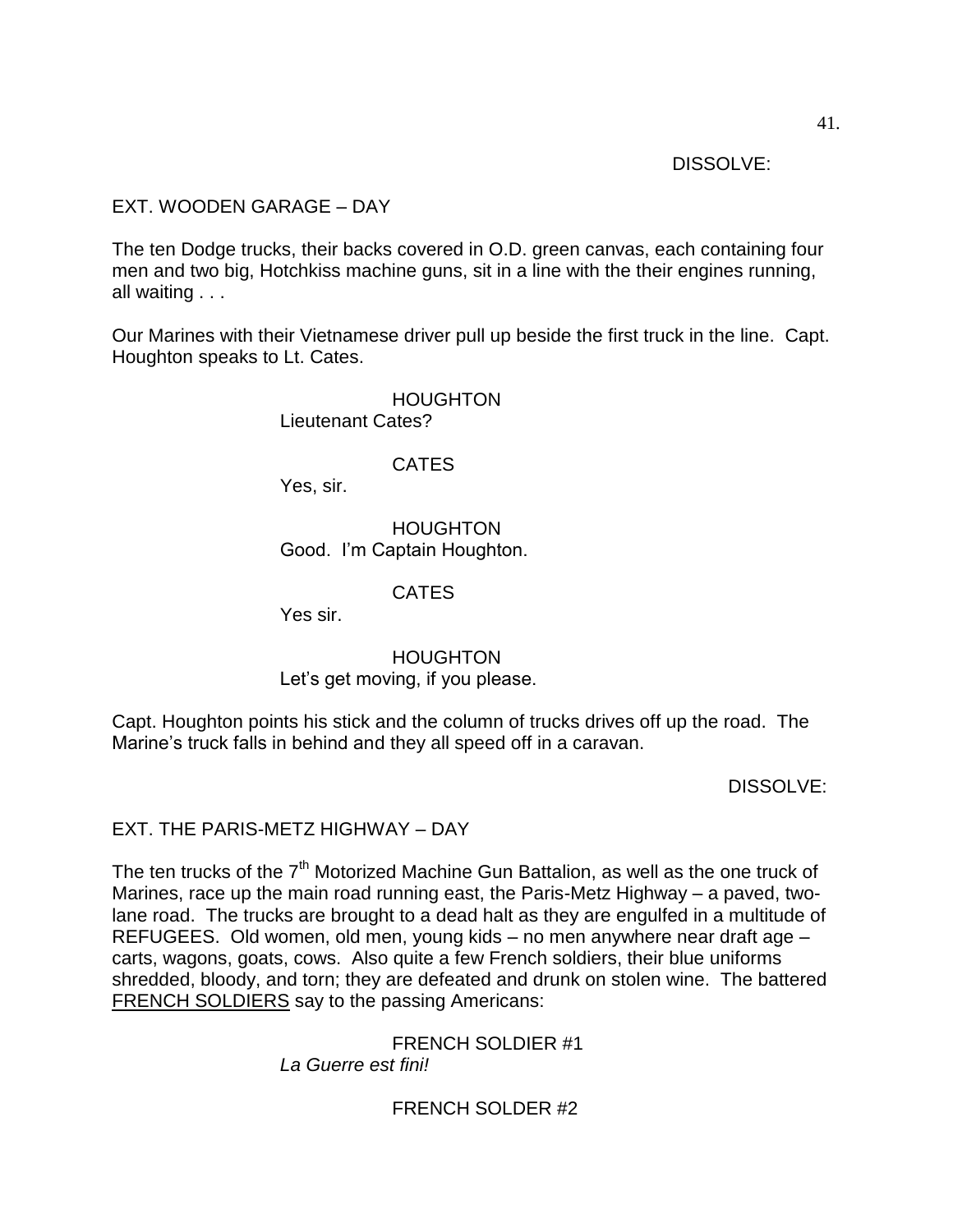DISSOLVE:

EXT. WOODEN GARAGE – DAY

The ten Dodge trucks, their backs covered in O.D. green canvas, each containing four men and two big, Hotchkiss machine guns, sit in a line with the their engines running, all waiting . . .

Our Marines with their Vietnamese driver pull up beside the first truck in the line. Capt. Houghton speaks to Lt. Cates.

HOUGHTON
Lieutenant Cates?

CATES
Yes, sir.

HOUGHTON
Good. I'm Captain Houghton.

CATES
Yes sir.

HOUGHTON
Let's get moving, if you please.

Capt. Houghton points his stick and the column of trucks drives off up the road. The Marine's truck falls in behind and they all speed off in a caravan.

DISSOLVE:

EXT. THE PARIS-METZ HIGHWAY – DAY

The ten trucks of the 7th Motorized Machine Gun Battalion, as well as the one truck of Marines, race up the main road running east, the Paris-Metz Highway – a paved, two-lane road. The trucks are brought to a dead halt as they are engulfed in a multitude of REFUGEES. Old women, old men, young kids – no men anywhere near draft age – carts, wagons, goats, cows. Also quite a few French soldiers, their blue uniforms shredded, bloody, and torn; they are defeated and drunk on stolen wine. The battered <u>FRENCH SOLDIERS</u> say to the passing Americans:

FRENCH SOLDIER #1
*La Guerre est fini!*

FRENCH SOLDER #2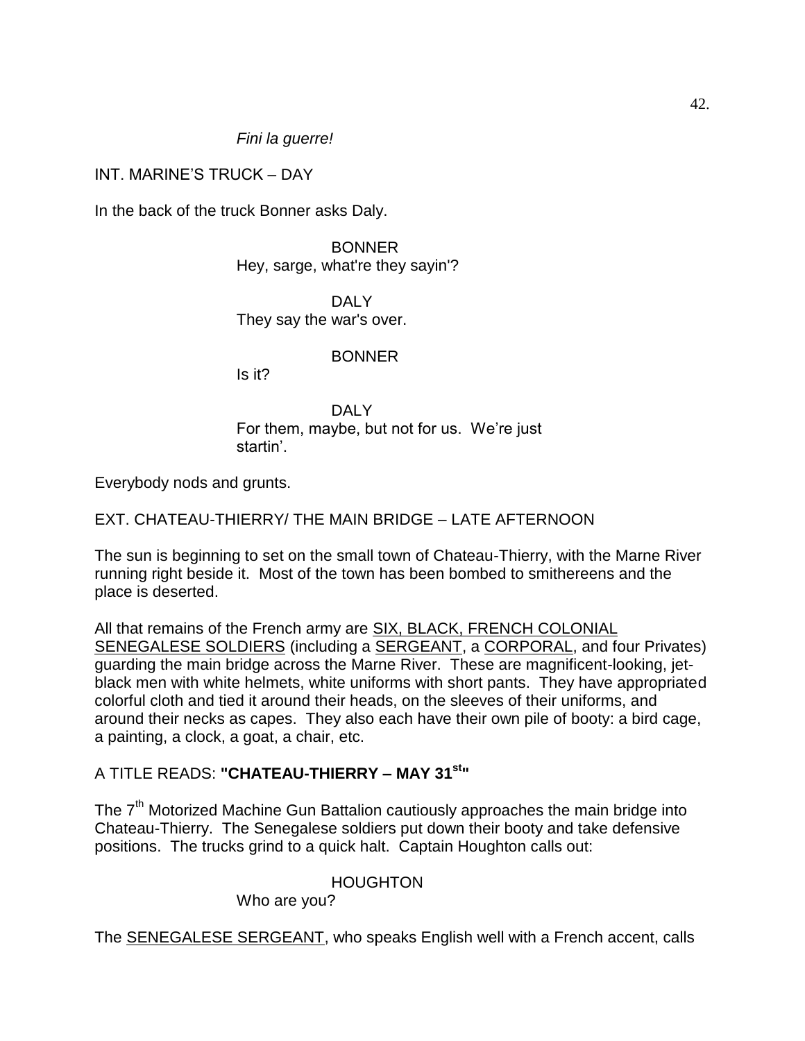*Fini la guerre!*

INT. MARINE'S TRUCK – DAY

In the back of the truck Bonner asks Daly.

BONNER
Hey, sarge, what're they sayin'?

DALY
They say the war's over.

BONNER
Is it?

DALY
For them, maybe, but not for us. We're just startin'.

Everybody nods and grunts.

EXT. CHATEAU-THIERRY/ THE MAIN BRIDGE – LATE AFTERNOON

The sun is beginning to set on the small town of Chateau-Thierry, with the Marne River running right beside it. Most of the town has been bombed to smithereens and the place is deserted.

All that remains of the French army are <u>SIX, BLACK, FRENCH COLONIAL SENEGALESE SOLDIERS</u> (including a <u>SERGEANT</u>, a <u>CORPORAL</u>, and four Privates) guarding the main bridge across the Marne River. These are magnificent-looking, jet-black men with white helmets, white uniforms with short pants. They have appropriated colorful cloth and tied it around their heads, on the sleeves of their uniforms, and around their necks as capes. They also each have their own pile of booty: a bird cage, a painting, a clock, a goat, a chair, etc.

A TITLE READS: **"CHATEAU-THIERRY – MAY 31st"**

The 7th Motorized Machine Gun Battalion cautiously approaches the main bridge into Chateau-Thierry. The Senegalese soldiers put down their booty and take defensive positions. The trucks grind to a quick halt. Captain Houghton calls out:

HOUGHTON
Who are you?

The <u>SENEGALESE SERGEANT</u>, who speaks English well with a French accent, calls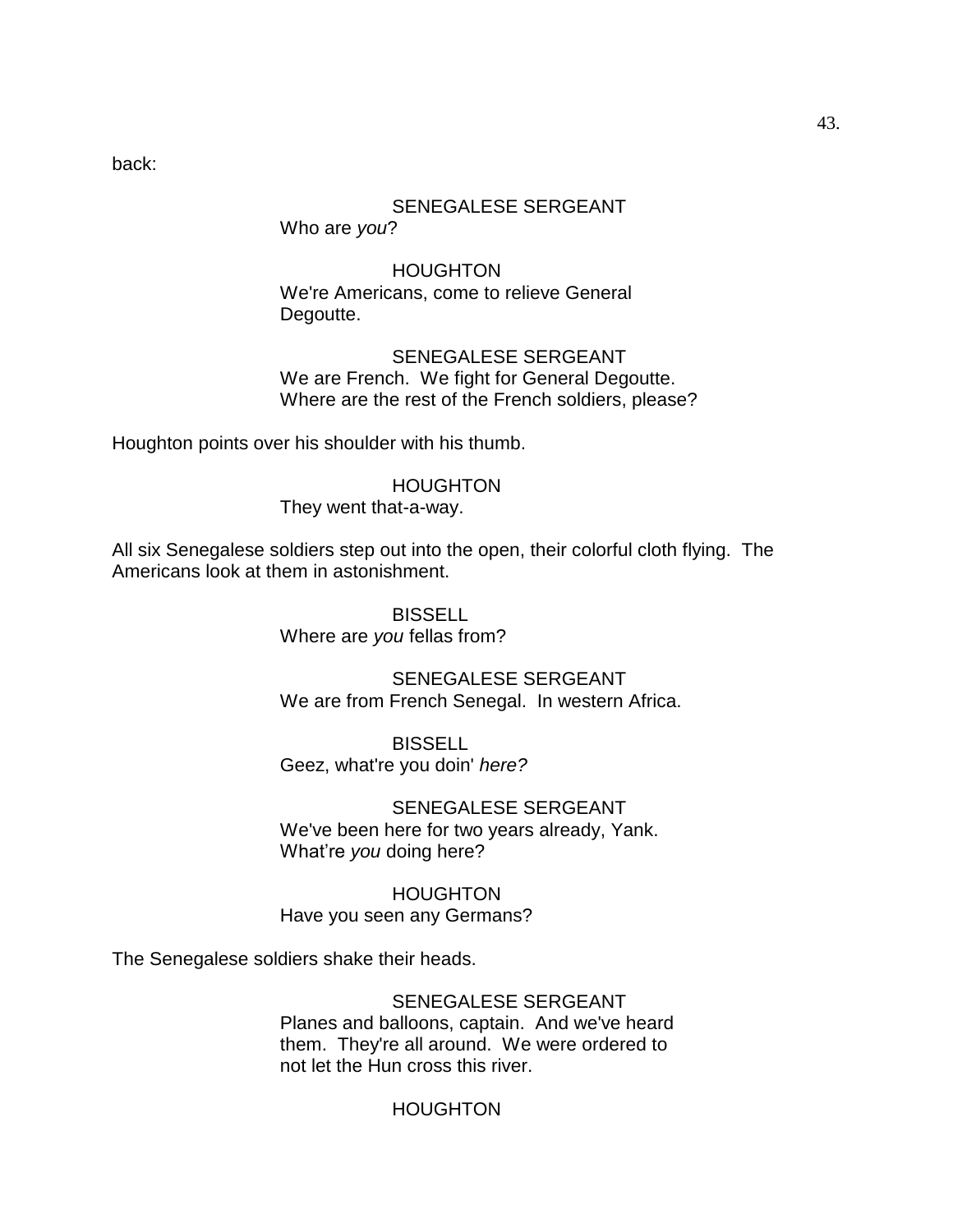back:

SENEGALESE SERGEANT
Who are *you*?

HOUGHTON
We're Americans, come to relieve General Degoutte.

SENEGALESE SERGEANT
We are French. We fight for General Degoutte. Where are the rest of the French soldiers, please?

Houghton points over his shoulder with his thumb.

HOUGHTON
They went that-a-way.

All six Senegalese soldiers step out into the open, their colorful cloth flying. The Americans look at them in astonishment.

BISSELL
Where are *you* fellas from?

SENEGALESE SERGEANT
We are from French Senegal. In western Africa.

BISSELL
Geez, what're you doin' *here?*

SENEGALESE SERGEANT
We've been here for two years already, Yank. What're *you* doing here?

HOUGHTON
Have you seen any Germans?

The Senegalese soldiers shake their heads.

SENEGALESE SERGEANT
Planes and balloons, captain. And we've heard them. They're all around. We were ordered to not let the Hun cross this river.

HOUGHTON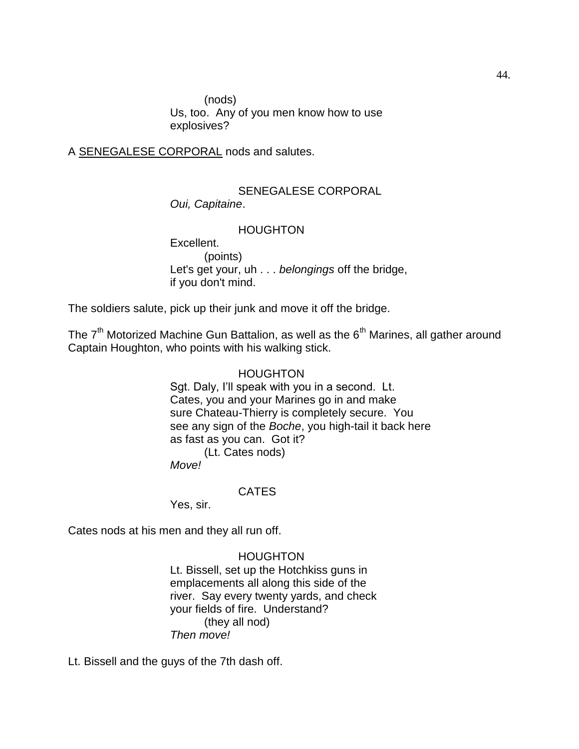(nods)
Us, too. Any of you men know how to use explosives?

A SENEGALESE CORPORAL nods and salutes.

SENEGALESE CORPORAL
*Oui, Capitaine*.

HOUGHTON
Excellent.
(points)
Let's get your, uh . . . *belongings* off the bridge, if you don't mind.

The soldiers salute, pick up their junk and move it off the bridge.

The 7th Motorized Machine Gun Battalion, as well as the 6th Marines, all gather around Captain Houghton, who points with his walking stick.

HOUGHTON
Sgt. Daly, I'll speak with you in a second. Lt. Cates, you and your Marines go in and make sure Chateau-Thierry is completely secure. You see any sign of the *Boche*, you high-tail it back here as fast as you can. Got it?
(Lt. Cates nods)
*Move!*

CATES
Yes, sir.

Cates nods at his men and they all run off.

HOUGHTON
Lt. Bissell, set up the Hotchkiss guns in emplacements all along this side of the river. Say every twenty yards, and check your fields of fire. Understand?
(they all nod)
*Then move!*

Lt. Bissell and the guys of the 7th dash off.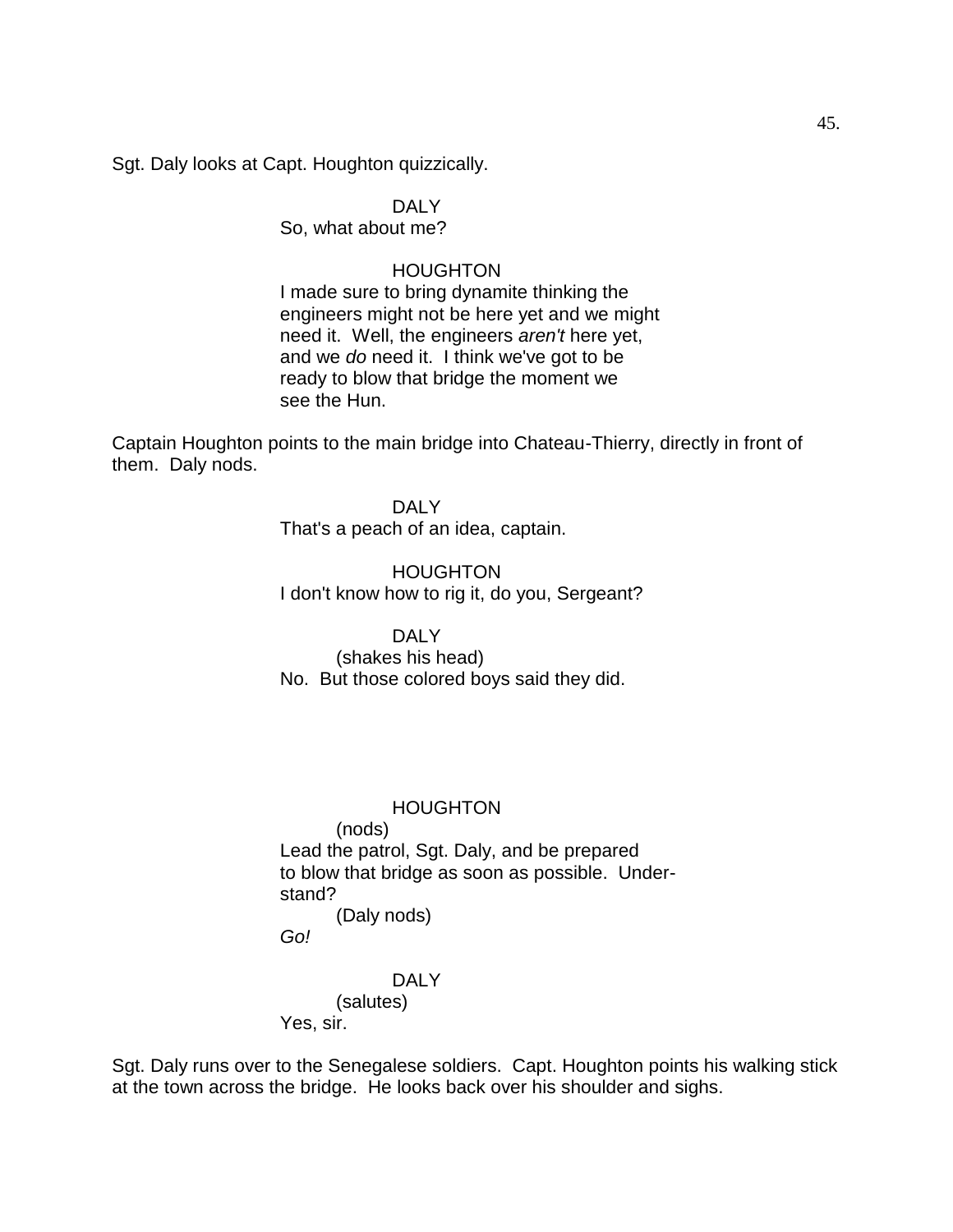Sgt. Daly looks at Capt. Houghton quizzically.

DALY
So, what about me?

HOUGHTON
I made sure to bring dynamite thinking the engineers might not be here yet and we might need it. Well, the engineers *aren't* here yet, and we *do* need it. I think we've got to be ready to blow that bridge the moment we see the Hun.

Captain Houghton points to the main bridge into Chateau-Thierry, directly in front of them. Daly nods.

DALY
That's a peach of an idea, captain.

HOUGHTON
I don't know how to rig it, do you, Sergeant?

DALY
(shakes his head)
No. But those colored boys said they did.

HOUGHTON
(nods)
Lead the patrol, Sgt. Daly, and be prepared to blow that bridge as soon as possible. Understand?
(Daly nods)
*Go!*

DALY
(salutes)
Yes, sir.

Sgt. Daly runs over to the Senegalese soldiers. Capt. Houghton points his walking stick at the town across the bridge. He looks back over his shoulder and sighs.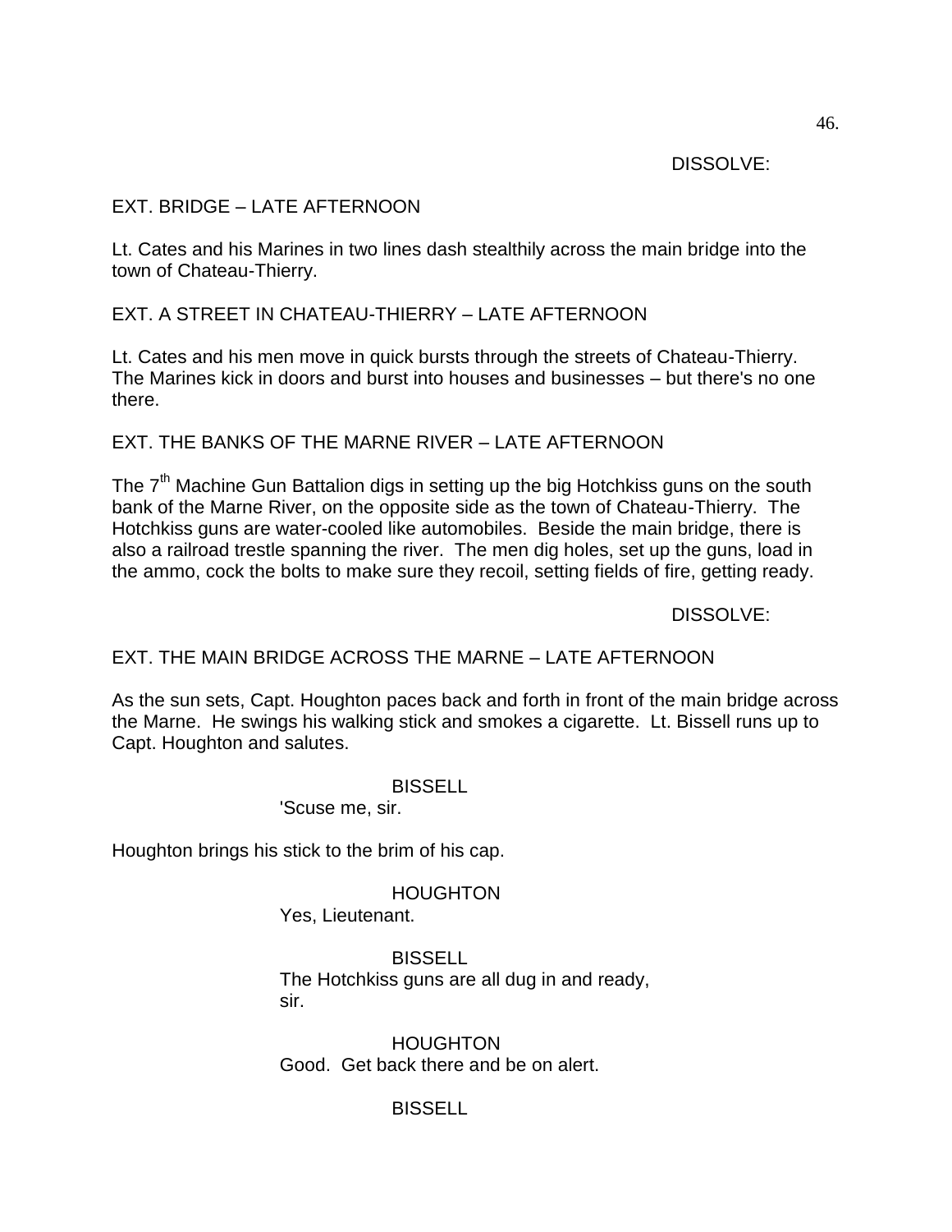DISSOLVE:

EXT. BRIDGE – LATE AFTERNOON

Lt. Cates and his Marines in two lines dash stealthily across the main bridge into the town of Chateau-Thierry.

EXT. A STREET IN CHATEAU-THIERRY – LATE AFTERNOON

Lt. Cates and his men move in quick bursts through the streets of Chateau-Thierry. The Marines kick in doors and burst into houses and businesses – but there's no one there.

EXT. THE BANKS OF THE MARNE RIVER – LATE AFTERNOON

The 7th Machine Gun Battalion digs in setting up the big Hotchkiss guns on the south bank of the Marne River, on the opposite side as the town of Chateau-Thierry. The Hotchkiss guns are water-cooled like automobiles. Beside the main bridge, there is also a railroad trestle spanning the river. The men dig holes, set up the guns, load in the ammo, cock the bolts to make sure they recoil, setting fields of fire, getting ready.

DISSOLVE:

EXT. THE MAIN BRIDGE ACROSS THE MARNE – LATE AFTERNOON

As the sun sets, Capt. Houghton paces back and forth in front of the main bridge across the Marne. He swings his walking stick and smokes a cigarette. Lt. Bissell runs up to Capt. Houghton and salutes.

BISSELL
'Scuse me, sir.

Houghton brings his stick to the brim of his cap.

HOUGHTON
Yes, Lieutenant.

BISSELL
The Hotchkiss guns are all dug in and ready, sir.

HOUGHTON
Good. Get back there and be on alert.

BISSELL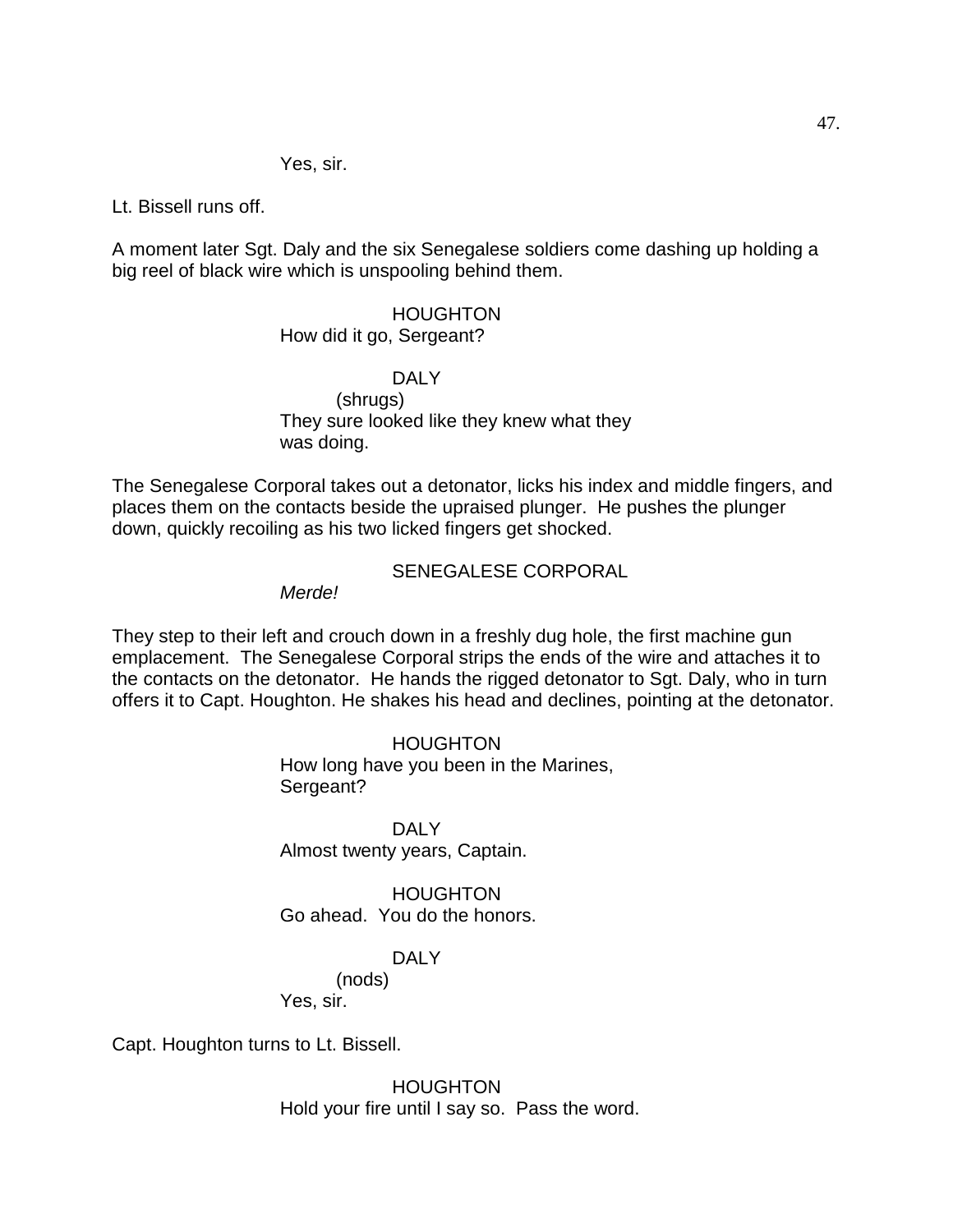Yes, sir.

Lt. Bissell runs off.

A moment later Sgt. Daly and the six Senegalese soldiers come dashing up holding a big reel of black wire which is unspooling behind them.

HOUGHTON
How did it go, Sergeant?

DALY
(shrugs)
They sure looked like they knew what they was doing.

The Senegalese Corporal takes out a detonator, licks his index and middle fingers, and places them on the contacts beside the upraised plunger. He pushes the plunger down, quickly recoiling as his two licked fingers get shocked.

SENEGALESE CORPORAL
*Merde!*

They step to their left and crouch down in a freshly dug hole, the first machine gun emplacement. The Senegalese Corporal strips the ends of the wire and attaches it to the contacts on the detonator. He hands the rigged detonator to Sgt. Daly, who in turn offers it to Capt. Houghton. He shakes his head and declines, pointing at the detonator.

HOUGHTON
How long have you been in the Marines, Sergeant?

DALY
Almost twenty years, Captain.

HOUGHTON
Go ahead. You do the honors.

DALY
(nods)
Yes, sir.

Capt. Houghton turns to Lt. Bissell.

HOUGHTON
Hold your fire until I say so. Pass the word.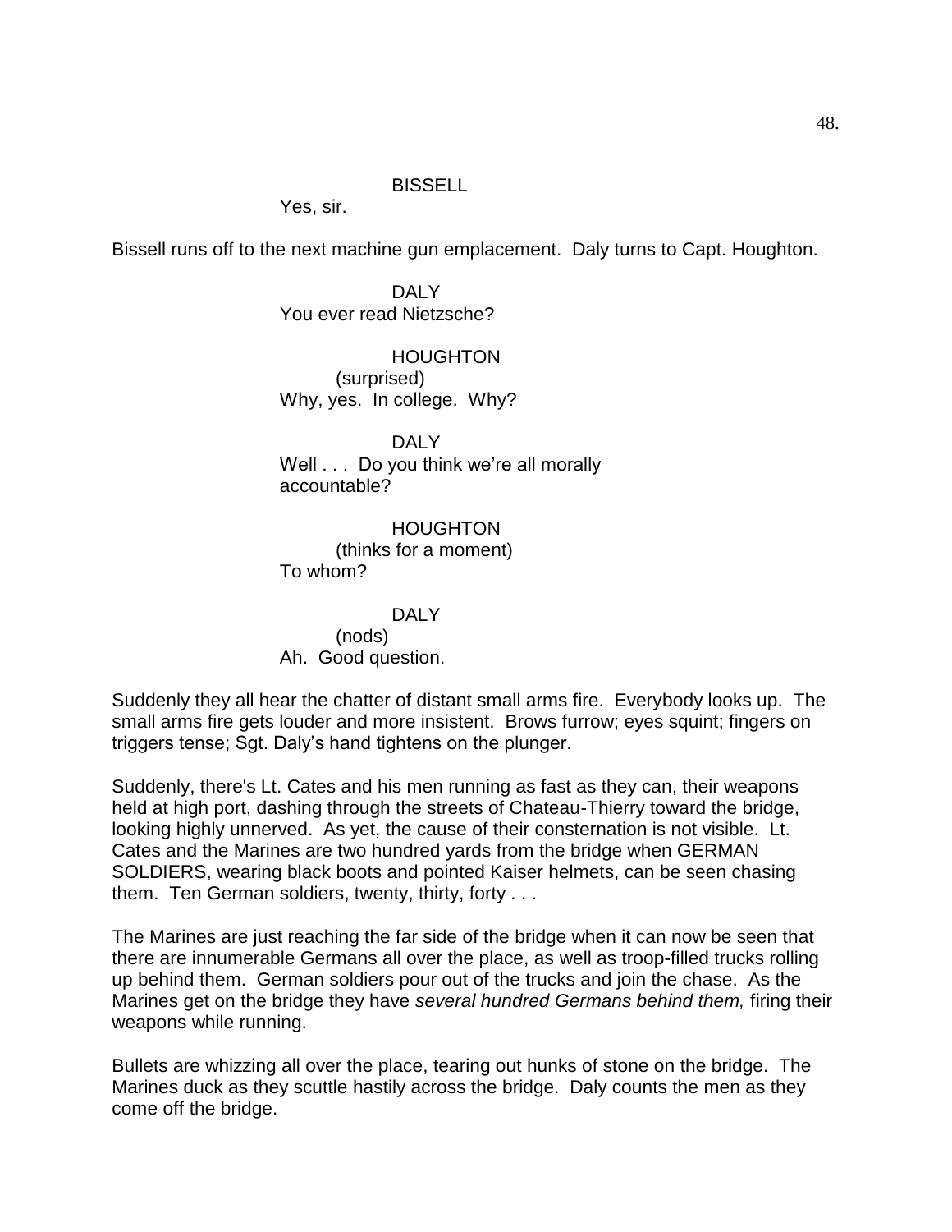BISSELL

Yes, sir.

Bissell runs off to the next machine gun emplacement. Daly turns to Capt. Houghton.

DALY

You ever read Nietzsche?

HOUGHTON

(surprised)

Why, yes. In college. Why?

DALY

Well . . . Do you think we're all morally accountable?

HOUGHTON

(thinks for a moment)

To whom?

DALY

(nods)

Ah. Good question.

Suddenly they all hear the chatter of distant small arms fire. Everybody looks up. The small arms fire gets louder and more insistent. Brows furrow; eyes squint; fingers on triggers tense; Sgt. Daly's hand tightens on the plunger.

Suddenly, there's Lt. Cates and his men running as fast as they can, their weapons held at high port, dashing through the streets of Chateau-Thierry toward the bridge, looking highly unnerved. As yet, the cause of their consternation is not visible. Lt. Cates and the Marines are two hundred yards from the bridge when GERMAN SOLDIERS, wearing black boots and pointed Kaiser helmets, can be seen chasing them. Ten German soldiers, twenty, thirty, forty . . .

The Marines are just reaching the far side of the bridge when it can now be seen that there are innumerable Germans all over the place, as well as troop-filled trucks rolling up behind them. German soldiers pour out of the trucks and join the chase. As the Marines get on the bridge they have *several hundred Germans behind them,* firing their weapons while running.

Bullets are whizzing all over the place, tearing out hunks of stone on the bridge. The Marines duck as they scuttle hastily across the bridge. Daly counts the men as they come off the bridge.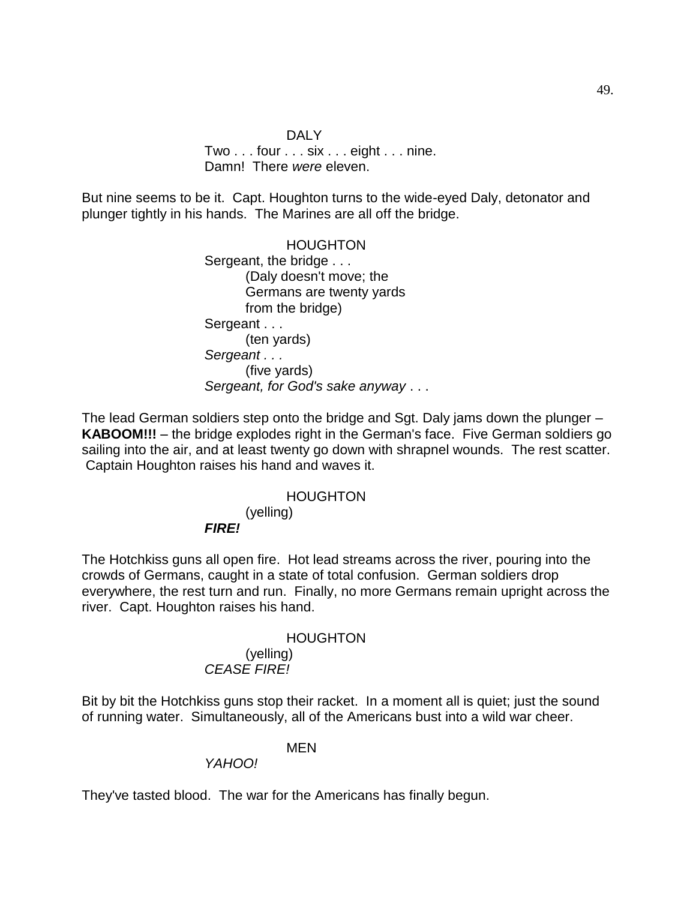DALY

Two . . . four . . . six . . . eight . . . nine.
Damn!  There *were* eleven.

But nine seems to be it.  Capt. Houghton turns to the wide-eyed Daly, detonator and plunger tightly in his hands.  The Marines are all off the bridge.

HOUGHTON

Sergeant, the bridge . . .
(Daly doesn't move; the Germans are twenty yards from the bridge)
Sergeant . . .
(ten yards)
*Sergeant . . .*
(five yards)
*Sergeant, for God's sake anyway* . . .

The lead German soldiers step onto the bridge and Sgt. Daly jams down the plunger – **KABOOM!!!** – the bridge explodes right in the German's face.  Five German soldiers go sailing into the air, and at least twenty go down with shrapnel wounds.  The rest scatter.  Captain Houghton raises his hand and waves it.

HOUGHTON

(yelling)
***FIRE!***

The Hotchkiss guns all open fire.  Hot lead streams across the river, pouring into the crowds of Germans, caught in a state of total confusion.  German soldiers drop everywhere, the rest turn and run.  Finally, no more Germans remain upright across the river.  Capt. Houghton raises his hand.

HOUGHTON

(yelling)
*CEASE FIRE!*

Bit by bit the Hotchkiss guns stop their racket.  In a moment all is quiet; just the sound of running water.  Simultaneously, all of the Americans bust into a wild war cheer.

MEN

*YAHOO!*

They've tasted blood.  The war for the Americans has finally begun.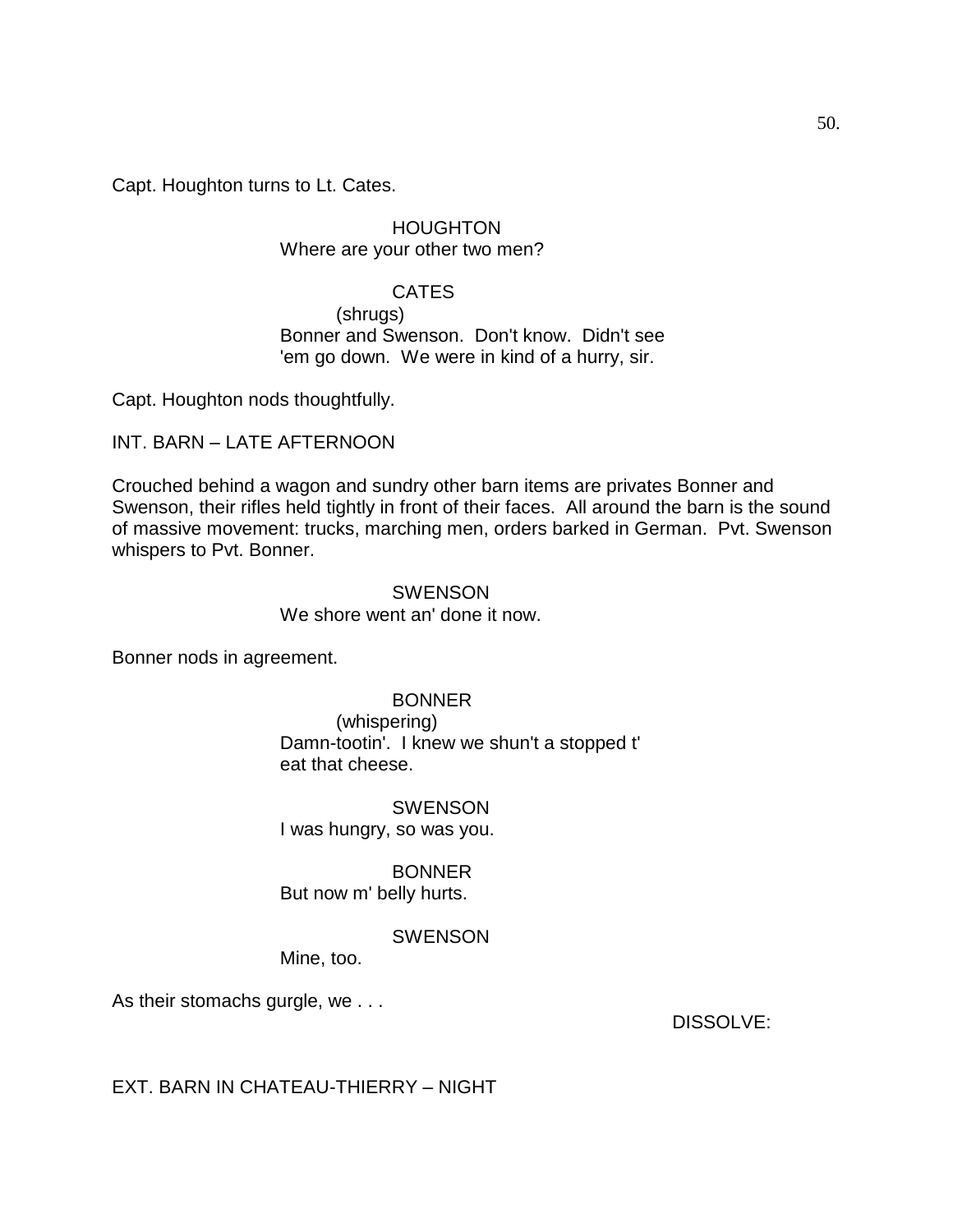Capt. Houghton turns to Lt. Cates.

HOUGHTON
Where are your other two men?

CATES
(shrugs)
Bonner and Swenson. Don't know. Didn't see 'em go down. We were in kind of a hurry, sir.

Capt. Houghton nods thoughtfully.

INT. BARN – LATE AFTERNOON

Crouched behind a wagon and sundry other barn items are privates Bonner and Swenson, their rifles held tightly in front of their faces. All around the barn is the sound of massive movement: trucks, marching men, orders barked in German. Pvt. Swenson whispers to Pvt. Bonner.

SWENSON
We shore went an' done it now.

Bonner nods in agreement.

BONNER
(whispering)
Damn-tootin'. I knew we shun't a stopped t' eat that cheese.

SWENSON
I was hungry, so was you.

BONNER
But now m' belly hurts.

SWENSON
Mine, too.

As their stomachs gurgle, we . . .

DISSOLVE:

EXT. BARN IN CHATEAU-THIERRY – NIGHT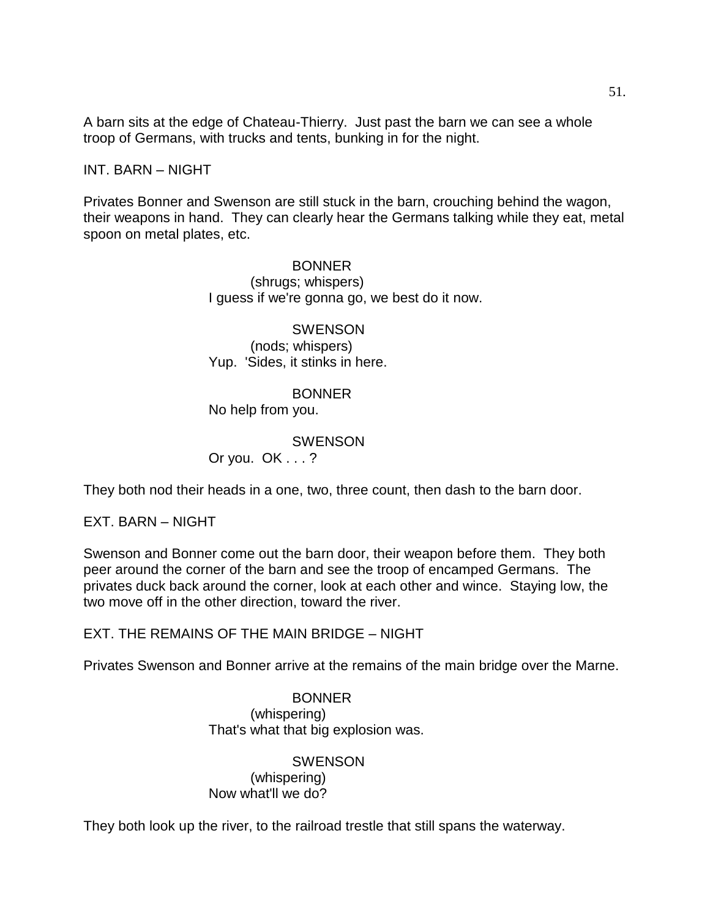A barn sits at the edge of Chateau-Thierry. Just past the barn we can see a whole troop of Germans, with trucks and tents, bunking in for the night.

INT. BARN – NIGHT

Privates Bonner and Swenson are still stuck in the barn, crouching behind the wagon, their weapons in hand. They can clearly hear the Germans talking while they eat, metal spoon on metal plates, etc.

BONNER
(shrugs; whispers)
I guess if we're gonna go, we best do it now.

SWENSON
(nods; whispers)
Yup. 'Sides, it stinks in here.

BONNER
No help from you.

SWENSON
Or you. OK . . . ?

They both nod their heads in a one, two, three count, then dash to the barn door.

EXT. BARN – NIGHT

Swenson and Bonner come out the barn door, their weapon before them. They both peer around the corner of the barn and see the troop of encamped Germans. The privates duck back around the corner, look at each other and wince. Staying low, the two move off in the other direction, toward the river.

EXT. THE REMAINS OF THE MAIN BRIDGE – NIGHT

Privates Swenson and Bonner arrive at the remains of the main bridge over the Marne.

BONNER
(whispering)
That's what that big explosion was.

SWENSON
(whispering)
Now what'll we do?

They both look up the river, to the railroad trestle that still spans the waterway.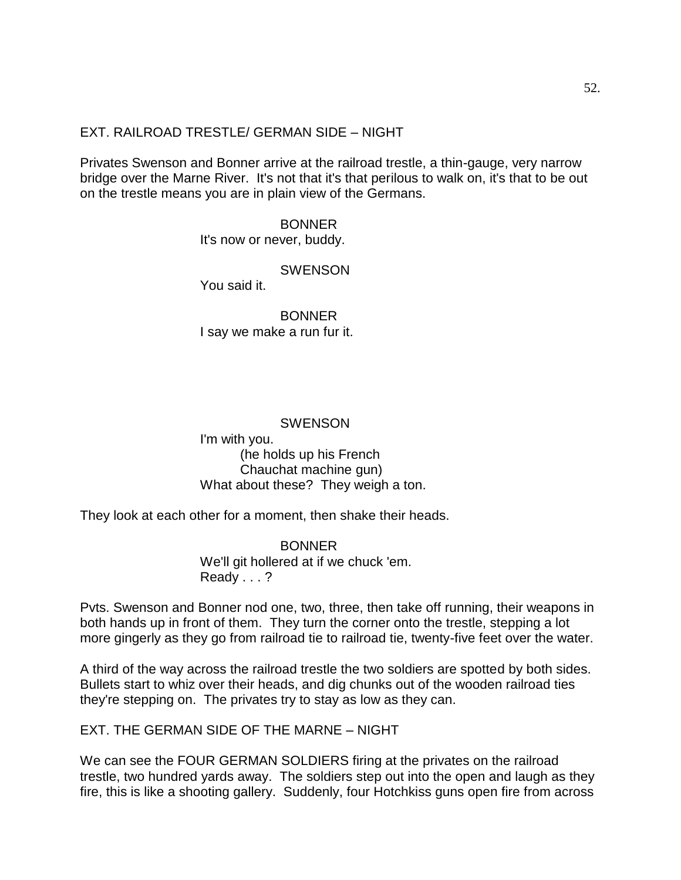EXT. RAILROAD TRESTLE/ GERMAN SIDE – NIGHT

Privates Swenson and Bonner arrive at the railroad trestle, a thin-gauge, very narrow bridge over the Marne River. It's not that it's that perilous to walk on, it's that to be out on the trestle means you are in plain view of the Germans.

BONNER
It's now or never, buddy.

SWENSON
You said it.

BONNER
I say we make a run fur it.

SWENSON
I'm with you.
(he holds up his French Chauchat machine gun)
What about these? They weigh a ton.

They look at each other for a moment, then shake their heads.

BONNER
We'll git hollered at if we chuck 'em.
Ready . . . ?

Pvts. Swenson and Bonner nod one, two, three, then take off running, their weapons in both hands up in front of them. They turn the corner onto the trestle, stepping a lot more gingerly as they go from railroad tie to railroad tie, twenty-five feet over the water.

A third of the way across the railroad trestle the two soldiers are spotted by both sides. Bullets start to whiz over their heads, and dig chunks out of the wooden railroad ties they're stepping on. The privates try to stay as low as they can.

EXT. THE GERMAN SIDE OF THE MARNE – NIGHT

We can see the FOUR GERMAN SOLDIERS firing at the privates on the railroad trestle, two hundred yards away. The soldiers step out into the open and laugh as they fire, this is like a shooting gallery. Suddenly, four Hotchkiss guns open fire from across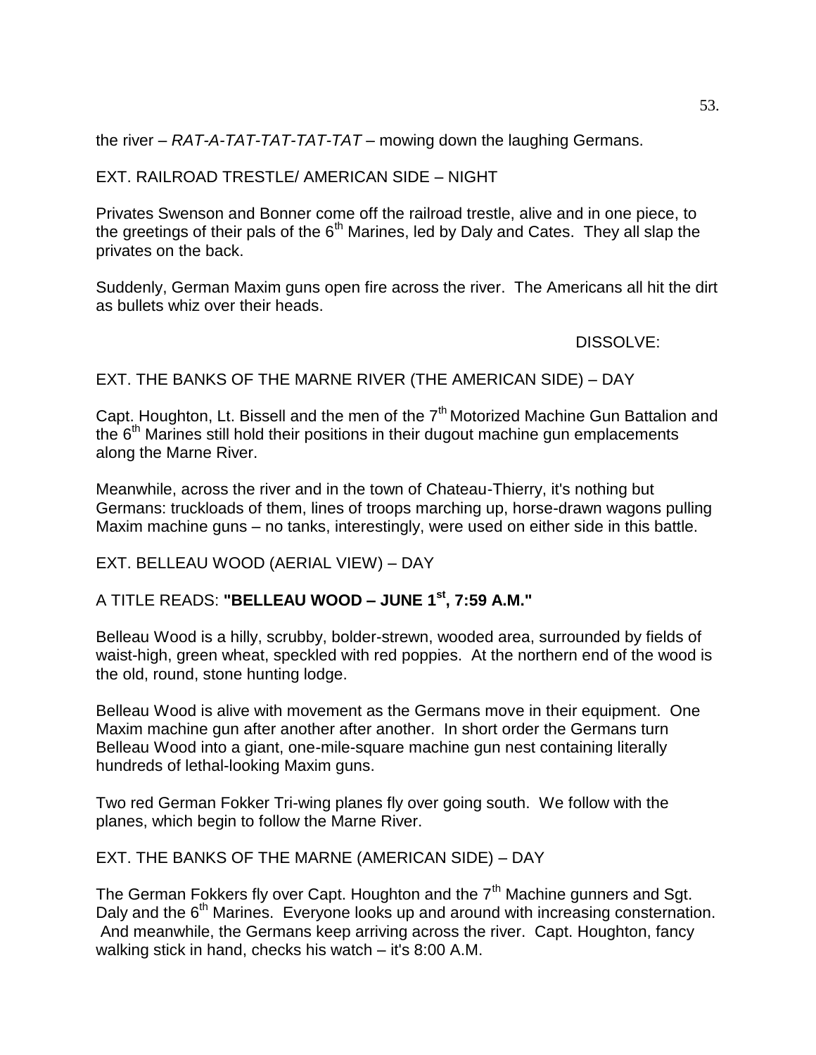the river – *RAT-A-TAT-TAT-TAT-TAT* – mowing down the laughing Germans.

EXT. RAILROAD TRESTLE/ AMERICAN SIDE – NIGHT

Privates Swenson and Bonner come off the railroad trestle, alive and in one piece, to the greetings of their pals of the 6th Marines, led by Daly and Cates. They all slap the privates on the back.

Suddenly, German Maxim guns open fire across the river. The Americans all hit the dirt as bullets whiz over their heads.

DISSOLVE:

EXT. THE BANKS OF THE MARNE RIVER (THE AMERICAN SIDE) – DAY

Capt. Houghton, Lt. Bissell and the men of the 7th Motorized Machine Gun Battalion and the 6th Marines still hold their positions in their dugout machine gun emplacements along the Marne River.

Meanwhile, across the river and in the town of Chateau-Thierry, it's nothing but Germans: truckloads of them, lines of troops marching up, horse-drawn wagons pulling Maxim machine guns – no tanks, interestingly, were used on either side in this battle.

EXT. BELLEAU WOOD (AERIAL VIEW) – DAY

A TITLE READS: **"BELLEAU WOOD – JUNE 1st, 7:59 A.M."**

Belleau Wood is a hilly, scrubby, bolder-strewn, wooded area, surrounded by fields of waist-high, green wheat, speckled with red poppies. At the northern end of the wood is the old, round, stone hunting lodge.

Belleau Wood is alive with movement as the Germans move in their equipment. One Maxim machine gun after another after another. In short order the Germans turn Belleau Wood into a giant, one-mile-square machine gun nest containing literally hundreds of lethal-looking Maxim guns.

Two red German Fokker Tri-wing planes fly over going south. We follow with the planes, which begin to follow the Marne River.

EXT. THE BANKS OF THE MARNE (AMERICAN SIDE) – DAY

The German Fokkers fly over Capt. Houghton and the 7th Machine gunners and Sgt. Daly and the 6th Marines. Everyone looks up and around with increasing consternation. And meanwhile, the Germans keep arriving across the river. Capt. Houghton, fancy walking stick in hand, checks his watch – it's 8:00 A.M.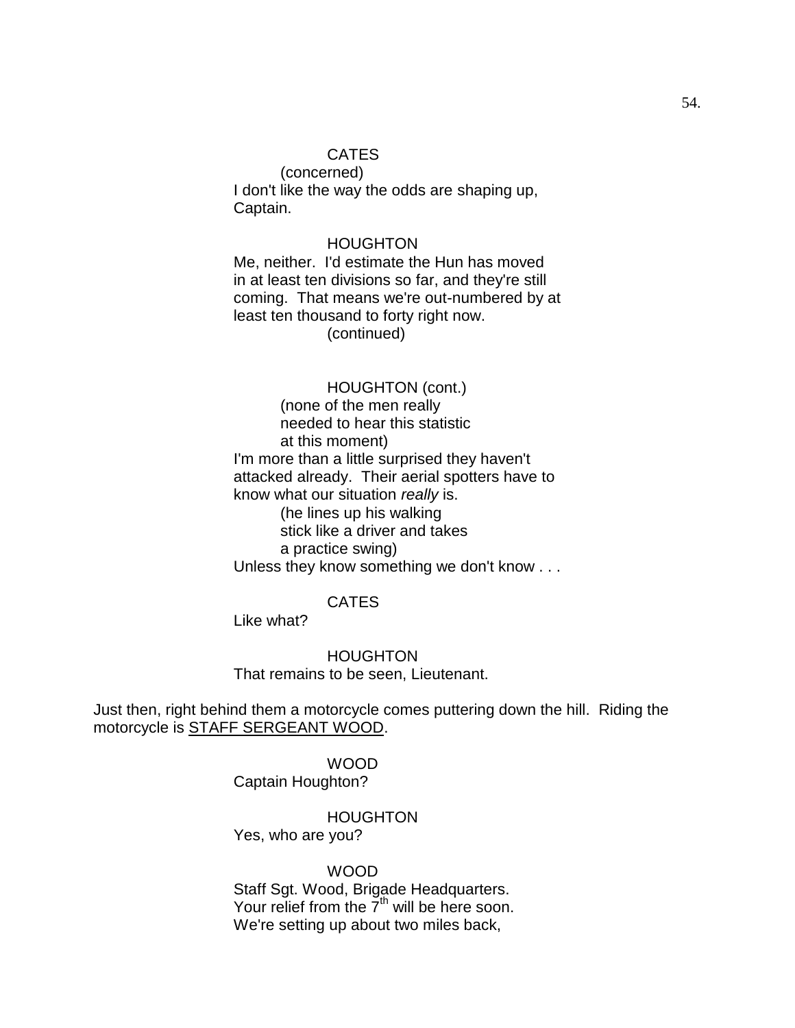CATES

(concerned)

I don't like the way the odds are shaping up, Captain.

HOUGHTON

Me, neither. I'd estimate the Hun has moved in at least ten divisions so far, and they're still coming. That means we're out-numbered by at least ten thousand to forty right now.

(continued)

HOUGHTON (cont.)

(none of the men really needed to hear this statistic at this moment)

I'm more than a little surprised they haven't attacked already. Their aerial spotters have to know what our situation *really* is.

(he lines up his walking stick like a driver and takes a practice swing)

Unless they know something we don't know . . .

CATES

Like what?

HOUGHTON

That remains to be seen, Lieutenant.

Just then, right behind them a motorcycle comes puttering down the hill. Riding the motorcycle is STAFF SERGEANT WOOD.

WOOD

Captain Houghton?

HOUGHTON

Yes, who are you?

WOOD

Staff Sgt. Wood, Brigade Headquarters. Your relief from the 7th will be here soon. We're setting up about two miles back,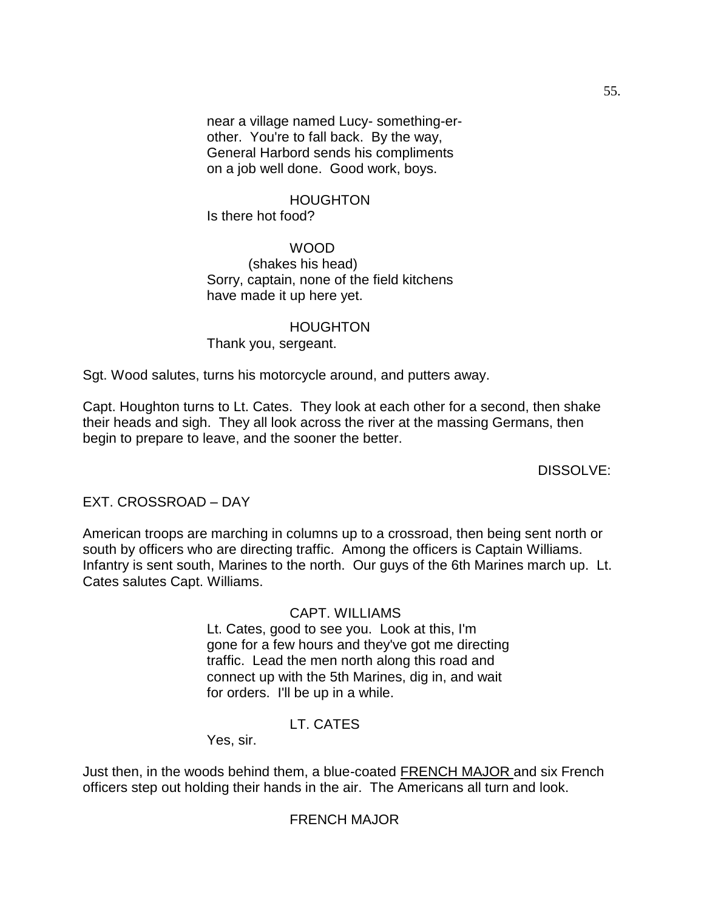near a village named Lucy- something-er-other. You're to fall back. By the way, General Harbord sends his compliments on a job well done. Good work, boys.

HOUGHTON
Is there hot food?

WOOD
(shakes his head)
Sorry, captain, none of the field kitchens have made it up here yet.

HOUGHTON
Thank you, sergeant.

Sgt. Wood salutes, turns his motorcycle around, and putters away.

Capt. Houghton turns to Lt. Cates. They look at each other for a second, then shake their heads and sigh. They all look across the river at the massing Germans, then begin to prepare to leave, and the sooner the better.

DISSOLVE:

EXT. CROSSROAD – DAY

American troops are marching in columns up to a crossroad, then being sent north or south by officers who are directing traffic. Among the officers is Captain Williams. Infantry is sent south, Marines to the north. Our guys of the 6th Marines march up. Lt. Cates salutes Capt. Williams.

CAPT. WILLIAMS
Lt. Cates, good to see you. Look at this, I'm gone for a few hours and they've got me directing traffic. Lead the men north along this road and connect up with the 5th Marines, dig in, and wait for orders. I'll be up in a while.

LT. CATES
Yes, sir.

Just then, in the woods behind them, a blue-coated FRENCH MAJOR and six French officers step out holding their hands in the air. The Americans all turn and look.

FRENCH MAJOR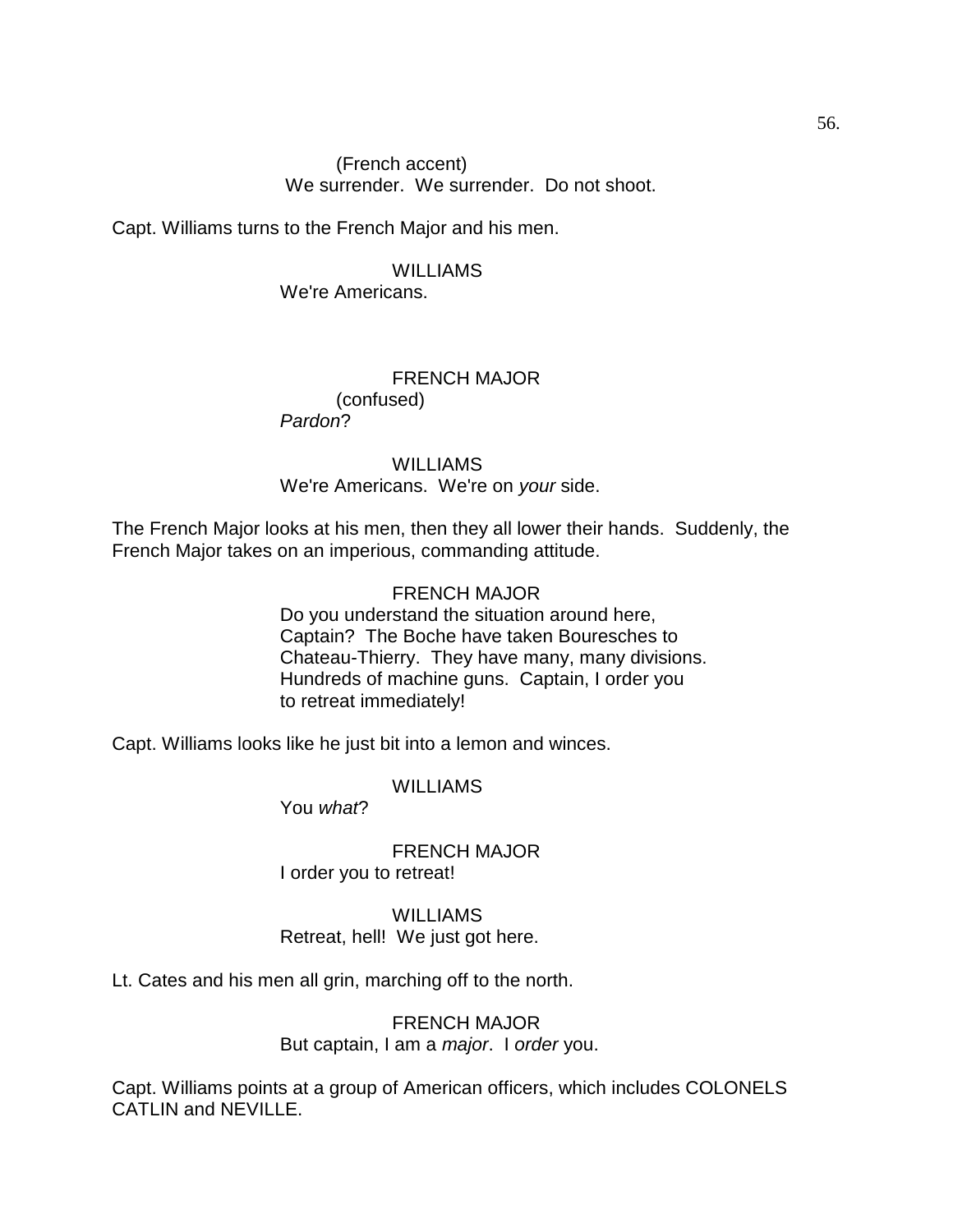(French accent)
We surrender. We surrender. Do not shoot.

Capt. Williams turns to the French Major and his men.

WILLIAMS
We're Americans.

FRENCH MAJOR
(confused)
*Pardon*?

WILLIAMS
We're Americans. We're on *your* side.

The French Major looks at his men, then they all lower their hands. Suddenly, the French Major takes on an imperious, commanding attitude.

FRENCH MAJOR
Do you understand the situation around here, Captain? The Boche have taken Bouresches to Chateau-Thierry. They have many, many divisions. Hundreds of machine guns. Captain, I order you to retreat immediately!

Capt. Williams looks like he just bit into a lemon and winces.

WILLIAMS
You *what*?

FRENCH MAJOR
I order you to retreat!

WILLIAMS
Retreat, hell! We just got here.

Lt. Cates and his men all grin, marching off to the north.

FRENCH MAJOR
But captain, I am a *major*. I *order* you.

Capt. Williams points at a group of American officers, which includes COLONELS CATLIN and NEVILLE.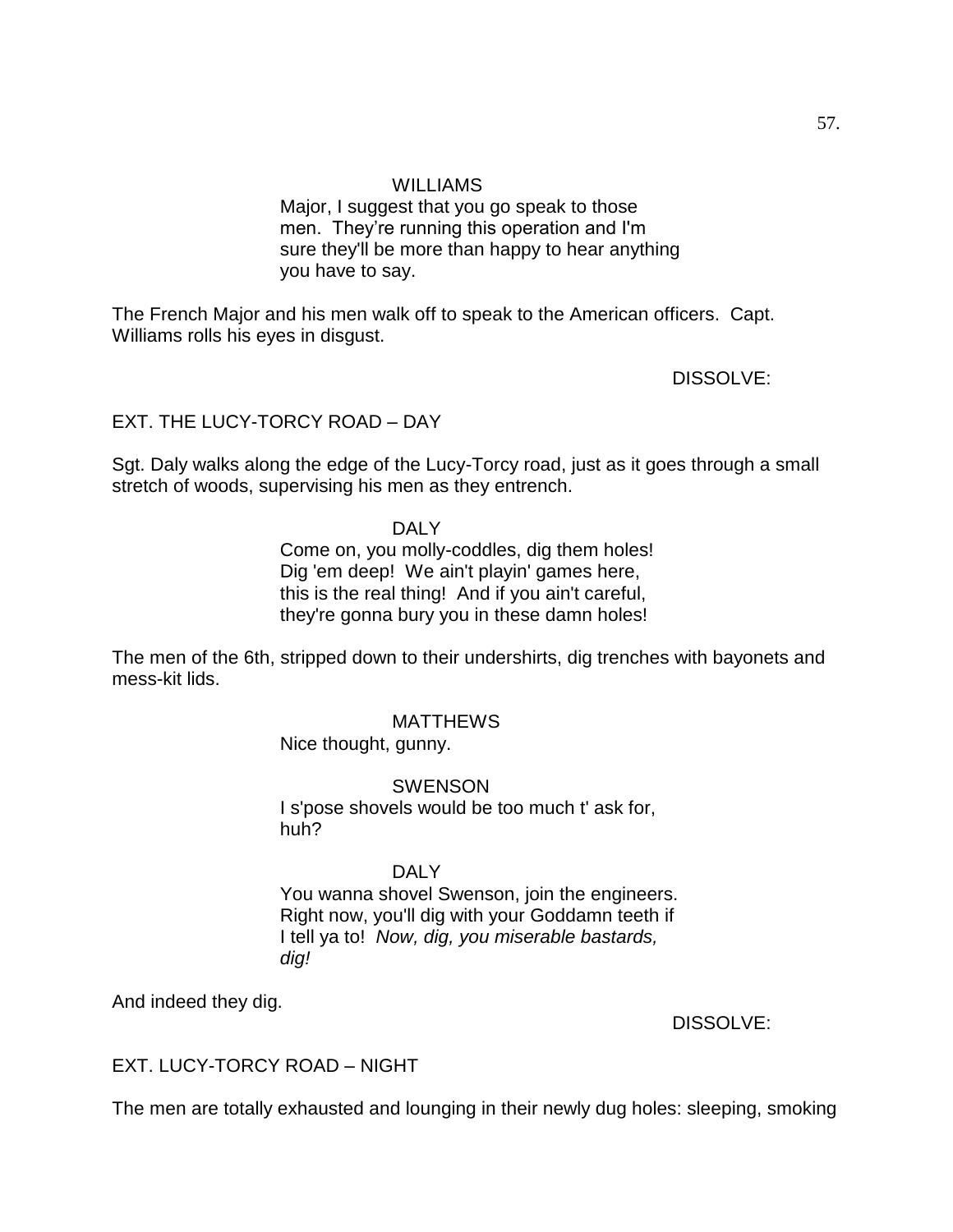WILLIAMS

Major, I suggest that you go speak to those men. They're running this operation and I'm sure they'll be more than happy to hear anything you have to say.

The French Major and his men walk off to speak to the American officers. Capt. Williams rolls his eyes in disgust.

DISSOLVE:

EXT. THE LUCY-TORCY ROAD – DAY

Sgt. Daly walks along the edge of the Lucy-Torcy road, just as it goes through a small stretch of woods, supervising his men as they entrench.

DALY

Come on, you molly-coddles, dig them holes! Dig 'em deep! We ain't playin' games here, this is the real thing! And if you ain't careful, they're gonna bury you in these damn holes!

The men of the 6th, stripped down to their undershirts, dig trenches with bayonets and mess-kit lids.

MATTHEWS

Nice thought, gunny.

SWENSON

I s'pose shovels would be too much t' ask for, huh?

DALY

You wanna shovel Swenson, join the engineers. Right now, you'll dig with your Goddamn teeth if I tell ya to! *Now, dig, you miserable bastards, dig!*

And indeed they dig.

DISSOLVE:

EXT. LUCY-TORCY ROAD – NIGHT

The men are totally exhausted and lounging in their newly dug holes: sleeping, smoking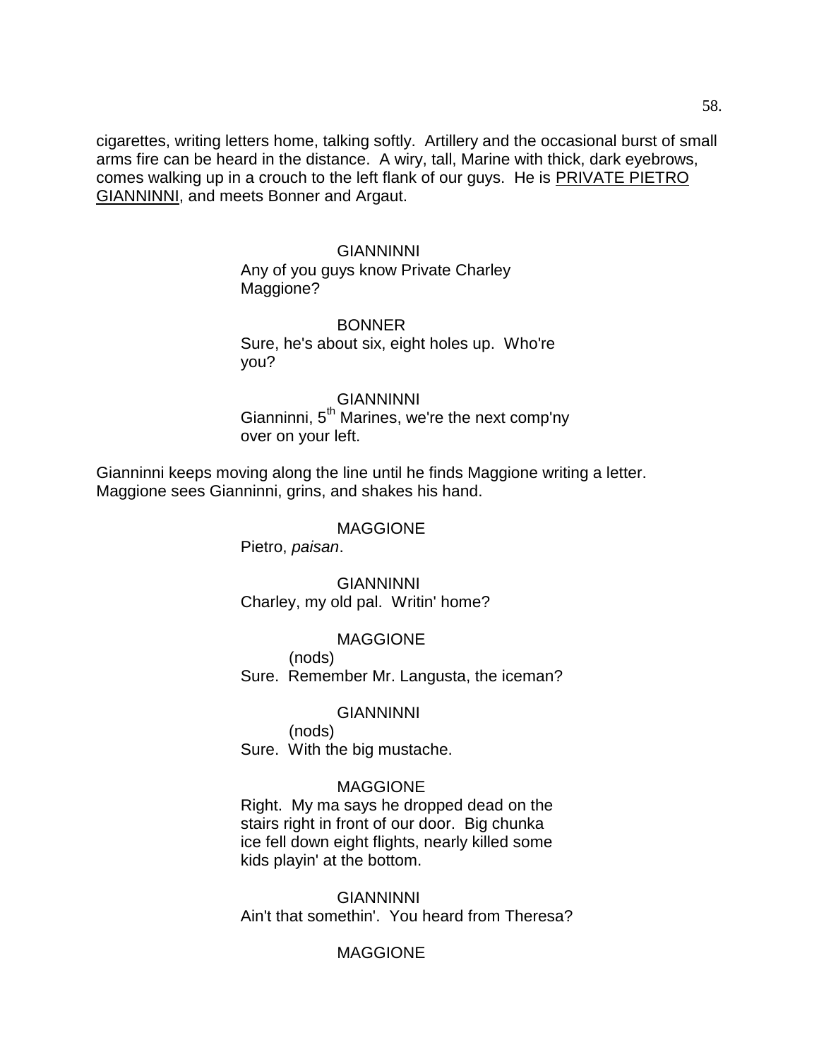cigarettes, writing letters home, talking softly. Artillery and the occasional burst of small arms fire can be heard in the distance. A wiry, tall, Marine with thick, dark eyebrows, comes walking up in a crouch to the left flank of our guys. He is <u>PRIVATE PIETRO GIANNINNI</u>, and meets Bonner and Argaut.

GIANNINNI
Any of you guys know Private Charley Maggione?

BONNER
Sure, he's about six, eight holes up. Who're you?

GIANNINNI
Gianninni, 5th Marines, we're the next comp'ny over on your left.

Gianninni keeps moving along the line until he finds Maggione writing a letter. Maggione sees Gianninni, grins, and shakes his hand.

MAGGIONE
Pietro, *paisan*.

GIANNINNI
Charley, my old pal. Writin' home?

MAGGIONE
(nods)
Sure. Remember Mr. Langusta, the iceman?

GIANNINNI
(nods)
Sure. With the big mustache.

MAGGIONE
Right. My ma says he dropped dead on the stairs right in front of our door. Big chunka ice fell down eight flights, nearly killed some kids playin' at the bottom.

GIANNINNI
Ain't that somethin'. You heard from Theresa?

MAGGIONE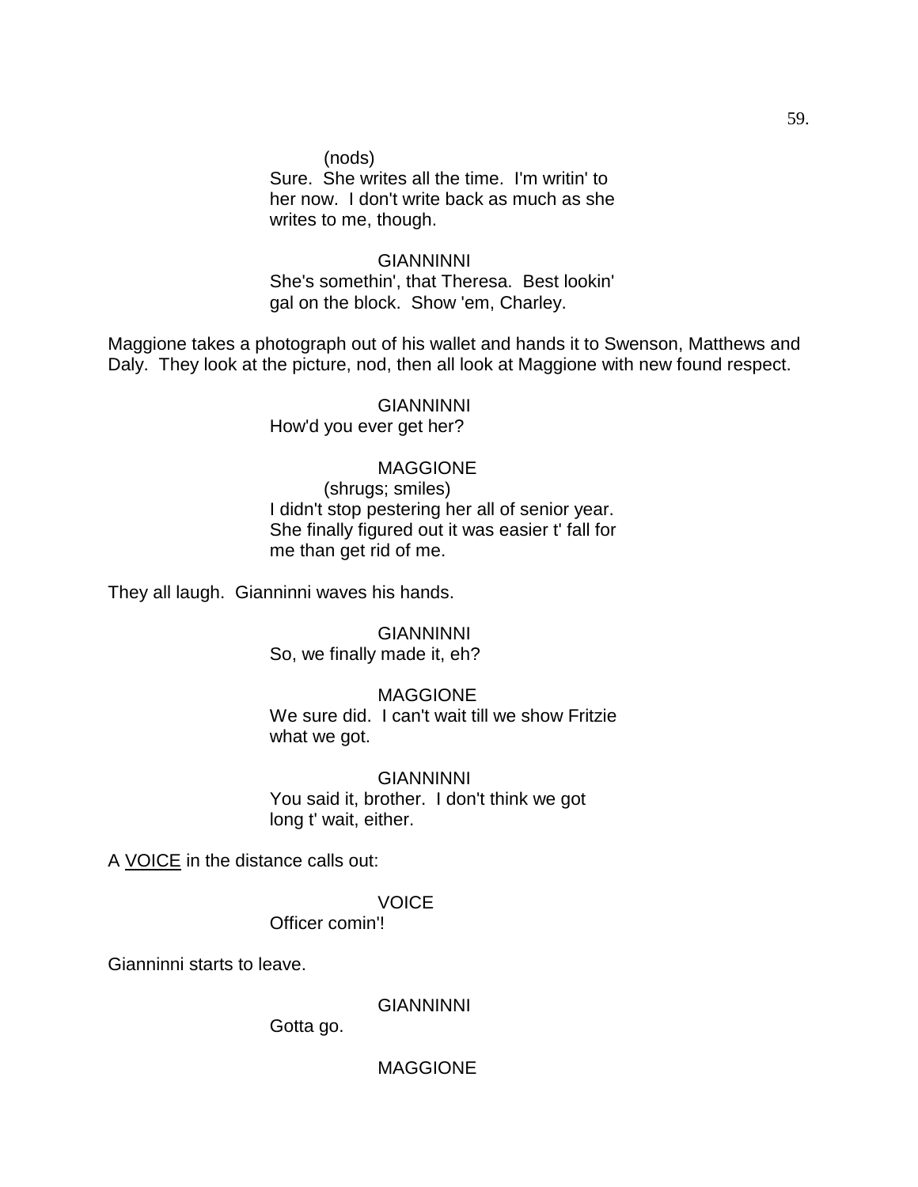(nods)
Sure. She writes all the time. I'm writin' to her now. I don't write back as much as she writes to me, though.

GIANNINNI
She's somethin', that Theresa. Best lookin' gal on the block. Show 'em, Charley.

Maggione takes a photograph out of his wallet and hands it to Swenson, Matthews and Daly. They look at the picture, nod, then all look at Maggione with new found respect.

GIANNINNI
How'd you ever get her?

MAGGIONE
(shrugs; smiles)
I didn't stop pestering her all of senior year. She finally figured out it was easier t' fall for me than get rid of me.

They all laugh. Gianninni waves his hands.

GIANNINNI
So, we finally made it, eh?

MAGGIONE
We sure did. I can't wait till we show Fritzie what we got.

GIANNINNI
You said it, brother. I don't think we got long t' wait, either.

A <u>VOICE</u> in the distance calls out:

VOICE
Officer comin'!

Gianninni starts to leave.

GIANNINNI
Gotta go.

MAGGIONE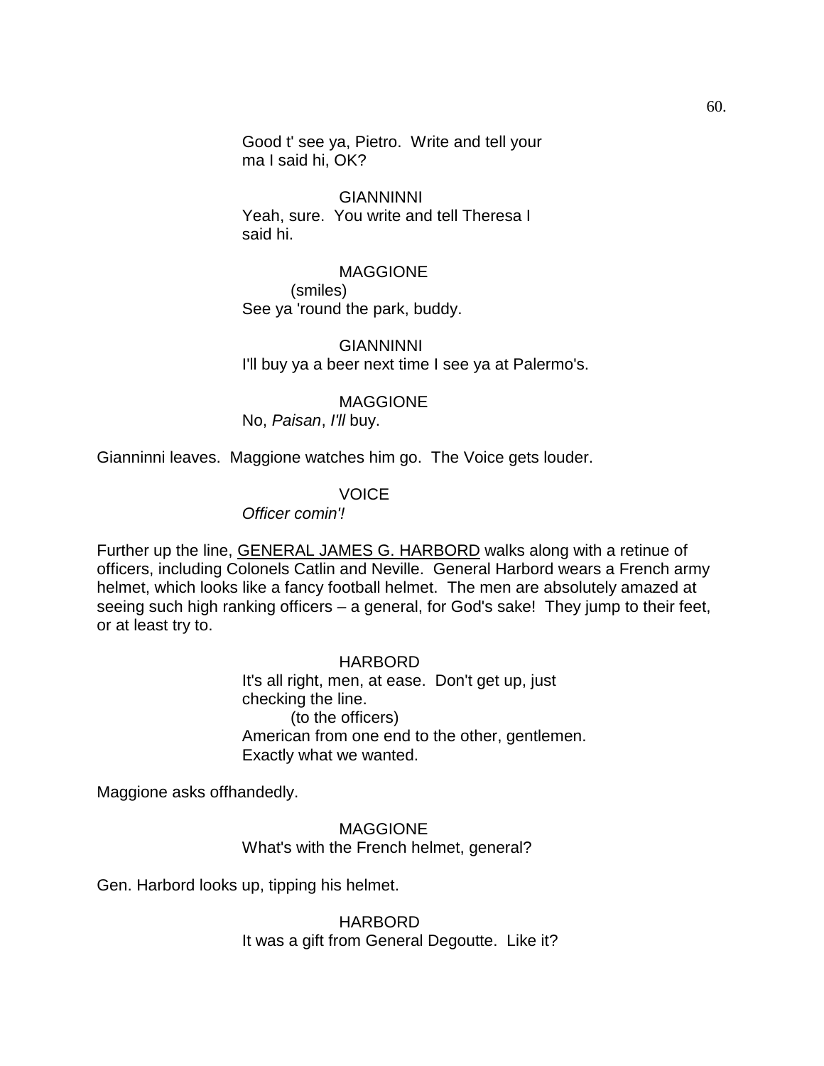Good t' see ya, Pietro. Write and tell your ma I said hi, OK?

GIANNINNI

Yeah, sure. You write and tell Theresa I said hi.

MAGGIONE

(smiles)

See ya 'round the park, buddy.

GIANNINNI

I'll buy ya a beer next time I see ya at Palermo's.

MAGGIONE

No, *Paisan*, *I'll* buy.

Gianninni leaves. Maggione watches him go. The Voice gets louder.

VOICE

*Officer comin'!*

Further up the line, <u>GENERAL JAMES G. HARBORD</u> walks along with a retinue of officers, including Colonels Catlin and Neville. General Harbord wears a French army helmet, which looks like a fancy football helmet. The men are absolutely amazed at seeing such high ranking officers – a general, for God's sake! They jump to their feet, or at least try to.

HARBORD

It's all right, men, at ease. Don't get up, just checking the line.

(to the officers)

American from one end to the other, gentlemen. Exactly what we wanted.

Maggione asks offhandedly.

MAGGIONE

What's with the French helmet, general?

Gen. Harbord looks up, tipping his helmet.

HARBORD

It was a gift from General Degoutte. Like it?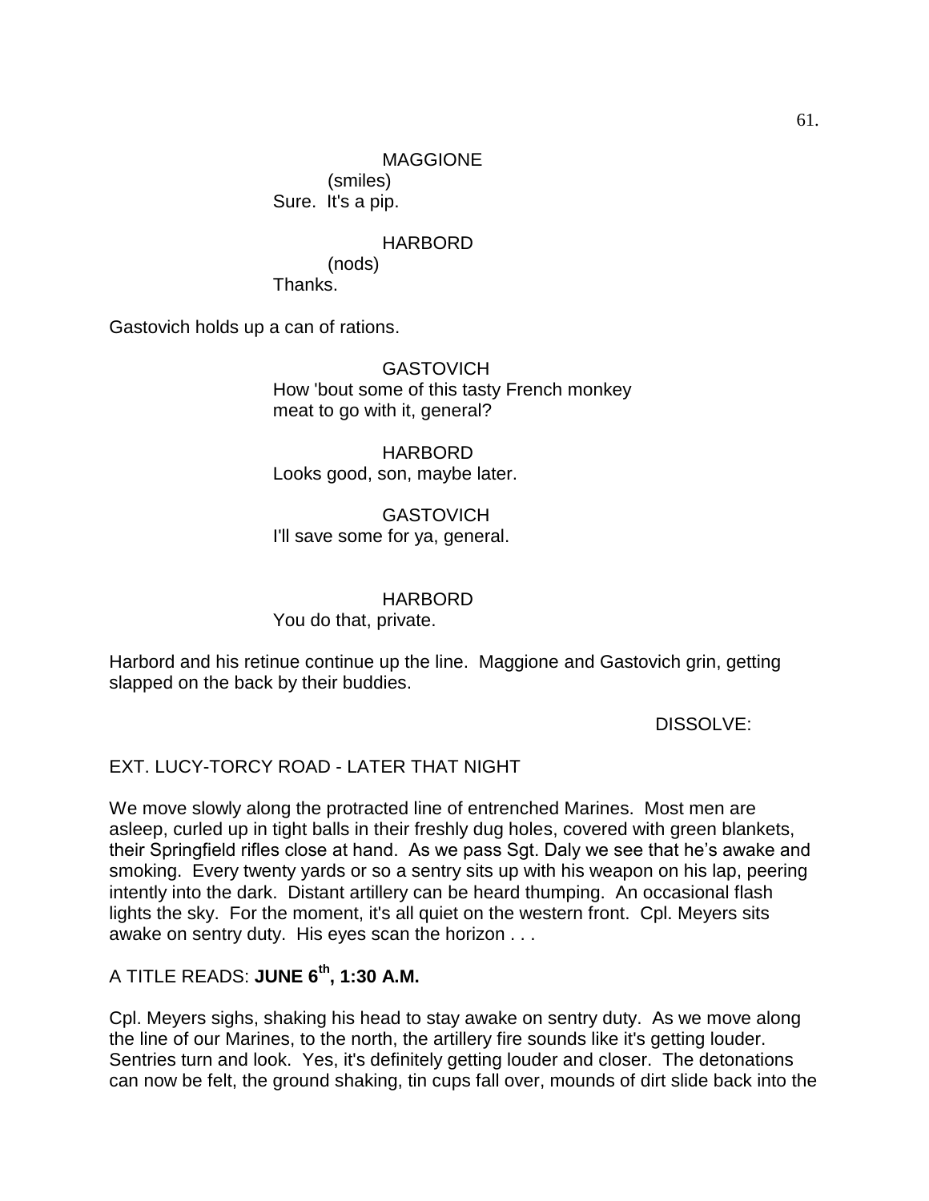MAGGIONE
(smiles)
Sure. It's a pip.

HARBORD
(nods)
Thanks.

Gastovich holds up a can of rations.

GASTOVICH
How 'bout some of this tasty French monkey meat to go with it, general?

HARBORD
Looks good, son, maybe later.

GASTOVICH
I'll save some for ya, general.

HARBORD
You do that, private.

Harbord and his retinue continue up the line. Maggione and Gastovich grin, getting slapped on the back by their buddies.

DISSOLVE:

EXT. LUCY-TORCY ROAD - LATER THAT NIGHT

We move slowly along the protracted line of entrenched Marines. Most men are asleep, curled up in tight balls in their freshly dug holes, covered with green blankets, their Springfield rifles close at hand. As we pass Sgt. Daly we see that he's awake and smoking. Every twenty yards or so a sentry sits up with his weapon on his lap, peering intently into the dark. Distant artillery can be heard thumping. An occasional flash lights the sky. For the moment, it's all quiet on the western front. Cpl. Meyers sits awake on sentry duty. His eyes scan the horizon . . .

A TITLE READS: **JUNE 6th, 1:30 A.M.**

Cpl. Meyers sighs, shaking his head to stay awake on sentry duty. As we move along the line of our Marines, to the north, the artillery fire sounds like it's getting louder. Sentries turn and look. Yes, it's definitely getting louder and closer. The detonations can now be felt, the ground shaking, tin cups fall over, mounds of dirt slide back into the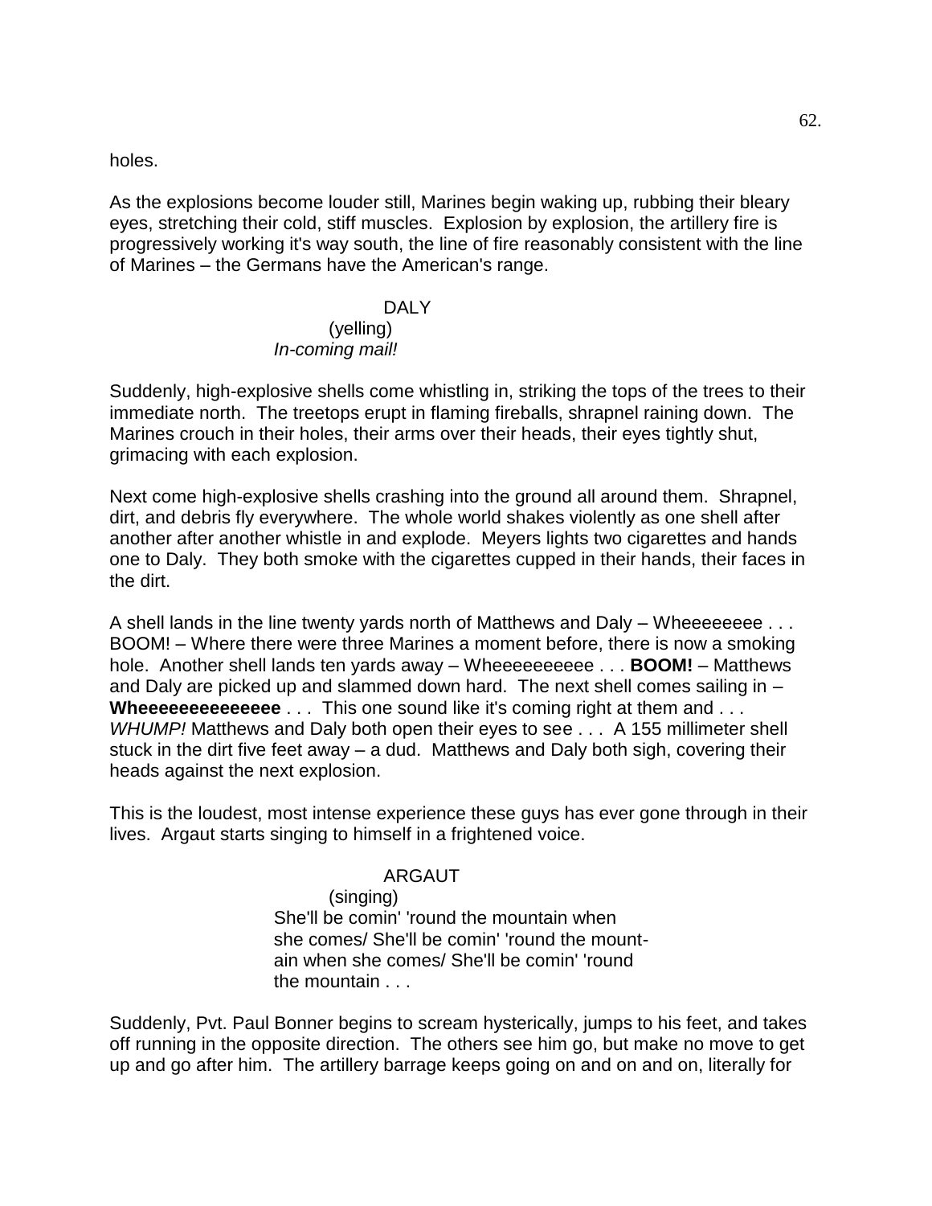holes.

As the explosions become louder still, Marines begin waking up, rubbing their bleary eyes, stretching their cold, stiff muscles. Explosion by explosion, the artillery fire is progressively working it's way south, the line of fire reasonably consistent with the line of Marines – the Germans have the American's range.

DALY
(yelling)
*In-coming mail!*

Suddenly, high-explosive shells come whistling in, striking the tops of the trees to their immediate north. The treetops erupt in flaming fireballs, shrapnel raining down. The Marines crouch in their holes, their arms over their heads, their eyes tightly shut, grimacing with each explosion.

Next come high-explosive shells crashing into the ground all around them. Shrapnel, dirt, and debris fly everywhere. The whole world shakes violently as one shell after another after another whistle in and explode. Meyers lights two cigarettes and hands one to Daly. They both smoke with the cigarettes cupped in their hands, their faces in the dirt.

A shell lands in the line twenty yards north of Matthews and Daly – Wheeeeeeee . . . BOOM! – Where there were three Marines a moment before, there is now a smoking hole. Another shell lands ten yards away – Wheeeeeeeeee . . . **BOOM!** – Matthews and Daly are picked up and slammed down hard. The next shell comes sailing in – **Wheeeeeeeeeeeeee** . . . This one sound like it's coming right at them and . . . *WHUMP!* Matthews and Daly both open their eyes to see . . . A 155 millimeter shell stuck in the dirt five feet away – a dud. Matthews and Daly both sigh, covering their heads against the next explosion.

This is the loudest, most intense experience these guys has ever gone through in their lives. Argaut starts singing to himself in a frightened voice.

ARGAUT
(singing)
She'll be comin' 'round the mountain when she comes/ She'll be comin' 'round the mount-ain when she comes/ She'll be comin' 'round the mountain . . .

Suddenly, Pvt. Paul Bonner begins to scream hysterically, jumps to his feet, and takes off running in the opposite direction. The others see him go, but make no move to get up and go after him. The artillery barrage keeps going on and on and on, literally for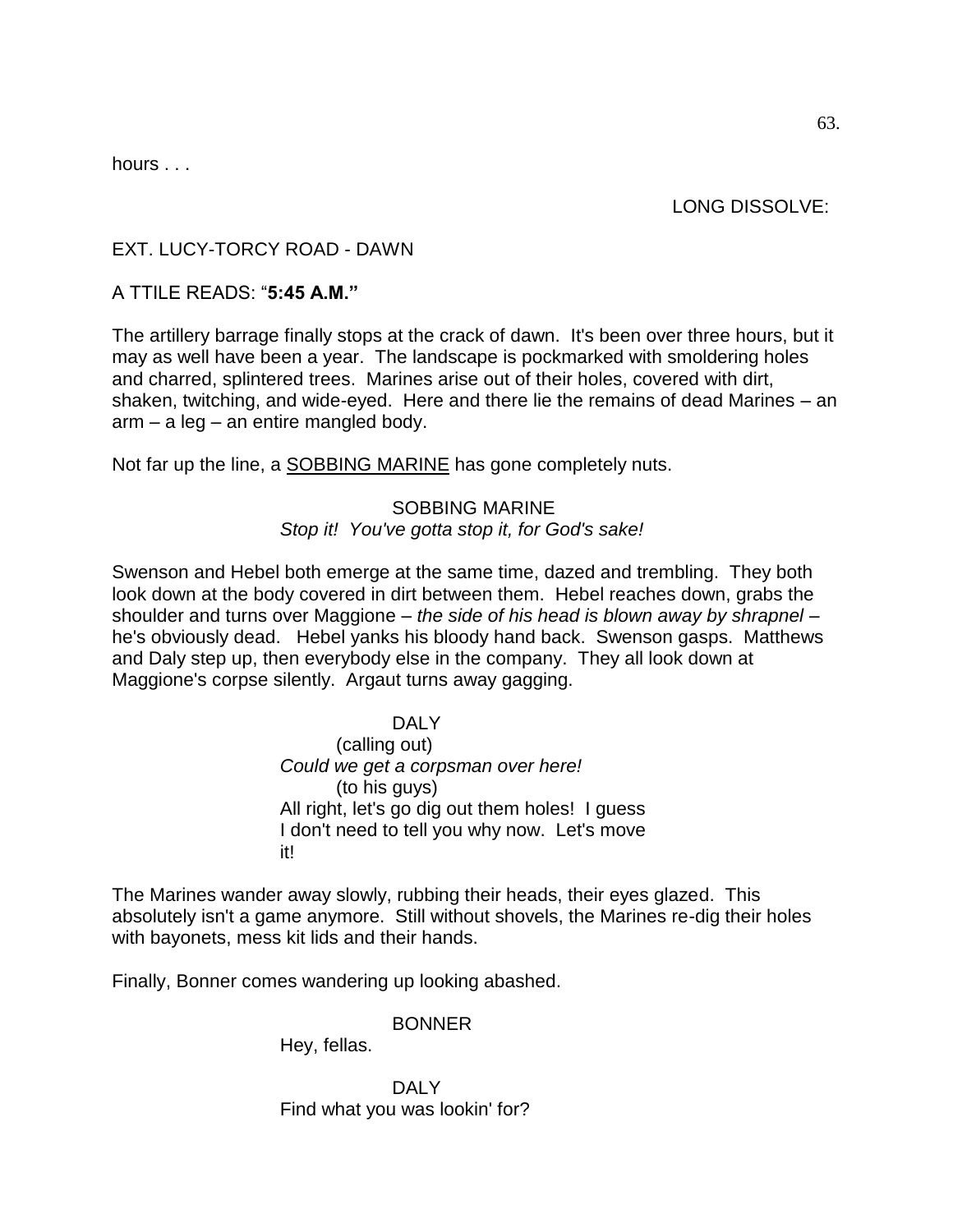hours . . .

LONG DISSOLVE:

EXT. LUCY-TORCY ROAD - DAWN

A TTILE READS: "**5:45 A.M."**

The artillery barrage finally stops at the crack of dawn. It's been over three hours, but it may as well have been a year. The landscape is pockmarked with smoldering holes and charred, splintered trees. Marines arise out of their holes, covered with dirt, shaken, twitching, and wide-eyed. Here and there lie the remains of dead Marines – an arm – a leg – an entire mangled body.

Not far up the line, a SOBBING MARINE has gone completely nuts.

SOBBING MARINE
*Stop it! You've gotta stop it, for God's sake!*

Swenson and Hebel both emerge at the same time, dazed and trembling. They both look down at the body covered in dirt between them. Hebel reaches down, grabs the shoulder and turns over Maggione – *the side of his head is blown away by shrapnel* – he's obviously dead. Hebel yanks his bloody hand back. Swenson gasps. Matthews and Daly step up, then everybody else in the company. They all look down at Maggione's corpse silently. Argaut turns away gagging.

DALY
(calling out)
*Could we get a corpsman over here!*
(to his guys)
All right, let's go dig out them holes! I guess I don't need to tell you why now. Let's move it!

The Marines wander away slowly, rubbing their heads, their eyes glazed. This absolutely isn't a game anymore. Still without shovels, the Marines re-dig their holes with bayonets, mess kit lids and their hands.

Finally, Bonner comes wandering up looking abashed.

BONNER
Hey, fellas.

DALY
Find what you was lookin' for?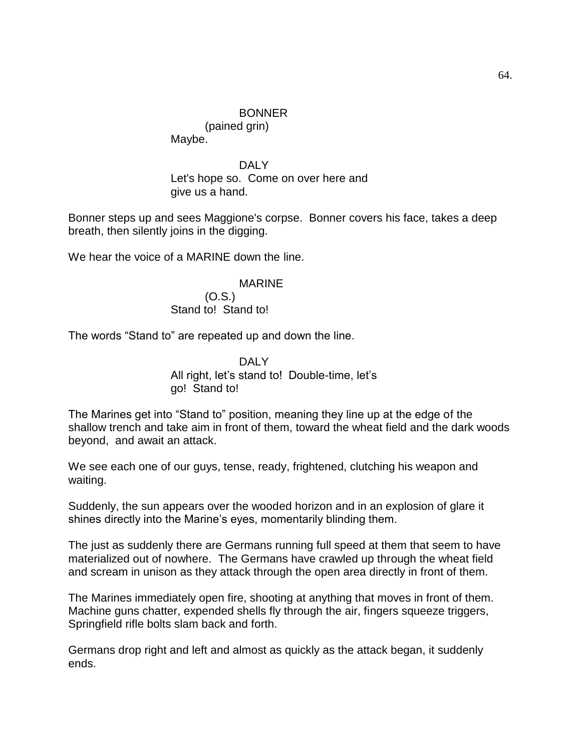BONNER
(pained grin)
Maybe.

DALY
Let's hope so. Come on over here and give us a hand.

Bonner steps up and sees Maggione's corpse. Bonner covers his face, takes a deep breath, then silently joins in the digging.

We hear the voice of a MARINE down the line.

MARINE
(O.S.)
Stand to! Stand to!

The words "Stand to" are repeated up and down the line.

DALY
All right, let's stand to! Double-time, let's go! Stand to!

The Marines get into "Stand to" position, meaning they line up at the edge of the shallow trench and take aim in front of them, toward the wheat field and the dark woods beyond, and await an attack.

We see each one of our guys, tense, ready, frightened, clutching his weapon and waiting.

Suddenly, the sun appears over the wooded horizon and in an explosion of glare it shines directly into the Marine's eyes, momentarily blinding them.

The just as suddenly there are Germans running full speed at them that seem to have materialized out of nowhere. The Germans have crawled up through the wheat field and scream in unison as they attack through the open area directly in front of them.

The Marines immediately open fire, shooting at anything that moves in front of them. Machine guns chatter, expended shells fly through the air, fingers squeeze triggers, Springfield rifle bolts slam back and forth.

Germans drop right and left and almost as quickly as the attack began, it suddenly ends.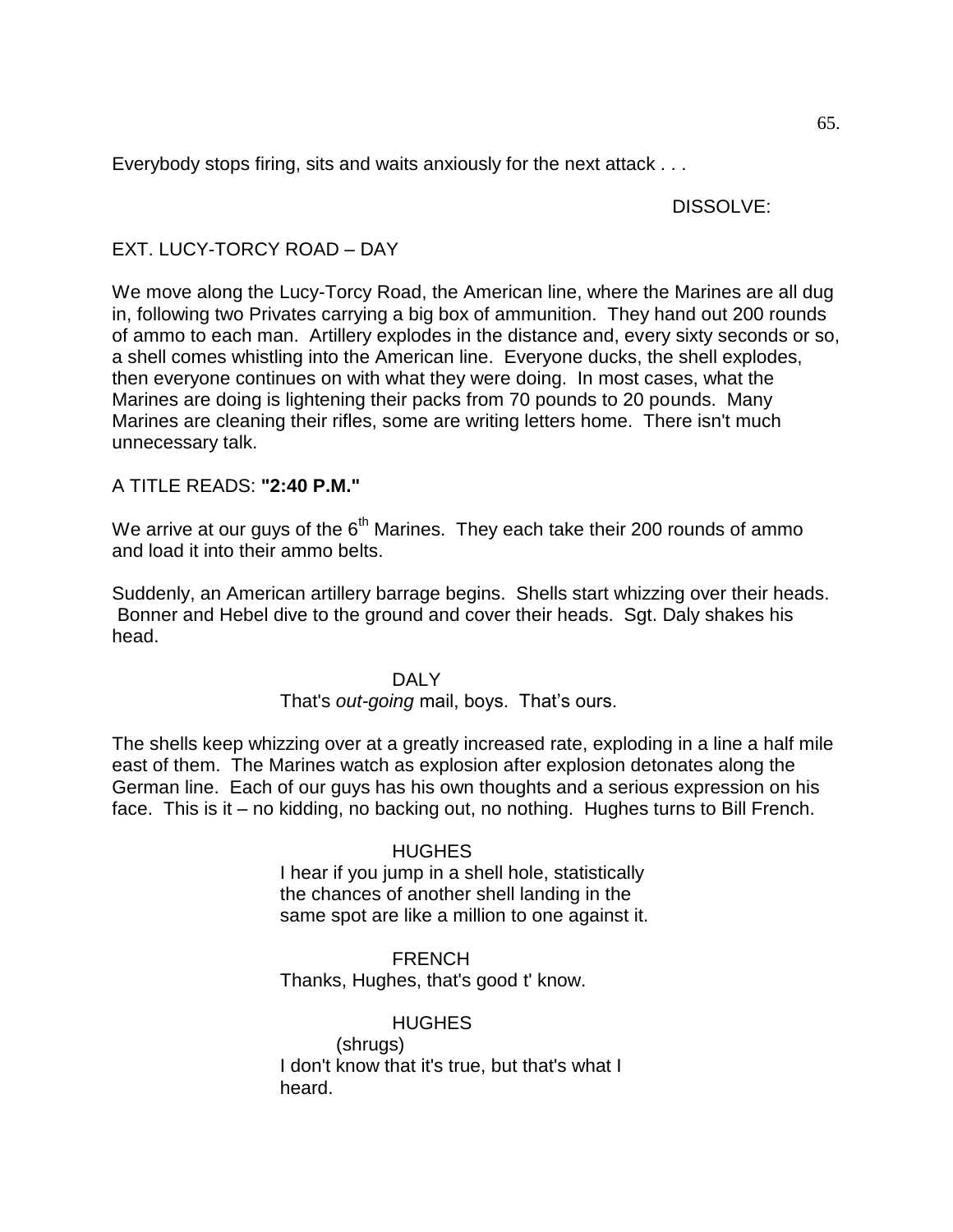Everybody stops firing, sits and waits anxiously for the next attack . . .

DISSOLVE:

EXT. LUCY-TORCY ROAD – DAY

We move along the Lucy-Torcy Road, the American line, where the Marines are all dug in, following two Privates carrying a big box of ammunition. They hand out 200 rounds of ammo to each man. Artillery explodes in the distance and, every sixty seconds or so, a shell comes whistling into the American line. Everyone ducks, the shell explodes, then everyone continues on with what they were doing. In most cases, what the Marines are doing is lightening their packs from 70 pounds to 20 pounds. Many Marines are cleaning their rifles, some are writing letters home. There isn't much unnecessary talk.

A TITLE READS: **"2:40 P.M."**

We arrive at our guys of the 6th Marines. They each take their 200 rounds of ammo and load it into their ammo belts.

Suddenly, an American artillery barrage begins. Shells start whizzing over their heads. Bonner and Hebel dive to the ground and cover their heads. Sgt. Daly shakes his head.

DALY

That's *out-going* mail, boys. That's ours.

The shells keep whizzing over at a greatly increased rate, exploding in a line a half mile east of them. The Marines watch as explosion after explosion detonates along the German line. Each of our guys has his own thoughts and a serious expression on his face. This is it – no kidding, no backing out, no nothing. Hughes turns to Bill French.

HUGHES

I hear if you jump in a shell hole, statistically the chances of another shell landing in the same spot are like a million to one against it.

FRENCH

Thanks, Hughes, that's good t' know.

HUGHES

(shrugs)

I don't know that it's true, but that's what I heard.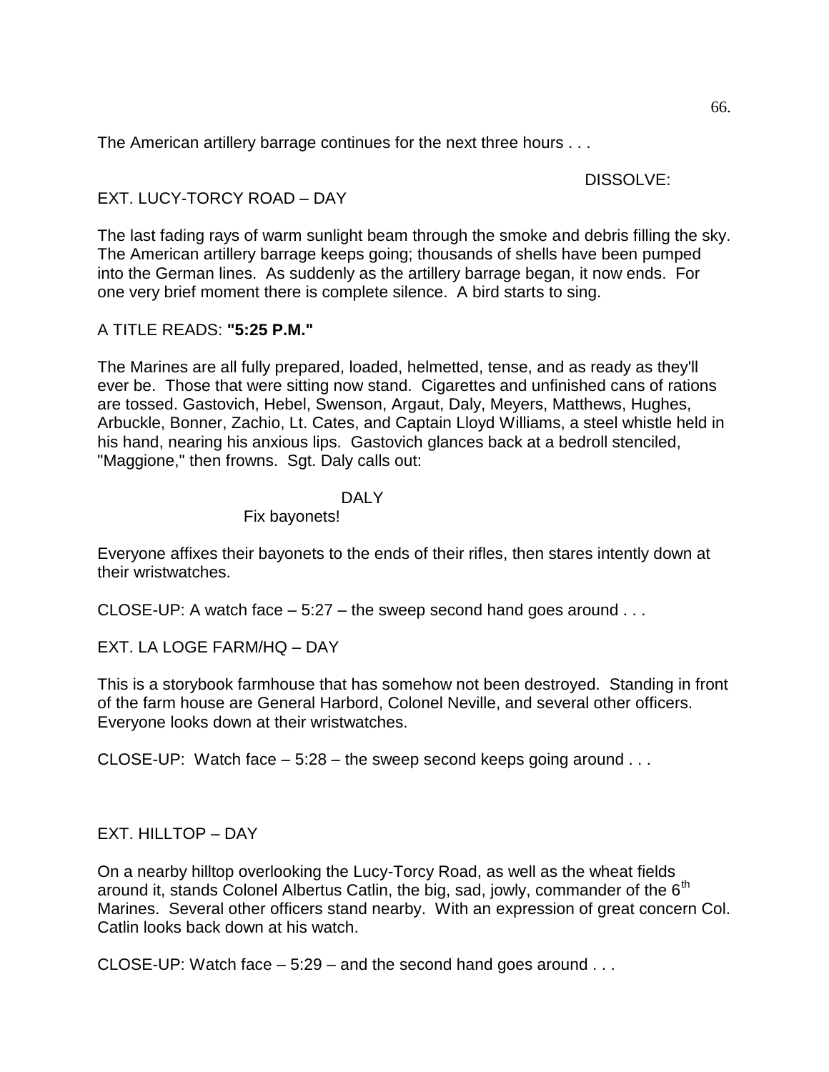The American artillery barrage continues for the next three hours . . .

DISSOLVE:

EXT. LUCY-TORCY ROAD – DAY

The last fading rays of warm sunlight beam through the smoke and debris filling the sky. The American artillery barrage keeps going; thousands of shells have been pumped into the German lines. As suddenly as the artillery barrage began, it now ends. For one very brief moment there is complete silence. A bird starts to sing.

A TITLE READS: **"5:25 P.M."**

The Marines are all fully prepared, loaded, helmetted, tense, and as ready as they'll ever be. Those that were sitting now stand. Cigarettes and unfinished cans of rations are tossed. Gastovich, Hebel, Swenson, Argaut, Daly, Meyers, Matthews, Hughes, Arbuckle, Bonner, Zachio, Lt. Cates, and Captain Lloyd Williams, a steel whistle held in his hand, nearing his anxious lips. Gastovich glances back at a bedroll stenciled, "Maggione," then frowns. Sgt. Daly calls out:

DALY
Fix bayonets!

Everyone affixes their bayonets to the ends of their rifles, then stares intently down at their wristwatches.

CLOSE-UP: A watch face – 5:27 – the sweep second hand goes around . . .

EXT. LA LOGE FARM/HQ – DAY

This is a storybook farmhouse that has somehow not been destroyed. Standing in front of the farm house are General Harbord, Colonel Neville, and several other officers. Everyone looks down at their wristwatches.

CLOSE-UP: Watch face – 5:28 – the sweep second keeps going around . . .

EXT. HILLTOP – DAY

On a nearby hilltop overlooking the Lucy-Torcy Road, as well as the wheat fields around it, stands Colonel Albertus Catlin, the big, sad, jowly, commander of the 6th Marines. Several other officers stand nearby. With an expression of great concern Col. Catlin looks back down at his watch.

CLOSE-UP: Watch face – 5:29 – and the second hand goes around . . .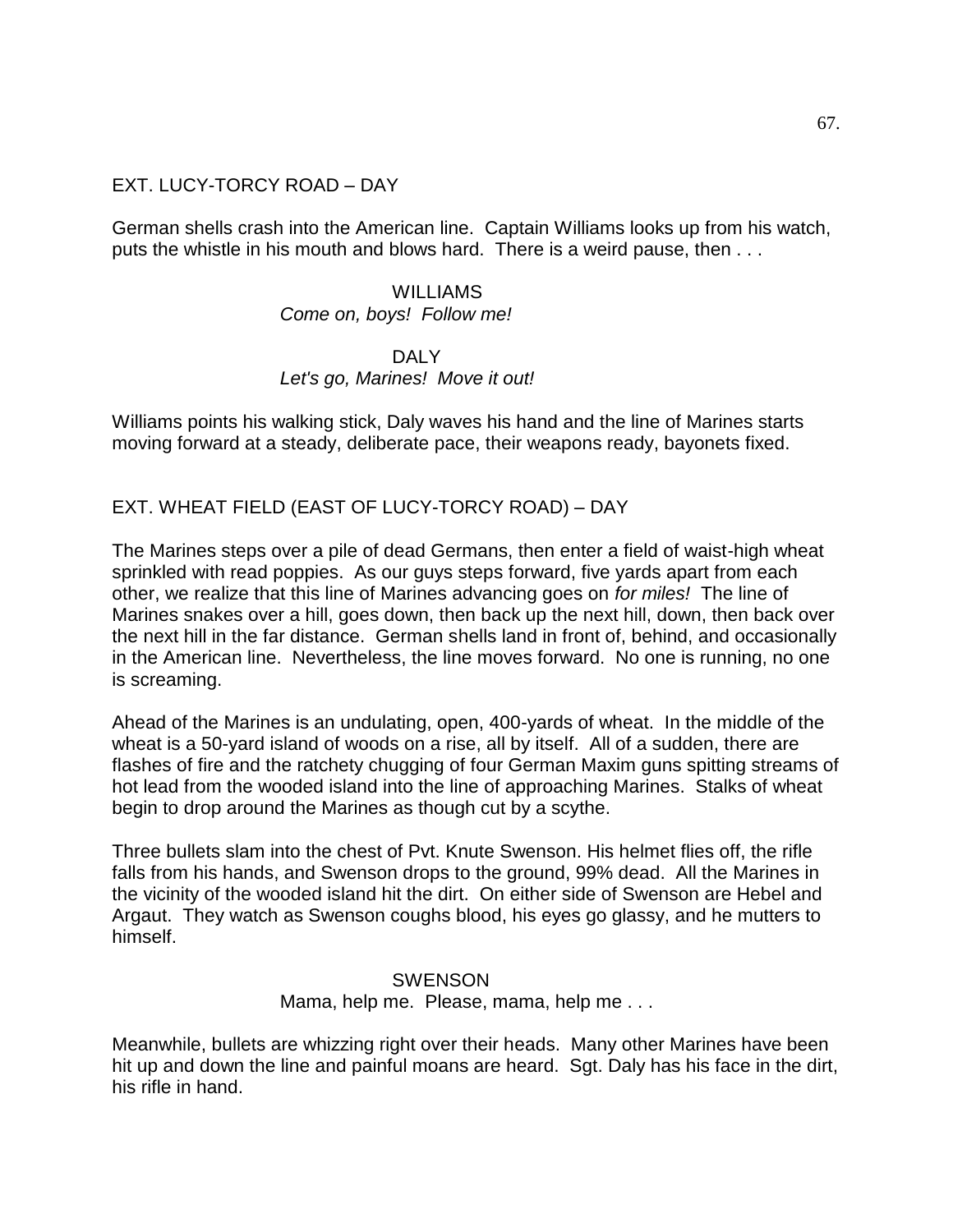EXT. LUCY-TORCY ROAD – DAY

German shells crash into the American line. Captain Williams looks up from his watch, puts the whistle in his mouth and blows hard. There is a weird pause, then . . .

WILLIAMS
*Come on, boys! Follow me!*

DALY
*Let's go, Marines! Move it out!*

Williams points his walking stick, Daly waves his hand and the line of Marines starts moving forward at a steady, deliberate pace, their weapons ready, bayonets fixed.

EXT. WHEAT FIELD (EAST OF LUCY-TORCY ROAD) – DAY

The Marines steps over a pile of dead Germans, then enter a field of waist-high wheat sprinkled with read poppies. As our guys steps forward, five yards apart from each other, we realize that this line of Marines advancing goes on *for miles!* The line of Marines snakes over a hill, goes down, then back up the next hill, down, then back over the next hill in the far distance. German shells land in front of, behind, and occasionally in the American line. Nevertheless, the line moves forward. No one is running, no one is screaming.

Ahead of the Marines is an undulating, open, 400-yards of wheat. In the middle of the wheat is a 50-yard island of woods on a rise, all by itself. All of a sudden, there are flashes of fire and the ratchety chugging of four German Maxim guns spitting streams of hot lead from the wooded island into the line of approaching Marines. Stalks of wheat begin to drop around the Marines as though cut by a scythe.

Three bullets slam into the chest of Pvt. Knute Swenson. His helmet flies off, the rifle falls from his hands, and Swenson drops to the ground, 99% dead. All the Marines in the vicinity of the wooded island hit the dirt. On either side of Swenson are Hebel and Argaut. They watch as Swenson coughs blood, his eyes go glassy, and he mutters to himself.

SWENSON
Mama, help me. Please, mama, help me . . .

Meanwhile, bullets are whizzing right over their heads. Many other Marines have been hit up and down the line and painful moans are heard. Sgt. Daly has his face in the dirt, his rifle in hand.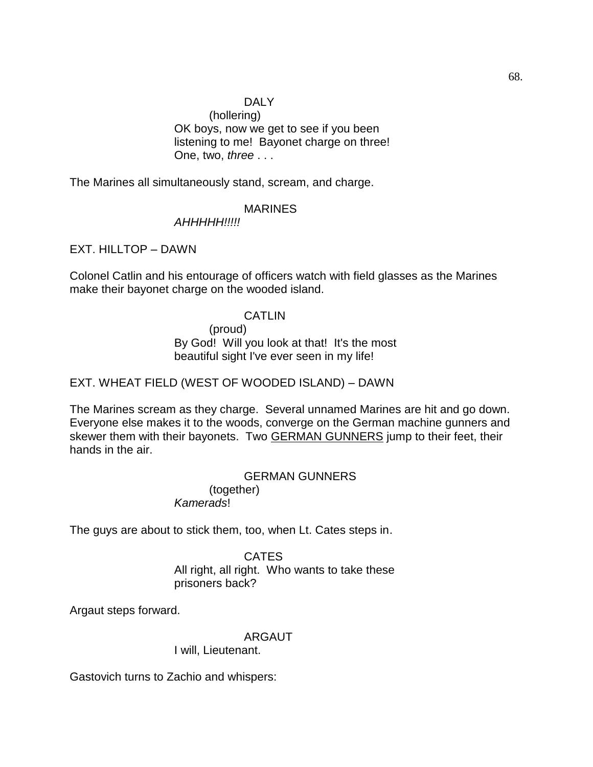DALY

(hollering)

OK boys, now we get to see if you been listening to me! Bayonet charge on three! One, two, *three* . . .

The Marines all simultaneously stand, scream, and charge.

MARINES

*AHHHHH!!!!!*

EXT. HILLTOP – DAWN

Colonel Catlin and his entourage of officers watch with field glasses as the Marines make their bayonet charge on the wooded island.

CATLIN

(proud)

By God! Will you look at that! It's the most beautiful sight I've ever seen in my life!

EXT. WHEAT FIELD (WEST OF WOODED ISLAND) – DAWN

The Marines scream as they charge. Several unnamed Marines are hit and go down. Everyone else makes it to the woods, converge on the German machine gunners and skewer them with their bayonets. Two <u>GERMAN GUNNERS</u> jump to their feet, their hands in the air.

GERMAN GUNNERS

(together)

*Kamerads*!

The guys are about to stick them, too, when Lt. Cates steps in.

CATES

All right, all right. Who wants to take these prisoners back?

Argaut steps forward.

ARGAUT

I will, Lieutenant.

Gastovich turns to Zachio and whispers: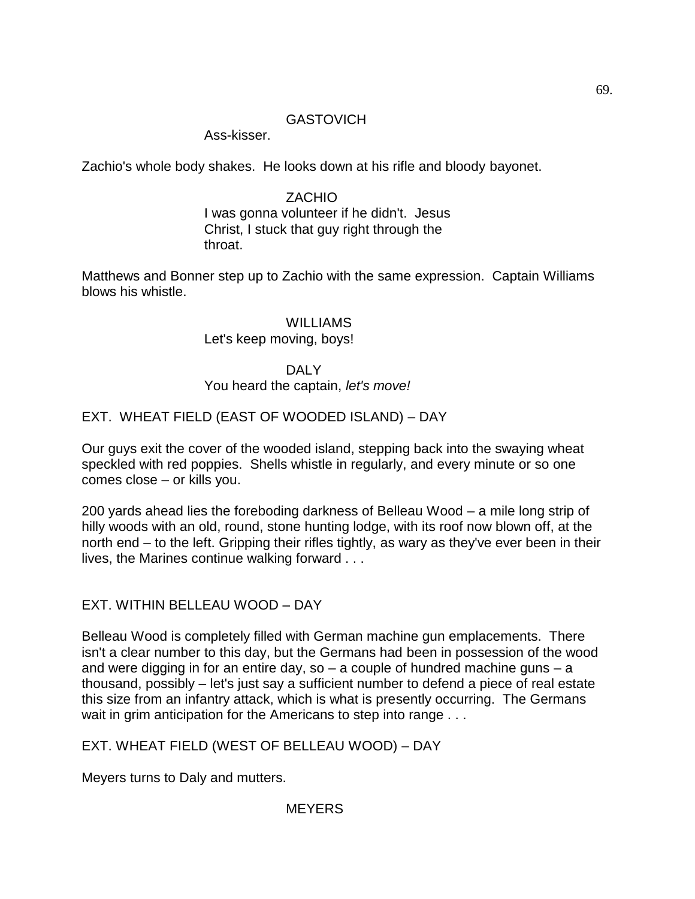GASTOVICH

Ass-kisser.

Zachio's whole body shakes. He looks down at his rifle and bloody bayonet.

ZACHIO

I was gonna volunteer if he didn't. Jesus Christ, I stuck that guy right through the throat.

Matthews and Bonner step up to Zachio with the same expression. Captain Williams blows his whistle.

WILLIAMS

Let's keep moving, boys!

DALY

You heard the captain, *let's move!*

EXT. WHEAT FIELD (EAST OF WOODED ISLAND) – DAY

Our guys exit the cover of the wooded island, stepping back into the swaying wheat speckled with red poppies. Shells whistle in regularly, and every minute or so one comes close – or kills you.

200 yards ahead lies the foreboding darkness of Belleau Wood – a mile long strip of hilly woods with an old, round, stone hunting lodge, with its roof now blown off, at the north end – to the left. Gripping their rifles tightly, as wary as they've ever been in their lives, the Marines continue walking forward . . .

EXT. WITHIN BELLEAU WOOD – DAY

Belleau Wood is completely filled with German machine gun emplacements. There isn't a clear number to this day, but the Germans had been in possession of the wood and were digging in for an entire day, so – a couple of hundred machine guns – a thousand, possibly – let's just say a sufficient number to defend a piece of real estate this size from an infantry attack, which is what is presently occurring. The Germans wait in grim anticipation for the Americans to step into range . . .

EXT. WHEAT FIELD (WEST OF BELLEAU WOOD) – DAY

Meyers turns to Daly and mutters.

MEYERS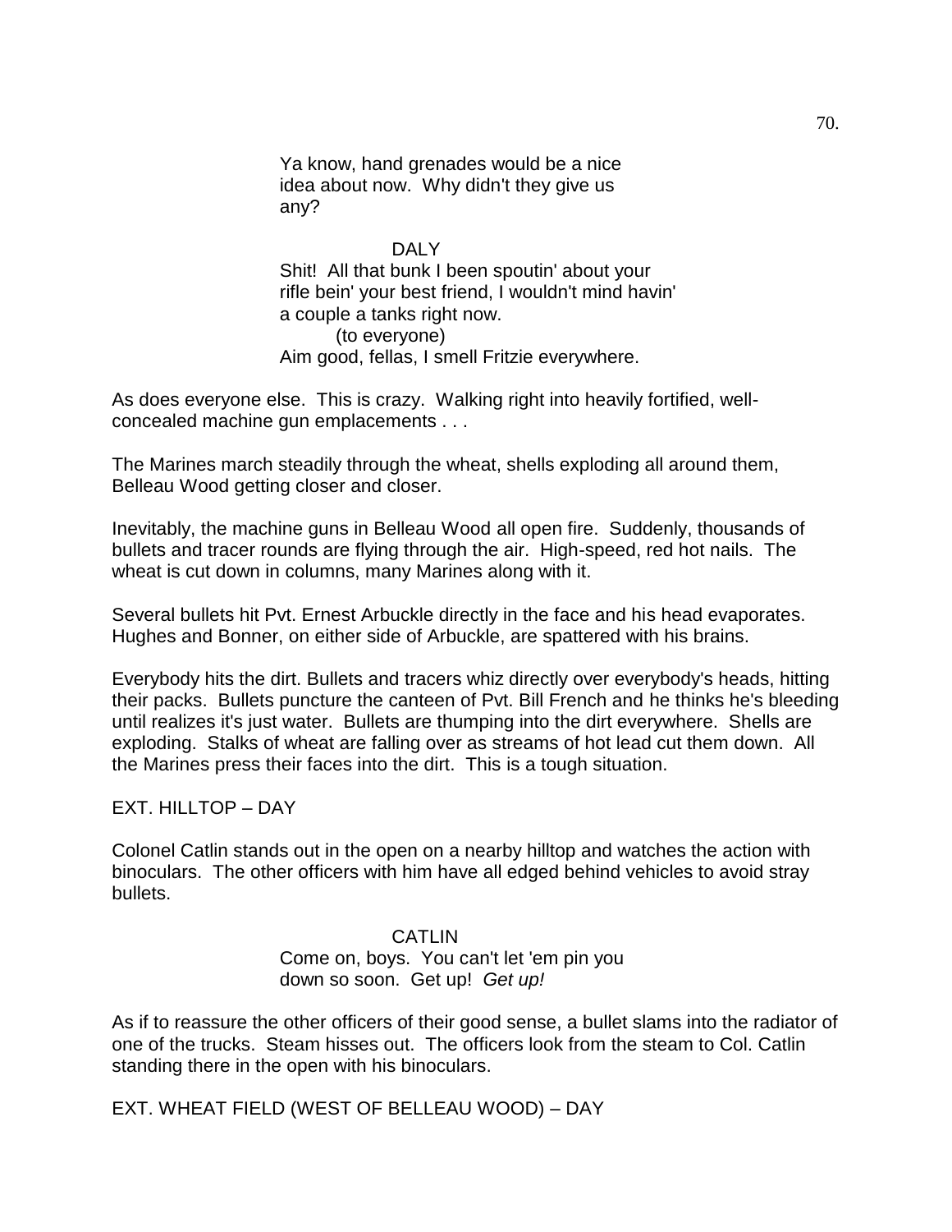Ya know, hand grenades would be a nice idea about now. Why didn't they give us any?

DALY

Shit! All that bunk I been spoutin' about your rifle bein' your best friend, I wouldn't mind havin' a couple a tanks right now.

(to everyone)

Aim good, fellas, I smell Fritzie everywhere.

As does everyone else. This is crazy. Walking right into heavily fortified, well-concealed machine gun emplacements . . .

The Marines march steadily through the wheat, shells exploding all around them, Belleau Wood getting closer and closer.

Inevitably, the machine guns in Belleau Wood all open fire. Suddenly, thousands of bullets and tracer rounds are flying through the air. High-speed, red hot nails. The wheat is cut down in columns, many Marines along with it.

Several bullets hit Pvt. Ernest Arbuckle directly in the face and his head evaporates. Hughes and Bonner, on either side of Arbuckle, are spattered with his brains.

Everybody hits the dirt. Bullets and tracers whiz directly over everybody's heads, hitting their packs. Bullets puncture the canteen of Pvt. Bill French and he thinks he's bleeding until realizes it's just water. Bullets are thumping into the dirt everywhere. Shells are exploding. Stalks of wheat are falling over as streams of hot lead cut them down. All the Marines press their faces into the dirt. This is a tough situation.

EXT. HILLTOP – DAY

Colonel Catlin stands out in the open on a nearby hilltop and watches the action with binoculars. The other officers with him have all edged behind vehicles to avoid stray bullets.

CATLIN

Come on, boys. You can't let 'em pin you down so soon. Get up! *Get up!*

As if to reassure the other officers of their good sense, a bullet slams into the radiator of one of the trucks. Steam hisses out. The officers look from the steam to Col. Catlin standing there in the open with his binoculars.

EXT. WHEAT FIELD (WEST OF BELLEAU WOOD) – DAY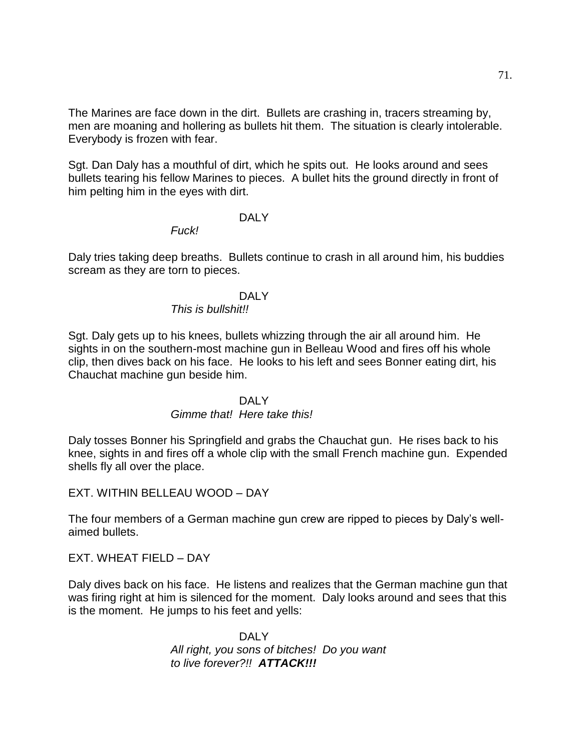The Marines are face down in the dirt. Bullets are crashing in, tracers streaming by, men are moaning and hollering as bullets hit them. The situation is clearly intolerable. Everybody is frozen with fear.

Sgt. Dan Daly has a mouthful of dirt, which he spits out. He looks around and sees bullets tearing his fellow Marines to pieces. A bullet hits the ground directly in front of him pelting him in the eyes with dirt.

DALY

*Fuck!*

Daly tries taking deep breaths. Bullets continue to crash in all around him, his buddies scream as they are torn to pieces.

DALY

*This is bullshit!!*

Sgt. Daly gets up to his knees, bullets whizzing through the air all around him. He sights in on the southern-most machine gun in Belleau Wood and fires off his whole clip, then dives back on his face. He looks to his left and sees Bonner eating dirt, his Chauchat machine gun beside him.

DALY

*Gimme that! Here take this!*

Daly tosses Bonner his Springfield and grabs the Chauchat gun. He rises back to his knee, sights in and fires off a whole clip with the small French machine gun. Expended shells fly all over the place.

EXT. WITHIN BELLEAU WOOD – DAY

The four members of a German machine gun crew are ripped to pieces by Daly's well-aimed bullets.

EXT. WHEAT FIELD – DAY

Daly dives back on his face. He listens and realizes that the German machine gun that was firing right at him is silenced for the moment. Daly looks around and sees that this is the moment. He jumps to his feet and yells:

DALY

*All right, you sons of bitches! Do you want to live forever?!! **ATTACK!!!***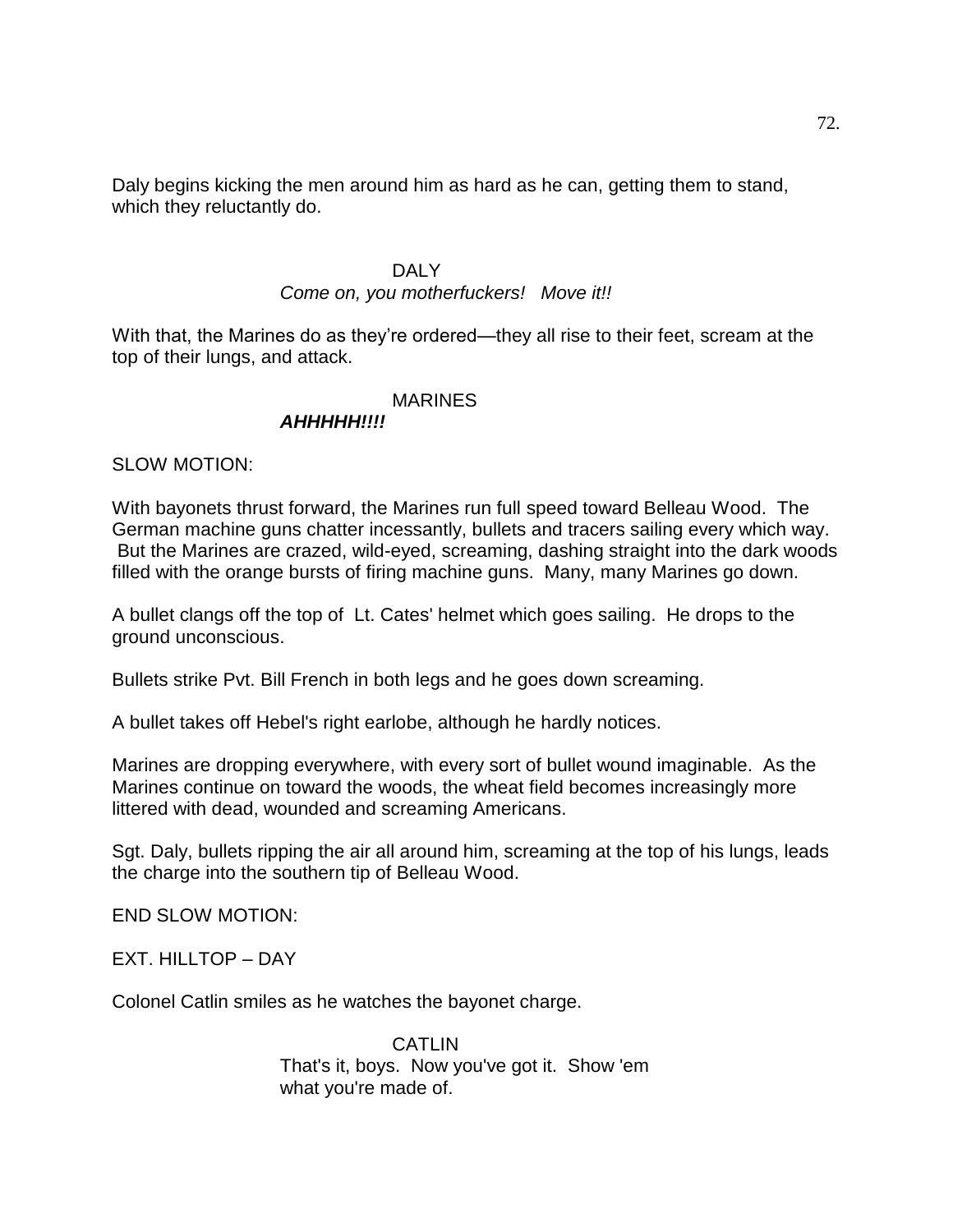Daly begins kicking the men around him as hard as he can, getting them to stand, which they reluctantly do.

DALY

*Come on, you motherfuckers!   Move it!!*

With that, the Marines do as they're ordered—they all rise to their feet, scream at the top of their lungs, and attack.

MARINES

***AHHHHH!!!!***

SLOW MOTION:

With bayonets thrust forward, the Marines run full speed toward Belleau Wood.  The German machine guns chatter incessantly, bullets and tracers sailing every which way. But the Marines are crazed, wild-eyed, screaming, dashing straight into the dark woods filled with the orange bursts of firing machine guns.  Many, many Marines go down.

A bullet clangs off the top of  Lt. Cates' helmet which goes sailing.  He drops to the ground unconscious.

Bullets strike Pvt. Bill French in both legs and he goes down screaming.

A bullet takes off Hebel's right earlobe, although he hardly notices.

Marines are dropping everywhere, with every sort of bullet wound imaginable.  As the Marines continue on toward the woods, the wheat field becomes increasingly more littered with dead, wounded and screaming Americans.

Sgt. Daly, bullets ripping the air all around him, screaming at the top of his lungs, leads the charge into the southern tip of Belleau Wood.

END SLOW MOTION:

EXT. HILLTOP – DAY

Colonel Catlin smiles as he watches the bayonet charge.

CATLIN

That's it, boys.  Now you've got it.  Show 'em what you're made of.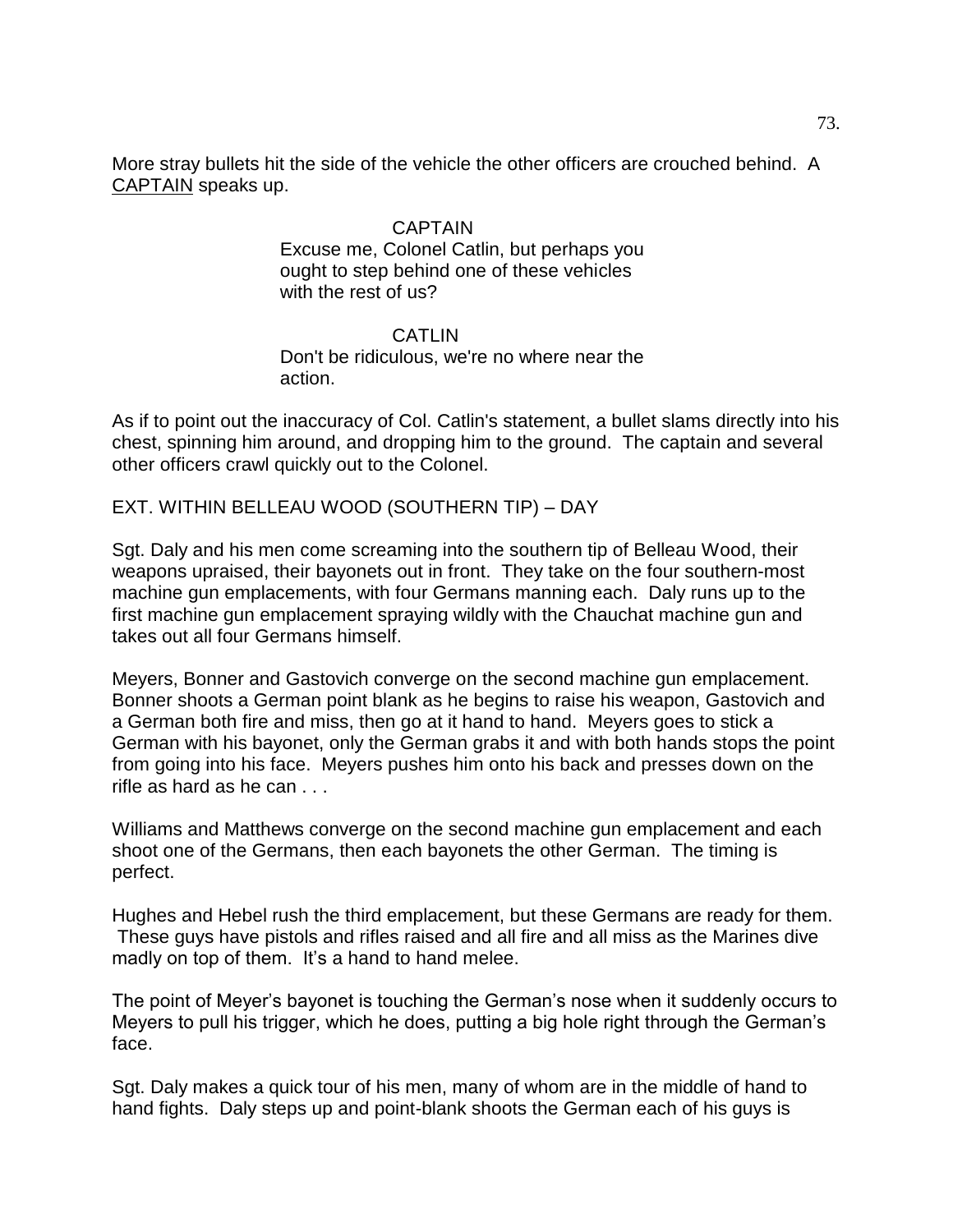More stray bullets hit the side of the vehicle the other officers are crouched behind. A <u>CAPTAIN</u> speaks up.

CAPTAIN
Excuse me, Colonel Catlin, but perhaps you ought to step behind one of these vehicles with the rest of us?

CATLIN
Don't be ridiculous, we're no where near the action.

As if to point out the inaccuracy of Col. Catlin's statement, a bullet slams directly into his chest, spinning him around, and dropping him to the ground. The captain and several other officers crawl quickly out to the Colonel.

EXT. WITHIN BELLEAU WOOD (SOUTHERN TIP) – DAY

Sgt. Daly and his men come screaming into the southern tip of Belleau Wood, their weapons upraised, their bayonets out in front. They take on the four southern-most machine gun emplacements, with four Germans manning each. Daly runs up to the first machine gun emplacement spraying wildly with the Chauchat machine gun and takes out all four Germans himself.

Meyers, Bonner and Gastovich converge on the second machine gun emplacement. Bonner shoots a German point blank as he begins to raise his weapon, Gastovich and a German both fire and miss, then go at it hand to hand. Meyers goes to stick a German with his bayonet, only the German grabs it and with both hands stops the point from going into his face. Meyers pushes him onto his back and presses down on the rifle as hard as he can . . .

Williams and Matthews converge on the second machine gun emplacement and each shoot one of the Germans, then each bayonets the other German. The timing is perfect.

Hughes and Hebel rush the third emplacement, but these Germans are ready for them. These guys have pistols and rifles raised and all fire and all miss as the Marines dive madly on top of them. It's a hand to hand melee.

The point of Meyer's bayonet is touching the German's nose when it suddenly occurs to Meyers to pull his trigger, which he does, putting a big hole right through the German's face.

Sgt. Daly makes a quick tour of his men, many of whom are in the middle of hand to hand fights. Daly steps up and point-blank shoots the German each of his guys is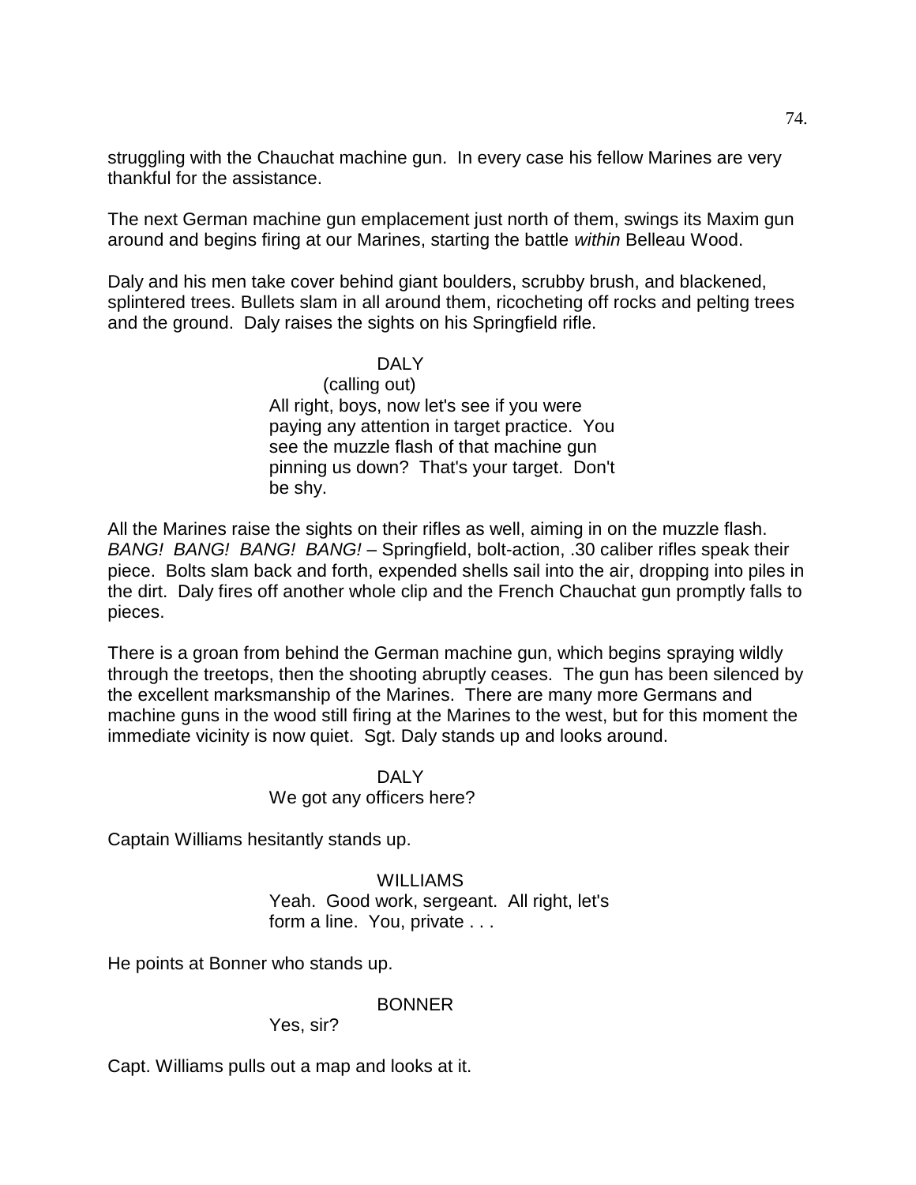struggling with the Chauchat machine gun. In every case his fellow Marines are very thankful for the assistance.

The next German machine gun emplacement just north of them, swings its Maxim gun around and begins firing at our Marines, starting the battle *within* Belleau Wood.

Daly and his men take cover behind giant boulders, scrubby brush, and blackened, splintered trees. Bullets slam in all around them, ricocheting off rocks and pelting trees and the ground. Daly raises the sights on his Springfield rifle.

DALY
(calling out)
All right, boys, now let's see if you were paying any attention in target practice. You see the muzzle flash of that machine gun pinning us down? That's your target. Don't be shy.

All the Marines raise the sights on their rifles as well, aiming in on the muzzle flash. *BANG! BANG! BANG! BANG!* – Springfield, bolt-action, .30 caliber rifles speak their piece. Bolts slam back and forth, expended shells sail into the air, dropping into piles in the dirt. Daly fires off another whole clip and the French Chauchat gun promptly falls to pieces.

There is a groan from behind the German machine gun, which begins spraying wildly through the treetops, then the shooting abruptly ceases. The gun has been silenced by the excellent marksmanship of the Marines. There are many more Germans and machine guns in the wood still firing at the Marines to the west, but for this moment the immediate vicinity is now quiet. Sgt. Daly stands up and looks around.

DALY
We got any officers here?

Captain Williams hesitantly stands up.

WILLIAMS
Yeah. Good work, sergeant. All right, let's form a line. You, private . . .

He points at Bonner who stands up.

BONNER
Yes, sir?

Capt. Williams pulls out a map and looks at it.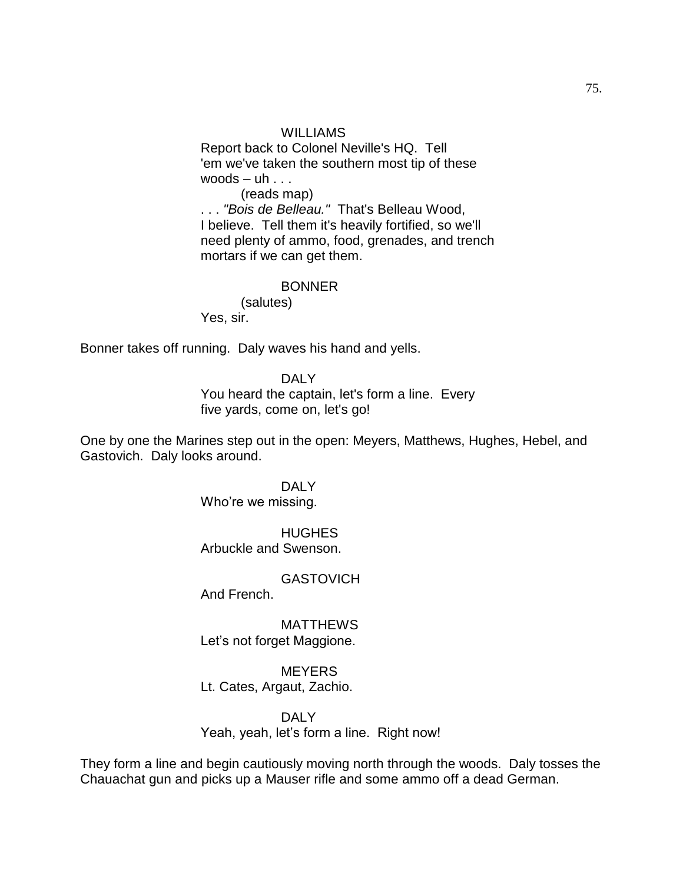WILLIAMS

Report back to Colonel Neville's HQ. Tell 'em we've taken the southern most tip of these woods – uh . . .

(reads map)

. . . *"Bois de Belleau."* That's Belleau Wood, I believe. Tell them it's heavily fortified, so we'll need plenty of ammo, food, grenades, and trench mortars if we can get them.

BONNER

(salutes)

Yes, sir.

Bonner takes off running. Daly waves his hand and yells.

DALY

You heard the captain, let's form a line. Every five yards, come on, let's go!

One by one the Marines step out in the open: Meyers, Matthews, Hughes, Hebel, and Gastovich. Daly looks around.

DALY

Who're we missing.

HUGHES

Arbuckle and Swenson.

GASTOVICH

And French.

MATTHEWS

Let's not forget Maggione.

MEYERS

Lt. Cates, Argaut, Zachio.

DALY

Yeah, yeah, let's form a line. Right now!

They form a line and begin cautiously moving north through the woods. Daly tosses the Chauachat gun and picks up a Mauser rifle and some ammo off a dead German.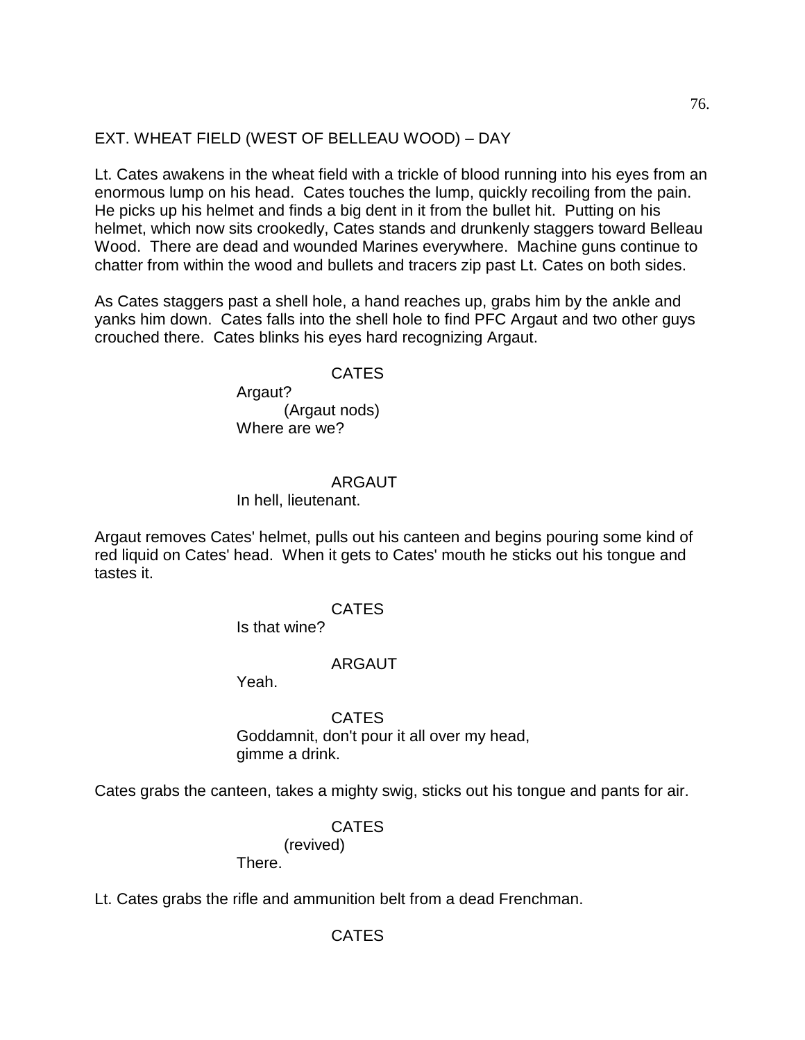EXT. WHEAT FIELD (WEST OF BELLEAU WOOD) – DAY

Lt. Cates awakens in the wheat field with a trickle of blood running into his eyes from an enormous lump on his head. Cates touches the lump, quickly recoiling from the pain. He picks up his helmet and finds a big dent in it from the bullet hit. Putting on his helmet, which now sits crookedly, Cates stands and drunkenly staggers toward Belleau Wood. There are dead and wounded Marines everywhere. Machine guns continue to chatter from within the wood and bullets and tracers zip past Lt. Cates on both sides.

As Cates staggers past a shell hole, a hand reaches up, grabs him by the ankle and yanks him down. Cates falls into the shell hole to find PFC Argaut and two other guys crouched there. Cates blinks his eyes hard recognizing Argaut.

CATES
Argaut?
(Argaut nods)
Where are we?

ARGAUT
In hell, lieutenant.

Argaut removes Cates' helmet, pulls out his canteen and begins pouring some kind of red liquid on Cates' head. When it gets to Cates' mouth he sticks out his tongue and tastes it.

CATES
Is that wine?

ARGAUT
Yeah.

CATES
Goddamnit, don't pour it all over my head, gimme a drink.

Cates grabs the canteen, takes a mighty swig, sticks out his tongue and pants for air.

CATES
(revived)
There.

Lt. Cates grabs the rifle and ammunition belt from a dead Frenchman.

CATES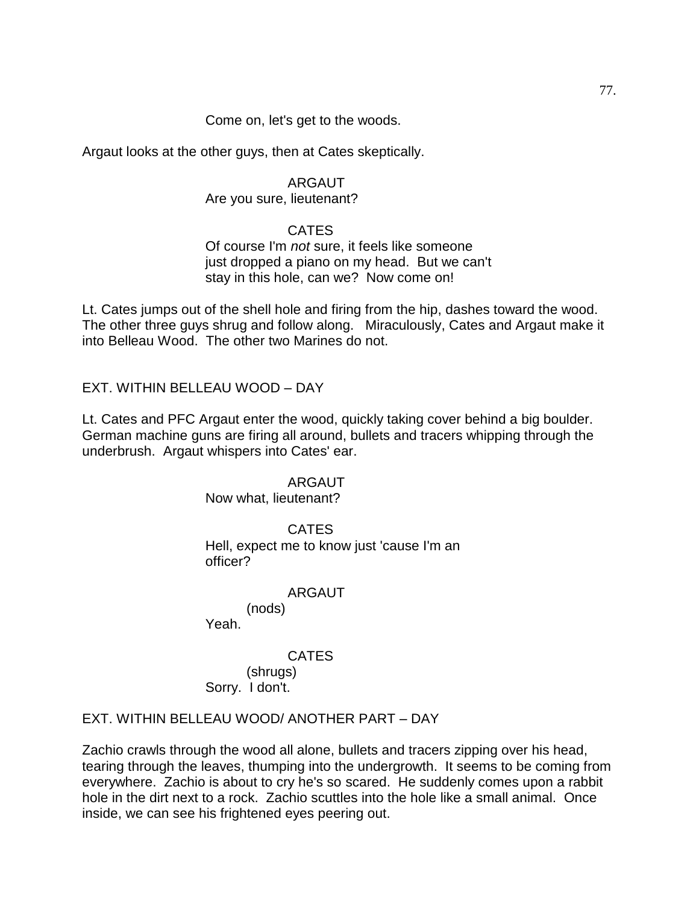Come on, let's get to the woods.

Argaut looks at the other guys, then at Cates skeptically.

ARGAUT
Are you sure, lieutenant?

CATES
Of course I'm *not* sure, it feels like someone just dropped a piano on my head. But we can't stay in this hole, can we? Now come on!

Lt. Cates jumps out of the shell hole and firing from the hip, dashes toward the wood. The other three guys shrug and follow along. Miraculously, Cates and Argaut make it into Belleau Wood. The other two Marines do not.

EXT. WITHIN BELLEAU WOOD – DAY

Lt. Cates and PFC Argaut enter the wood, quickly taking cover behind a big boulder. German machine guns are firing all around, bullets and tracers whipping through the underbrush. Argaut whispers into Cates' ear.

ARGAUT
Now what, lieutenant?

CATES
Hell, expect me to know just 'cause I'm an officer?

ARGAUT
(nods)
Yeah.

CATES
(shrugs)
Sorry. I don't.

EXT. WITHIN BELLEAU WOOD/ ANOTHER PART – DAY

Zachio crawls through the wood all alone, bullets and tracers zipping over his head, tearing through the leaves, thumping into the undergrowth. It seems to be coming from everywhere. Zachio is about to cry he's so scared. He suddenly comes upon a rabbit hole in the dirt next to a rock. Zachio scuttles into the hole like a small animal. Once inside, we can see his frightened eyes peering out.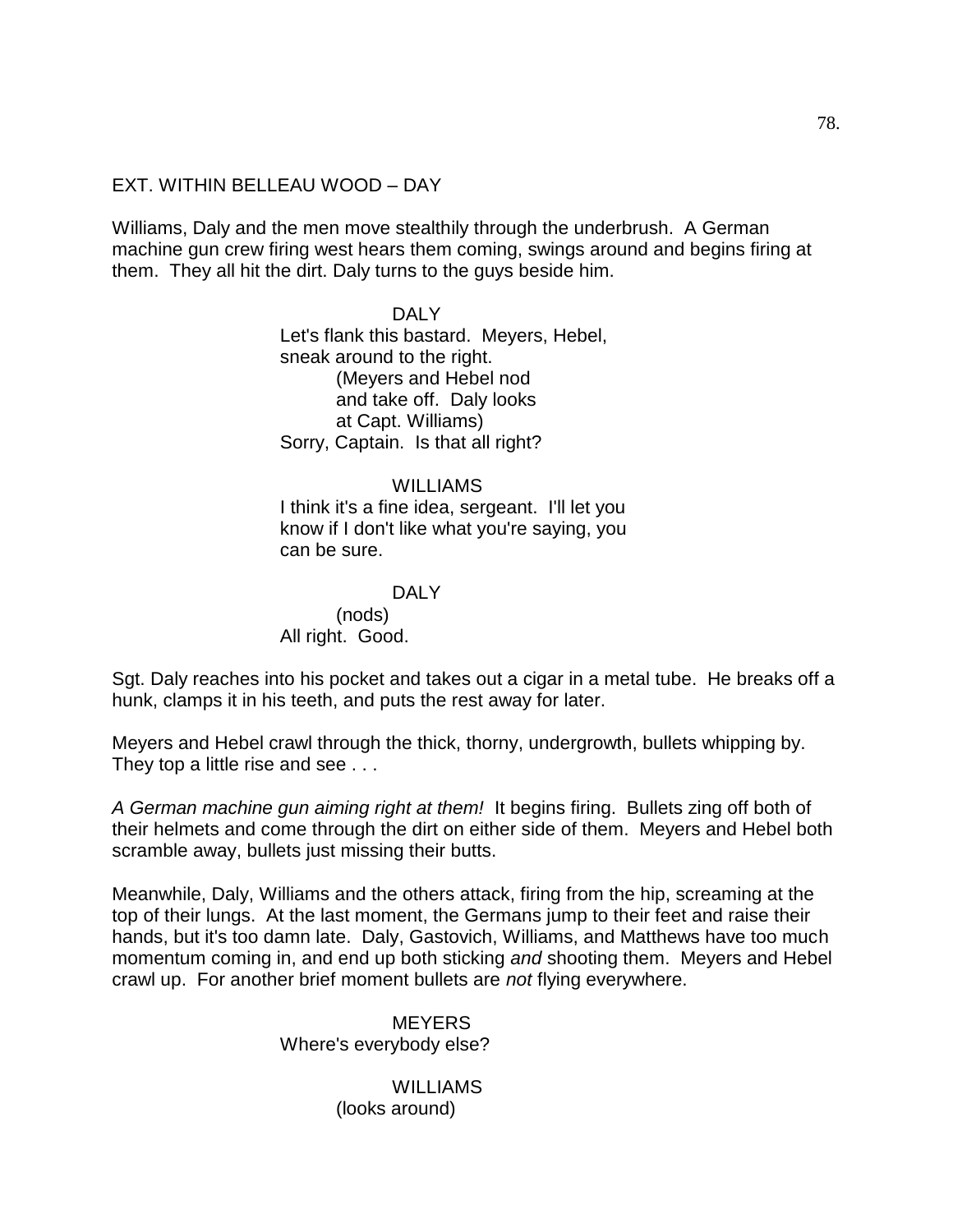EXT. WITHIN BELLEAU WOOD – DAY

Williams, Daly and the men move stealthily through the underbrush. A German machine gun crew firing west hears them coming, swings around and begins firing at them. They all hit the dirt. Daly turns to the guys beside him.

DALY
Let's flank this bastard. Meyers, Hebel, sneak around to the right.
(Meyers and Hebel nod and take off. Daly looks at Capt. Williams)
Sorry, Captain. Is that all right?

WILLIAMS
I think it's a fine idea, sergeant. I'll let you know if I don't like what you're saying, you can be sure.

DALY
(nods)
All right. Good.

Sgt. Daly reaches into his pocket and takes out a cigar in a metal tube. He breaks off a hunk, clamps it in his teeth, and puts the rest away for later.

Meyers and Hebel crawl through the thick, thorny, undergrowth, bullets whipping by. They top a little rise and see . . .

*A German machine gun aiming right at them!* It begins firing. Bullets zing off both of their helmets and come through the dirt on either side of them. Meyers and Hebel both scramble away, bullets just missing their butts.

Meanwhile, Daly, Williams and the others attack, firing from the hip, screaming at the top of their lungs. At the last moment, the Germans jump to their feet and raise their hands, but it's too damn late. Daly, Gastovich, Williams, and Matthews have too much momentum coming in, and end up both sticking *and* shooting them. Meyers and Hebel crawl up. For another brief moment bullets are *not* flying everywhere.

MEYERS
Where's everybody else?

WILLIAMS
(looks around)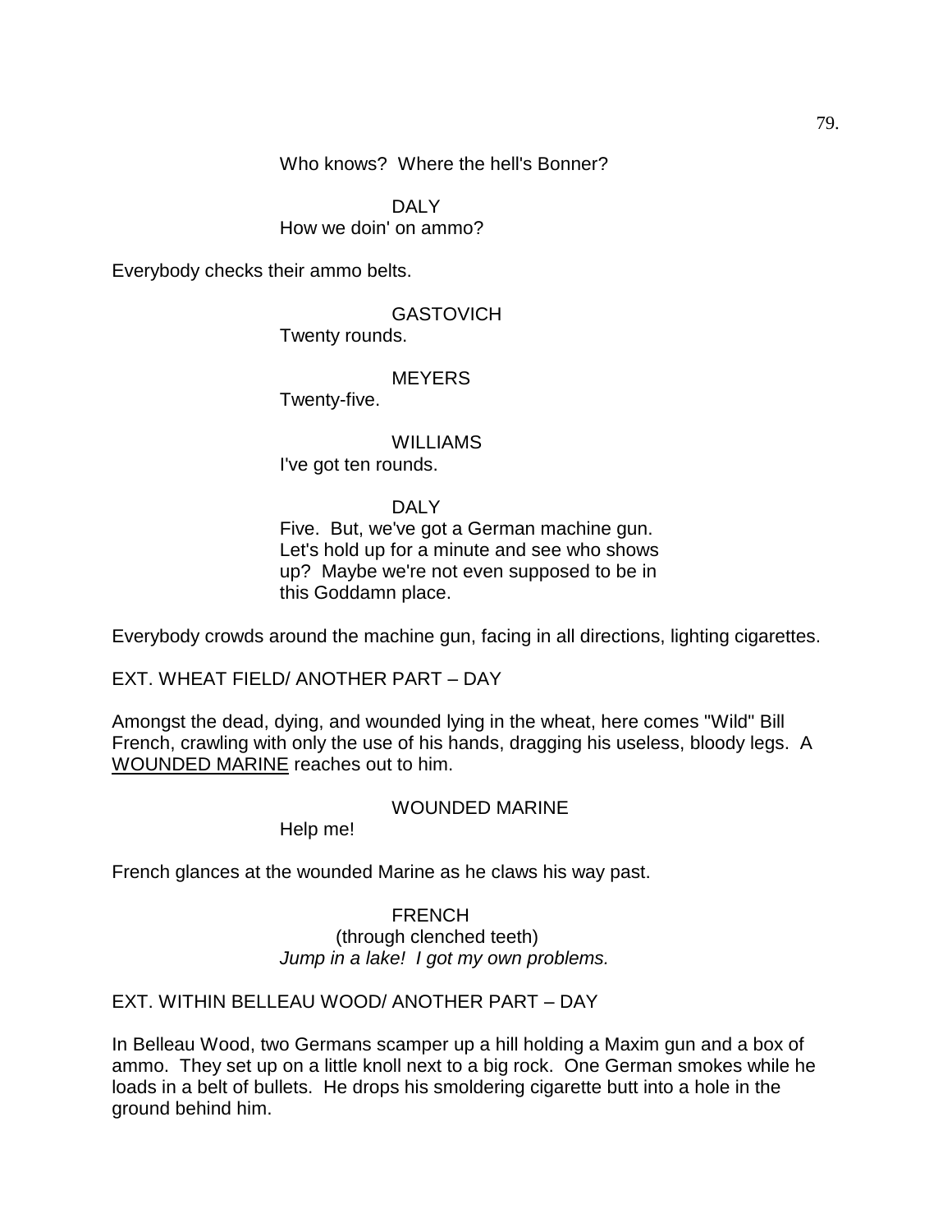Who knows? Where the hell's Bonner?

DALY
How we doin' on ammo?

Everybody checks their ammo belts.

GASTOVICH
Twenty rounds.

MEYERS
Twenty-five.

WILLIAMS
I've got ten rounds.

DALY
Five. But, we've got a German machine gun. Let's hold up for a minute and see who shows up? Maybe we're not even supposed to be in this Goddamn place.

Everybody crowds around the machine gun, facing in all directions, lighting cigarettes.

EXT. WHEAT FIELD/ ANOTHER PART – DAY

Amongst the dead, dying, and wounded lying in the wheat, here comes "Wild" Bill French, crawling with only the use of his hands, dragging his useless, bloody legs. A <u>WOUNDED MARINE</u> reaches out to him.

WOUNDED MARINE
Help me!

French glances at the wounded Marine as he claws his way past.

FRENCH
(through clenched teeth)
*Jump in a lake! I got my own problems.*

EXT. WITHIN BELLEAU WOOD/ ANOTHER PART – DAY

In Belleau Wood, two Germans scamper up a hill holding a Maxim gun and a box of ammo. They set up on a little knoll next to a big rock. One German smokes while he loads in a belt of bullets. He drops his smoldering cigarette butt into a hole in the ground behind him.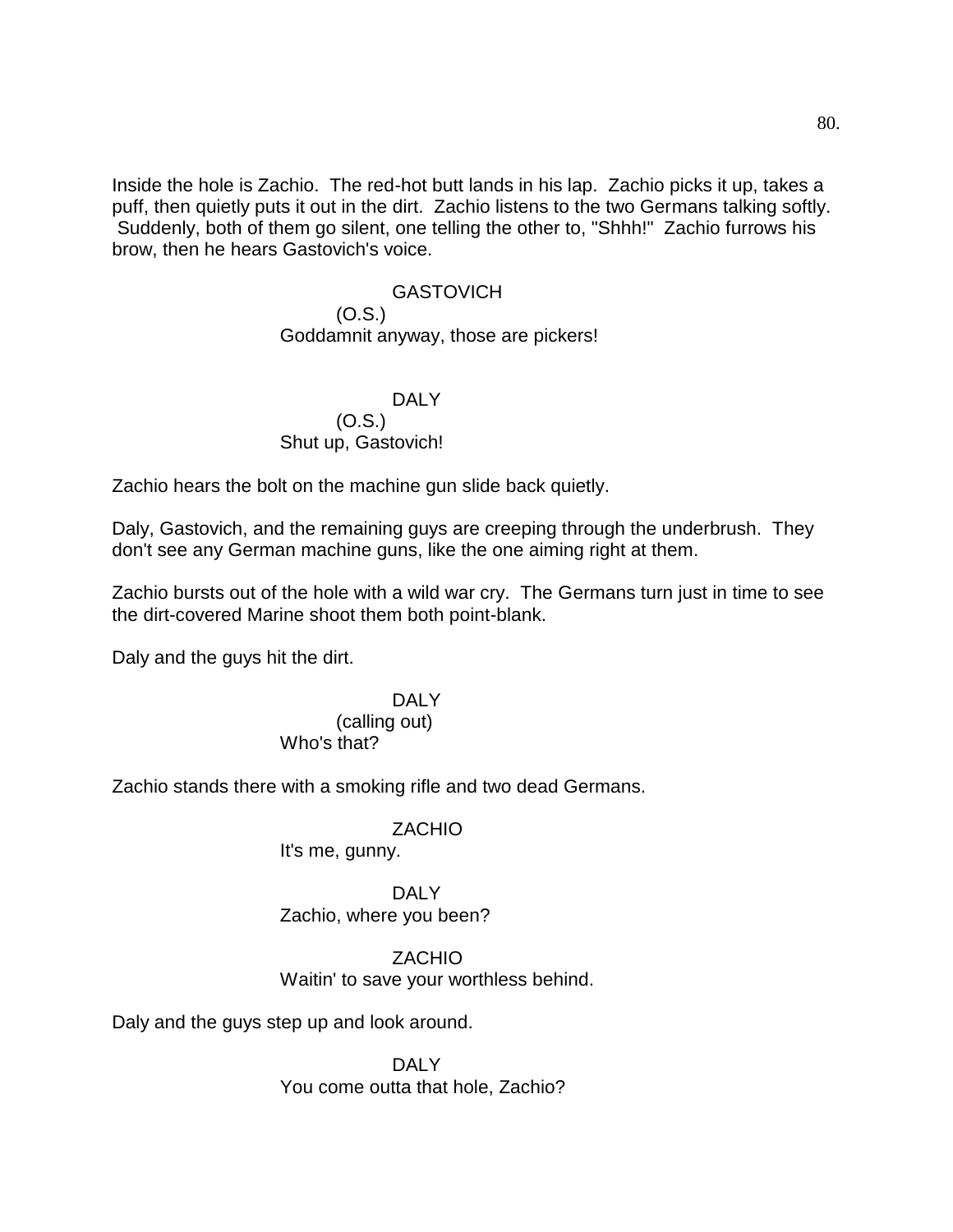Inside the hole is Zachio. The red-hot butt lands in his lap. Zachio picks it up, takes a puff, then quietly puts it out in the dirt. Zachio listens to the two Germans talking softly. Suddenly, both of them go silent, one telling the other to, "Shhh!" Zachio furrows his brow, then he hears Gastovich's voice.

GASTOVICH
(O.S.)
Goddamnit anyway, those are pickers!

DALY
(O.S.)
Shut up, Gastovich!

Zachio hears the bolt on the machine gun slide back quietly.

Daly, Gastovich, and the remaining guys are creeping through the underbrush. They don't see any German machine guns, like the one aiming right at them.

Zachio bursts out of the hole with a wild war cry. The Germans turn just in time to see the dirt-covered Marine shoot them both point-blank.

Daly and the guys hit the dirt.

DALY
(calling out)
Who's that?

Zachio stands there with a smoking rifle and two dead Germans.

ZACHIO
It's me, gunny.

DALY
Zachio, where you been?

ZACHIO
Waitin' to save your worthless behind.

Daly and the guys step up and look around.

DALY
You come outta that hole, Zachio?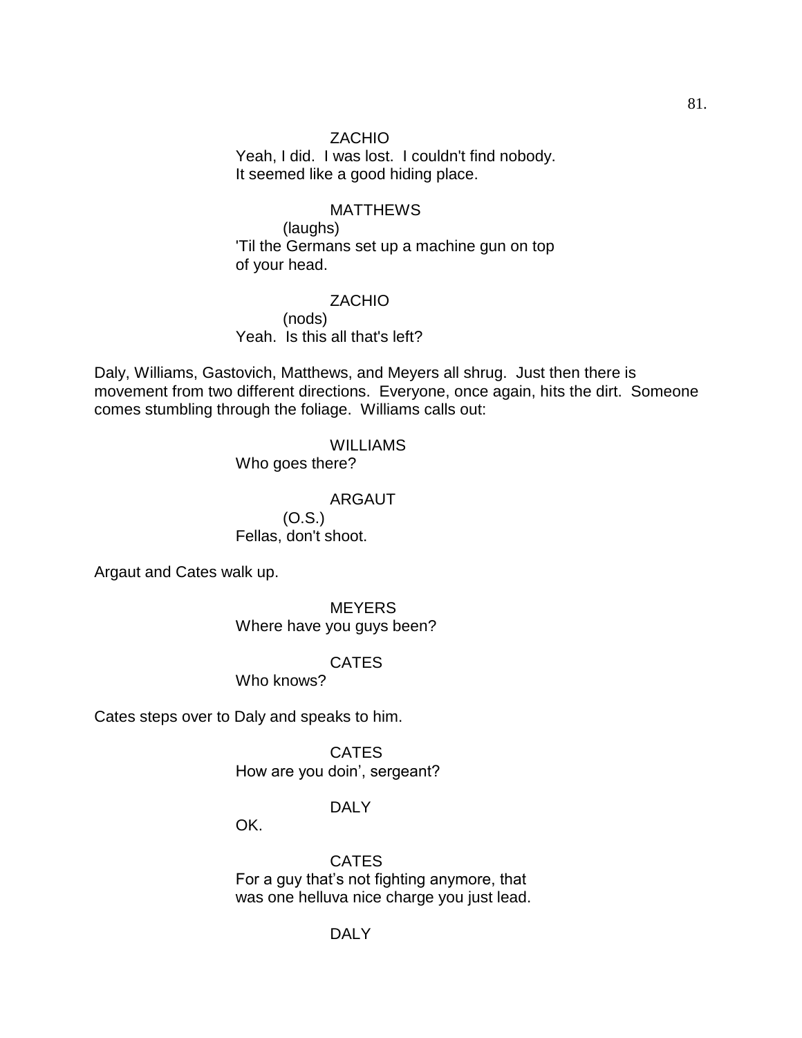ZACHIO
Yeah, I did. I was lost. I couldn't find nobody.
It seemed like a good hiding place.

MATTHEWS
(laughs)
'Til the Germans set up a machine gun on top
of your head.

ZACHIO
(nods)
Yeah. Is this all that's left?

Daly, Williams, Gastovich, Matthews, and Meyers all shrug. Just then there is movement from two different directions. Everyone, once again, hits the dirt. Someone comes stumbling through the foliage. Williams calls out:

WILLIAMS
Who goes there?

ARGAUT
(O.S.)
Fellas, don't shoot.

Argaut and Cates walk up.

MEYERS
Where have you guys been?

CATES
Who knows?

Cates steps over to Daly and speaks to him.

CATES
How are you doin', sergeant?

DALY
OK.

CATES
For a guy that's not fighting anymore, that
was one helluva nice charge you just lead.

DALY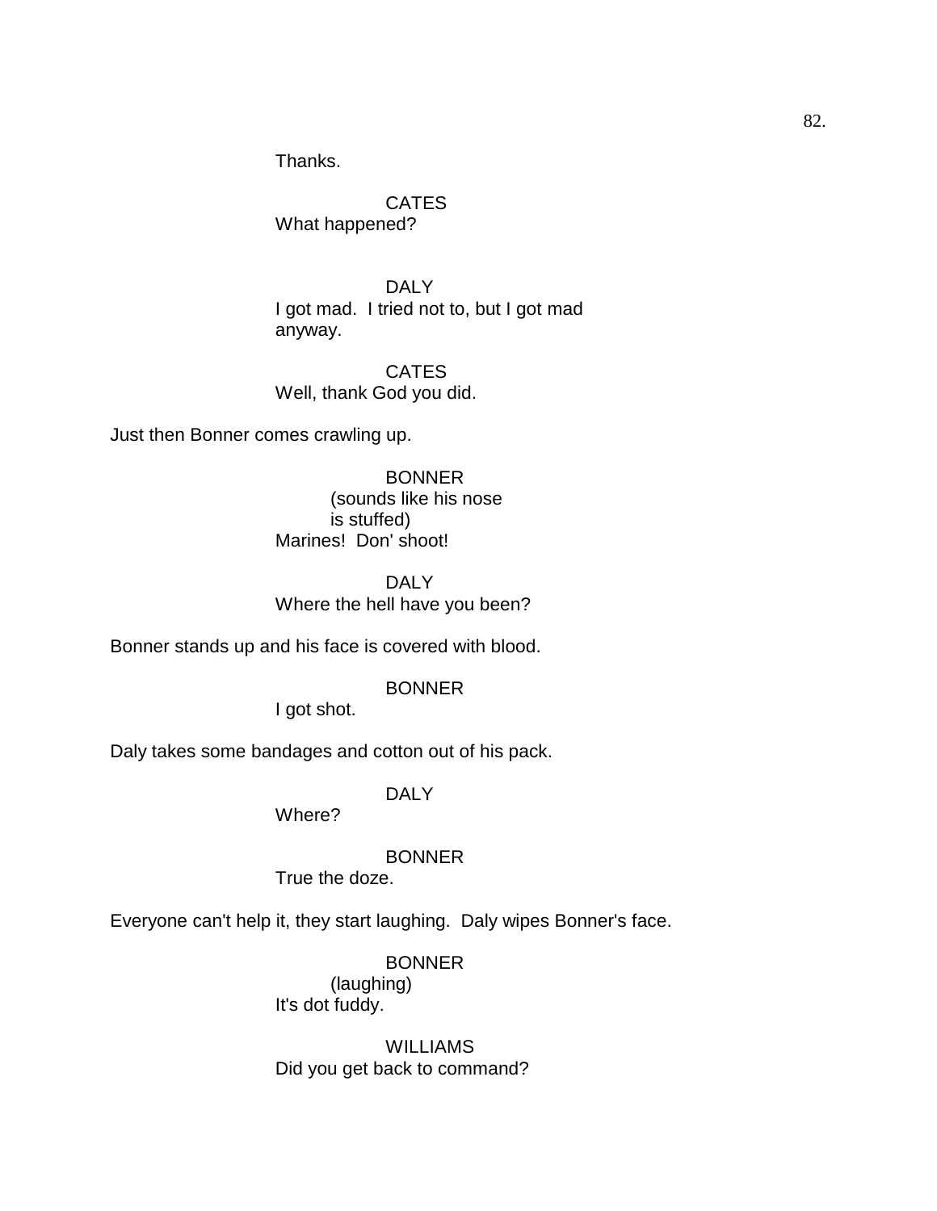Thanks.

CATES
What happened?

DALY
I got mad. I tried not to, but I got mad anyway.

CATES
Well, thank God you did.

Just then Bonner comes crawling up.

BONNER
(sounds like his nose is stuffed)
Marines! Don' shoot!

DALY
Where the hell have you been?

Bonner stands up and his face is covered with blood.

BONNER
I got shot.

Daly takes some bandages and cotton out of his pack.

DALY
Where?

BONNER
True the doze.

Everyone can't help it, they start laughing. Daly wipes Bonner's face.

BONNER
(laughing)
It's dot fuddy.

WILLIAMS
Did you get back to command?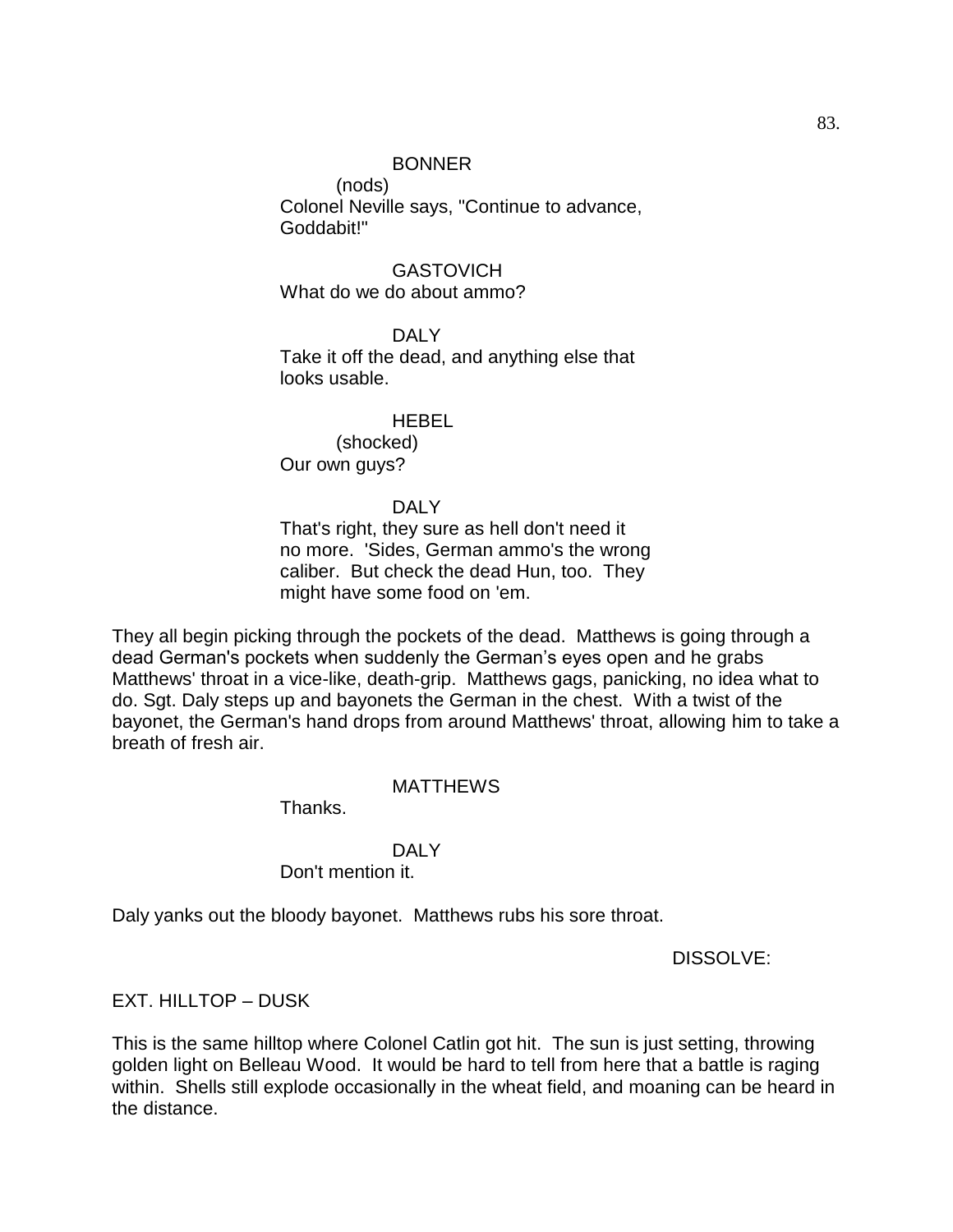BONNER

(nods)

Colonel Neville says, "Continue to advance, Goddabit!"

GASTOVICH

What do we do about ammo?

DALY

Take it off the dead, and anything else that looks usable.

HEBEL

(shocked)

Our own guys?

DALY

That's right, they sure as hell don't need it no more. 'Sides, German ammo's the wrong caliber. But check the dead Hun, too. They might have some food on 'em.

They all begin picking through the pockets of the dead. Matthews is going through a dead German's pockets when suddenly the German's eyes open and he grabs Matthews' throat in a vice-like, death-grip. Matthews gags, panicking, no idea what to do. Sgt. Daly steps up and bayonets the German in the chest. With a twist of the bayonet, the German's hand drops from around Matthews' throat, allowing him to take a breath of fresh air.

MATTHEWS

Thanks.

DALY

Don't mention it.

Daly yanks out the bloody bayonet. Matthews rubs his sore throat.

DISSOLVE:

EXT. HILLTOP – DUSK

This is the same hilltop where Colonel Catlin got hit. The sun is just setting, throwing golden light on Belleau Wood. It would be hard to tell from here that a battle is raging within. Shells still explode occasionally in the wheat field, and moaning can be heard in the distance.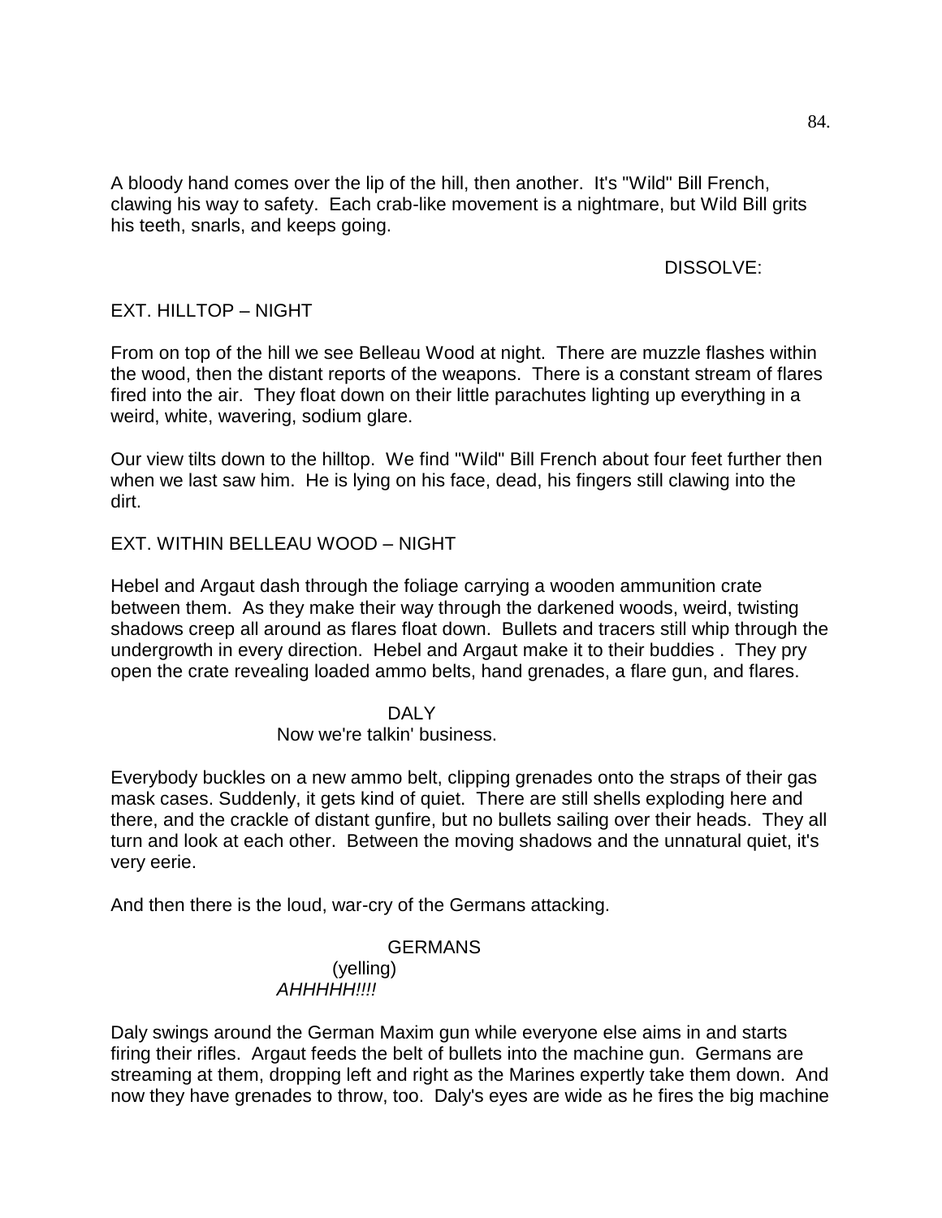A bloody hand comes over the lip of the hill, then another. It's "Wild" Bill French, clawing his way to safety. Each crab-like movement is a nightmare, but Wild Bill grits his teeth, snarls, and keeps going.

DISSOLVE:

EXT. HILLTOP – NIGHT

From on top of the hill we see Belleau Wood at night. There are muzzle flashes within the wood, then the distant reports of the weapons. There is a constant stream of flares fired into the air. They float down on their little parachutes lighting up everything in a weird, white, wavering, sodium glare.

Our view tilts down to the hilltop. We find "Wild" Bill French about four feet further then when we last saw him. He is lying on his face, dead, his fingers still clawing into the dirt.

EXT. WITHIN BELLEAU WOOD – NIGHT

Hebel and Argaut dash through the foliage carrying a wooden ammunition crate between them. As they make their way through the darkened woods, weird, twisting shadows creep all around as flares float down. Bullets and tracers still whip through the undergrowth in every direction. Hebel and Argaut make it to their buddies . They pry open the crate revealing loaded ammo belts, hand grenades, a flare gun, and flares.

DALY
Now we're talkin' business.

Everybody buckles on a new ammo belt, clipping grenades onto the straps of their gas mask cases. Suddenly, it gets kind of quiet. There are still shells exploding here and there, and the crackle of distant gunfire, but no bullets sailing over their heads. They all turn and look at each other. Between the moving shadows and the unnatural quiet, it's very eerie.

And then there is the loud, war-cry of the Germans attacking.

GERMANS
(yelling)
*AHHHHH!!!!*

Daly swings around the German Maxim gun while everyone else aims in and starts firing their rifles. Argaut feeds the belt of bullets into the machine gun. Germans are streaming at them, dropping left and right as the Marines expertly take them down. And now they have grenades to throw, too. Daly's eyes are wide as he fires the big machine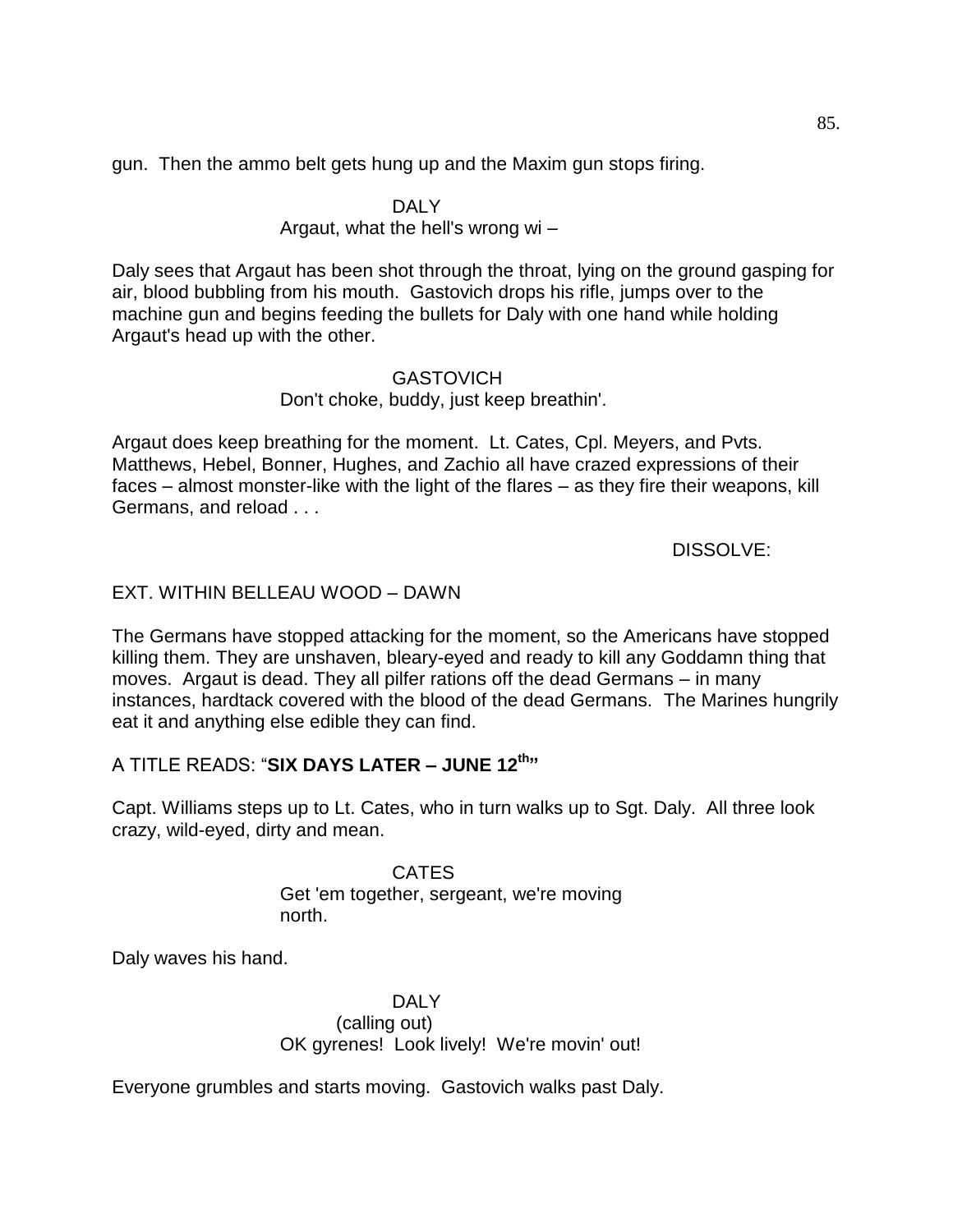gun. Then the ammo belt gets hung up and the Maxim gun stops firing.

DALY
Argaut, what the hell's wrong wi –

Daly sees that Argaut has been shot through the throat, lying on the ground gasping for air, blood bubbling from his mouth. Gastovich drops his rifle, jumps over to the machine gun and begins feeding the bullets for Daly with one hand while holding Argaut's head up with the other.

GASTOVICH
Don't choke, buddy, just keep breathin'.

Argaut does keep breathing for the moment. Lt. Cates, Cpl. Meyers, and Pvts. Matthews, Hebel, Bonner, Hughes, and Zachio all have crazed expressions of their faces – almost monster-like with the light of the flares – as they fire their weapons, kill Germans, and reload . . .

DISSOLVE:

EXT. WITHIN BELLEAU WOOD – DAWN

The Germans have stopped attacking for the moment, so the Americans have stopped killing them. They are unshaven, bleary-eyed and ready to kill any Goddamn thing that moves. Argaut is dead. They all pilfer rations off the dead Germans – in many instances, hardtack covered with the blood of the dead Germans. The Marines hungrily eat it and anything else edible they can find.

A TITLE READS: "**SIX DAYS LATER – JUNE 12th**"

Capt. Williams steps up to Lt. Cates, who in turn walks up to Sgt. Daly. All three look crazy, wild-eyed, dirty and mean.

CATES
Get 'em together, sergeant, we're moving north.

Daly waves his hand.

DALY
(calling out)
OK gyrenes! Look lively! We're movin' out!

Everyone grumbles and starts moving. Gastovich walks past Daly.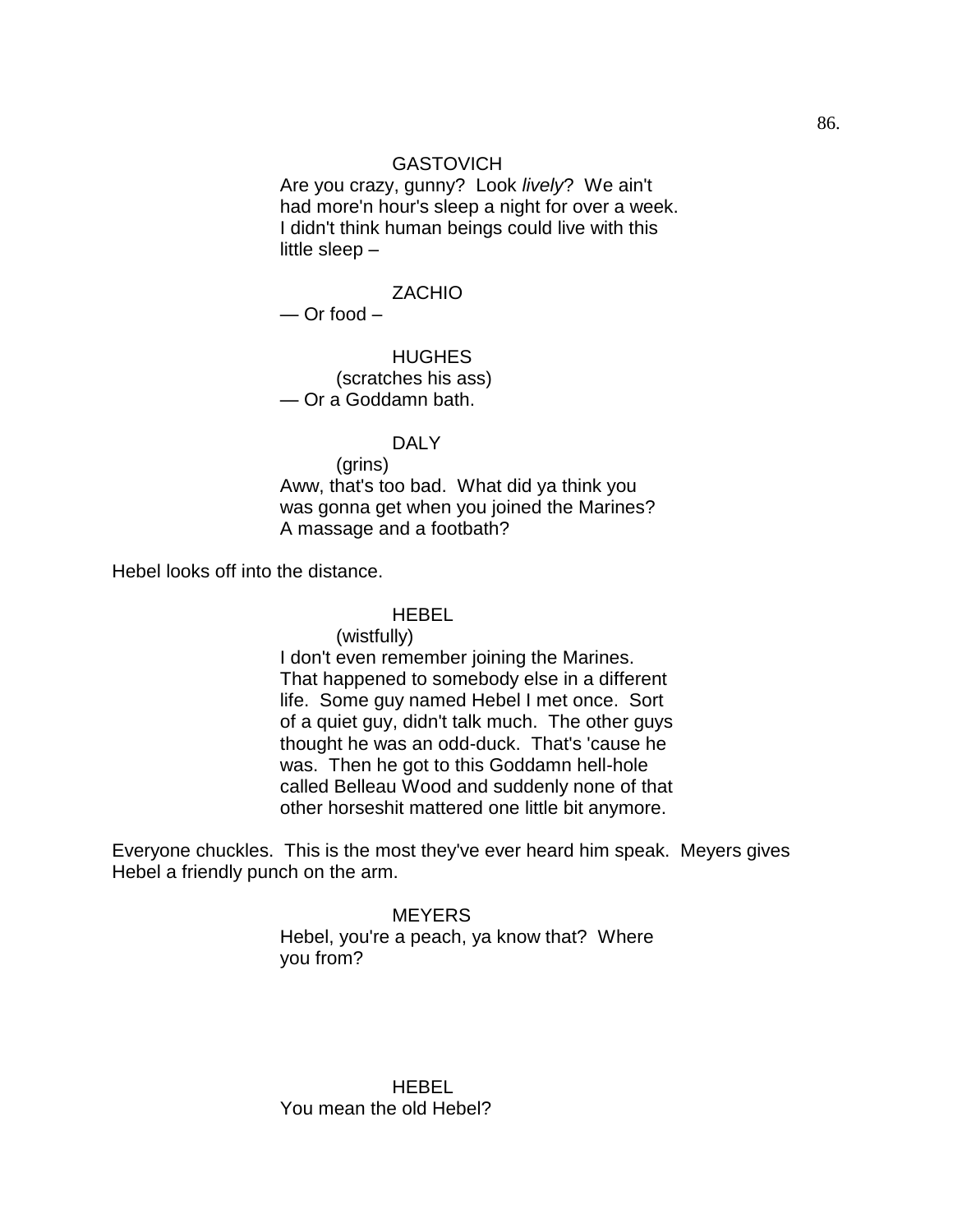GASTOVICH

Are you crazy, gunny? Look *lively*? We ain't had more'n hour's sleep a night for over a week. I didn't think human beings could live with this little sleep –

ZACHIO

— Or food –

HUGHES

(scratches his ass)

— Or a Goddamn bath.

DALY

(grins)

Aww, that's too bad. What did ya think you was gonna get when you joined the Marines? A massage and a footbath?

Hebel looks off into the distance.

HEBEL

(wistfully)

I don't even remember joining the Marines. That happened to somebody else in a different life. Some guy named Hebel I met once. Sort of a quiet guy, didn't talk much. The other guys thought he was an odd-duck. That's 'cause he was. Then he got to this Goddamn hell-hole called Belleau Wood and suddenly none of that other horseshit mattered one little bit anymore.

Everyone chuckles. This is the most they've ever heard him speak. Meyers gives Hebel a friendly punch on the arm.

MEYERS

Hebel, you're a peach, ya know that? Where you from?

HEBEL

You mean the old Hebel?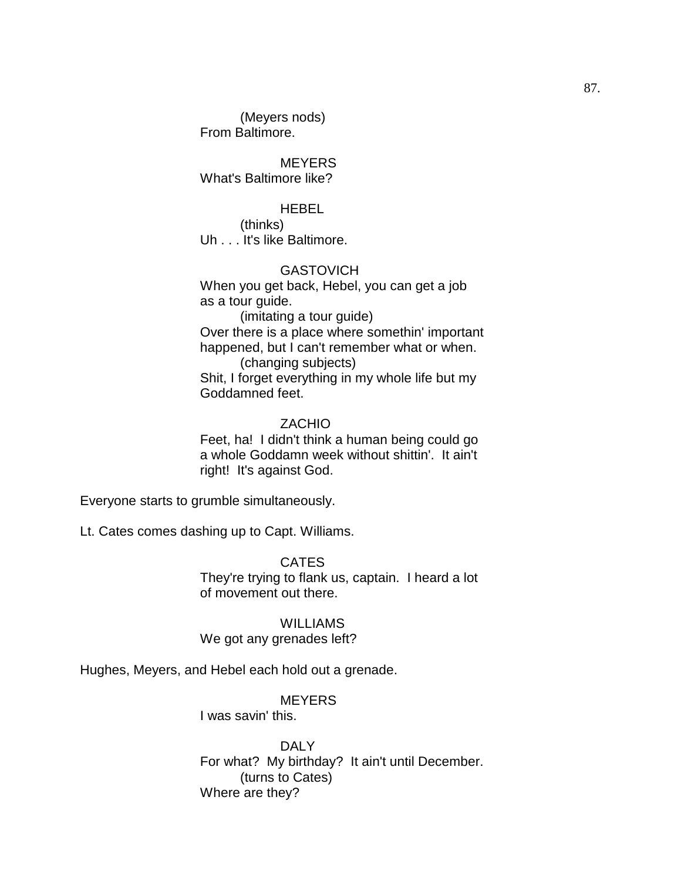(Meyers nods)
From Baltimore.

MEYERS
What's Baltimore like?

HEBEL
(thinks)
Uh . . . It's like Baltimore.

GASTOVICH
When you get back, Hebel, you can get a job as a tour guide.
(imitating a tour guide)
Over there is a place where somethin' important happened, but I can't remember what or when.
(changing subjects)
Shit, I forget everything in my whole life but my Goddamned feet.

ZACHIO
Feet, ha! I didn't think a human being could go a whole Goddamn week without shittin'. It ain't right! It's against God.

Everyone starts to grumble simultaneously.

Lt. Cates comes dashing up to Capt. Williams.

CATES
They're trying to flank us, captain. I heard a lot of movement out there.

WILLIAMS
We got any grenades left?

Hughes, Meyers, and Hebel each hold out a grenade.

MEYERS
I was savin' this.

DALY
For what? My birthday? It ain't until December.
(turns to Cates)
Where are they?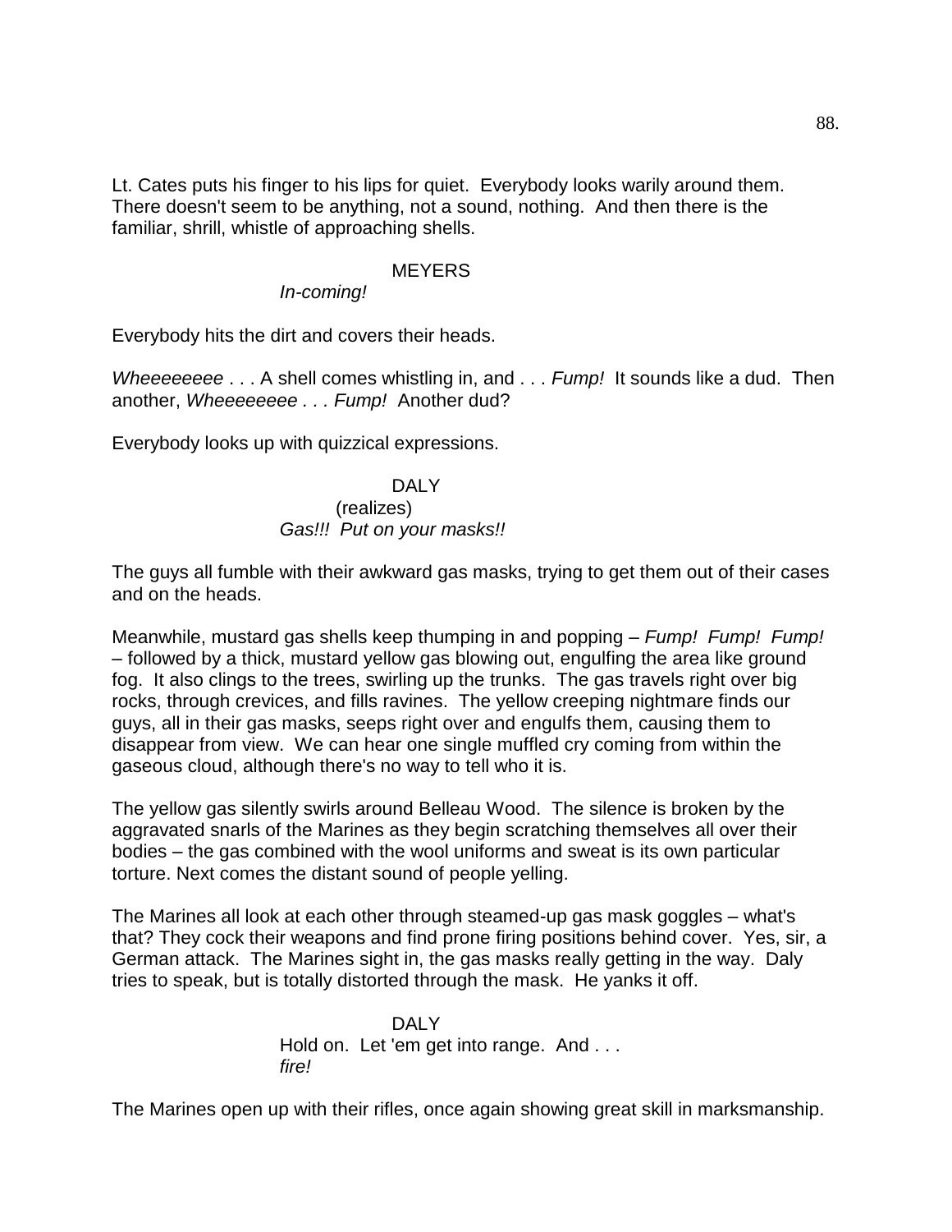Lt. Cates puts his finger to his lips for quiet. Everybody looks warily around them. There doesn't seem to be anything, not a sound, nothing. And then there is the familiar, shrill, whistle of approaching shells.

MEYERS

*In-coming!*

Everybody hits the dirt and covers their heads.

*Wheeeeeeee* . . . A shell comes whistling in, and . . . *Fump!* It sounds like a dud. Then another, *Wheeeeeeee . . . Fump!* Another dud?

Everybody looks up with quizzical expressions.

DALY

(realizes)

*Gas!!! Put on your masks!!*

The guys all fumble with their awkward gas masks, trying to get them out of their cases and on the heads.

Meanwhile, mustard gas shells keep thumping in and popping – *Fump! Fump! Fump!* – followed by a thick, mustard yellow gas blowing out, engulfing the area like ground fog. It also clings to the trees, swirling up the trunks. The gas travels right over big rocks, through crevices, and fills ravines. The yellow creeping nightmare finds our guys, all in their gas masks, seeps right over and engulfs them, causing them to disappear from view. We can hear one single muffled cry coming from within the gaseous cloud, although there's no way to tell who it is.

The yellow gas silently swirls around Belleau Wood. The silence is broken by the aggravated snarls of the Marines as they begin scratching themselves all over their bodies – the gas combined with the wool uniforms and sweat is its own particular torture. Next comes the distant sound of people yelling.

The Marines all look at each other through steamed-up gas mask goggles – what's that? They cock their weapons and find prone firing positions behind cover. Yes, sir, a German attack. The Marines sight in, the gas masks really getting in the way. Daly tries to speak, but is totally distorted through the mask. He yanks it off.

DALY

Hold on. Let 'em get into range. And . . . *fire!*

The Marines open up with their rifles, once again showing great skill in marksmanship.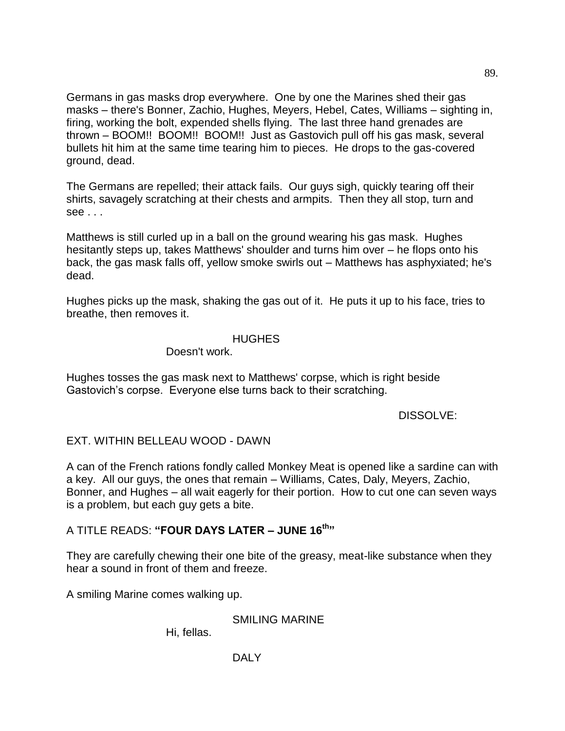Germans in gas masks drop everywhere. One by one the Marines shed their gas masks – there's Bonner, Zachio, Hughes, Meyers, Hebel, Cates, Williams – sighting in, firing, working the bolt, expended shells flying. The last three hand grenades are thrown – BOOM!! BOOM!! BOOM!! Just as Gastovich pull off his gas mask, several bullets hit him at the same time tearing him to pieces. He drops to the gas-covered ground, dead.

The Germans are repelled; their attack fails. Our guys sigh, quickly tearing off their shirts, savagely scratching at their chests and armpits. Then they all stop, turn and see . . .

Matthews is still curled up in a ball on the ground wearing his gas mask. Hughes hesitantly steps up, takes Matthews' shoulder and turns him over – he flops onto his back, the gas mask falls off, yellow smoke swirls out – Matthews has asphyxiated; he's dead.

Hughes picks up the mask, shaking the gas out of it. He puts it up to his face, tries to breathe, then removes it.

HUGHES

Doesn't work.

Hughes tosses the gas mask next to Matthews' corpse, which is right beside Gastovich's corpse. Everyone else turns back to their scratching.

DISSOLVE:

EXT. WITHIN BELLEAU WOOD - DAWN

A can of the French rations fondly called Monkey Meat is opened like a sardine can with a key. All our guys, the ones that remain – Williams, Cates, Daly, Meyers, Zachio, Bonner, and Hughes – all wait eagerly for their portion. How to cut one can seven ways is a problem, but each guy gets a bite.

A TITLE READS: **"FOUR DAYS LATER – JUNE 16th"**

They are carefully chewing their one bite of the greasy, meat-like substance when they hear a sound in front of them and freeze.

A smiling Marine comes walking up.

SMILING MARINE

Hi, fellas.

DALY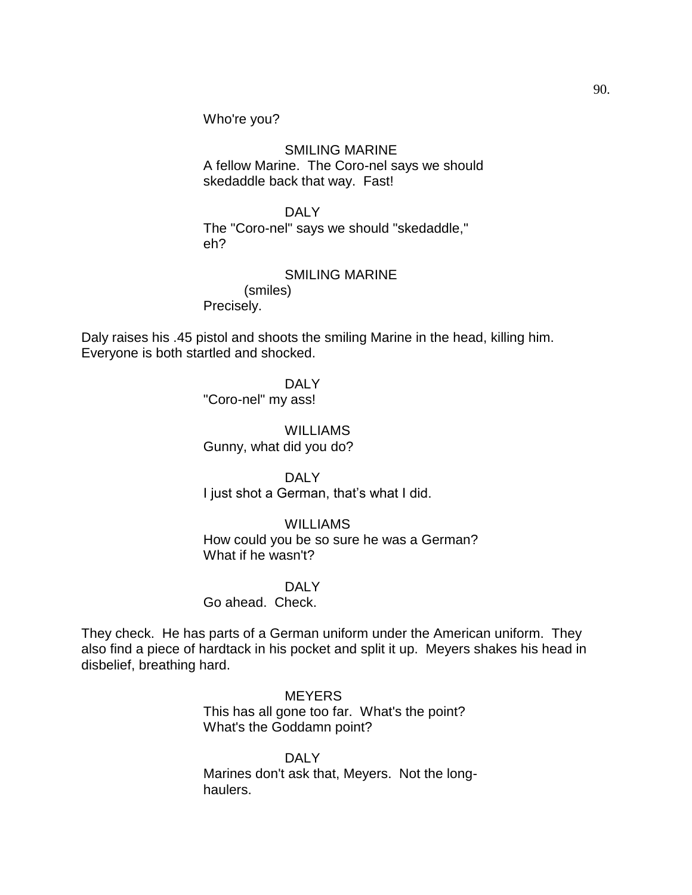Who're you?

SMILING MARINE
A fellow Marine. The Coro-nel says we should skedaddle back that way. Fast!

DALY
The "Coro-nel" says we should "skedaddle," eh?

SMILING MARINE
(smiles)
Precisely.

Daly raises his .45 pistol and shoots the smiling Marine in the head, killing him. Everyone is both startled and shocked.

DALY
"Coro-nel" my ass!

WILLIAMS
Gunny, what did you do?

DALY
I just shot a German, that's what I did.

WILLIAMS
How could you be so sure he was a German? What if he wasn't?

DALY
Go ahead. Check.

They check. He has parts of a German uniform under the American uniform. They also find a piece of hardtack in his pocket and split it up. Meyers shakes his head in disbelief, breathing hard.

MEYERS
This has all gone too far. What's the point? What's the Goddamn point?

DALY
Marines don't ask that, Meyers. Not the long-haulers.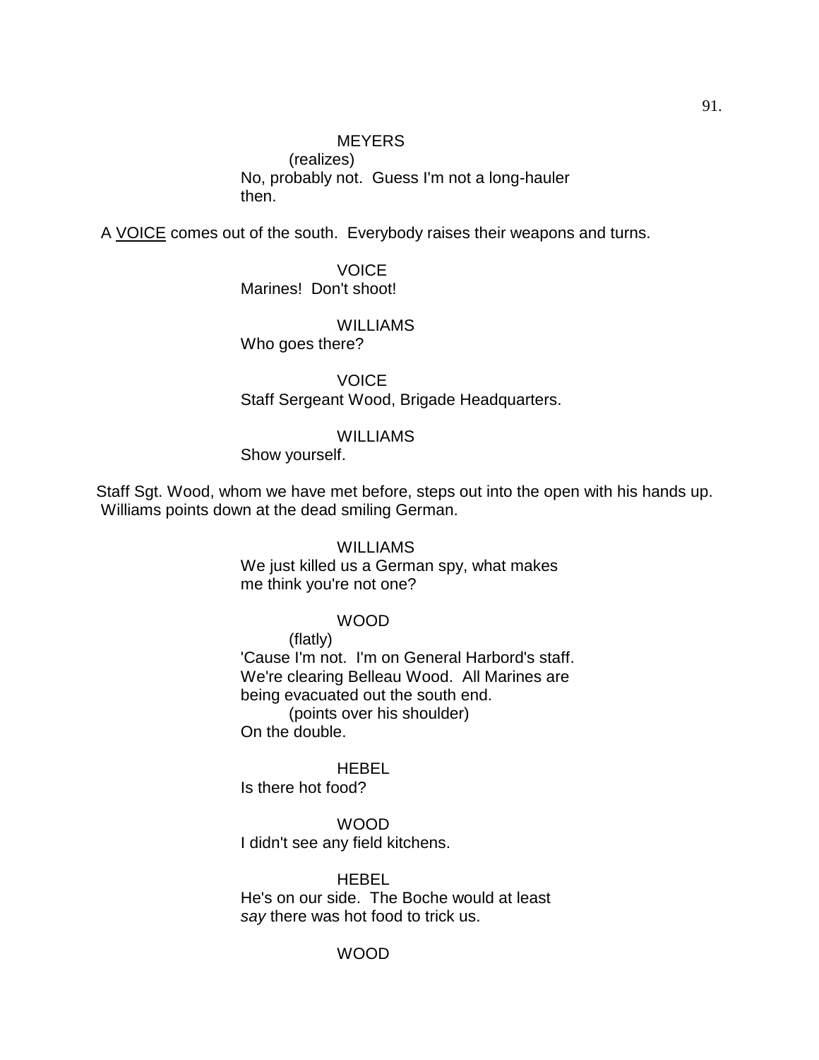MEYERS

(realizes)

No, probably not. Guess I'm not a long-hauler then.

A VOICE comes out of the south. Everybody raises their weapons and turns.

VOICE

Marines! Don't shoot!

WILLIAMS

Who goes there?

VOICE

Staff Sergeant Wood, Brigade Headquarters.

WILLIAMS

Show yourself.

Staff Sgt. Wood, whom we have met before, steps out into the open with his hands up. Williams points down at the dead smiling German.

WILLIAMS

We just killed us a German spy, what makes me think you're not one?

WOOD

(flatly)

'Cause I'm not. I'm on General Harbord's staff. We're clearing Belleau Wood. All Marines are being evacuated out the south end.

(points over his shoulder)

On the double.

HEBEL

Is there hot food?

WOOD

I didn't see any field kitchens.

HEBEL

He's on our side. The Boche would at least *say* there was hot food to trick us.

WOOD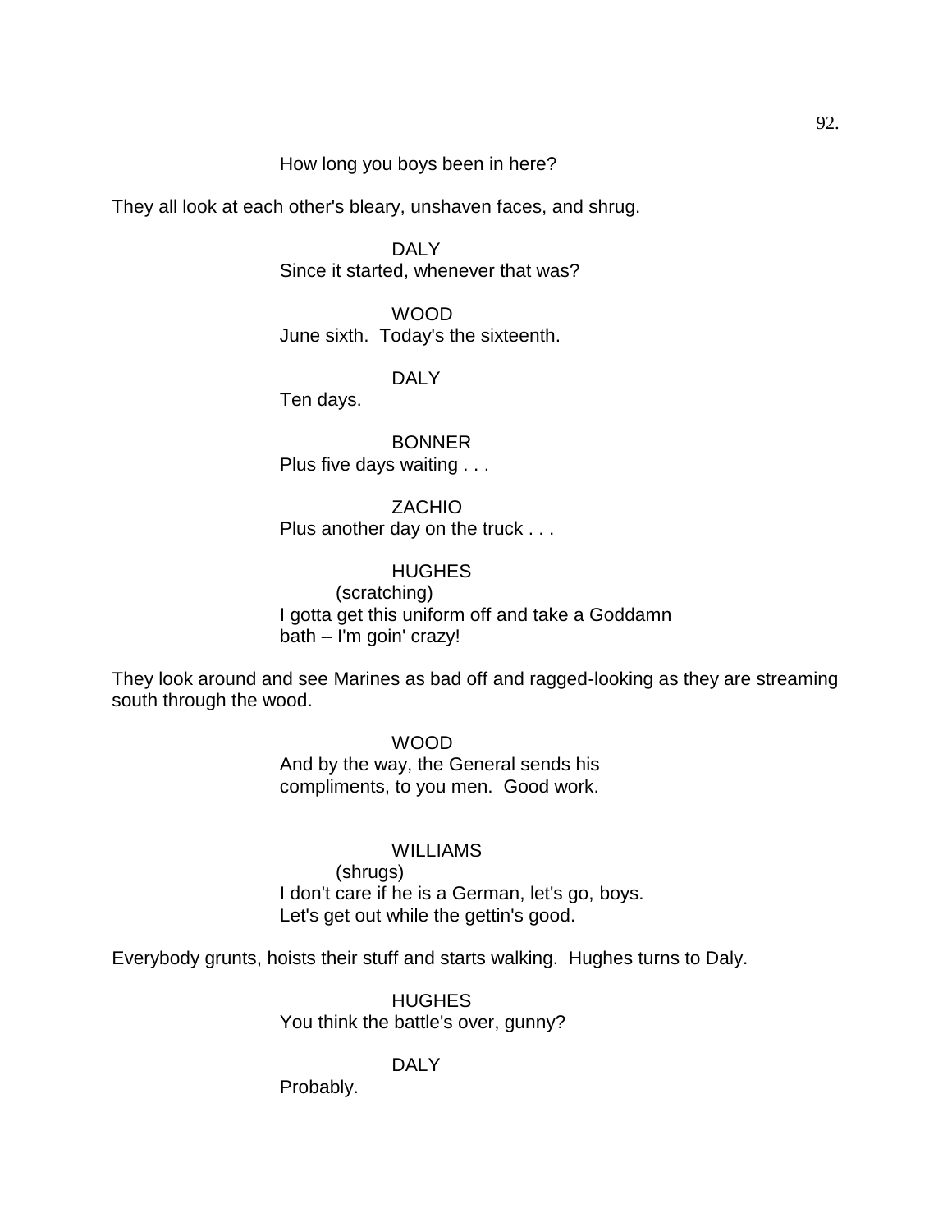How long you boys been in here?

They all look at each other's bleary, unshaven faces, and shrug.

DALY
Since it started, whenever that was?

WOOD
June sixth. Today's the sixteenth.

DALY
Ten days.

BONNER
Plus five days waiting . . .

ZACHIO
Plus another day on the truck . . .

HUGHES
(scratching)
I gotta get this uniform off and take a Goddamn bath – I'm goin' crazy!

They look around and see Marines as bad off and ragged-looking as they are streaming south through the wood.

WOOD
And by the way, the General sends his compliments, to you men. Good work.

WILLIAMS
(shrugs)
I don't care if he is a German, let's go, boys. Let's get out while the gettin's good.

Everybody grunts, hoists their stuff and starts walking. Hughes turns to Daly.

HUGHES
You think the battle's over, gunny?

DALY
Probably.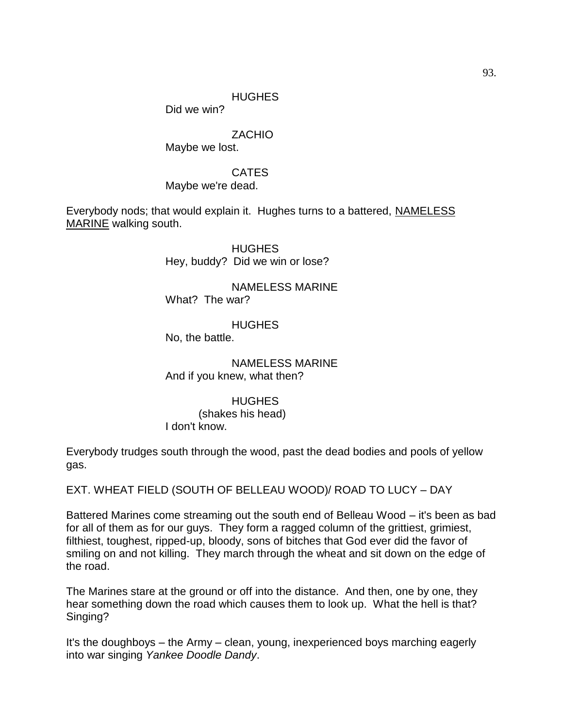HUGHES
Did we win?

ZACHIO
Maybe we lost.

CATES
Maybe we're dead.

Everybody nods; that would explain it. Hughes turns to a battered, <u>NAMELESS MARINE</u> walking south.

HUGHES
Hey, buddy? Did we win or lose?

NAMELESS MARINE
What? The war?

HUGHES
No, the battle.

NAMELESS MARINE
And if you knew, what then?

HUGHES
(shakes his head)
I don't know.

Everybody trudges south through the wood, past the dead bodies and pools of yellow gas.

EXT. WHEAT FIELD (SOUTH OF BELLEAU WOOD)/ ROAD TO LUCY – DAY

Battered Marines come streaming out the south end of Belleau Wood – it's been as bad for all of them as for our guys. They form a ragged column of the grittiest, grimiest, filthiest, toughest, ripped-up, bloody, sons of bitches that God ever did the favor of smiling on and not killing. They march through the wheat and sit down on the edge of the road.

The Marines stare at the ground or off into the distance. And then, one by one, they hear something down the road which causes them to look up. What the hell is that? Singing?

It's the doughboys – the Army – clean, young, inexperienced boys marching eagerly into war singing *Yankee Doodle Dandy*.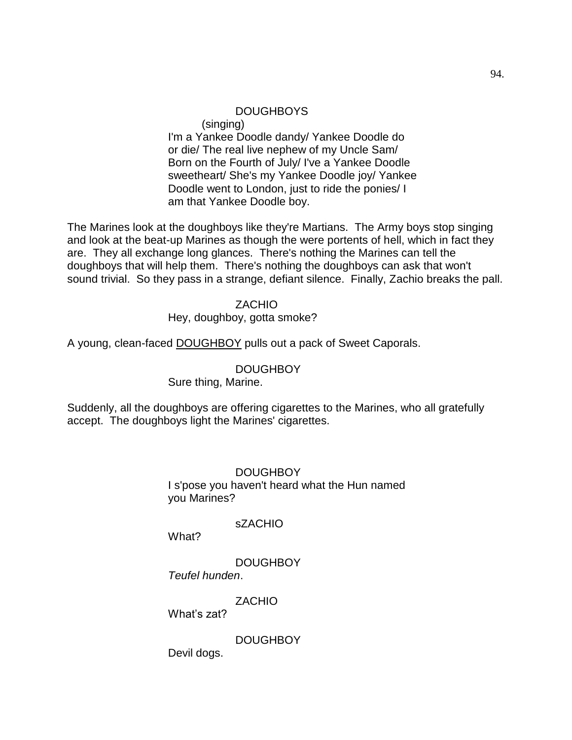DOUGHBOYS

(singing)

I'm a Yankee Doodle dandy/ Yankee Doodle do or die/ The real live nephew of my Uncle Sam/ Born on the Fourth of July/ I've a Yankee Doodle sweetheart/ She's my Yankee Doodle joy/ Yankee Doodle went to London, just to ride the ponies/ I am that Yankee Doodle boy.

The Marines look at the doughboys like they're Martians. The Army boys stop singing and look at the beat-up Marines as though the were portents of hell, which in fact they are. They all exchange long glances. There's nothing the Marines can tell the doughboys that will help them. There's nothing the doughboys can ask that won't sound trivial. So they pass in a strange, defiant silence. Finally, Zachio breaks the pall.

ZACHIO

Hey, doughboy, gotta smoke?

A young, clean-faced DOUGHBOY pulls out a pack of Sweet Caporals.

DOUGHBOY

Sure thing, Marine.

Suddenly, all the doughboys are offering cigarettes to the Marines, who all gratefully accept. The doughboys light the Marines' cigarettes.

DOUGHBOY

I s'pose you haven't heard what the Hun named you Marines?

sZACHIO

What?

DOUGHBOY

*Teufel hunden*.

ZACHIO

What's zat?

DOUGHBOY

Devil dogs.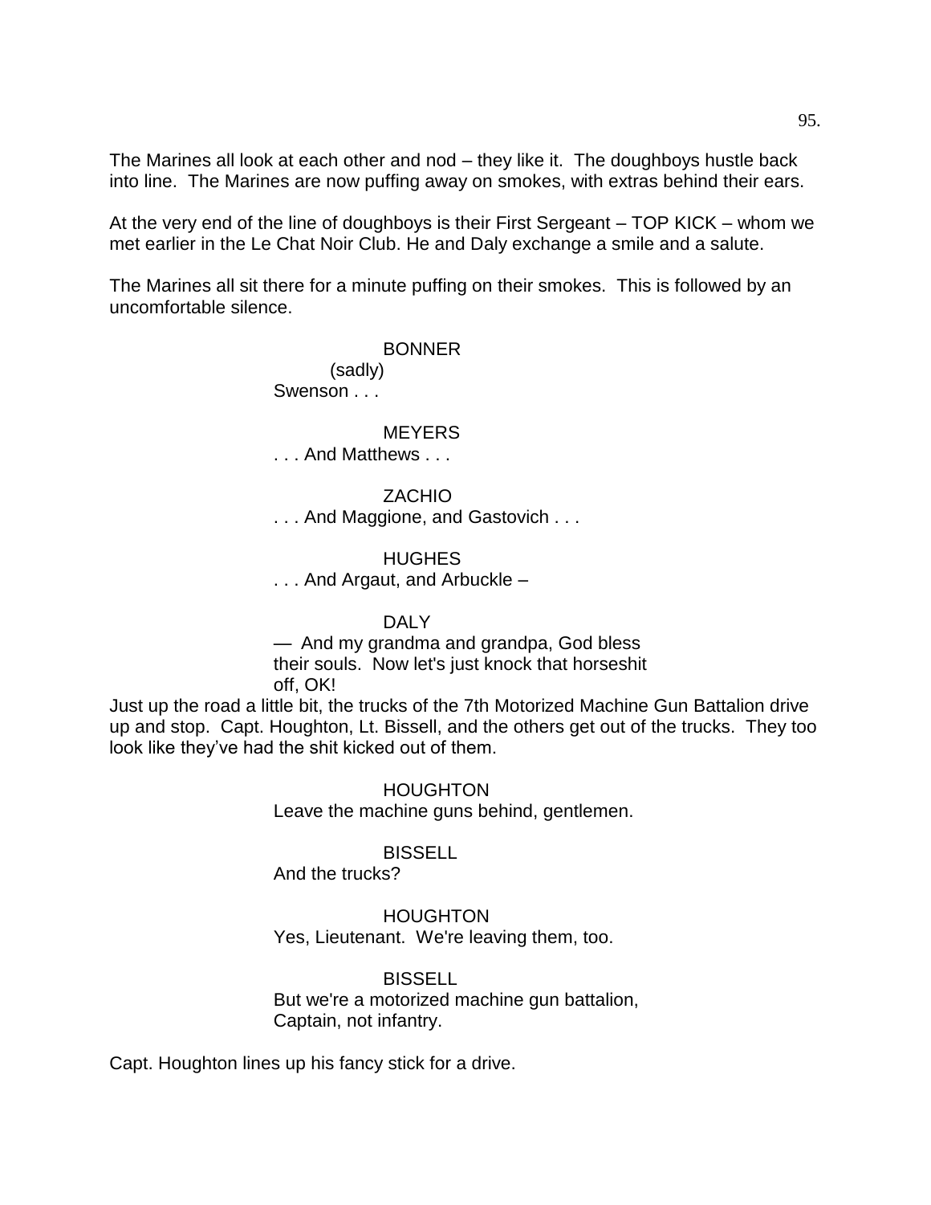The Marines all look at each other and nod – they like it. The doughboys hustle back into line. The Marines are now puffing away on smokes, with extras behind their ears.

At the very end of the line of doughboys is their First Sergeant – TOP KICK – whom we met earlier in the Le Chat Noir Club. He and Daly exchange a smile and a salute.

The Marines all sit there for a minute puffing on their smokes. This is followed by an uncomfortable silence.

BONNER
(sadly)
Swenson . . .

MEYERS
. . . And Matthews . . .

ZACHIO
. . . And Maggione, and Gastovich . . .

HUGHES
. . . And Argaut, and Arbuckle –

DALY
— And my grandma and grandpa, God bless their souls. Now let's just knock that horseshit off, OK!

Just up the road a little bit, the trucks of the 7th Motorized Machine Gun Battalion drive up and stop. Capt. Houghton, Lt. Bissell, and the others get out of the trucks. They too look like they've had the shit kicked out of them.

HOUGHTON
Leave the machine guns behind, gentlemen.

BISSELL
And the trucks?

HOUGHTON
Yes, Lieutenant. We're leaving them, too.

BISSELL
But we're a motorized machine gun battalion, Captain, not infantry.

Capt. Houghton lines up his fancy stick for a drive.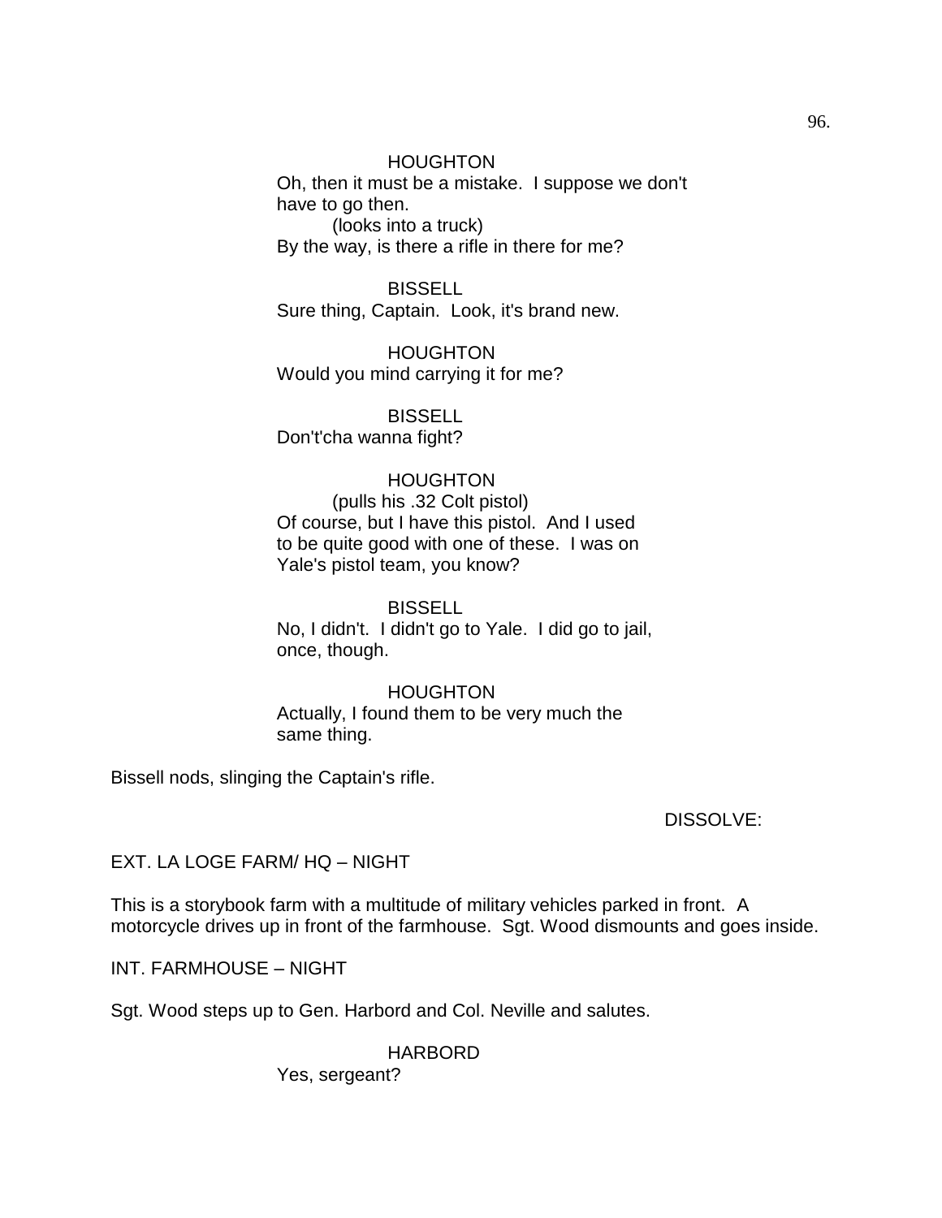HOUGHTON

Oh, then it must be a mistake. I suppose we don't have to go then.

(looks into a truck)

By the way, is there a rifle in there for me?

BISSELL

Sure thing, Captain. Look, it's brand new.

HOUGHTON

Would you mind carrying it for me?

BISSELL

Don't'cha wanna fight?

HOUGHTON

(pulls his .32 Colt pistol)

Of course, but I have this pistol. And I used to be quite good with one of these. I was on Yale's pistol team, you know?

BISSELL

No, I didn't. I didn't go to Yale. I did go to jail, once, though.

HOUGHTON

Actually, I found them to be very much the same thing.

Bissell nods, slinging the Captain's rifle.

DISSOLVE:

EXT. LA LOGE FARM/ HQ – NIGHT

This is a storybook farm with a multitude of military vehicles parked in front. A motorcycle drives up in front of the farmhouse. Sgt. Wood dismounts and goes inside.

INT. FARMHOUSE – NIGHT

Sgt. Wood steps up to Gen. Harbord and Col. Neville and salutes.

HARBORD

Yes, sergeant?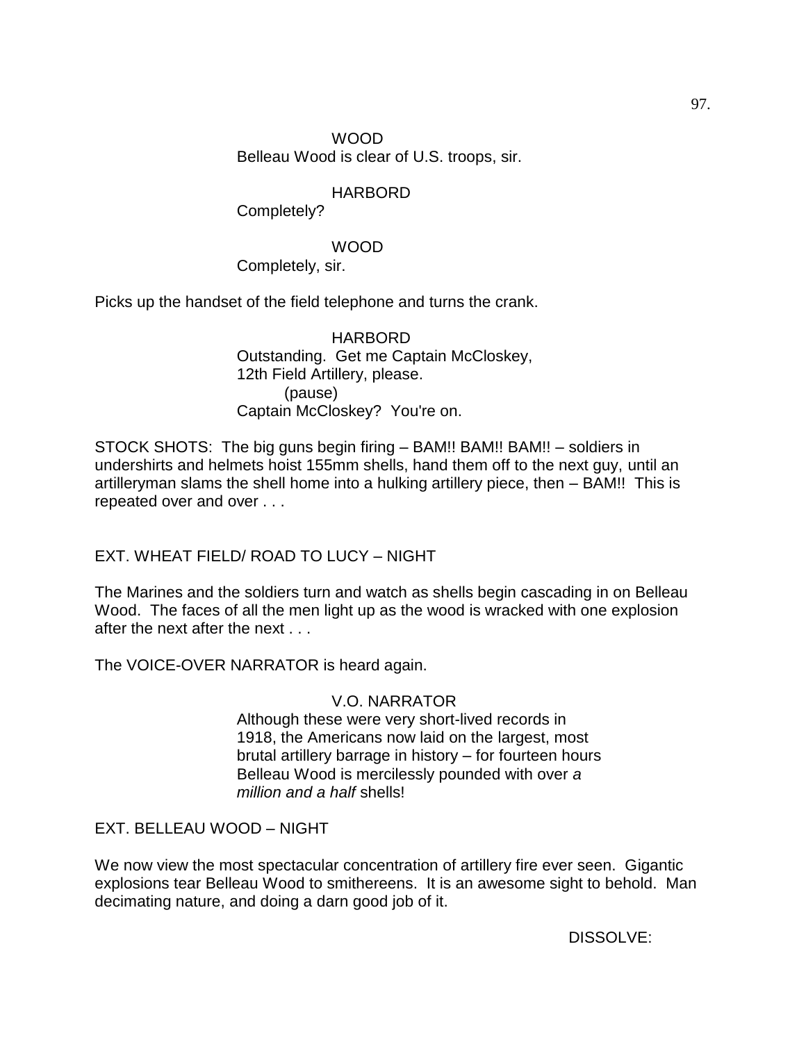WOOD
Belleau Wood is clear of U.S. troops, sir.

HARBORD
Completely?

WOOD
Completely, sir.

Picks up the handset of the field telephone and turns the crank.

HARBORD
Outstanding. Get me Captain McCloskey, 12th Field Artillery, please.
(pause)
Captain McCloskey? You're on.

STOCK SHOTS: The big guns begin firing – BAM!! BAM!! BAM!! – soldiers in undershirts and helmets hoist 155mm shells, hand them off to the next guy, until an artilleryman slams the shell home into a hulking artillery piece, then – BAM!! This is repeated over and over . . .

EXT. WHEAT FIELD/ ROAD TO LUCY – NIGHT

The Marines and the soldiers turn and watch as shells begin cascading in on Belleau Wood. The faces of all the men light up as the wood is wracked with one explosion after the next after the next . . .

The VOICE-OVER NARRATOR is heard again.

V.O. NARRATOR
Although these were very short-lived records in 1918, the Americans now laid on the largest, most brutal artillery barrage in history – for fourteen hours Belleau Wood is mercilessly pounded with over *a million and a half* shells!

EXT. BELLEAU WOOD – NIGHT

We now view the most spectacular concentration of artillery fire ever seen. Gigantic explosions tear Belleau Wood to smithereens. It is an awesome sight to behold. Man decimating nature, and doing a darn good job of it.

DISSOLVE: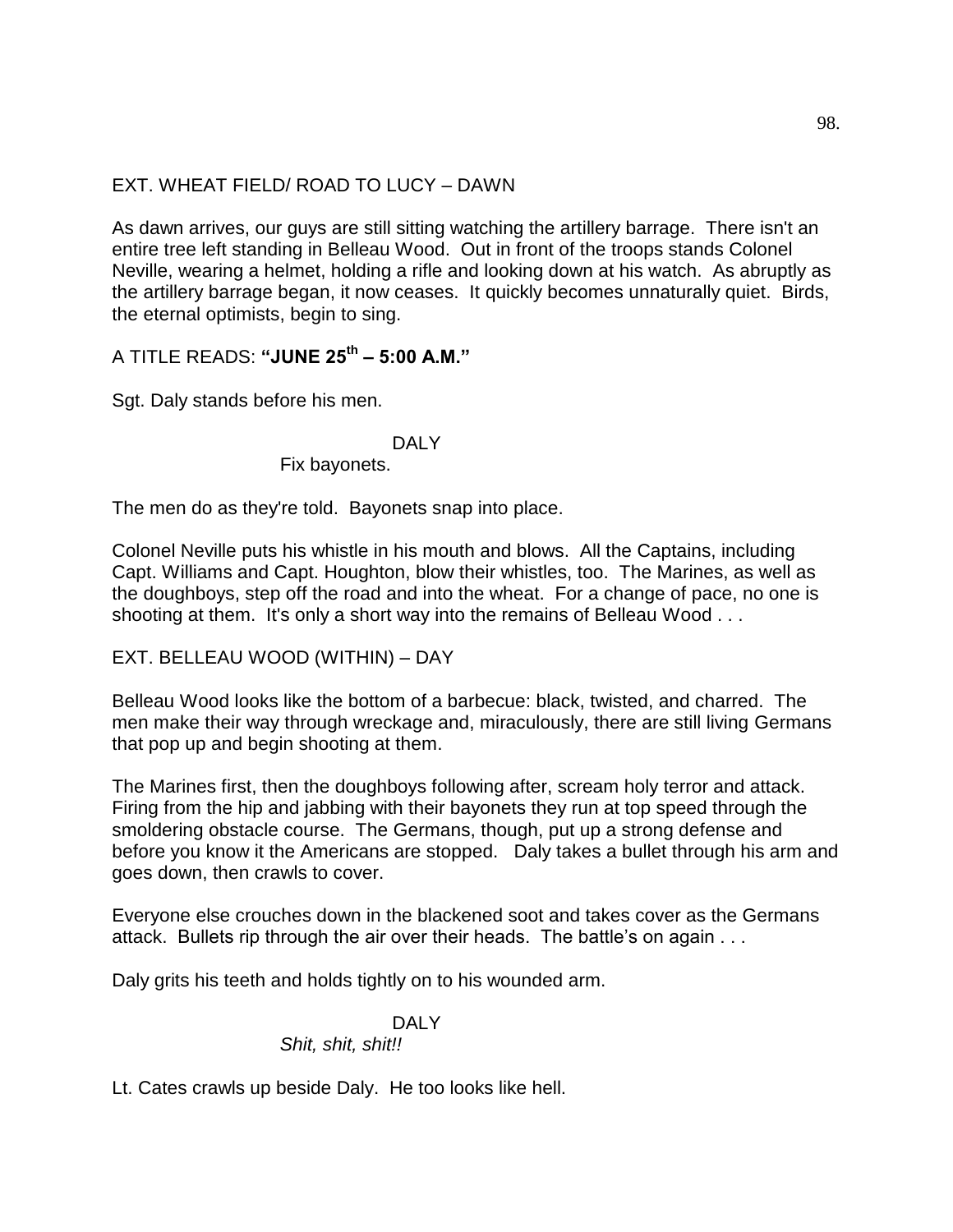EXT. WHEAT FIELD/ ROAD TO LUCY – DAWN

As dawn arrives, our guys are still sitting watching the artillery barrage. There isn't an entire tree left standing in Belleau Wood. Out in front of the troops stands Colonel Neville, wearing a helmet, holding a rifle and looking down at his watch. As abruptly as the artillery barrage began, it now ceases. It quickly becomes unnaturally quiet. Birds, the eternal optimists, begin to sing.

A TITLE READS: **"JUNE 25th – 5:00 A.M."**

Sgt. Daly stands before his men.

DALY
Fix bayonets.

The men do as they're told. Bayonets snap into place.

Colonel Neville puts his whistle in his mouth and blows. All the Captains, including Capt. Williams and Capt. Houghton, blow their whistles, too. The Marines, as well as the doughboys, step off the road and into the wheat. For a change of pace, no one is shooting at them. It's only a short way into the remains of Belleau Wood . . .

EXT. BELLEAU WOOD (WITHIN) – DAY

Belleau Wood looks like the bottom of a barbecue: black, twisted, and charred. The men make their way through wreckage and, miraculously, there are still living Germans that pop up and begin shooting at them.

The Marines first, then the doughboys following after, scream holy terror and attack. Firing from the hip and jabbing with their bayonets they run at top speed through the smoldering obstacle course. The Germans, though, put up a strong defense and before you know it the Americans are stopped. Daly takes a bullet through his arm and goes down, then crawls to cover.

Everyone else crouches down in the blackened soot and takes cover as the Germans attack. Bullets rip through the air over their heads. The battle's on again . . .

Daly grits his teeth and holds tightly on to his wounded arm.

DALY
*Shit, shit, shit!!*

Lt. Cates crawls up beside Daly. He too looks like hell.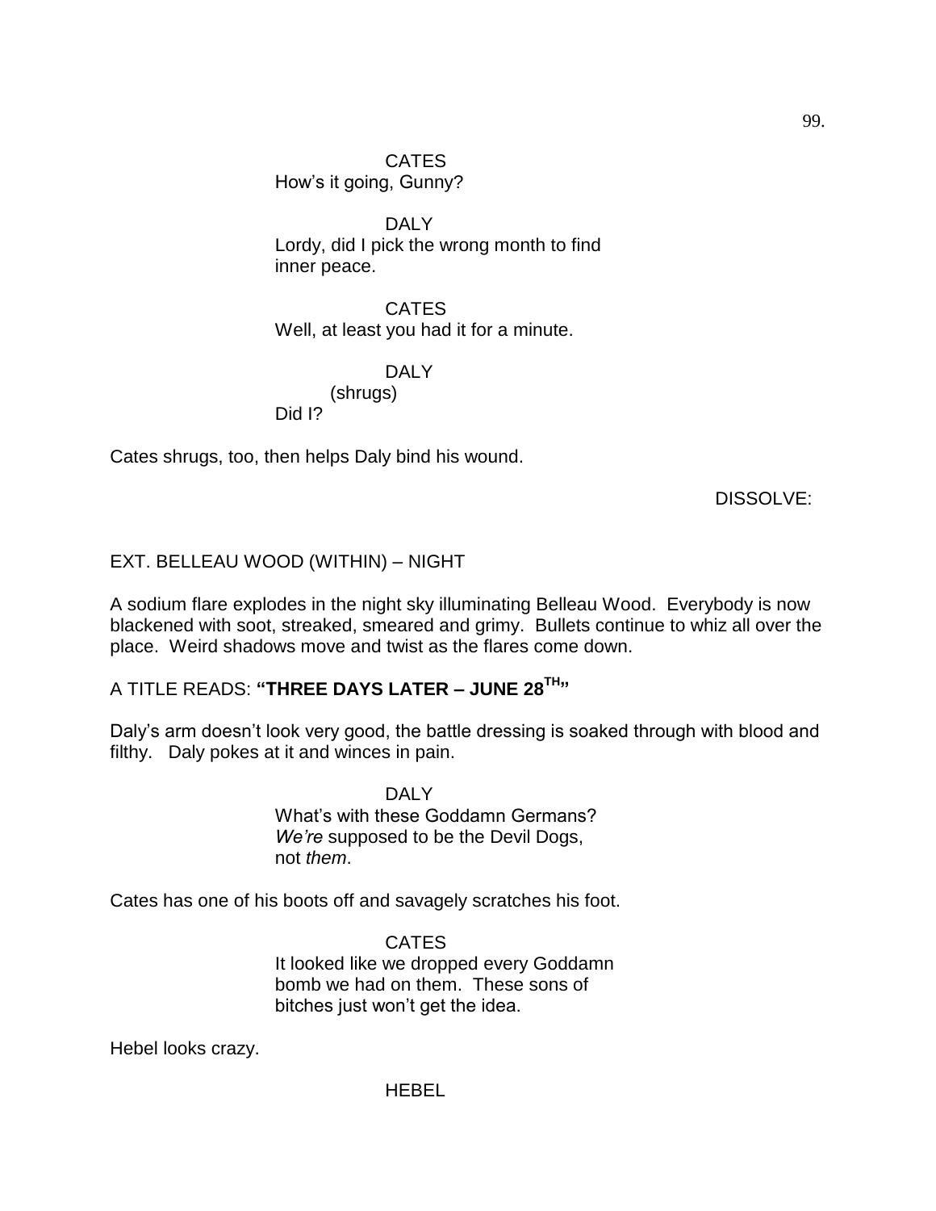CATES
How's it going, Gunny?

DALY
Lordy, did I pick the wrong month to find inner peace.

CATES
Well, at least you had it for a minute.

DALY
(shrugs)
Did I?

Cates shrugs, too, then helps Daly bind his wound.

DISSOLVE:

EXT. BELLEAU WOOD (WITHIN) – NIGHT

A sodium flare explodes in the night sky illuminating Belleau Wood. Everybody is now blackened with soot, streaked, smeared and grimy. Bullets continue to whiz all over the place. Weird shadows move and twist as the flares come down.

A TITLE READS: **"THREE DAYS LATER – JUNE 28TH"**

Daly's arm doesn't look very good, the battle dressing is soaked through with blood and filthy. Daly pokes at it and winces in pain.

DALY
What's with these Goddamn Germans? *We're* supposed to be the Devil Dogs, not *them*.

Cates has one of his boots off and savagely scratches his foot.

CATES
It looked like we dropped every Goddamn bomb we had on them. These sons of bitches just won't get the idea.

Hebel looks crazy.

HEBEL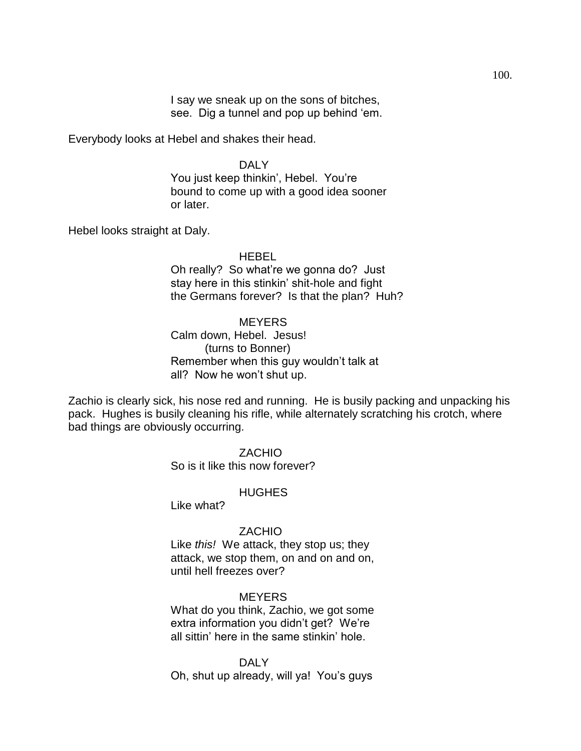I say we sneak up on the sons of bitches, see. Dig a tunnel and pop up behind 'em.

Everybody looks at Hebel and shakes their head.

DALY
You just keep thinkin', Hebel. You're bound to come up with a good idea sooner or later.

Hebel looks straight at Daly.

HEBEL
Oh really? So what're we gonna do? Just stay here in this stinkin' shit-hole and fight the Germans forever? Is that the plan? Huh?

MEYERS
Calm down, Hebel. Jesus!
(turns to Bonner)
Remember when this guy wouldn't talk at all? Now he won't shut up.

Zachio is clearly sick, his nose red and running. He is busily packing and unpacking his pack. Hughes is busily cleaning his rifle, while alternately scratching his crotch, where bad things are obviously occurring.

ZACHIO
So is it like this now forever?

HUGHES
Like what?

ZACHIO
Like *this!* We attack, they stop us; they attack, we stop them, on and on and on, until hell freezes over?

MEYERS
What do you think, Zachio, we got some extra information you didn't get? We're all sittin' here in the same stinkin' hole.

DALY
Oh, shut up already, will ya! You's guys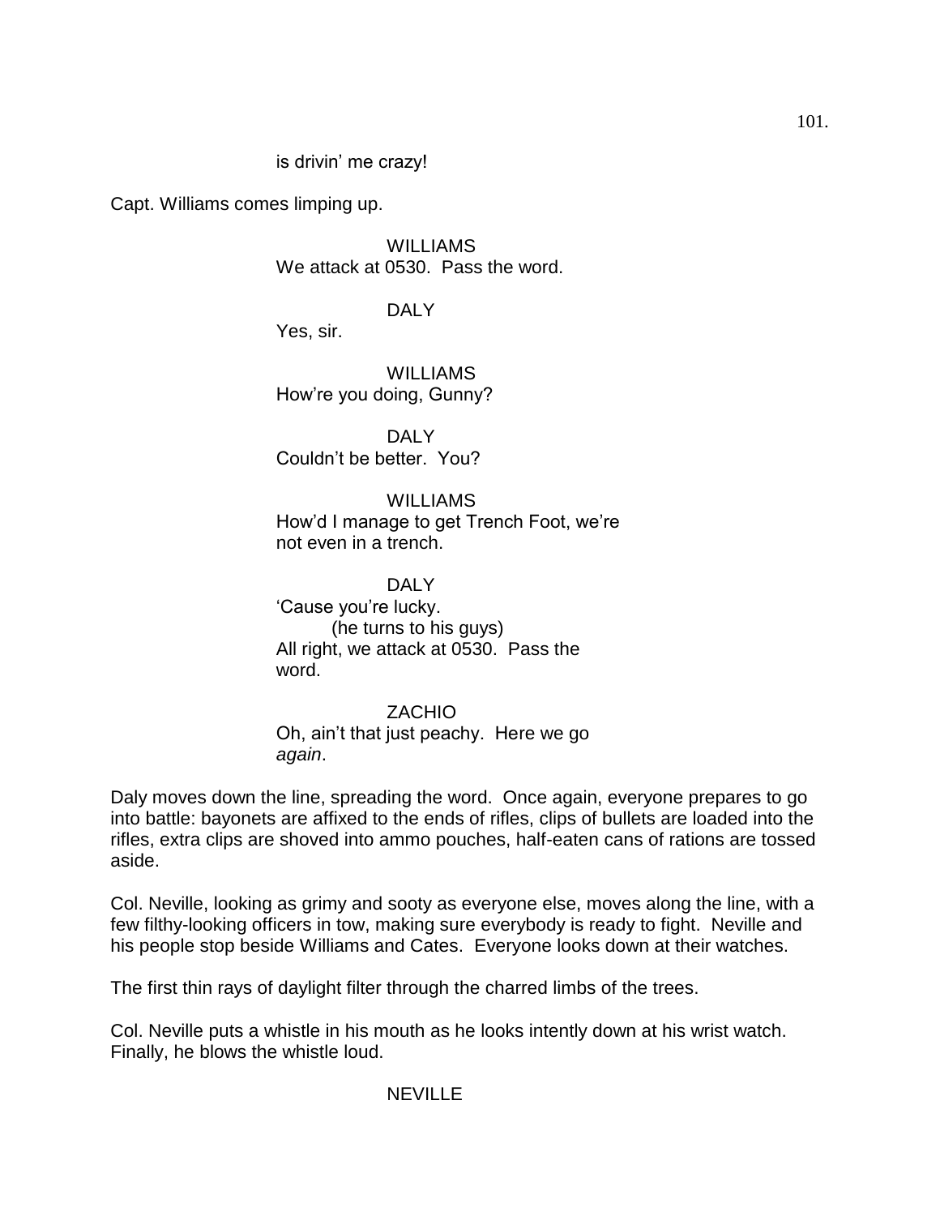is drivin' me crazy!

Capt. Williams comes limping up.

WILLIAMS
We attack at 0530. Pass the word.

DALY
Yes, sir.

WILLIAMS
How're you doing, Gunny?

DALY
Couldn't be better. You?

WILLIAMS
How'd I manage to get Trench Foot, we're not even in a trench.

DALY
'Cause you're lucky.
(he turns to his guys)
All right, we attack at 0530. Pass the word.

ZACHIO
Oh, ain't that just peachy. Here we go *again*.

Daly moves down the line, spreading the word. Once again, everyone prepares to go into battle: bayonets are affixed to the ends of rifles, clips of bullets are loaded into the rifles, extra clips are shoved into ammo pouches, half-eaten cans of rations are tossed aside.

Col. Neville, looking as grimy and sooty as everyone else, moves along the line, with a few filthy-looking officers in tow, making sure everybody is ready to fight. Neville and his people stop beside Williams and Cates. Everyone looks down at their watches.

The first thin rays of daylight filter through the charred limbs of the trees.

Col. Neville puts a whistle in his mouth as he looks intently down at his wrist watch. Finally, he blows the whistle loud.

NEVILLE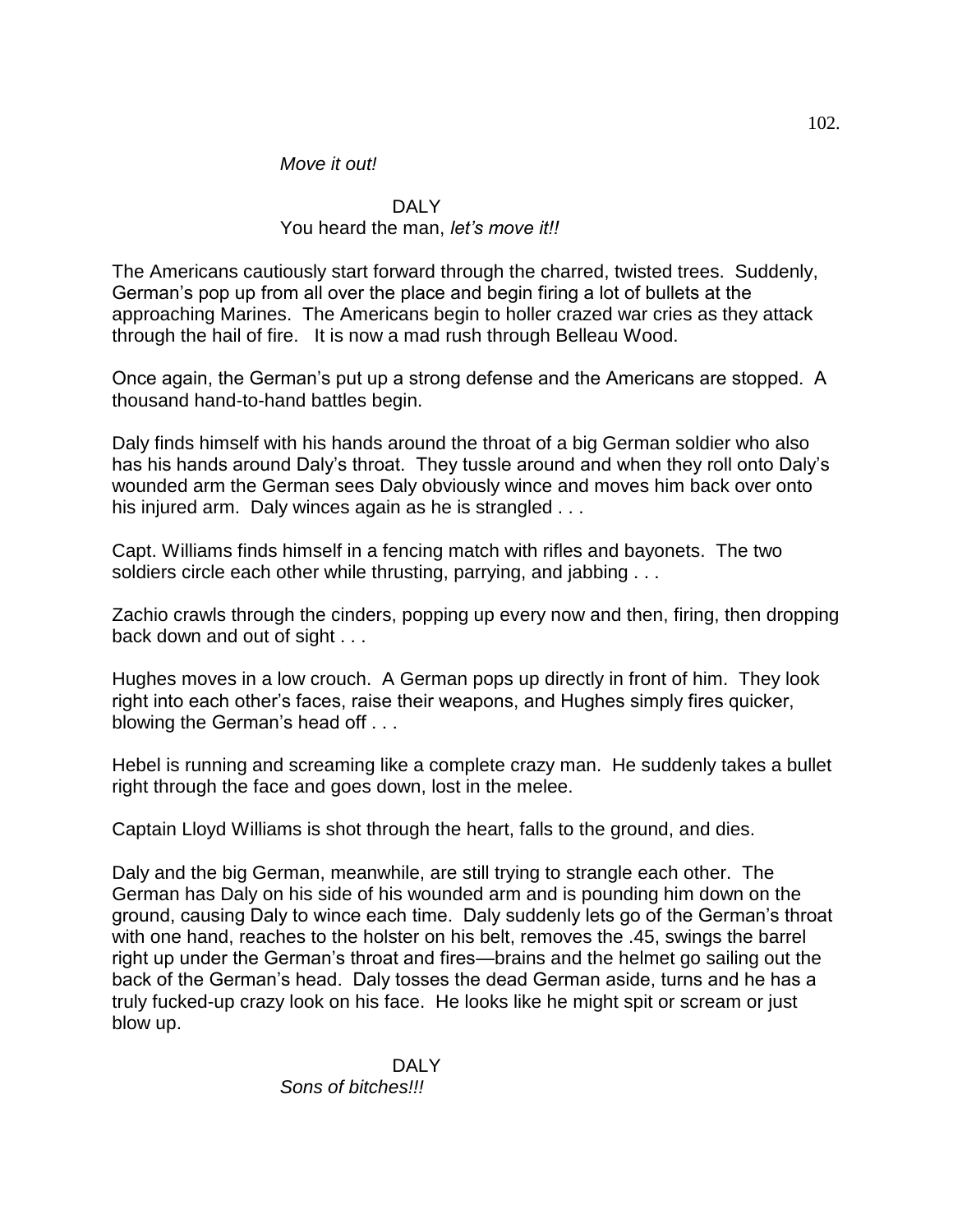*Move it out!*

DALY
You heard the man, *let's move it!!*

The Americans cautiously start forward through the charred, twisted trees. Suddenly, German's pop up from all over the place and begin firing a lot of bullets at the approaching Marines. The Americans begin to holler crazed war cries as they attack through the hail of fire. It is now a mad rush through Belleau Wood.

Once again, the German's put up a strong defense and the Americans are stopped. A thousand hand-to-hand battles begin.

Daly finds himself with his hands around the throat of a big German soldier who also has his hands around Daly's throat. They tussle around and when they roll onto Daly's wounded arm the German sees Daly obviously wince and moves him back over onto his injured arm. Daly winces again as he is strangled . . .

Capt. Williams finds himself in a fencing match with rifles and bayonets. The two soldiers circle each other while thrusting, parrying, and jabbing . . .

Zachio crawls through the cinders, popping up every now and then, firing, then dropping back down and out of sight . . .

Hughes moves in a low crouch. A German pops up directly in front of him. They look right into each other's faces, raise their weapons, and Hughes simply fires quicker, blowing the German's head off . . .

Hebel is running and screaming like a complete crazy man. He suddenly takes a bullet right through the face and goes down, lost in the melee.

Captain Lloyd Williams is shot through the heart, falls to the ground, and dies.

Daly and the big German, meanwhile, are still trying to strangle each other. The German has Daly on his side of his wounded arm and is pounding him down on the ground, causing Daly to wince each time. Daly suddenly lets go of the German's throat with one hand, reaches to the holster on his belt, removes the .45, swings the barrel right up under the German's throat and fires—brains and the helmet go sailing out the back of the German's head. Daly tosses the dead German aside, turns and he has a truly fucked-up crazy look on his face. He looks like he might spit or scream or just blow up.

DALY
*Sons of bitches!!!*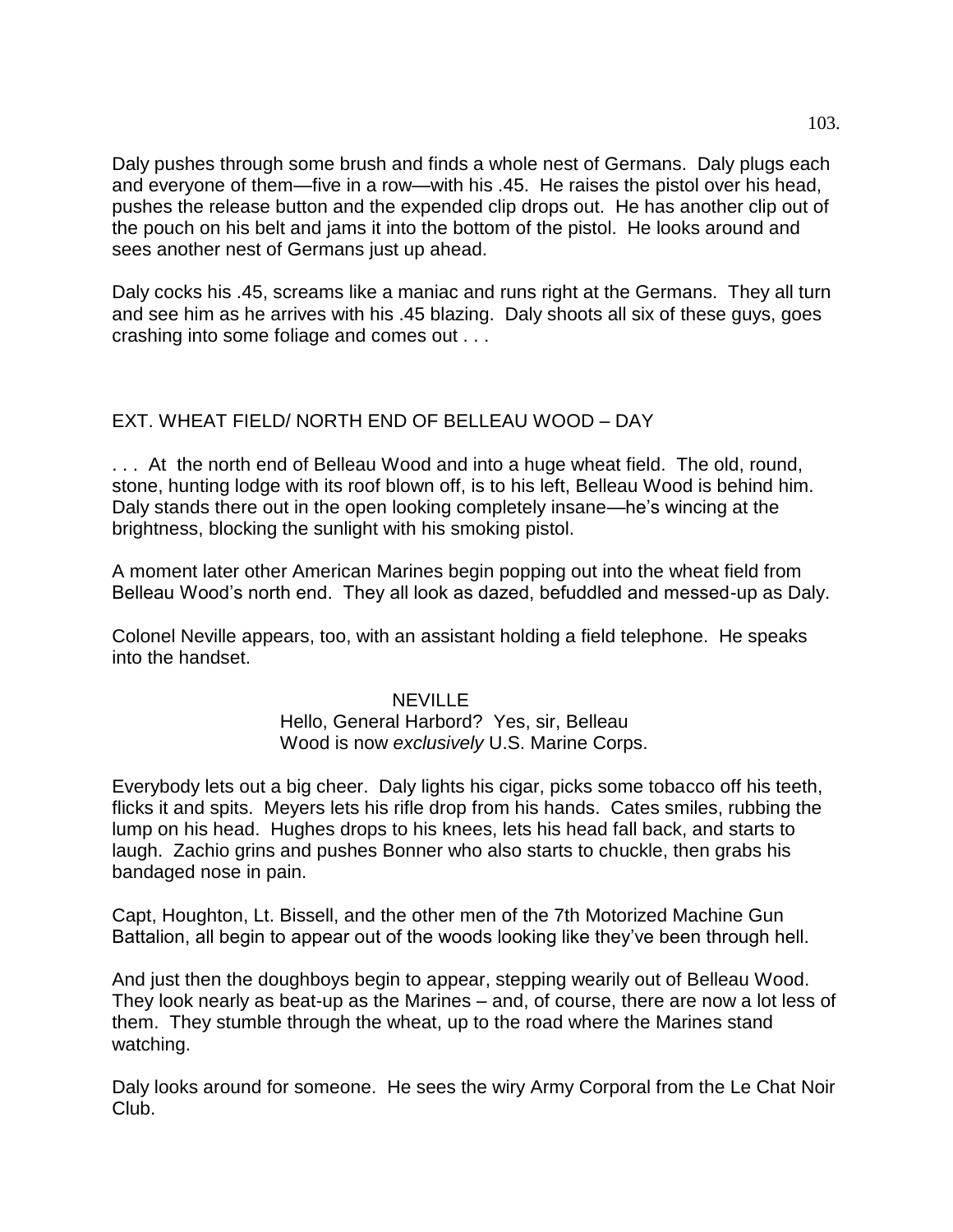Daly pushes through some brush and finds a whole nest of Germans. Daly plugs each and everyone of them—five in a row—with his .45. He raises the pistol over his head, pushes the release button and the expended clip drops out. He has another clip out of the pouch on his belt and jams it into the bottom of the pistol. He looks around and sees another nest of Germans just up ahead.

Daly cocks his .45, screams like a maniac and runs right at the Germans. They all turn and see him as he arrives with his .45 blazing. Daly shoots all six of these guys, goes crashing into some foliage and comes out . . .

EXT. WHEAT FIELD/ NORTH END OF BELLEAU WOOD – DAY

. . . At the north end of Belleau Wood and into a huge wheat field. The old, round, stone, hunting lodge with its roof blown off, is to his left, Belleau Wood is behind him. Daly stands there out in the open looking completely insane—he's wincing at the brightness, blocking the sunlight with his smoking pistol.

A moment later other American Marines begin popping out into the wheat field from Belleau Wood's north end. They all look as dazed, befuddled and messed-up as Daly.

Colonel Neville appears, too, with an assistant holding a field telephone. He speaks into the handset.

NEVILLE
Hello, General Harbord? Yes, sir, Belleau Wood is now *exclusively* U.S. Marine Corps.

Everybody lets out a big cheer. Daly lights his cigar, picks some tobacco off his teeth, flicks it and spits. Meyers lets his rifle drop from his hands. Cates smiles, rubbing the lump on his head. Hughes drops to his knees, lets his head fall back, and starts to laugh. Zachio grins and pushes Bonner who also starts to chuckle, then grabs his bandaged nose in pain.

Capt, Houghton, Lt. Bissell, and the other men of the 7th Motorized Machine Gun Battalion, all begin to appear out of the woods looking like they've been through hell.

And just then the doughboys begin to appear, stepping wearily out of Belleau Wood. They look nearly as beat-up as the Marines – and, of course, there are now a lot less of them. They stumble through the wheat, up to the road where the Marines stand watching.

Daly looks around for someone. He sees the wiry Army Corporal from the Le Chat Noir Club.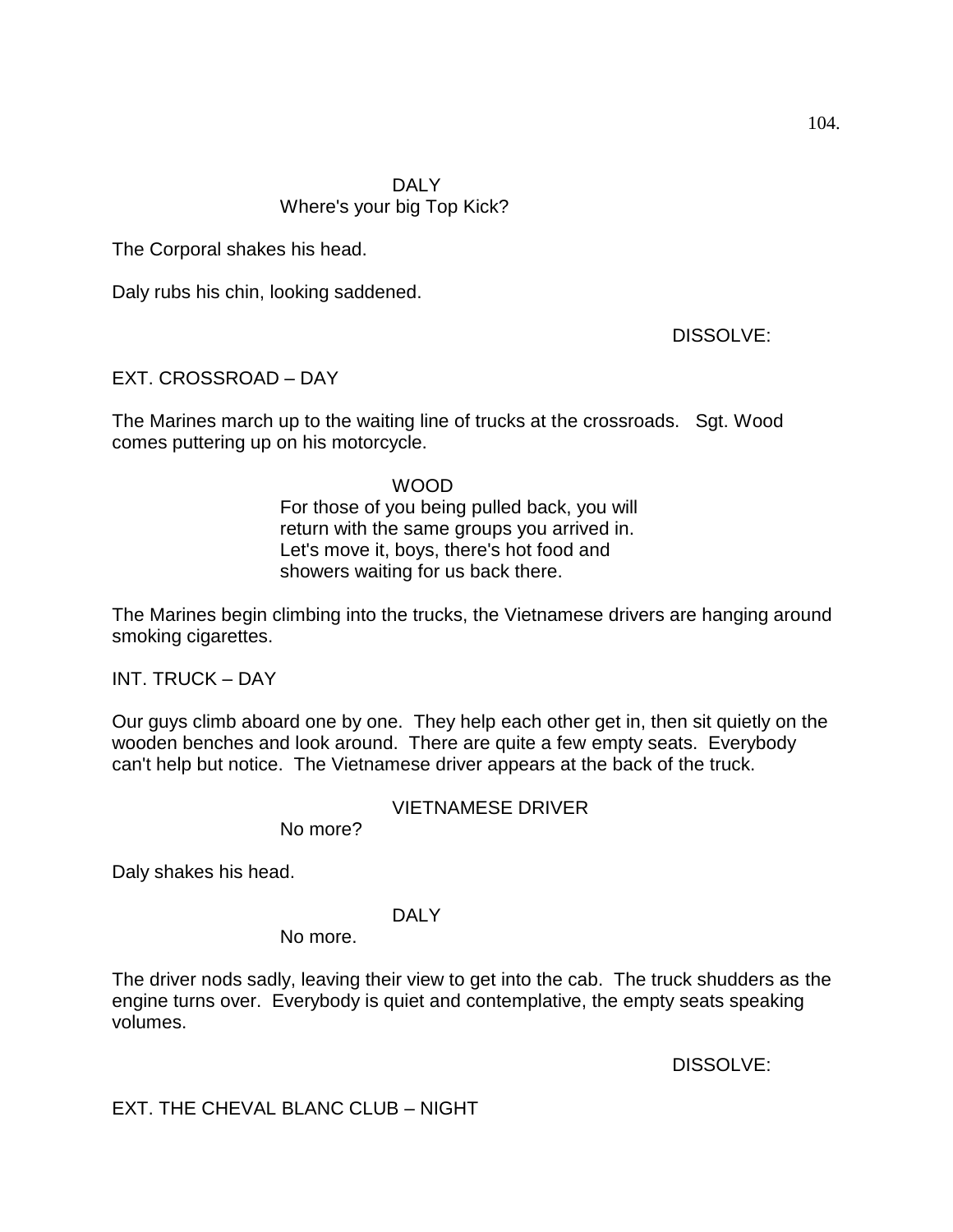DALY
Where's your big Top Kick?

The Corporal shakes his head.

Daly rubs his chin, looking saddened.

DISSOLVE:

EXT. CROSSROAD – DAY

The Marines march up to the waiting line of trucks at the crossroads. Sgt. Wood comes puttering up on his motorcycle.

WOOD
For those of you being pulled back, you will return with the same groups you arrived in. Let's move it, boys, there's hot food and showers waiting for us back there.

The Marines begin climbing into the trucks, the Vietnamese drivers are hanging around smoking cigarettes.

INT. TRUCK – DAY

Our guys climb aboard one by one. They help each other get in, then sit quietly on the wooden benches and look around. There are quite a few empty seats. Everybody can't help but notice. The Vietnamese driver appears at the back of the truck.

VIETNAMESE DRIVER
No more?

Daly shakes his head.

DALY
No more.

The driver nods sadly, leaving their view to get into the cab. The truck shudders as the engine turns over. Everybody is quiet and contemplative, the empty seats speaking volumes.

DISSOLVE:

EXT. THE CHEVAL BLANC CLUB – NIGHT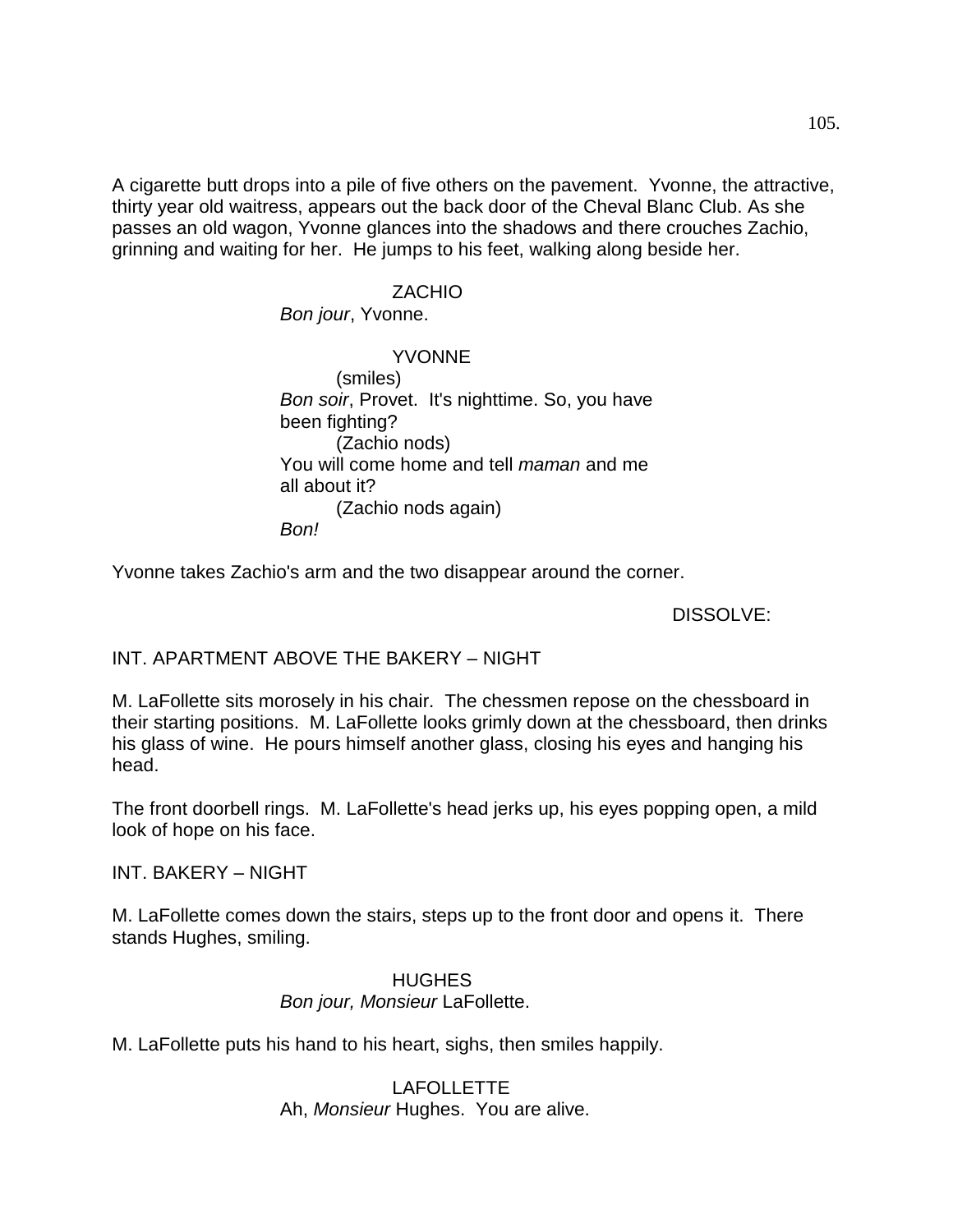A cigarette butt drops into a pile of five others on the pavement. Yvonne, the attractive, thirty year old waitress, appears out the back door of the Cheval Blanc Club. As she passes an old wagon, Yvonne glances into the shadows and there crouches Zachio, grinning and waiting for her. He jumps to his feet, walking along beside her.

ZACHIO
*Bon jour*, Yvonne.

YVONNE
(smiles)
*Bon soir*, Provet. It's nighttime. So, you have been fighting?
(Zachio nods)
You will come home and tell *maman* and me all about it?
(Zachio nods again)
*Bon!*

Yvonne takes Zachio's arm and the two disappear around the corner.

DISSOLVE:

INT. APARTMENT ABOVE THE BAKERY – NIGHT

M. LaFollette sits morosely in his chair. The chessmen repose on the chessboard in their starting positions. M. LaFollette looks grimly down at the chessboard, then drinks his glass of wine. He pours himself another glass, closing his eyes and hanging his head.

The front doorbell rings. M. LaFollette's head jerks up, his eyes popping open, a mild look of hope on his face.

INT. BAKERY – NIGHT

M. LaFollette comes down the stairs, steps up to the front door and opens it. There stands Hughes, smiling.

HUGHES
*Bon jour, Monsieur* LaFollette.

M. LaFollette puts his hand to his heart, sighs, then smiles happily.

LAFOLLETTE
Ah, *Monsieur* Hughes. You are alive.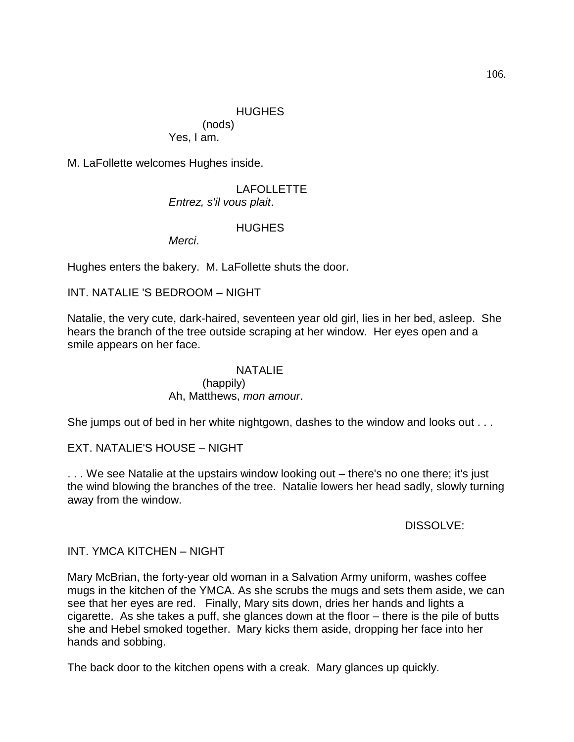HUGHES
(nods)
Yes, I am.

M. LaFollette welcomes Hughes inside.

LAFOLLETTE
*Entrez, s'il vous plait*.

HUGHES
*Merci*.

Hughes enters the bakery. M. LaFollette shuts the door.

INT. NATALIE 'S BEDROOM – NIGHT

Natalie, the very cute, dark-haired, seventeen year old girl, lies in her bed, asleep. She hears the branch of the tree outside scraping at her window. Her eyes open and a smile appears on her face.

NATALIE
(happily)
Ah, Matthews, *mon amour*.

She jumps out of bed in her white nightgown, dashes to the window and looks out . . .

EXT. NATALIE'S HOUSE – NIGHT

. . . We see Natalie at the upstairs window looking out – there's no one there; it's just the wind blowing the branches of the tree. Natalie lowers her head sadly, slowly turning away from the window.

DISSOLVE:

INT. YMCA KITCHEN – NIGHT

Mary McBrian, the forty-year old woman in a Salvation Army uniform, washes coffee mugs in the kitchen of the YMCA. As she scrubs the mugs and sets them aside, we can see that her eyes are red. Finally, Mary sits down, dries her hands and lights a cigarette. As she takes a puff, she glances down at the floor – there is the pile of butts she and Hebel smoked together. Mary kicks them aside, dropping her face into her hands and sobbing.

The back door to the kitchen opens with a creak. Mary glances up quickly.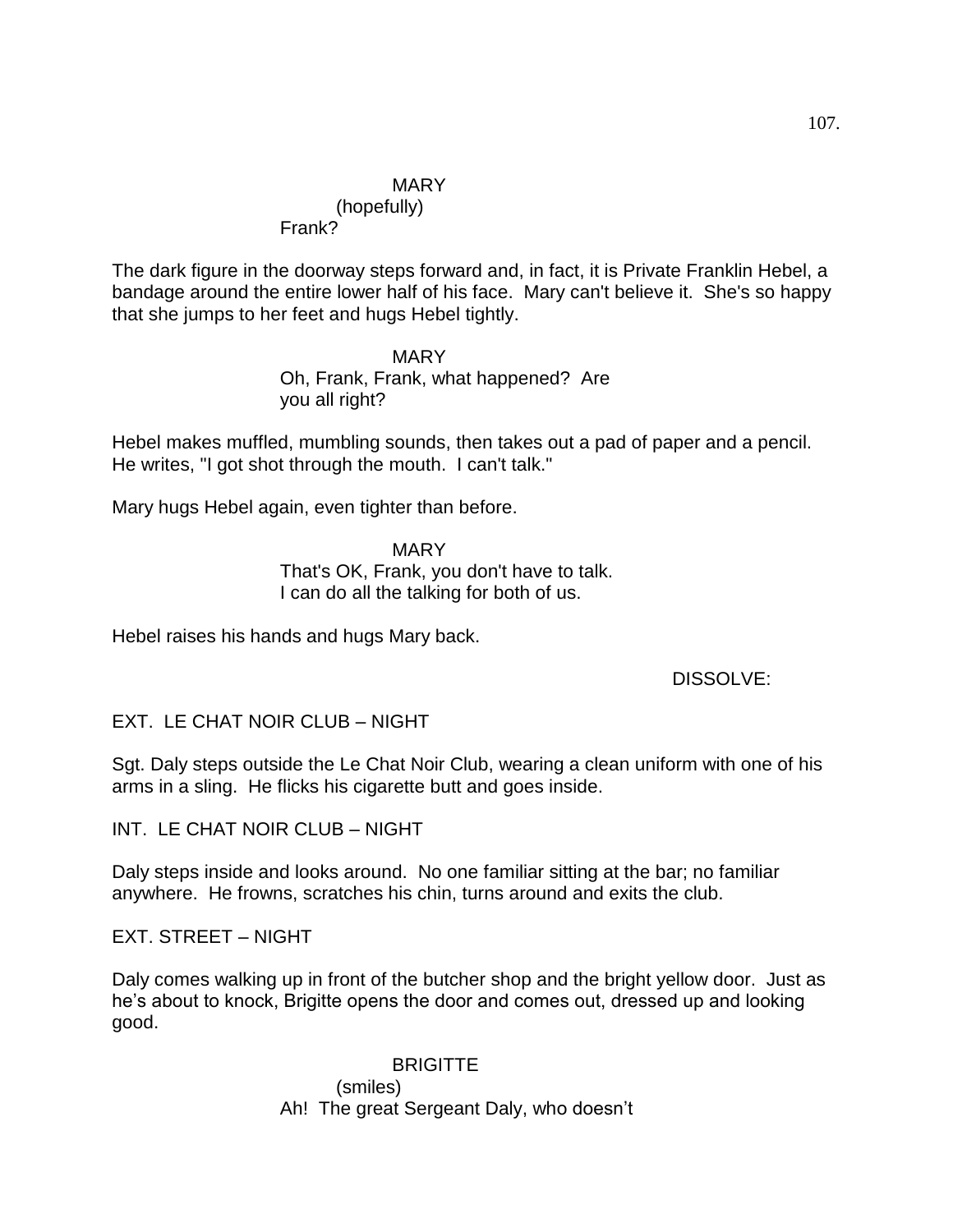MARY
(hopefully)
Frank?

The dark figure in the doorway steps forward and, in fact, it is Private Franklin Hebel, a bandage around the entire lower half of his face. Mary can't believe it. She's so happy that she jumps to her feet and hugs Hebel tightly.

MARY
Oh, Frank, Frank, what happened? Are you all right?

Hebel makes muffled, mumbling sounds, then takes out a pad of paper and a pencil. He writes, "I got shot through the mouth. I can't talk."

Mary hugs Hebel again, even tighter than before.

MARY
That's OK, Frank, you don't have to talk. I can do all the talking for both of us.

Hebel raises his hands and hugs Mary back.

DISSOLVE:

EXT. LE CHAT NOIR CLUB – NIGHT

Sgt. Daly steps outside the Le Chat Noir Club, wearing a clean uniform with one of his arms in a sling. He flicks his cigarette butt and goes inside.

INT. LE CHAT NOIR CLUB – NIGHT

Daly steps inside and looks around. No one familiar sitting at the bar; no familiar anywhere. He frowns, scratches his chin, turns around and exits the club.

EXT. STREET – NIGHT

Daly comes walking up in front of the butcher shop and the bright yellow door. Just as he's about to knock, Brigitte opens the door and comes out, dressed up and looking good.

BRIGITTE
(smiles)
Ah! The great Sergeant Daly, who doesn't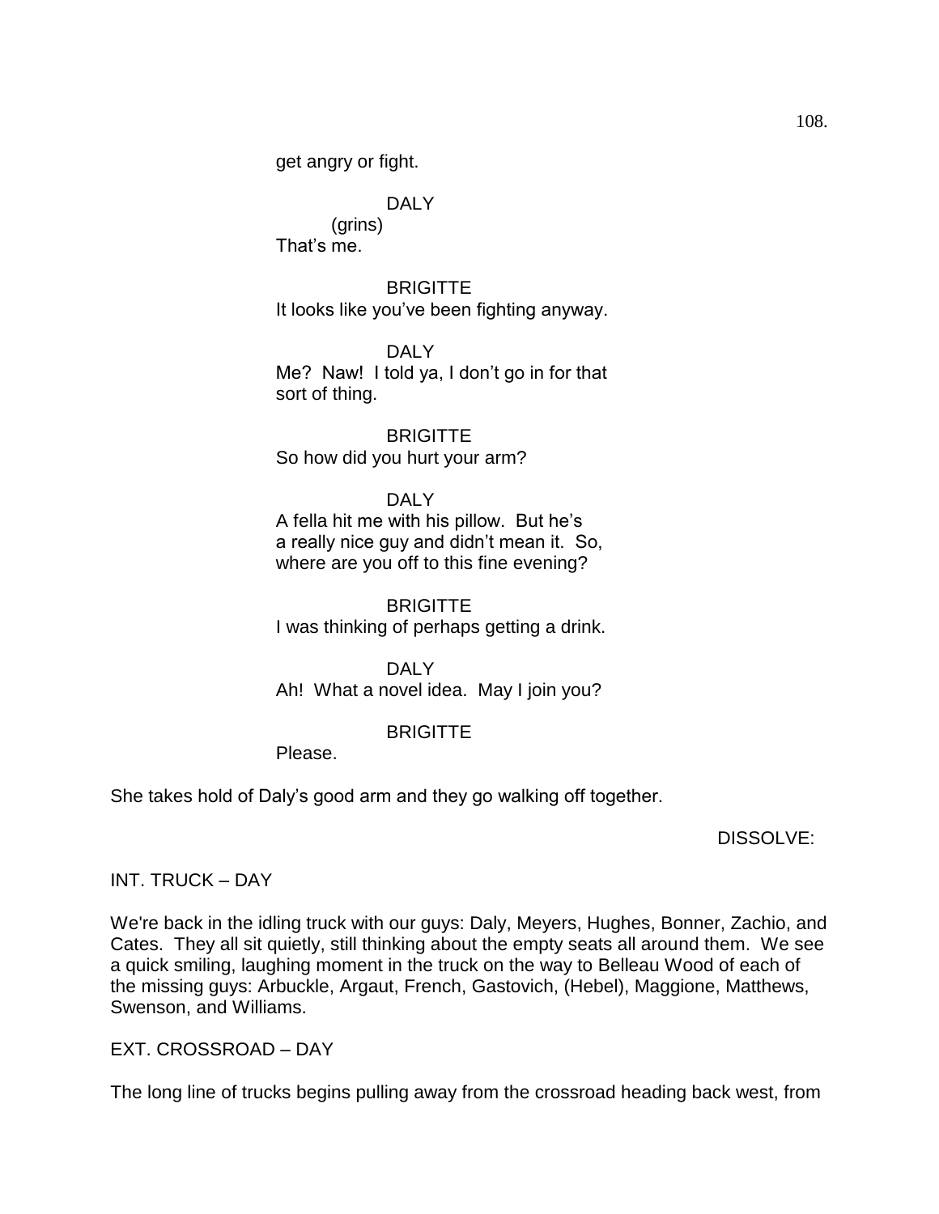get angry or fight.

DALY
(grins)
That's me.

BRIGITTE
It looks like you've been fighting anyway.

DALY
Me? Naw! I told ya, I don't go in for that sort of thing.

BRIGITTE
So how did you hurt your arm?

DALY
A fella hit me with his pillow. But he's a really nice guy and didn't mean it. So, where are you off to this fine evening?

BRIGITTE
I was thinking of perhaps getting a drink.

DALY
Ah! What a novel idea. May I join you?

BRIGITTE
Please.

She takes hold of Daly's good arm and they go walking off together.

DISSOLVE:

INT. TRUCK – DAY

We're back in the idling truck with our guys: Daly, Meyers, Hughes, Bonner, Zachio, and Cates. They all sit quietly, still thinking about the empty seats all around them. We see a quick smiling, laughing moment in the truck on the way to Belleau Wood of each of the missing guys: Arbuckle, Argaut, French, Gastovich, (Hebel), Maggione, Matthews, Swenson, and Williams.

EXT. CROSSROAD – DAY

The long line of trucks begins pulling away from the crossroad heading back west, from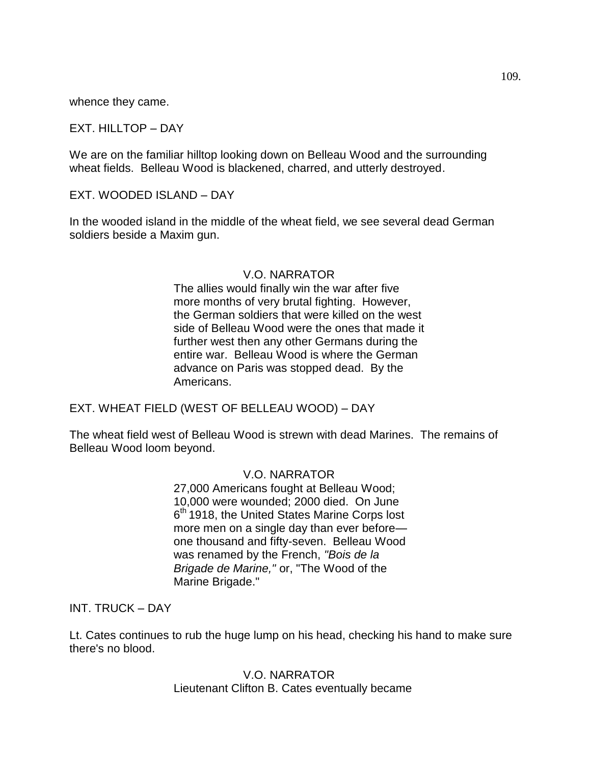whence they came.

EXT. HILLTOP – DAY

We are on the familiar hilltop looking down on Belleau Wood and the surrounding wheat fields. Belleau Wood is blackened, charred, and utterly destroyed.

EXT. WOODED ISLAND – DAY

In the wooded island in the middle of the wheat field, we see several dead German soldiers beside a Maxim gun.

V.O. NARRATOR

The allies would finally win the war after five more months of very brutal fighting. However, the German soldiers that were killed on the west side of Belleau Wood were the ones that made it further west then any other Germans during the entire war. Belleau Wood is where the German advance on Paris was stopped dead. By the Americans.

EXT. WHEAT FIELD (WEST OF BELLEAU WOOD) – DAY

The wheat field west of Belleau Wood is strewn with dead Marines. The remains of Belleau Wood loom beyond.

V.O. NARRATOR

27,000 Americans fought at Belleau Wood; 10,000 were wounded; 2000 died. On June 6th 1918, the United States Marine Corps lost more men on a single day than ever before— one thousand and fifty-seven. Belleau Wood was renamed by the French, *"Bois de la Brigade de Marine,"* or, "The Wood of the Marine Brigade."

INT. TRUCK – DAY

Lt. Cates continues to rub the huge lump on his head, checking his hand to make sure there's no blood.

V.O. NARRATOR

Lieutenant Clifton B. Cates eventually became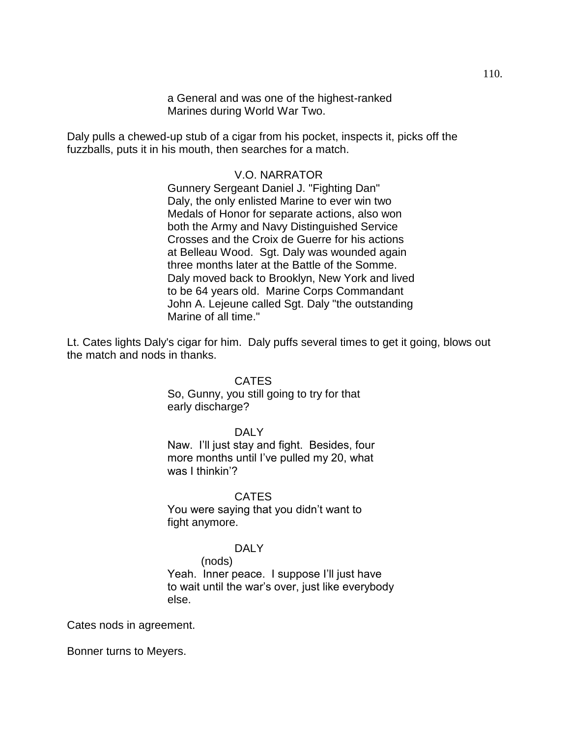a General and was one of the highest-ranked Marines during World War Two.

Daly pulls a chewed-up stub of a cigar from his pocket, inspects it, picks off the fuzzballs, puts it in his mouth, then searches for a match.

V.O. NARRATOR

Gunnery Sergeant Daniel J. "Fighting Dan" Daly, the only enlisted Marine to ever win two Medals of Honor for separate actions, also won both the Army and Navy Distinguished Service Crosses and the Croix de Guerre for his actions at Belleau Wood. Sgt. Daly was wounded again three months later at the Battle of the Somme. Daly moved back to Brooklyn, New York and lived to be 64 years old. Marine Corps Commandant John A. Lejeune called Sgt. Daly "the outstanding Marine of all time."

Lt. Cates lights Daly's cigar for him. Daly puffs several times to get it going, blows out the match and nods in thanks.

CATES

So, Gunny, you still going to try for that early discharge?

DALY

Naw. I'll just stay and fight. Besides, four more months until I've pulled my 20, what was I thinkin'?

CATES

You were saying that you didn't want to fight anymore.

DALY

(nods)

Yeah. Inner peace. I suppose I'll just have to wait until the war's over, just like everybody else.

Cates nods in agreement.

Bonner turns to Meyers.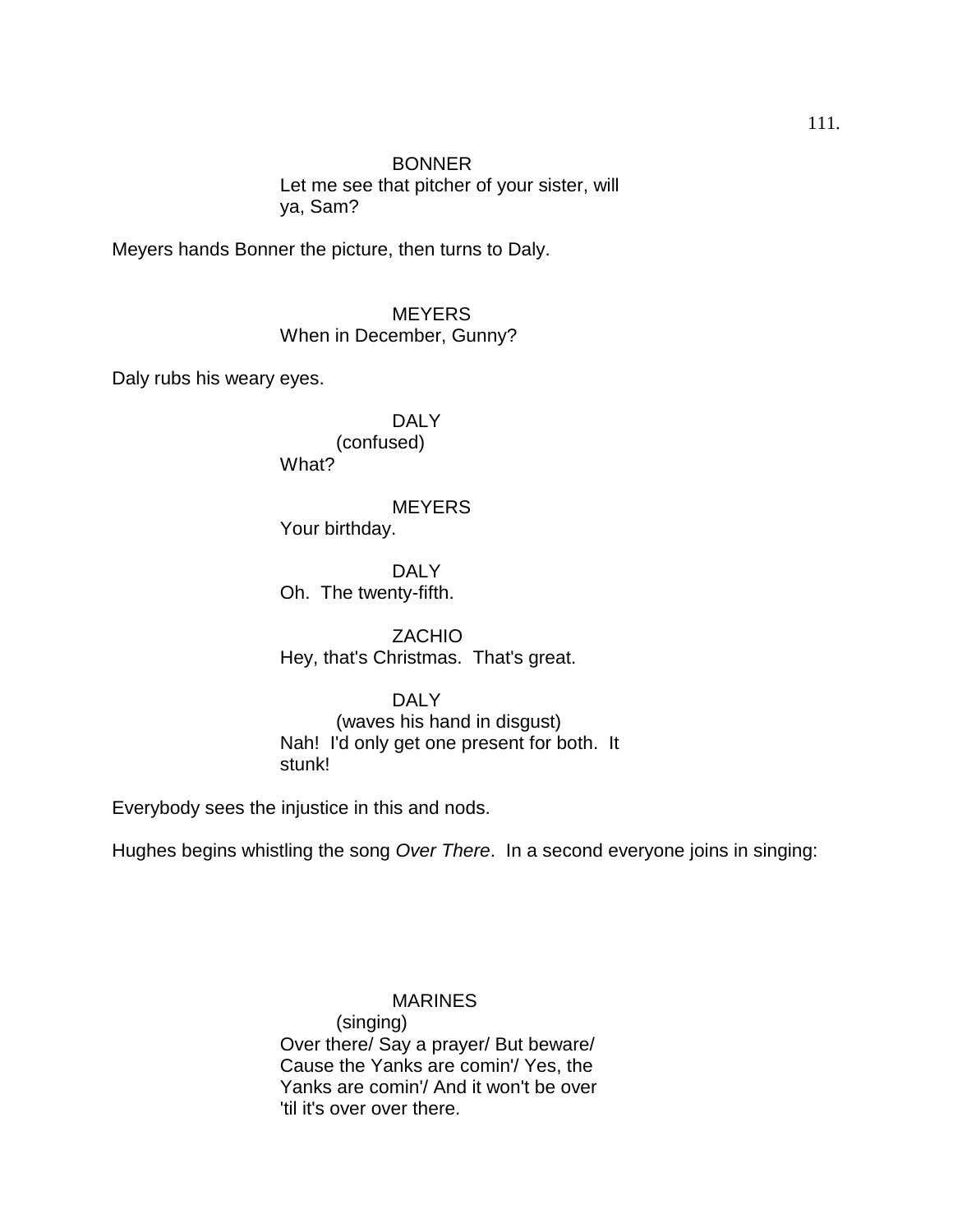BONNER
Let me see that pitcher of your sister, will ya, Sam?

Meyers hands Bonner the picture, then turns to Daly.

MEYERS
When in December, Gunny?

Daly rubs his weary eyes.

DALY
(confused)
What?

MEYERS
Your birthday.

DALY
Oh.  The twenty-fifth.

ZACHIO
Hey, that's Christmas.  That's great.

DALY
(waves his hand in disgust)
Nah!  I'd only get one present for both.  It stunk!

Everybody sees the injustice in this and nods.

Hughes begins whistling the song *Over There*.  In a second everyone joins in singing:

MARINES
(singing)
Over there/ Say a prayer/ But beware/ Cause the Yanks are comin'/ Yes, the Yanks are comin'/ And it won't be over 'til it's over over there.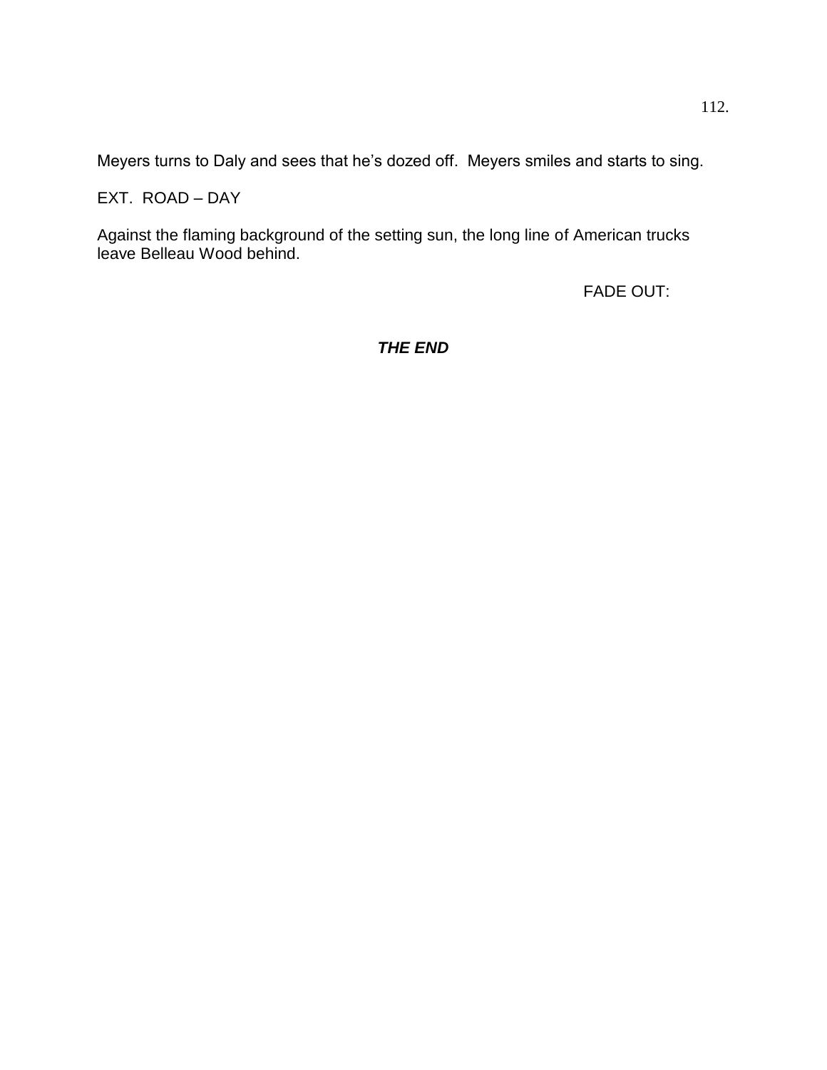Meyers turns to Daly and sees that he's dozed off.  Meyers smiles and starts to sing.

EXT.  ROAD – DAY

Against the flaming background of the setting sun, the long line of American trucks leave Belleau Wood behind.

FADE OUT:

***THE END***